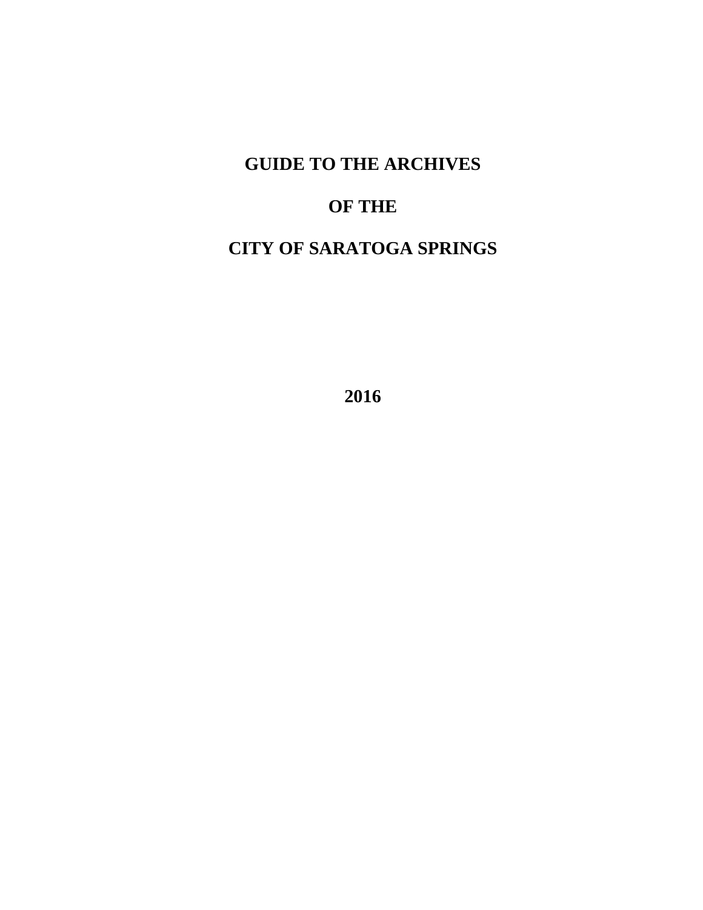# GUIDE TO THE ARCHIVES

# OF THE

# CITY OF SARATOGA SPRINGS

**2016**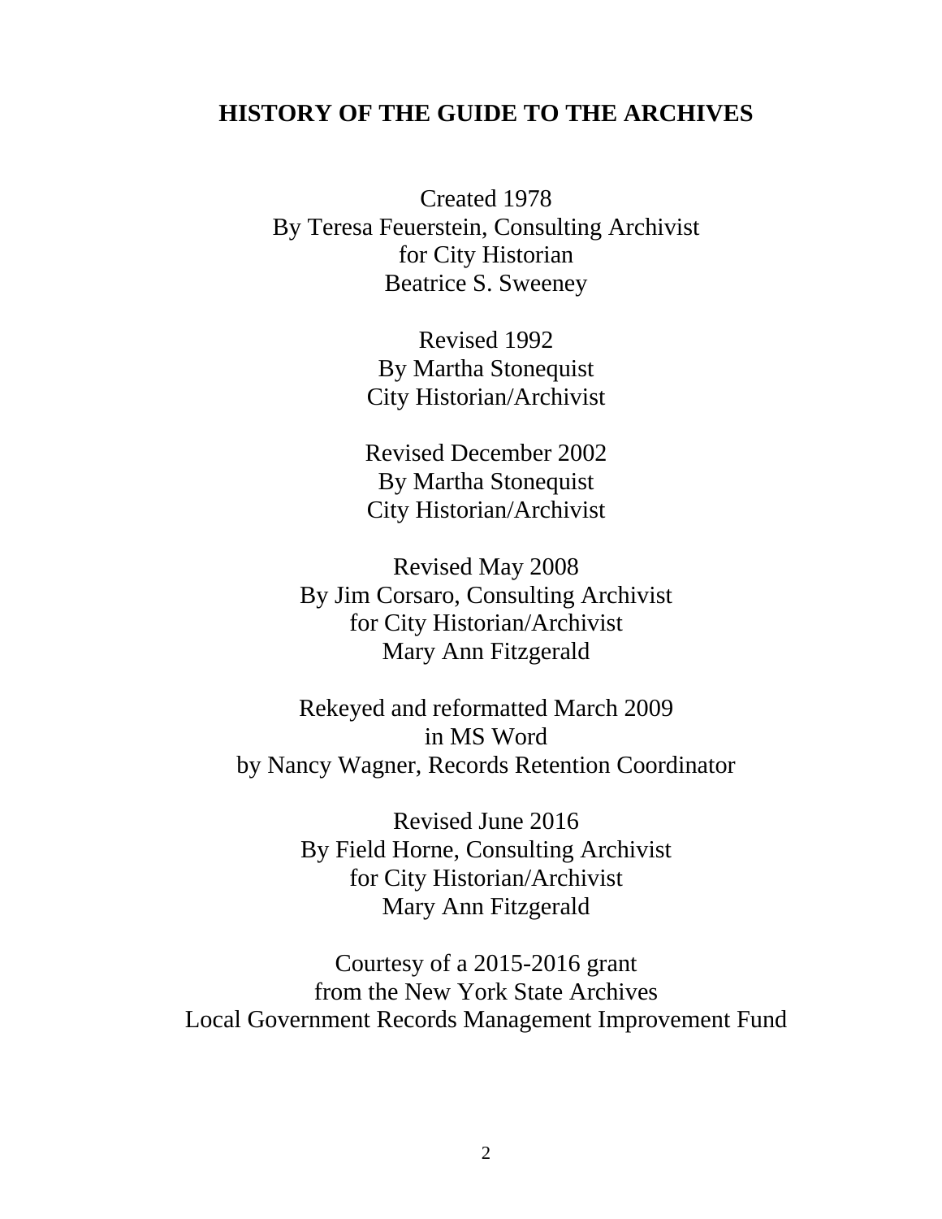## HISTORY OF THE GUIDE TO THE ARCHIVES

Created 1978
By Teresa Feuerstein, Consulting Archivist
for City Historian
Beatrice S. Sweeney

Revised 1992
By Martha Stonequist
City Historian/Archivist

Revised December 2002
By Martha Stonequist
City Historian/Archivist

Revised May 2008
By Jim Corsaro, Consulting Archivist
for City Historian/Archivist
Mary Ann Fitzgerald

Rekeyed and reformatted March 2009
in MS Word
by Nancy Wagner, Records Retention Coordinator

Revised June 2016
By Field Horne, Consulting Archivist
for City Historian/Archivist
Mary Ann Fitzgerald

Courtesy of a 2015-2016 grant
from the New York State Archives
Local Government Records Management Improvement Fund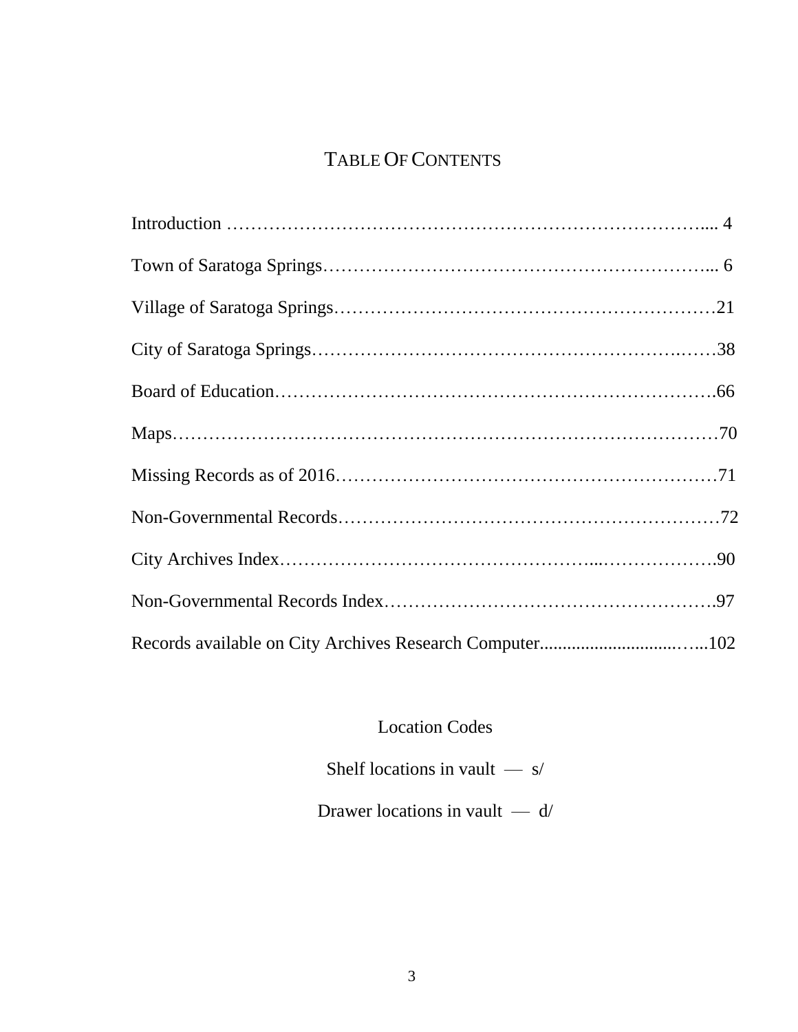# TABLE OF CONTENTS

Introduction ………………………………………………………………….... 4

Town of Saratoga Springs……………………………………………………... 6

Village of Saratoga Springs……………………………………………………21

City of Saratoga Springs………………………………………………….……38

Board of Education…………………………………………………………….66

Maps……………………………………………………………………………70

Missing Records as of 2016……………………………………………………71

Non-Governmental Records……………………………………………………72

City Archives Index…………………………………………...……………….90

Non-Governmental Records Index…………………………………………….97

Records available on City Archives Research Computer...............................…..102

Location Codes

Shelf locations in vault — s/

Drawer locations in vault — d/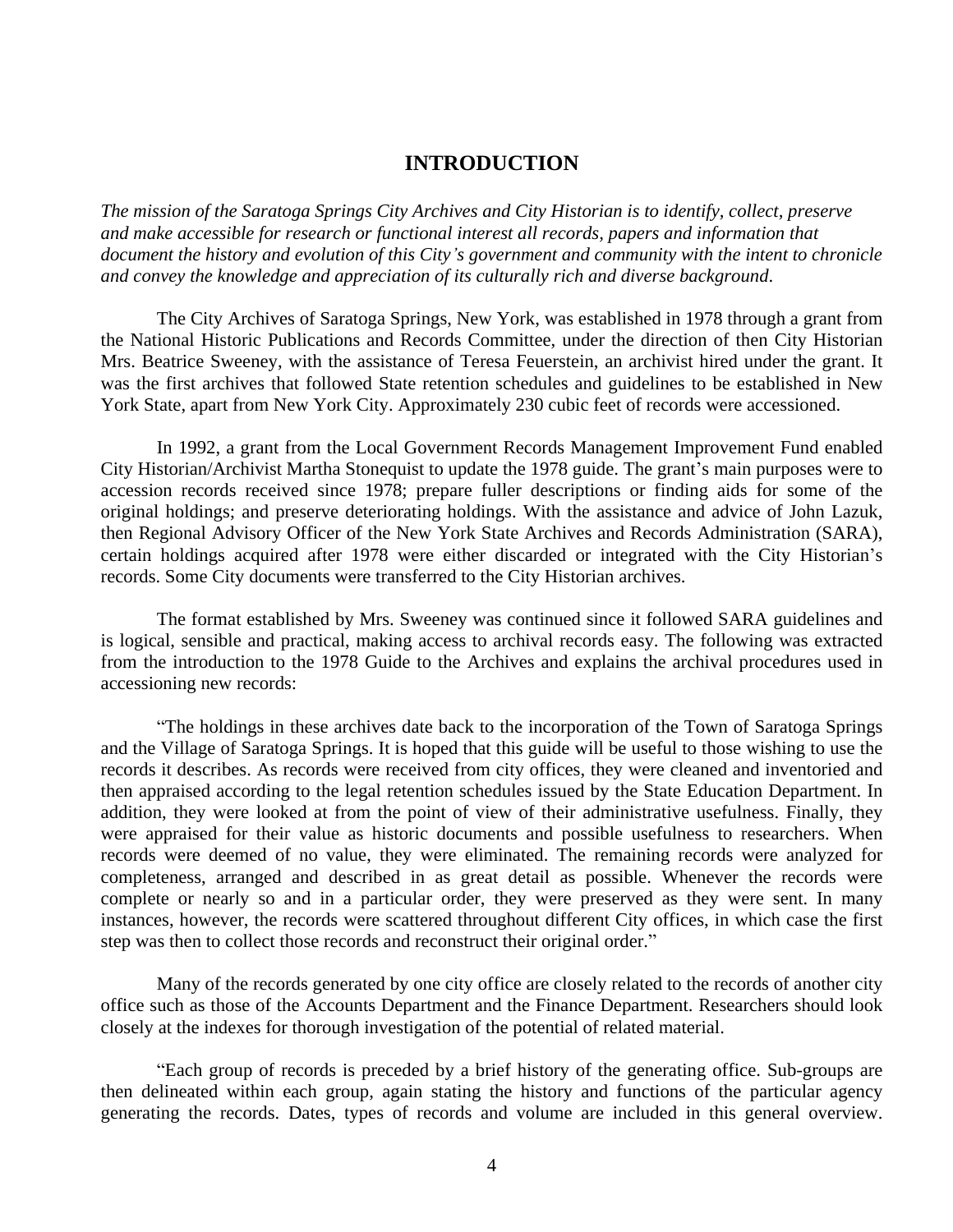# INTRODUCTION

*The mission of the Saratoga Springs City Archives and City Historian is to identify, collect, preserve and make accessible for research or functional interest all records, papers and information that document the history and evolution of this City's government and community with the intent to chronicle and convey the knowledge and appreciation of its culturally rich and diverse background.*

The City Archives of Saratoga Springs, New York, was established in 1978 through a grant from the National Historic Publications and Records Committee, under the direction of then City Historian Mrs. Beatrice Sweeney, with the assistance of Teresa Feuerstein, an archivist hired under the grant. It was the first archives that followed State retention schedules and guidelines to be established in New York State, apart from New York City. Approximately 230 cubic feet of records were accessioned.

In 1992, a grant from the Local Government Records Management Improvement Fund enabled City Historian/Archivist Martha Stonequist to update the 1978 guide. The grant's main purposes were to accession records received since 1978; prepare fuller descriptions or finding aids for some of the original holdings; and preserve deteriorating holdings. With the assistance and advice of John Lazuk, then Regional Advisory Officer of the New York State Archives and Records Administration (SARA), certain holdings acquired after 1978 were either discarded or integrated with the City Historian's records. Some City documents were transferred to the City Historian archives.

The format established by Mrs. Sweeney was continued since it followed SARA guidelines and is logical, sensible and practical, making access to archival records easy. The following was extracted from the introduction to the 1978 Guide to the Archives and explains the archival procedures used in accessioning new records:

"The holdings in these archives date back to the incorporation of the Town of Saratoga Springs and the Village of Saratoga Springs. It is hoped that this guide will be useful to those wishing to use the records it describes. As records were received from city offices, they were cleaned and inventoried and then appraised according to the legal retention schedules issued by the State Education Department. In addition, they were looked at from the point of view of their administrative usefulness. Finally, they were appraised for their value as historic documents and possible usefulness to researchers. When records were deemed of no value, they were eliminated. The remaining records were analyzed for completeness, arranged and described in as great detail as possible. Whenever the records were complete or nearly so and in a particular order, they were preserved as they were sent. In many instances, however, the records were scattered throughout different City offices, in which case the first step was then to collect those records and reconstruct their original order."

Many of the records generated by one city office are closely related to the records of another city office such as those of the Accounts Department and the Finance Department. Researchers should look closely at the indexes for thorough investigation of the potential of related material.

"Each group of records is preceded by a brief history of the generating office. Sub-groups are then delineated within each group, again stating the history and functions of the particular agency generating the records. Dates, types of records and volume are included in this general overview.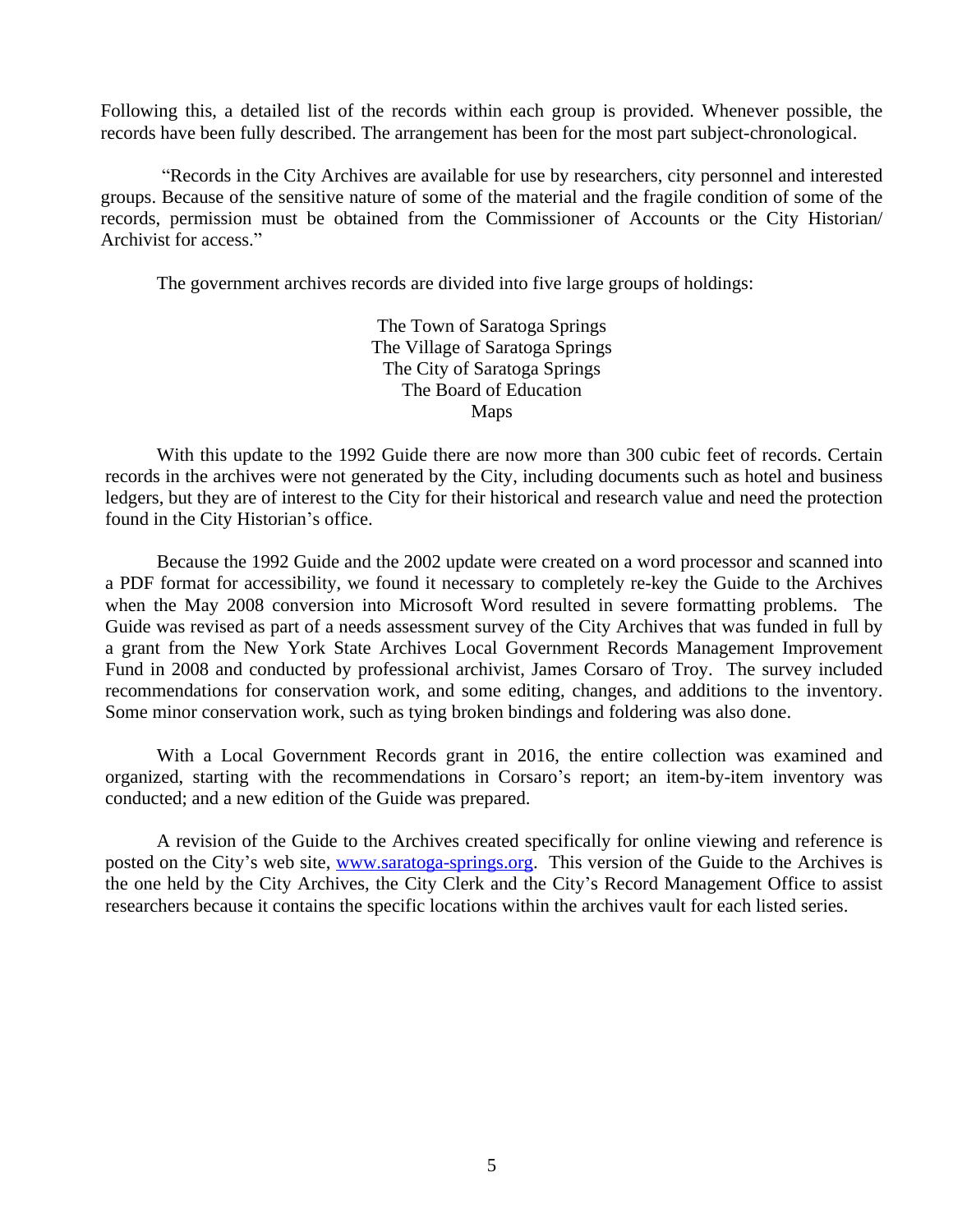Following this, a detailed list of the records within each group is provided. Whenever possible, the records have been fully described. The arrangement has been for the most part subject-chronological.

"Records in the City Archives are available for use by researchers, city personnel and interested groups. Because of the sensitive nature of some of the material and the fragile condition of some of the records, permission must be obtained from the Commissioner of Accounts or the City Historian/ Archivist for access."

The government archives records are divided into five large groups of holdings:

The Town of Saratoga Springs
The Village of Saratoga Springs
The City of Saratoga Springs
The Board of Education
Maps

With this update to the 1992 Guide there are now more than 300 cubic feet of records. Certain records in the archives were not generated by the City, including documents such as hotel and business ledgers, but they are of interest to the City for their historical and research value and need the protection found in the City Historian's office.

Because the 1992 Guide and the 2002 update were created on a word processor and scanned into a PDF format for accessibility, we found it necessary to completely re-key the Guide to the Archives when the May 2008 conversion into Microsoft Word resulted in severe formatting problems. The Guide was revised as part of a needs assessment survey of the City Archives that was funded in full by a grant from the New York State Archives Local Government Records Management Improvement Fund in 2008 and conducted by professional archivist, James Corsaro of Troy. The survey included recommendations for conservation work, and some editing, changes, and additions to the inventory. Some minor conservation work, such as tying broken bindings and foldering was also done.

With a Local Government Records grant in 2016, the entire collection was examined and organized, starting with the recommendations in Corsaro's report; an item-by-item inventory was conducted; and a new edition of the Guide was prepared.

A revision of the Guide to the Archives created specifically for online viewing and reference is posted on the City's web site, www.saratoga-springs.org. This version of the Guide to the Archives is the one held by the City Archives, the City Clerk and the City's Record Management Office to assist researchers because it contains the specific locations within the archives vault for each listed series.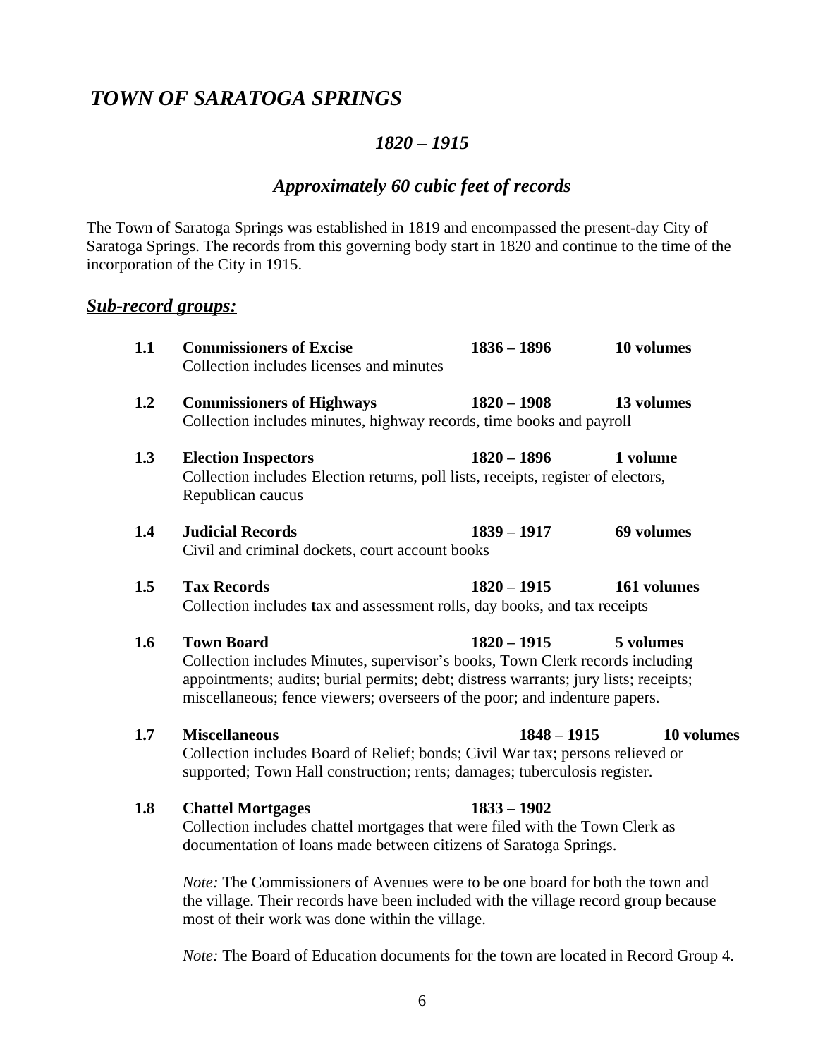# *TOWN OF SARATOGA SPRINGS*

## *1820 – 1915*

## *Approximately 60 cubic feet of records*

The Town of Saratoga Springs was established in 1819 and encompassed the present-day City of Saratoga Springs. The records from this governing body start in 1820 and continue to the time of the incorporation of the City in 1915.

### ***Sub-record groups:***

**1.1 Commissioners of Excise — 1836 – 1896 — 10 volumes**
Collection includes licenses and minutes

**1.2 Commissioners of Highways — 1820 – 1908 — 13 volumes**
Collection includes minutes, highway records, time books and payroll

**1.3 Election Inspectors — 1820 – 1896 — 1 volume**
Collection includes Election returns, poll lists, receipts, register of electors, Republican caucus

**1.4 Judicial Records — 1839 – 1917 — 69 volumes**
Civil and criminal dockets, court account books

**1.5 Tax Records — 1820 – 1915 — 161 volumes**
Collection includes tax and assessment rolls, day books, and tax receipts

**1.6 Town Board — 1820 – 1915 — 5 volumes**
Collection includes Minutes, supervisor's books, Town Clerk records including appointments; audits; burial permits; debt; distress warrants; jury lists; receipts; miscellaneous; fence viewers; overseers of the poor; and indenture papers.

**1.7 Miscellaneous — 1848 – 1915 — 10 volumes**
Collection includes Board of Relief; bonds; Civil War tax; persons relieved or supported; Town Hall construction; rents; damages; tuberculosis register.

**1.8 Chattel Mortgages — 1833 – 1902**
Collection includes chattel mortgages that were filed with the Town Clerk as documentation of loans made between citizens of Saratoga Springs.

*Note:* The Commissioners of Avenues were to be one board for both the town and the village. Their records have been included with the village record group because most of their work was done within the village.

*Note:* The Board of Education documents for the town are located in Record Group 4.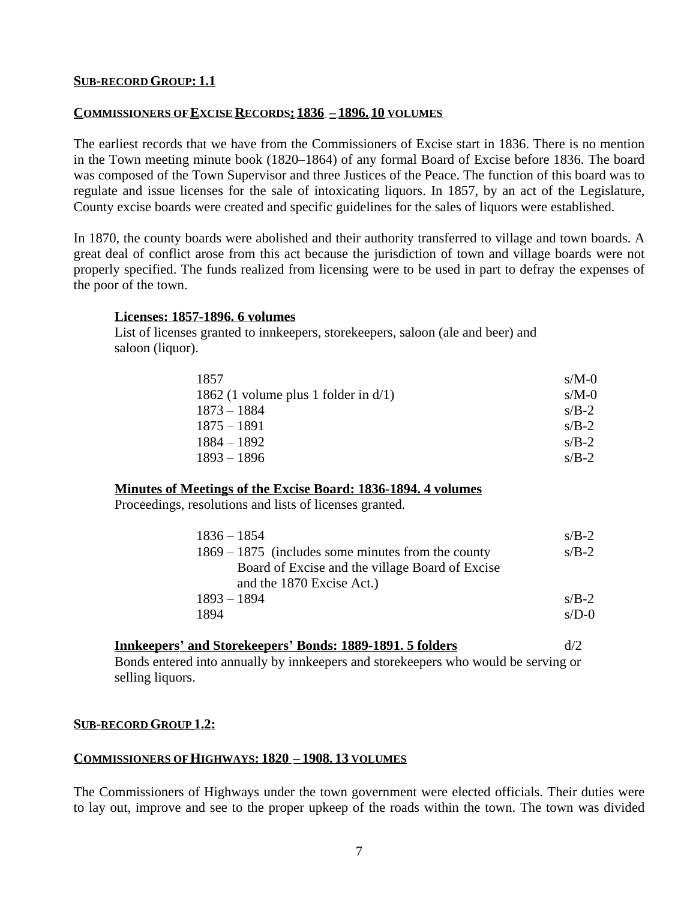## SUB-RECORD GROUP: 1.1

## COMMISSIONERS OF EXCISE RECORDS: 1836 – 1896. 10 VOLUMES

The earliest records that we have from the Commissioners of Excise start in 1836. There is no mention in the Town meeting minute book (1820–1864) of any formal Board of Excise before 1836. The board was composed of the Town Supervisor and three Justices of the Peace. The function of this board was to regulate and issue licenses for the sale of intoxicating liquors. In 1857, by an act of the Legislature, County excise boards were created and specific guidelines for the sales of liquors were established.

In 1870, the county boards were abolished and their authority transferred to village and town boards. A great deal of conflict arose from this act because the jurisdiction of town and village boards were not properly specified. The funds realized from licensing were to be used in part to defray the expenses of the poor of the town.

### Licenses: 1857-1896. 6 volumes

List of licenses granted to innkeepers, storekeepers, saloon (ale and beer) and saloon (liquor).

| | |
|---|---|
| 1857 | s/M-0 |
| 1862 (1 volume plus 1 folder in d/1) | s/M-0 |
| 1873 – 1884 | s/B-2 |
| 1875 – 1891 | s/B-2 |
| 1884 – 1892 | s/B-2 |
| 1893 – 1896 | s/B-2 |

### Minutes of Meetings of the Excise Board: 1836-1894. 4 volumes

Proceedings, resolutions and lists of licenses granted.

| | |
|---|---|
| 1836 – 1854 | s/B-2 |
| 1869 – 1875 (includes some minutes from the county Board of Excise and the village Board of Excise and the 1870 Excise Act.) | s/B-2 |
| 1893 – 1894 | s/B-2 |
| 1894 | s/D-0 |

### Innkeepers' and Storekeepers' Bonds: 1889-1891. 5 folders — d/2

Bonds entered into annually by innkeepers and storekeepers who would be serving or selling liquors.

## SUB-RECORD GROUP 1.2:

## COMMISSIONERS OF HIGHWAYS: 1820 – 1908. 13 VOLUMES

The Commissioners of Highways under the town government were elected officials. Their duties were to lay out, improve and see to the proper upkeep of the roads within the town. The town was divided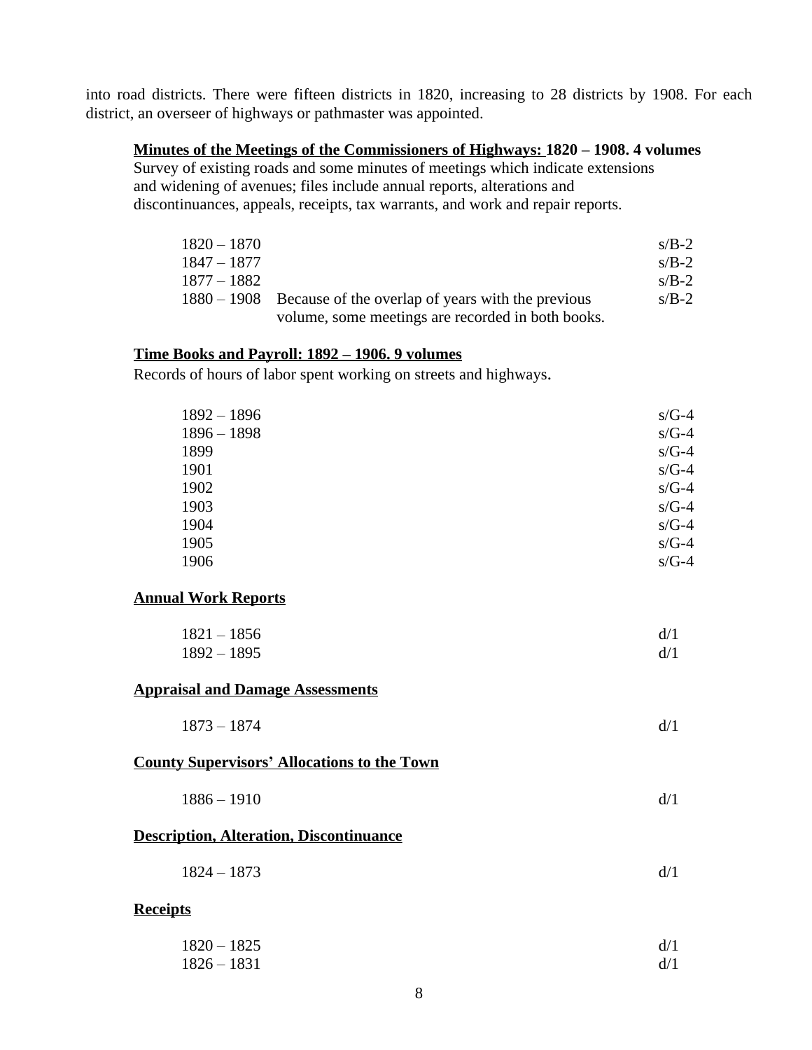into road districts. There were fifteen districts in 1820, increasing to 28 districts by 1908. For each district, an overseer of highways or pathmaster was appointed.

**Minutes of the Meetings of the Commissioners of Highways: 1820 – 1908. 4 volumes**

Survey of existing roads and some minutes of meetings which indicate extensions and widening of avenues; files include annual reports, alterations and discontinuances, appeals, receipts, tax warrants, and work and repair reports.

| | | |
|---|---|---|
| 1820 – 1870 | | s/B-2 |
| 1847 – 1877 | | s/B-2 |
| 1877 – 1882 | | s/B-2 |
| 1880 – 1908 | Because of the overlap of years with the previous volume, some meetings are recorded in both books. | s/B-2 |

**Time Books and Payroll: 1892 – 1906. 9 volumes**

Records of hours of labor spent working on streets and highways.

| | |
|---|---|
| 1892 – 1896 | s/G-4 |
| 1896 – 1898 | s/G-4 |
| 1899 | s/G-4 |
| 1901 | s/G-4 |
| 1902 | s/G-4 |
| 1903 | s/G-4 |
| 1904 | s/G-4 |
| 1905 | s/G-4 |
| 1906 | s/G-4 |

**Annual Work Reports**

| | |
|---|---|
| 1821 – 1856 | d/1 |
| 1892 – 1895 | d/1 |

**Appraisal and Damage Assessments**

| | |
|---|---|
| 1873 – 1874 | d/1 |

**County Supervisors' Allocations to the Town**

| | |
|---|---|
| 1886 – 1910 | d/1 |

**Description, Alteration, Discontinuance**

| | |
|---|---|
| 1824 – 1873 | d/1 |

**Receipts**

| | |
|---|---|
| 1820 – 1825 | d/1 |
| 1826 – 1831 | d/1 |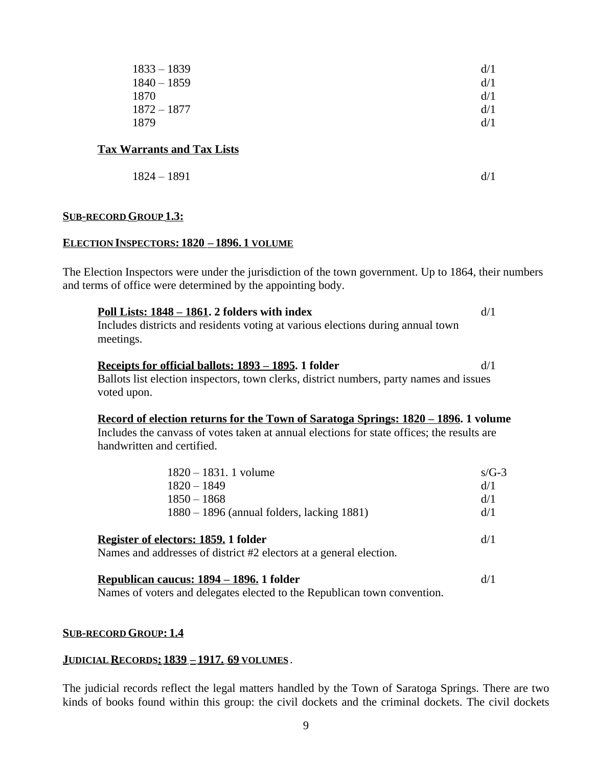| | |
|---|---|
| 1833 – 1839 | d/1 |
| 1840 – 1859 | d/1 |
| 1870 | d/1 |
| 1872 – 1877 | d/1 |
| 1879 | d/1 |

**Tax Warrants and Tax Lists**

| | |
|---|---|
| 1824 – 1891 | d/1 |

## SUB-RECORD GROUP 1.3:

## ELECTION INSPECTORS: 1820 – 1896. 1 VOLUME

The Election Inspectors were under the jurisdiction of the town government. Up to 1864, their numbers and terms of office were determined by the appointing body.

**Poll Lists: 1848 – 1861. 2 folders with index** d/1
Includes districts and residents voting at various elections during annual town meetings.

**Receipts for official ballots: 1893 – 1895. 1 folder** d/1
Ballots list election inspectors, town clerks, district numbers, party names and issues voted upon.

**Record of election returns for the Town of Saratoga Springs: 1820 – 1896. 1 volume**
Includes the canvass of votes taken at annual elections for state offices; the results are handwritten and certified.

| | |
|---|---|
| 1820 – 1831. 1 volume | s/G-3 |
| 1820 – 1849 | d/1 |
| 1850 – 1868 | d/1 |
| 1880 – 1896 (annual folders, lacking 1881) | d/1 |

**Register of electors: 1859. 1 folder** d/1
Names and addresses of district #2 electors at a general election.

**Republican caucus: 1894 – 1896. 1 folder** d/1
Names of voters and delegates elected to the Republican town convention.

## SUB-RECORD GROUP: 1.4

## JUDICIAL RECORDS: 1839 – 1917. 69 VOLUMES.

The judicial records reflect the legal matters handled by the Town of Saratoga Springs. There are two kinds of books found within this group: the civil dockets and the criminal dockets. The civil dockets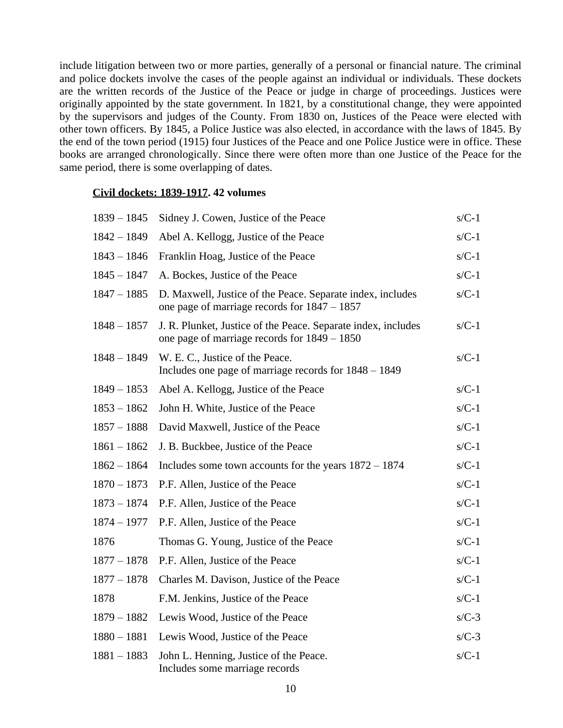include litigation between two or more parties, generally of a personal or financial nature. The criminal and police dockets involve the cases of the people against an individual or individuals. These dockets are the written records of the Justice of the Peace or judge in charge of proceedings. Justices were originally appointed by the state government. In 1821, by a constitutional change, they were appointed by the supervisors and judges of the County. From 1830 on, Justices of the Peace were elected with other town officers. By 1845, a Police Justice was also elected, in accordance with the laws of 1845. By the end of the town period (1915) four Justices of the Peace and one Police Justice were in office. These books are arranged chronologically. Since there were often more than one Justice of the Peace for the same period, there is some overlapping of dates.

**<u>Civil dockets: 1839-1917</u>. 42 volumes**

| | | |
|---|---|---|
| 1839 – 1845 | Sidney J. Cowen, Justice of the Peace | s/C-1 |
| 1842 – 1849 | Abel A. Kellogg, Justice of the Peace | s/C-1 |
| 1843 – 1846 | Franklin Hoag, Justice of the Peace | s/C-1 |
| 1845 – 1847 | A. Bockes, Justice of the Peace | s/C-1 |
| 1847 – 1885 | D. Maxwell, Justice of the Peace. Separate index, includes one page of marriage records for 1847 – 1857 | s/C-1 |
| 1848 – 1857 | J. R. Plunket, Justice of the Peace. Separate index, includes one page of marriage records for 1849 – 1850 | s/C-1 |
| 1848 – 1849 | W. E. C., Justice of the Peace. Includes one page of marriage records for 1848 – 1849 | s/C-1 |
| 1849 – 1853 | Abel A. Kellogg, Justice of the Peace | s/C-1 |
| 1853 – 1862 | John H. White, Justice of the Peace | s/C-1 |
| 1857 – 1888 | David Maxwell, Justice of the Peace | s/C-1 |
| 1861 – 1862 | J. B. Buckbee, Justice of the Peace | s/C-1 |
| 1862 – 1864 | Includes some town accounts for the years 1872 – 1874 | s/C-1 |
| 1870 – 1873 | P.F. Allen, Justice of the Peace | s/C-1 |
| 1873 – 1874 | P.F. Allen, Justice of the Peace | s/C-1 |
| 1874 – 1977 | P.F. Allen, Justice of the Peace | s/C-1 |
| 1876 | Thomas G. Young, Justice of the Peace | s/C-1 |
| 1877 – 1878 | P.F. Allen, Justice of the Peace | s/C-1 |
| 1877 – 1878 | Charles M. Davison, Justice of the Peace | s/C-1 |
| 1878 | F.M. Jenkins, Justice of the Peace | s/C-1 |
| 1879 – 1882 | Lewis Wood, Justice of the Peace | s/C-3 |
| 1880 – 1881 | Lewis Wood, Justice of the Peace | s/C-3 |
| 1881 – 1883 | John L. Henning, Justice of the Peace. Includes some marriage records | s/C-1 |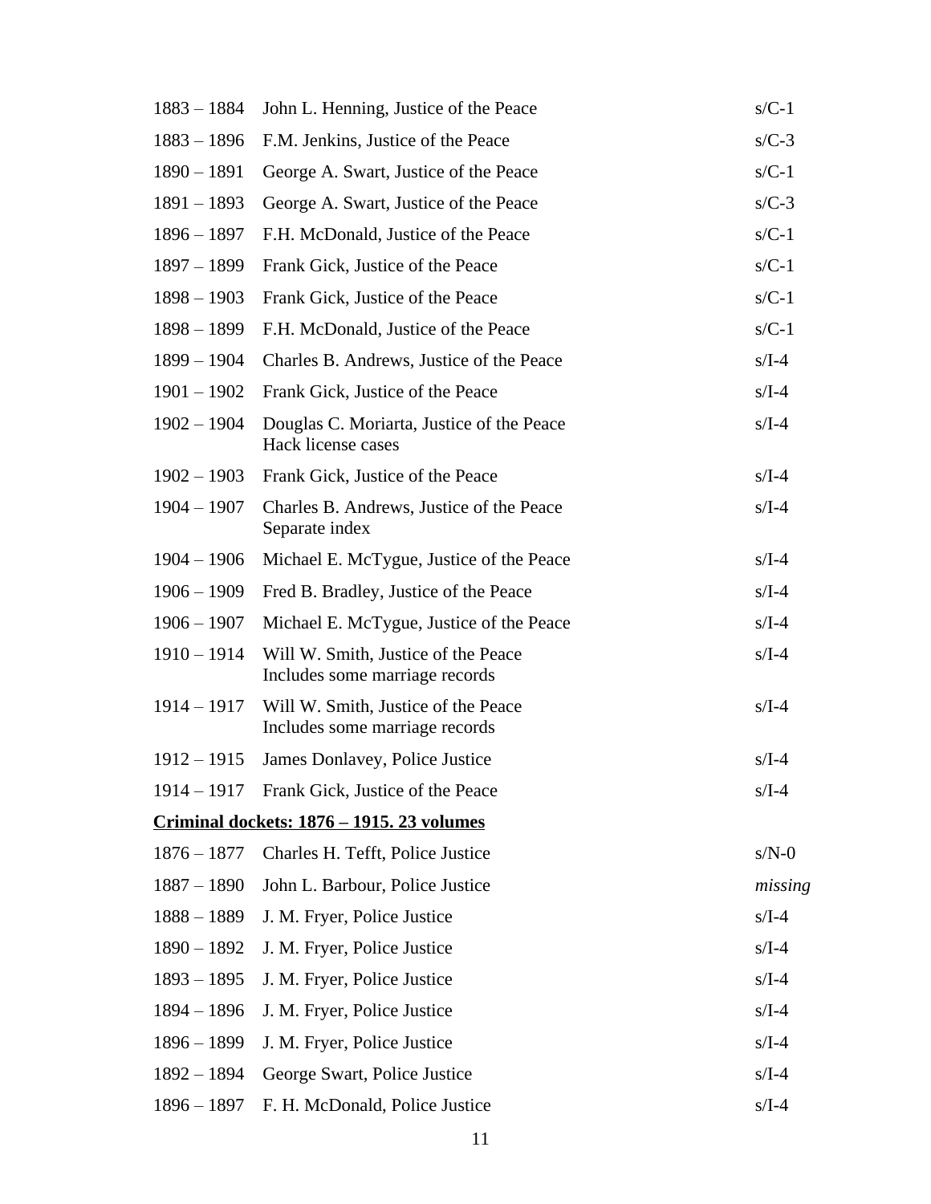| | | |
|---|---|---|
| 1883 – 1884 | John L. Henning, Justice of the Peace | s/C-1 |
| 1883 – 1896 | F.M. Jenkins, Justice of the Peace | s/C-3 |
| 1890 – 1891 | George A. Swart, Justice of the Peace | s/C-1 |
| 1891 – 1893 | George A. Swart, Justice of the Peace | s/C-3 |
| 1896 – 1897 | F.H. McDonald, Justice of the Peace | s/C-1 |
| 1897 – 1899 | Frank Gick, Justice of the Peace | s/C-1 |
| 1898 – 1903 | Frank Gick, Justice of the Peace | s/C-1 |
| 1898 – 1899 | F.H. McDonald, Justice of the Peace | s/C-1 |
| 1899 – 1904 | Charles B. Andrews, Justice of the Peace | s/I-4 |
| 1901 – 1902 | Frank Gick, Justice of the Peace | s/I-4 |
| 1902 – 1904 | Douglas C. Moriarta, Justice of the Peace<br>Hack license cases | s/I-4 |
| 1902 – 1903 | Frank Gick, Justice of the Peace | s/I-4 |
| 1904 – 1907 | Charles B. Andrews, Justice of the Peace<br>Separate index | s/I-4 |
| 1904 – 1906 | Michael E. McTygue, Justice of the Peace | s/I-4 |
| 1906 – 1909 | Fred B. Bradley, Justice of the Peace | s/I-4 |
| 1906 – 1907 | Michael E. McTygue, Justice of the Peace | s/I-4 |
| 1910 – 1914 | Will W. Smith, Justice of the Peace<br>Includes some marriage records | s/I-4 |
| 1914 – 1917 | Will W. Smith, Justice of the Peace<br>Includes some marriage records | s/I-4 |
| 1912 – 1915 | James Donlavey, Police Justice | s/I-4 |
| 1914 – 1917 | Frank Gick, Justice of the Peace | s/I-4 |

**Criminal dockets: 1876 – 1915. 23 volumes**

| | | |
|---|---|---|
| 1876 – 1877 | Charles H. Tefft, Police Justice | s/N-0 |
| 1887 – 1890 | John L. Barbour, Police Justice | *missing* |
| 1888 – 1889 | J. M. Fryer, Police Justice | s/I-4 |
| 1890 – 1892 | J. M. Fryer, Police Justice | s/I-4 |
| 1893 – 1895 | J. M. Fryer, Police Justice | s/I-4 |
| 1894 – 1896 | J. M. Fryer, Police Justice | s/I-4 |
| 1896 – 1899 | J. M. Fryer, Police Justice | s/I-4 |
| 1892 – 1894 | George Swart, Police Justice | s/I-4 |
| 1896 – 1897 | F. H. McDonald, Police Justice | s/I-4 |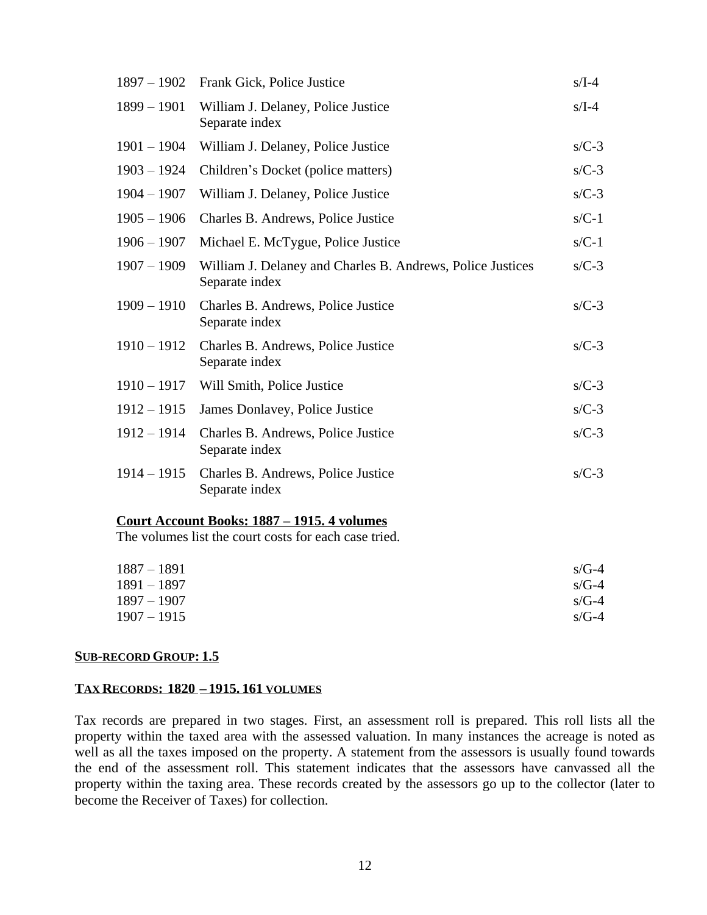| | | |
|---|---|---|
| 1897 – 1902 | Frank Gick, Police Justice | s/I-4 |
| 1899 – 1901 | William J. Delaney, Police Justice<br>Separate index | s/I-4 |
| 1901 – 1904 | William J. Delaney, Police Justice | s/C-3 |
| 1903 – 1924 | Children's Docket (police matters) | s/C-3 |
| 1904 – 1907 | William J. Delaney, Police Justice | s/C-3 |
| 1905 – 1906 | Charles B. Andrews, Police Justice | s/C-1 |
| 1906 – 1907 | Michael E. McTygue, Police Justice | s/C-1 |
| 1907 – 1909 | William J. Delaney and Charles B. Andrews, Police Justices<br>Separate index | s/C-3 |
| 1909 – 1910 | Charles B. Andrews, Police Justice<br>Separate index | s/C-3 |
| 1910 – 1912 | Charles B. Andrews, Police Justice<br>Separate index | s/C-3 |
| 1910 – 1917 | Will Smith, Police Justice | s/C-3 |
| 1912 – 1915 | James Donlavey, Police Justice | s/C-3 |
| 1912 – 1914 | Charles B. Andrews, Police Justice<br>Separate index | s/C-3 |
| 1914 – 1915 | Charles B. Andrews, Police Justice<br>Separate index | s/C-3 |

**Court Account Books: 1887 – 1915. 4 volumes**

The volumes list the court costs for each case tried.

| | |
|---|---|
| 1887 – 1891 | s/G-4 |
| 1891 – 1897 | s/G-4 |
| 1897 – 1907 | s/G-4 |
| 1907 – 1915 | s/G-4 |

## SUB-RECORD GROUP: 1.5

## TAX RECORDS: 1820 – 1915. 161 VOLUMES

Tax records are prepared in two stages. First, an assessment roll is prepared. This roll lists all the property within the taxed area with the assessed valuation. In many instances the acreage is noted as well as all the taxes imposed on the property. A statement from the assessors is usually found towards the end of the assessment roll. This statement indicates that the assessors have canvassed all the property within the taxing area. These records created by the assessors go up to the collector (later to become the Receiver of Taxes) for collection.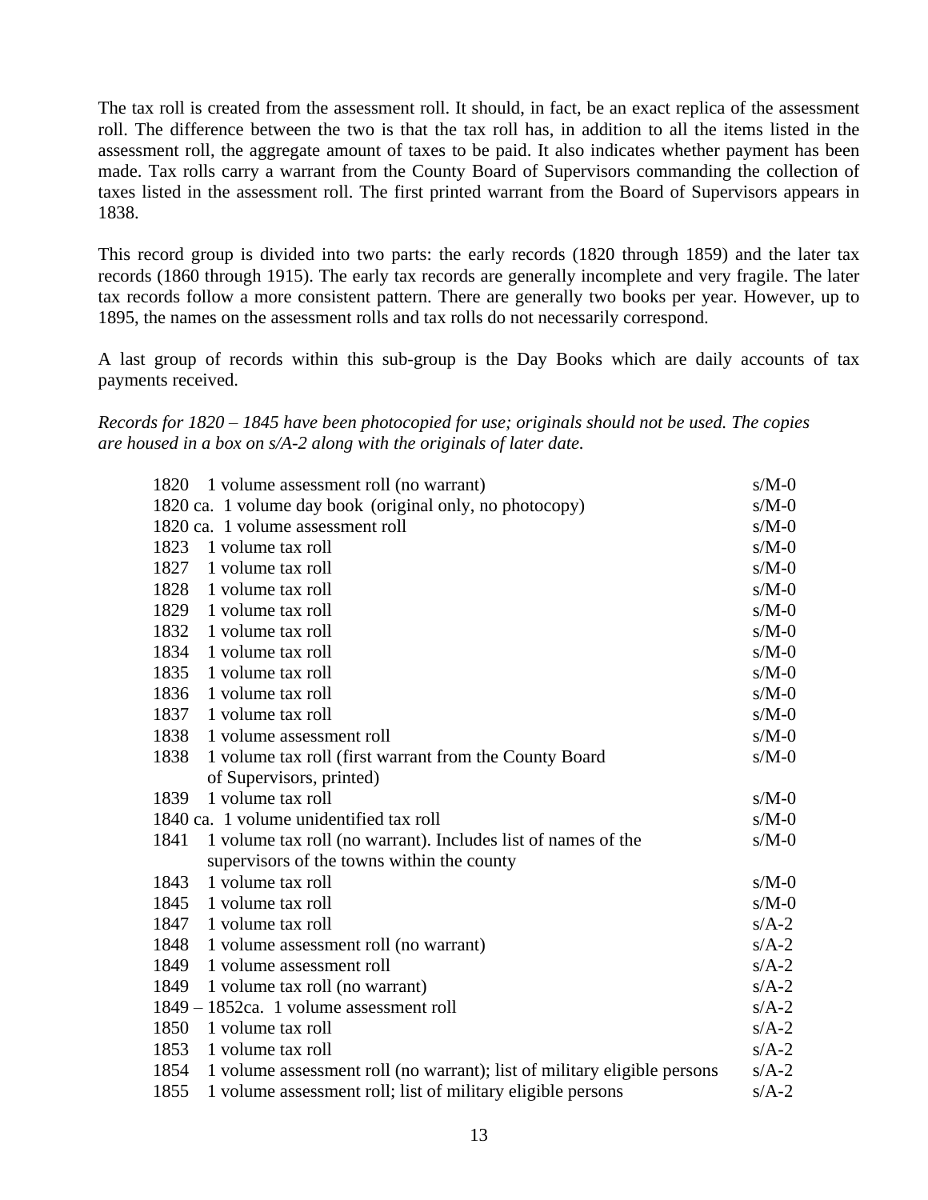The tax roll is created from the assessment roll. It should, in fact, be an exact replica of the assessment roll. The difference between the two is that the tax roll has, in addition to all the items listed in the assessment roll, the aggregate amount of taxes to be paid. It also indicates whether payment has been made. Tax rolls carry a warrant from the County Board of Supervisors commanding the collection of taxes listed in the assessment roll. The first printed warrant from the Board of Supervisors appears in 1838.

This record group is divided into two parts: the early records (1820 through 1859) and the later tax records (1860 through 1915). The early tax records are generally incomplete and very fragile. The later tax records follow a more consistent pattern. There are generally two books per year. However, up to 1895, the names on the assessment rolls and tax rolls do not necessarily correspond.

A last group of records within this sub-group is the Day Books which are daily accounts of tax payments received.

*Records for 1820 – 1845 have been photocopied for use; originals should not be used. The copies are housed in a box on s/A-2 along with the originals of later date.*

| | | |
|---|---|---|
| 1820 | 1 volume assessment roll (no warrant) | s/M-0 |
| 1820 ca. | 1 volume day book (original only, no photocopy) | s/M-0 |
| 1820 ca. | 1 volume assessment roll | s/M-0 |
| 1823 | 1 volume tax roll | s/M-0 |
| 1827 | 1 volume tax roll | s/M-0 |
| 1828 | 1 volume tax roll | s/M-0 |
| 1829 | 1 volume tax roll | s/M-0 |
| 1832 | 1 volume tax roll | s/M-0 |
| 1834 | 1 volume tax roll | s/M-0 |
| 1835 | 1 volume tax roll | s/M-0 |
| 1836 | 1 volume tax roll | s/M-0 |
| 1837 | 1 volume tax roll | s/M-0 |
| 1838 | 1 volume assessment roll | s/M-0 |
| 1838 | 1 volume tax roll (first warrant from the County Board of Supervisors, printed) | s/M-0 |
| 1839 | 1 volume tax roll | s/M-0 |
| 1840 ca. | 1 volume unidentified tax roll | s/M-0 |
| 1841 | 1 volume tax roll (no warrant). Includes list of names of the supervisors of the towns within the county | s/M-0 |
| 1843 | 1 volume tax roll | s/M-0 |
| 1845 | 1 volume tax roll | s/M-0 |
| 1847 | 1 volume tax roll | s/A-2 |
| 1848 | 1 volume assessment roll (no warrant) | s/A-2 |
| 1849 | 1 volume assessment roll | s/A-2 |
| 1849 | 1 volume tax roll (no warrant) | s/A-2 |
| 1849 – 1852ca. | 1 volume assessment roll | s/A-2 |
| 1850 | 1 volume tax roll | s/A-2 |
| 1853 | 1 volume tax roll | s/A-2 |
| 1854 | 1 volume assessment roll (no warrant); list of military eligible persons | s/A-2 |
| 1855 | 1 volume assessment roll; list of military eligible persons | s/A-2 |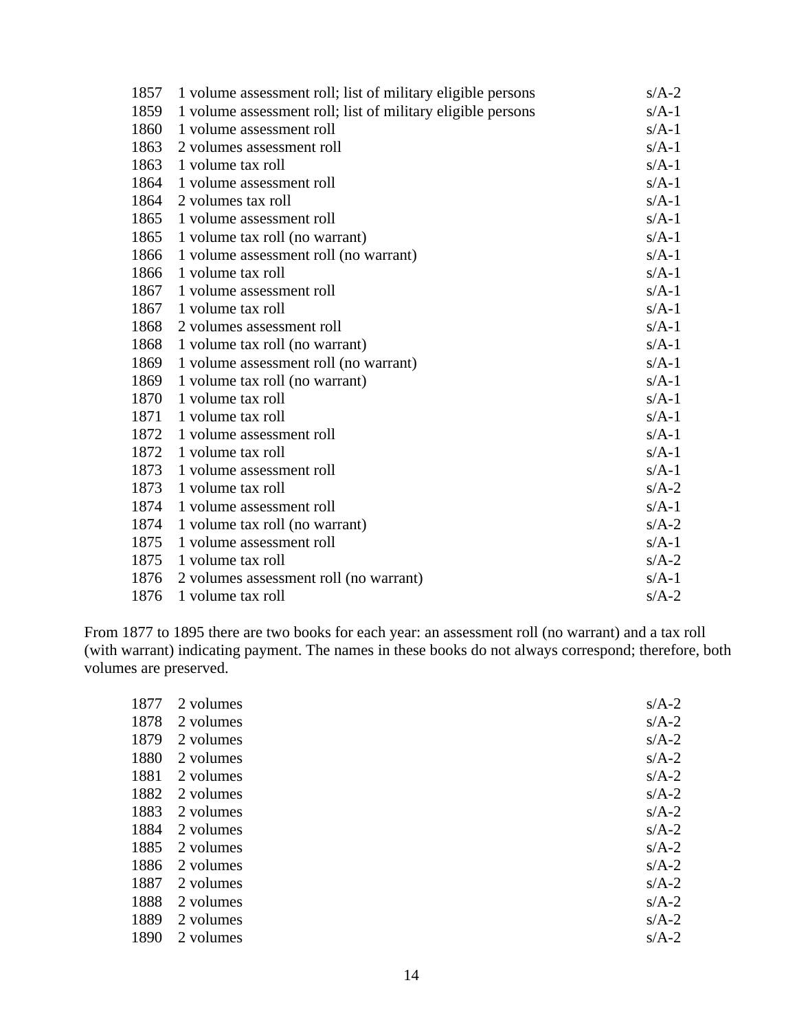| | | |
|---|---|---|
| 1857 | 1 volume assessment roll; list of military eligible persons | s/A-2 |
| 1859 | 1 volume assessment roll; list of military eligible persons | s/A-1 |
| 1860 | 1 volume assessment roll | s/A-1 |
| 1863 | 2 volumes assessment roll | s/A-1 |
| 1863 | 1 volume tax roll | s/A-1 |
| 1864 | 1 volume assessment roll | s/A-1 |
| 1864 | 2 volumes tax roll | s/A-1 |
| 1865 | 1 volume assessment roll | s/A-1 |
| 1865 | 1 volume tax roll (no warrant) | s/A-1 |
| 1866 | 1 volume assessment roll (no warrant) | s/A-1 |
| 1866 | 1 volume tax roll | s/A-1 |
| 1867 | 1 volume assessment roll | s/A-1 |
| 1867 | 1 volume tax roll | s/A-1 |
| 1868 | 2 volumes assessment roll | s/A-1 |
| 1868 | 1 volume tax roll (no warrant) | s/A-1 |
| 1869 | 1 volume assessment roll (no warrant) | s/A-1 |
| 1869 | 1 volume tax roll (no warrant) | s/A-1 |
| 1870 | 1 volume tax roll | s/A-1 |
| 1871 | 1 volume tax roll | s/A-1 |
| 1872 | 1 volume assessment roll | s/A-1 |
| 1872 | 1 volume tax roll | s/A-1 |
| 1873 | 1 volume assessment roll | s/A-1 |
| 1873 | 1 volume tax roll | s/A-2 |
| 1874 | 1 volume assessment roll | s/A-1 |
| 1874 | 1 volume tax roll (no warrant) | s/A-2 |
| 1875 | 1 volume assessment roll | s/A-1 |
| 1875 | 1 volume tax roll | s/A-2 |
| 1876 | 2 volumes assessment roll (no warrant) | s/A-1 |
| 1876 | 1 volume tax roll | s/A-2 |

From 1877 to 1895 there are two books for each year: an assessment roll (no warrant) and a tax roll (with warrant) indicating payment. The names in these books do not always correspond; therefore, both volumes are preserved.

| | | |
|---|---|---|
| 1877 | 2 volumes | s/A-2 |
| 1878 | 2 volumes | s/A-2 |
| 1879 | 2 volumes | s/A-2 |
| 1880 | 2 volumes | s/A-2 |
| 1881 | 2 volumes | s/A-2 |
| 1882 | 2 volumes | s/A-2 |
| 1883 | 2 volumes | s/A-2 |
| 1884 | 2 volumes | s/A-2 |
| 1885 | 2 volumes | s/A-2 |
| 1886 | 2 volumes | s/A-2 |
| 1887 | 2 volumes | s/A-2 |
| 1888 | 2 volumes | s/A-2 |
| 1889 | 2 volumes | s/A-2 |
| 1890 | 2 volumes | s/A-2 |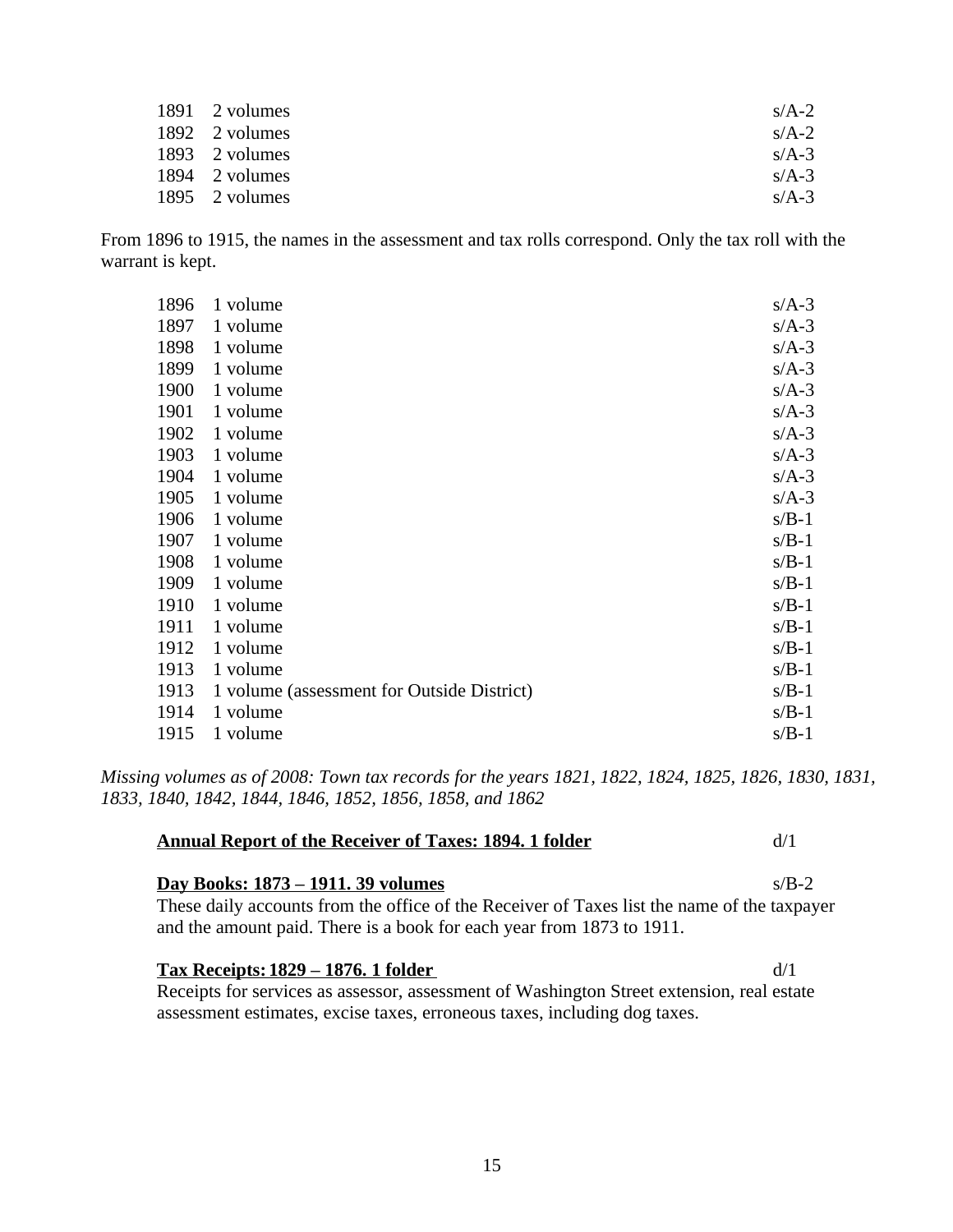| | | |
|---|---|---|
| 1891 | 2 volumes | s/A-2 |
| 1892 | 2 volumes | s/A-2 |
| 1893 | 2 volumes | s/A-3 |
| 1894 | 2 volumes | s/A-3 |
| 1895 | 2 volumes | s/A-3 |

From 1896 to 1915, the names in the assessment and tax rolls correspond. Only the tax roll with the warrant is kept.

| | | |
|---|---|---|
| 1896 | 1 volume | s/A-3 |
| 1897 | 1 volume | s/A-3 |
| 1898 | 1 volume | s/A-3 |
| 1899 | 1 volume | s/A-3 |
| 1900 | 1 volume | s/A-3 |
| 1901 | 1 volume | s/A-3 |
| 1902 | 1 volume | s/A-3 |
| 1903 | 1 volume | s/A-3 |
| 1904 | 1 volume | s/A-3 |
| 1905 | 1 volume | s/A-3 |
| 1906 | 1 volume | s/B-1 |
| 1907 | 1 volume | s/B-1 |
| 1908 | 1 volume | s/B-1 |
| 1909 | 1 volume | s/B-1 |
| 1910 | 1 volume | s/B-1 |
| 1911 | 1 volume | s/B-1 |
| 1912 | 1 volume | s/B-1 |
| 1913 | 1 volume | s/B-1 |
| 1913 | 1 volume (assessment for Outside District) | s/B-1 |
| 1914 | 1 volume | s/B-1 |
| 1915 | 1 volume | s/B-1 |

*Missing volumes as of 2008: Town tax records for the years 1821, 1822, 1824, 1825, 1826, 1830, 1831, 1833, 1840, 1842, 1844, 1846, 1852, 1856, 1858, and 1862*

**Annual Report of the Receiver of Taxes: 1894. 1 folder** d/1

**Day Books: 1873 – 1911. 39 volumes** s/B-2

These daily accounts from the office of the Receiver of Taxes list the name of the taxpayer and the amount paid. There is a book for each year from 1873 to 1911.

**Tax Receipts: 1829 – 1876. 1 folder** d/1

Receipts for services as assessor, assessment of Washington Street extension, real estate assessment estimates, excise taxes, erroneous taxes, including dog taxes.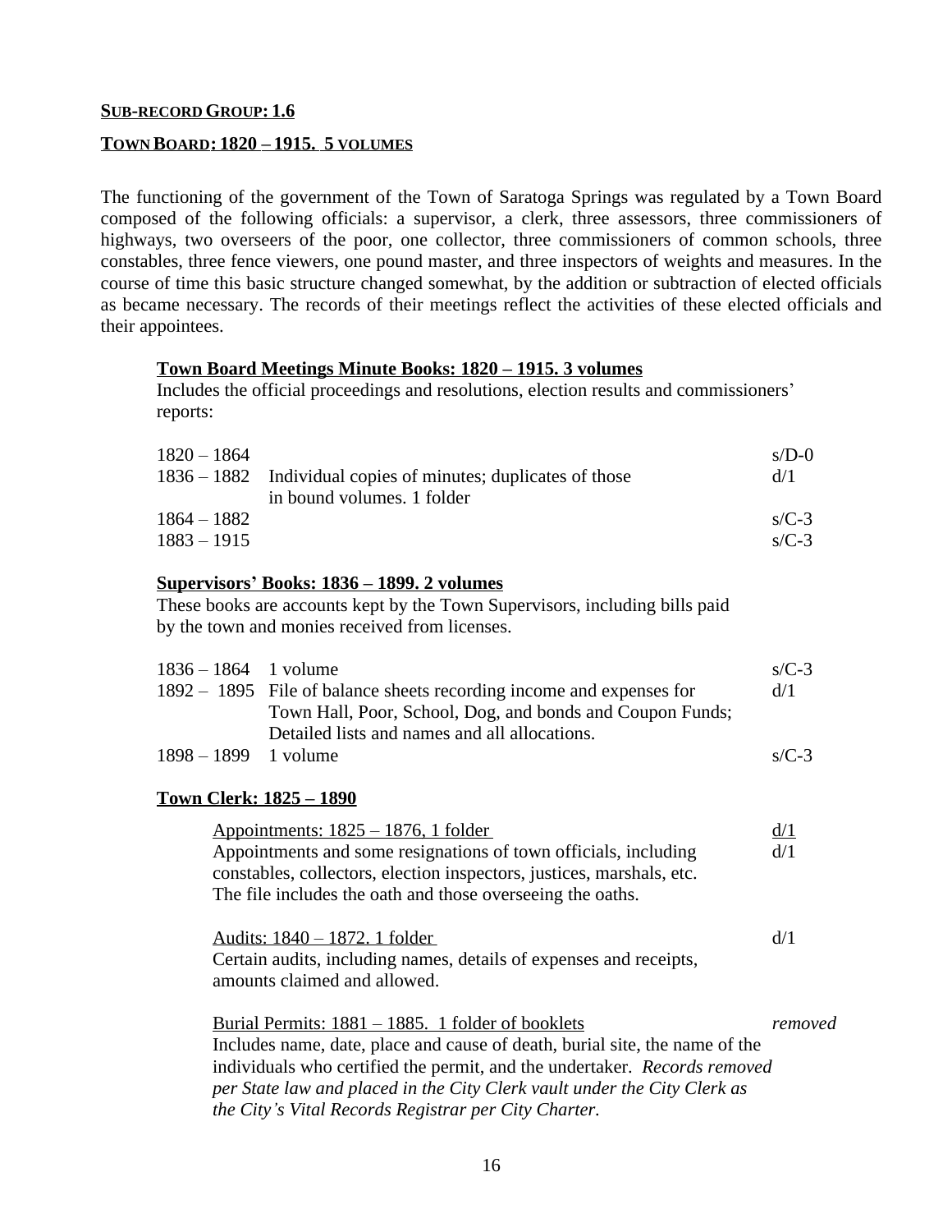## SUB-RECORD GROUP: 1.6

## TOWN BOARD: 1820 – 1915. 5 VOLUMES

The functioning of the government of the Town of Saratoga Springs was regulated by a Town Board composed of the following officials: a supervisor, a clerk, three assessors, three commissioners of highways, two overseers of the poor, one collector, three commissioners of common schools, three constables, three fence viewers, one pound master, and three inspectors of weights and measures. In the course of time this basic structure changed somewhat, by the addition or subtraction of elected officials as became necessary. The records of their meetings reflect the activities of these elected officials and their appointees.

### Town Board Meetings Minute Books: 1820 – 1915. 3 volumes

Includes the official proceedings and resolutions, election results and commissioners' reports:

| | | |
|---|---|---|
| 1820 – 1864 | | s/D-0 |
| 1836 – 1882 | Individual copies of minutes; duplicates of those in bound volumes. 1 folder | d/1 |
| 1864 – 1882 | | s/C-3 |
| 1883 – 1915 | | s/C-3 |

### Supervisors' Books: 1836 – 1899. 2 volumes

These books are accounts kept by the Town Supervisors, including bills paid by the town and monies received from licenses.

| | | |
|---|---|---|
| 1836 – 1864 | 1 volume | s/C-3 |
| 1892 – 1895 | File of balance sheets recording income and expenses for Town Hall, Poor, School, Dog, and bonds and Coupon Funds; Detailed lists and names and all allocations. | d/1 |
| 1898 – 1899 | 1 volume | s/C-3 |

### Town Clerk: 1825 – 1890

Appointments: 1825 – 1876, 1 folder — d/1

Appointments and some resignations of town officials, including constables, collectors, election inspectors, justices, marshals, etc. The file includes the oath and those overseeing the oaths. — d/1

Audits: 1840 – 1872. 1 folder — d/1

Certain audits, including names, details of expenses and receipts, amounts claimed and allowed.

Burial Permits: 1881 – 1885. 1 folder of booklets — *removed*

Includes name, date, place and cause of death, burial site, the name of the individuals who certified the permit, and the undertaker. *Records removed per State law and placed in the City Clerk vault under the City Clerk as the City's Vital Records Registrar per City Charter*.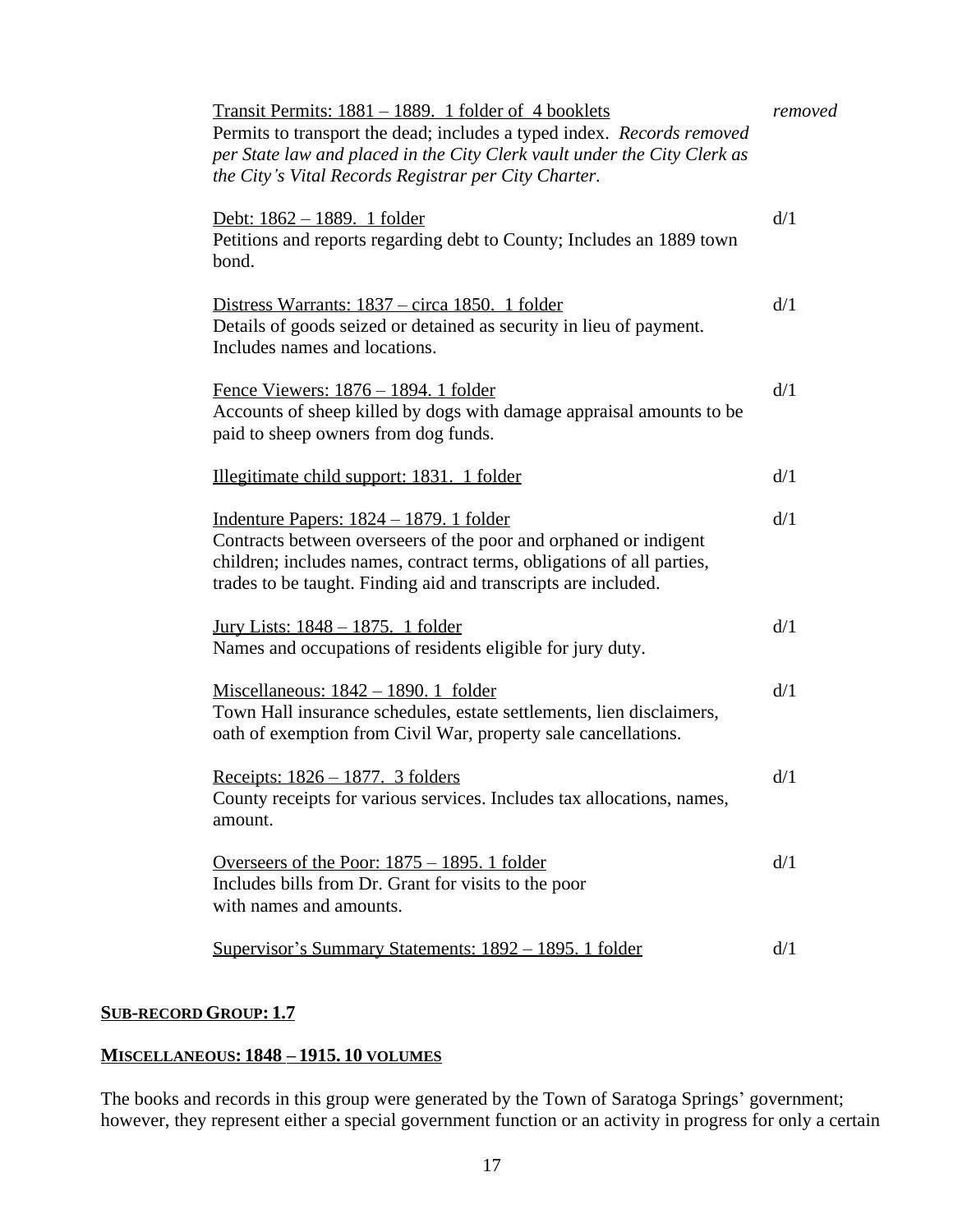Transit Permits: 1881 – 1889. 1 folder of 4 booklets — *removed*
Permits to transport the dead; includes a typed index. *Records removed per State law and placed in the City Clerk vault under the City Clerk as the City's Vital Records Registrar per City Charter.*

Debt: 1862 – 1889. 1 folder — d/1
Petitions and reports regarding debt to County; Includes an 1889 town bond.

Distress Warrants: 1837 – circa 1850. 1 folder — d/1
Details of goods seized or detained as security in lieu of payment. Includes names and locations.

Fence Viewers: 1876 – 1894. 1 folder — d/1
Accounts of sheep killed by dogs with damage appraisal amounts to be paid to sheep owners from dog funds.

Illegitimate child support: 1831. 1 folder — d/1

Indenture Papers: 1824 – 1879. 1 folder — d/1
Contracts between overseers of the poor and orphaned or indigent children; includes names, contract terms, obligations of all parties, trades to be taught. Finding aid and transcripts are included.

Jury Lists: 1848 – 1875. 1 folder — d/1
Names and occupations of residents eligible for jury duty.

Miscellaneous: 1842 – 1890. 1 folder — d/1
Town Hall insurance schedules, estate settlements, lien disclaimers, oath of exemption from Civil War, property sale cancellations.

Receipts: 1826 – 1877. 3 folders — d/1
County receipts for various services. Includes tax allocations, names, amount.

Overseers of the Poor: 1875 – 1895. 1 folder — d/1
Includes bills from Dr. Grant for visits to the poor with names and amounts.

Supervisor's Summary Statements: 1892 – 1895. 1 folder — d/1

## SUB-RECORD GROUP: 1.7

## MISCELLANEOUS: 1848 – 1915. 10 VOLUMES

The books and records in this group were generated by the Town of Saratoga Springs' government; however, they represent either a special government function or an activity in progress for only a certain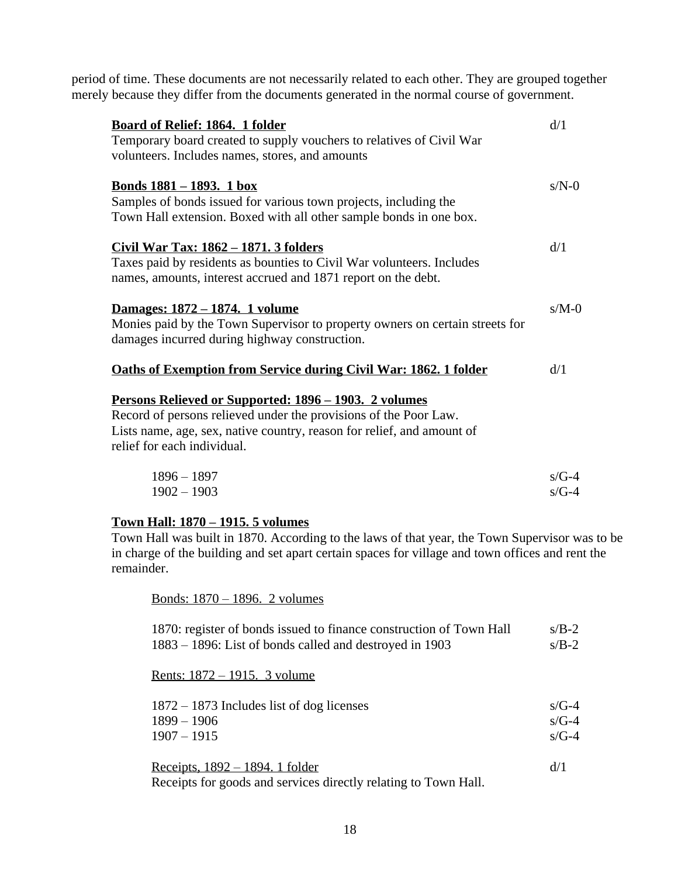period of time. These documents are not necessarily related to each other. They are grouped together merely because they differ from the documents generated in the normal course of government.

**Board of Relief: 1864. 1 folder** — d/1

Temporary board created to supply vouchers to relatives of Civil War volunteers. Includes names, stores, and amounts

**Bonds 1881 – 1893. 1 box** — s/N-0

Samples of bonds issued for various town projects, including the Town Hall extension. Boxed with all other sample bonds in one box.

**Civil War Tax: 1862 – 1871. 3 folders** — d/1

Taxes paid by residents as bounties to Civil War volunteers. Includes names, amounts, interest accrued and 1871 report on the debt.

**Damages: 1872 – 1874. 1 volume** — s/M-0

Monies paid by the Town Supervisor to property owners on certain streets for damages incurred during highway construction.

**Oaths of Exemption from Service during Civil War: 1862. 1 folder** — d/1

**Persons Relieved or Supported: 1896 – 1903. 2 volumes**

Record of persons relieved under the provisions of the Poor Law. Lists name, age, sex, native country, reason for relief, and amount of relief for each individual.

| | |
|---|---|
| 1896 – 1897 | s/G-4 |
| 1902 – 1903 | s/G-4 |

**Town Hall: 1870 – 1915. 5 volumes**

Town Hall was built in 1870. According to the laws of that year, the Town Supervisor was to be in charge of the building and set apart certain spaces for village and town offices and rent the remainder.

Bonds: 1870 – 1896. 2 volumes

| | |
|---|---|
| 1870: register of bonds issued to finance construction of Town Hall | s/B-2 |
| 1883 – 1896: List of bonds called and destroyed in 1903 | s/B-2 |

Rents: 1872 – 1915. 3 volume

| | |
|---|---|
| 1872 – 1873 Includes list of dog licenses | s/G-4 |
| 1899 – 1906 | s/G-4 |
| 1907 – 1915 | s/G-4 |

Receipts, 1892 – 1894. 1 folder — d/1

Receipts for goods and services directly relating to Town Hall.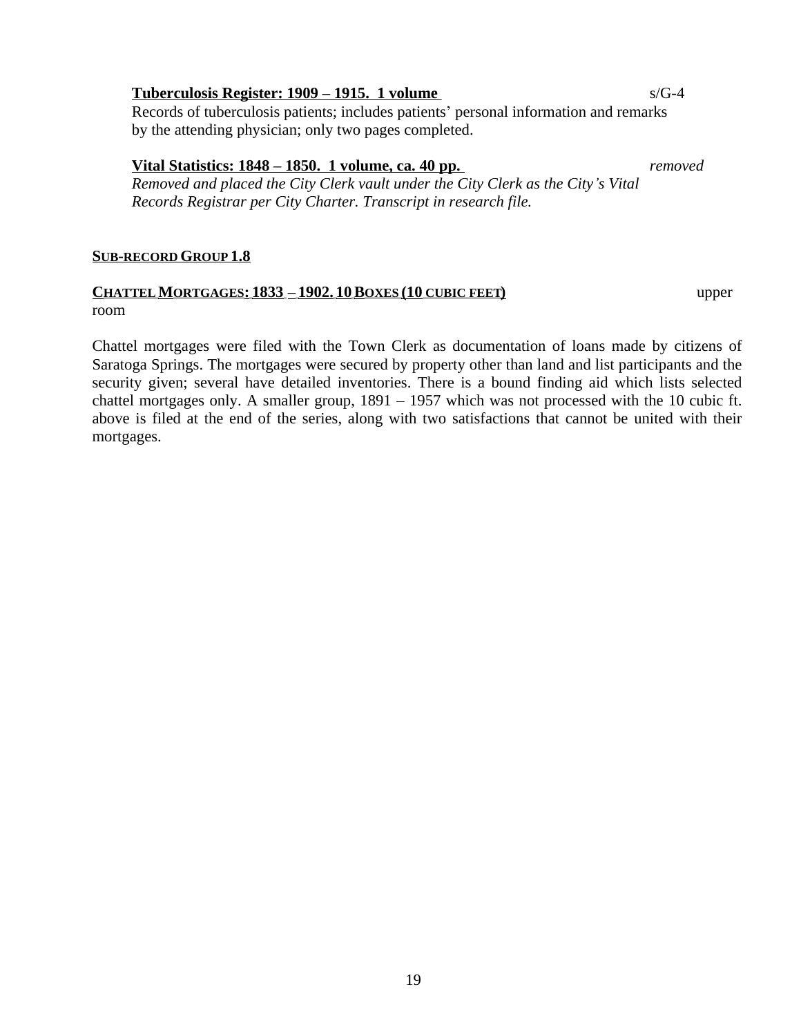**Tuberculosis Register: 1909 – 1915. 1 volume** s/G-4

Records of tuberculosis patients; includes patients' personal information and remarks by the attending physician; only two pages completed.

**Vital Statistics: 1848 – 1850. 1 volume, ca. 40 pp.** *removed*

*Removed and placed the City Clerk vault under the City Clerk as the City's Vital Records Registrar per City Charter. Transcript in research file.*

## SUB-RECORD GROUP 1.8

**CHATTEL MORTGAGES: 1833 – 1902. 10 BOXES (10 CUBIC FEET)** upper room

Chattel mortgages were filed with the Town Clerk as documentation of loans made by citizens of Saratoga Springs. The mortgages were secured by property other than land and list participants and the security given; several have detailed inventories. There is a bound finding aid which lists selected chattel mortgages only. A smaller group, 1891 – 1957 which was not processed with the 10 cubic ft. above is filed at the end of the series, along with two satisfactions that cannot be united with their mortgages.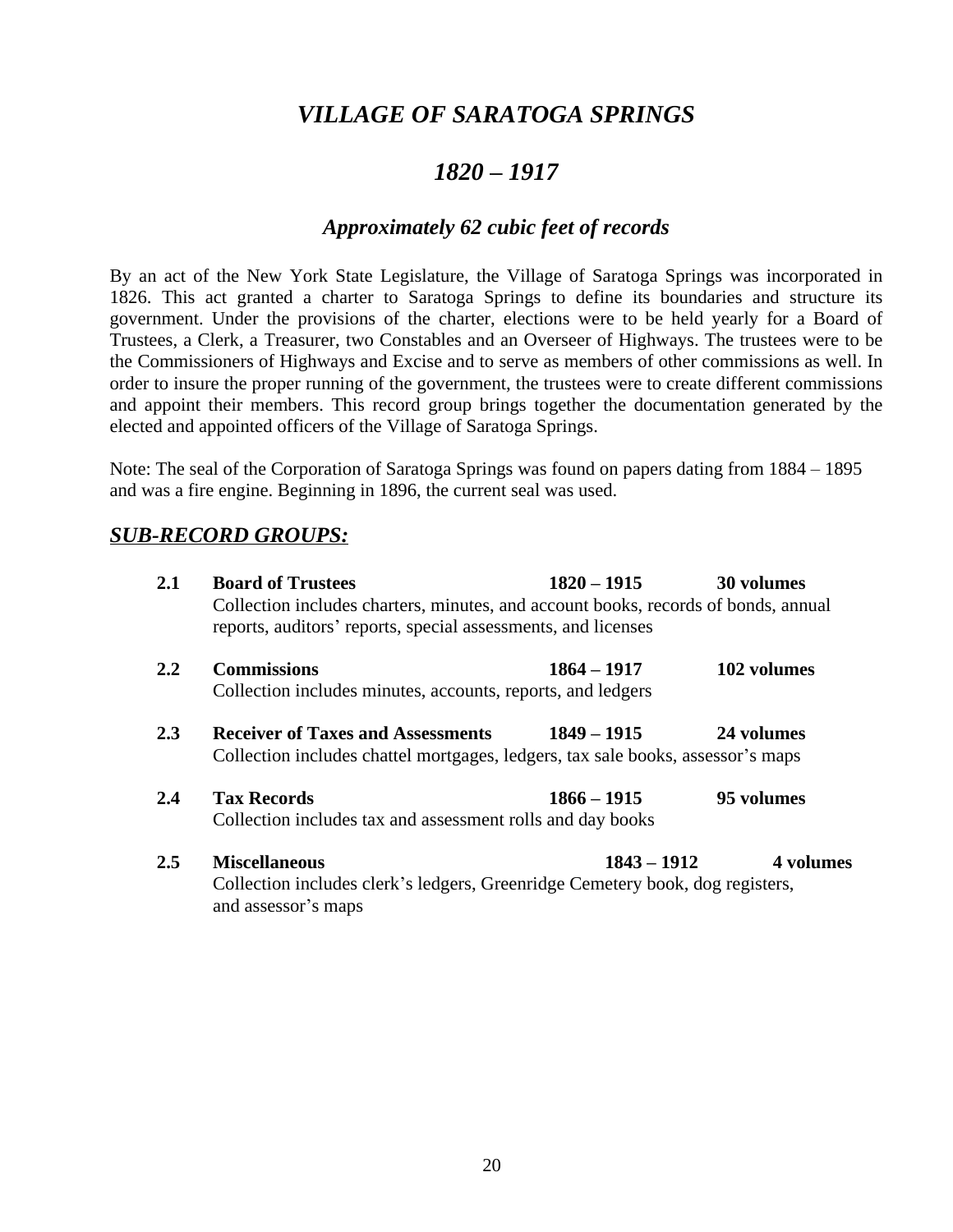# *VILLAGE OF SARATOGA SPRINGS*

## *1820 – 1917*

### *Approximately 62 cubic feet of records*

By an act of the New York State Legislature, the Village of Saratoga Springs was incorporated in 1826. This act granted a charter to Saratoga Springs to define its boundaries and structure its government. Under the provisions of the charter, elections were to be held yearly for a Board of Trustees, a Clerk, a Treasurer, two Constables and an Overseer of Highways. The trustees were to be the Commissioners of Highways and Excise and to serve as members of other commissions as well. In order to insure the proper running of the government, the trustees were to create different commissions and appoint their members. This record group brings together the documentation generated by the elected and appointed officers of the Village of Saratoga Springs.

Note: The seal of the Corporation of Saratoga Springs was found on papers dating from 1884 – 1895 and was a fire engine. Beginning in 1896, the current seal was used.

## ***SUB-RECORD GROUPS:***

**2.1 Board of Trustees 1820 – 1915 30 volumes**
Collection includes charters, minutes, and account books, records of bonds, annual reports, auditors' reports, special assessments, and licenses

**2.2 Commissions 1864 – 1917 102 volumes**
Collection includes minutes, accounts, reports, and ledgers

**2.3 Receiver of Taxes and Assessments 1849 – 1915 24 volumes**
Collection includes chattel mortgages, ledgers, tax sale books, assessor's maps

**2.4 Tax Records 1866 – 1915 95 volumes**
Collection includes tax and assessment rolls and day books

**2.5 Miscellaneous 1843 – 1912 4 volumes**
Collection includes clerk's ledgers, Greenridge Cemetery book, dog registers, and assessor's maps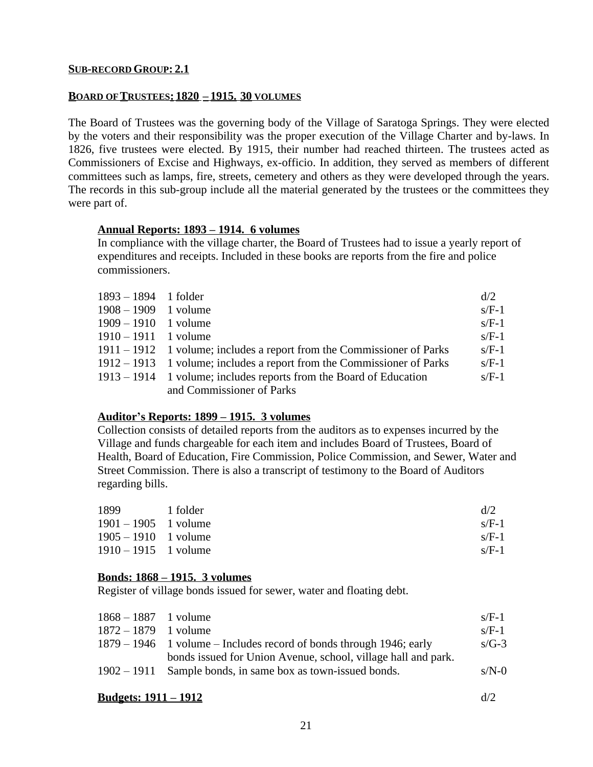**SUB-RECORD GROUP: 2.1**

**BOARD OF TRUSTEES: 1820 – 1915. 30 VOLUMES**

The Board of Trustees was the governing body of the Village of Saratoga Springs. They were elected by the voters and their responsibility was the proper execution of the Village Charter and by-laws. In 1826, five trustees were elected. By 1915, their number had reached thirteen. The trustees acted as Commissioners of Excise and Highways, ex-officio. In addition, they served as members of different committees such as lamps, fire, streets, cemetery and others as they were developed through the years. The records in this sub-group include all the material generated by the trustees or the committees they were part of.

**Annual Reports: 1893 – 1914. 6 volumes**

In compliance with the village charter, the Board of Trustees had to issue a yearly report of expenditures and receipts. Included in these books are reports from the fire and police commissioners.

| | | |
|---|---|---|
| 1893 – 1894 | 1 folder | d/2 |
| 1908 – 1909 | 1 volume | s/F-1 |
| 1909 – 1910 | 1 volume | s/F-1 |
| 1910 – 1911 | 1 volume | s/F-1 |
| 1911 – 1912 | 1 volume; includes a report from the Commissioner of Parks | s/F-1 |
| 1912 – 1913 | 1 volume; includes a report from the Commissioner of Parks | s/F-1 |
| 1913 – 1914 | 1 volume; includes reports from the Board of Education and Commissioner of Parks | s/F-1 |

**Auditor's Reports: 1899 – 1915. 3 volumes**

Collection consists of detailed reports from the auditors as to expenses incurred by the Village and funds chargeable for each item and includes Board of Trustees, Board of Health, Board of Education, Fire Commission, Police Commission, and Sewer, Water and Street Commission. There is also a transcript of testimony to the Board of Auditors regarding bills.

| | | |
|---|---|---|
| 1899 | 1 folder | d/2 |
| 1901 – 1905 | 1 volume | s/F-1 |
| 1905 – 1910 | 1 volume | s/F-1 |
| 1910 – 1915 | 1 volume | s/F-1 |

**Bonds: 1868 – 1915. 3 volumes**

Register of village bonds issued for sewer, water and floating debt.

| | | |
|---|---|---|
| 1868 – 1887 | 1 volume | s/F-1 |
| 1872 – 1879 | 1 volume | s/F-1 |
| 1879 – 1946 | 1 volume – Includes record of bonds through 1946; early bonds issued for Union Avenue, school, village hall and park. | s/G-3 |
| 1902 – 1911 | Sample bonds, in same box as town-issued bonds. | s/N-0 |

**Budgets: 1911 – 1912** d/2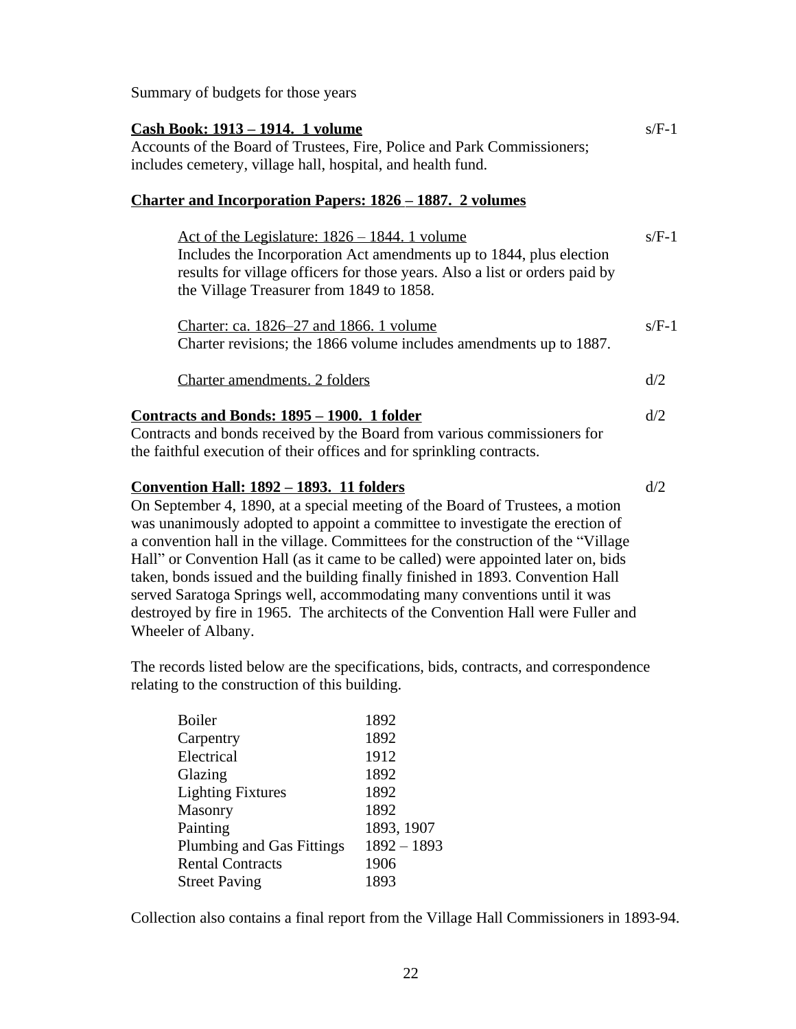Summary of budgets for those years

**Cash Book: 1913 – 1914. 1 volume** s/F-1
Accounts of the Board of Trustees, Fire, Police and Park Commissioners; includes cemetery, village hall, hospital, and health fund.

**Charter and Incorporation Papers: 1826 – 1887. 2 volumes**

Act of the Legislature: 1826 – 1844. 1 volume s/F-1
Includes the Incorporation Act amendments up to 1844, plus election results for village officers for those years. Also a list or orders paid by the Village Treasurer from 1849 to 1858.

Charter: ca. 1826–27 and 1866. 1 volume s/F-1
Charter revisions; the 1866 volume includes amendments up to 1887.

Charter amendments. 2 folders d/2

**Contracts and Bonds: 1895 – 1900. 1 folder** d/2
Contracts and bonds received by the Board from various commissioners for the faithful execution of their offices and for sprinkling contracts.

**Convention Hall: 1892 – 1893. 11 folders** d/2
On September 4, 1890, at a special meeting of the Board of Trustees, a motion was unanimously adopted to appoint a committee to investigate the erection of a convention hall in the village. Committees for the construction of the "Village Hall" or Convention Hall (as it came to be called) were appointed later on, bids taken, bonds issued and the building finally finished in 1893. Convention Hall served Saratoga Springs well, accommodating many conventions until it was destroyed by fire in 1965. The architects of the Convention Hall were Fuller and Wheeler of Albany.

The records listed below are the specifications, bids, contracts, and correspondence relating to the construction of this building.

| | |
|---|---|
| Boiler | 1892 |
| Carpentry | 1892 |
| Electrical | 1912 |
| Glazing | 1892 |
| Lighting Fixtures | 1892 |
| Masonry | 1892 |
| Painting | 1893, 1907 |
| Plumbing and Gas Fittings | 1892 – 1893 |
| Rental Contracts | 1906 |
| Street Paving | 1893 |

Collection also contains a final report from the Village Hall Commissioners in 1893-94.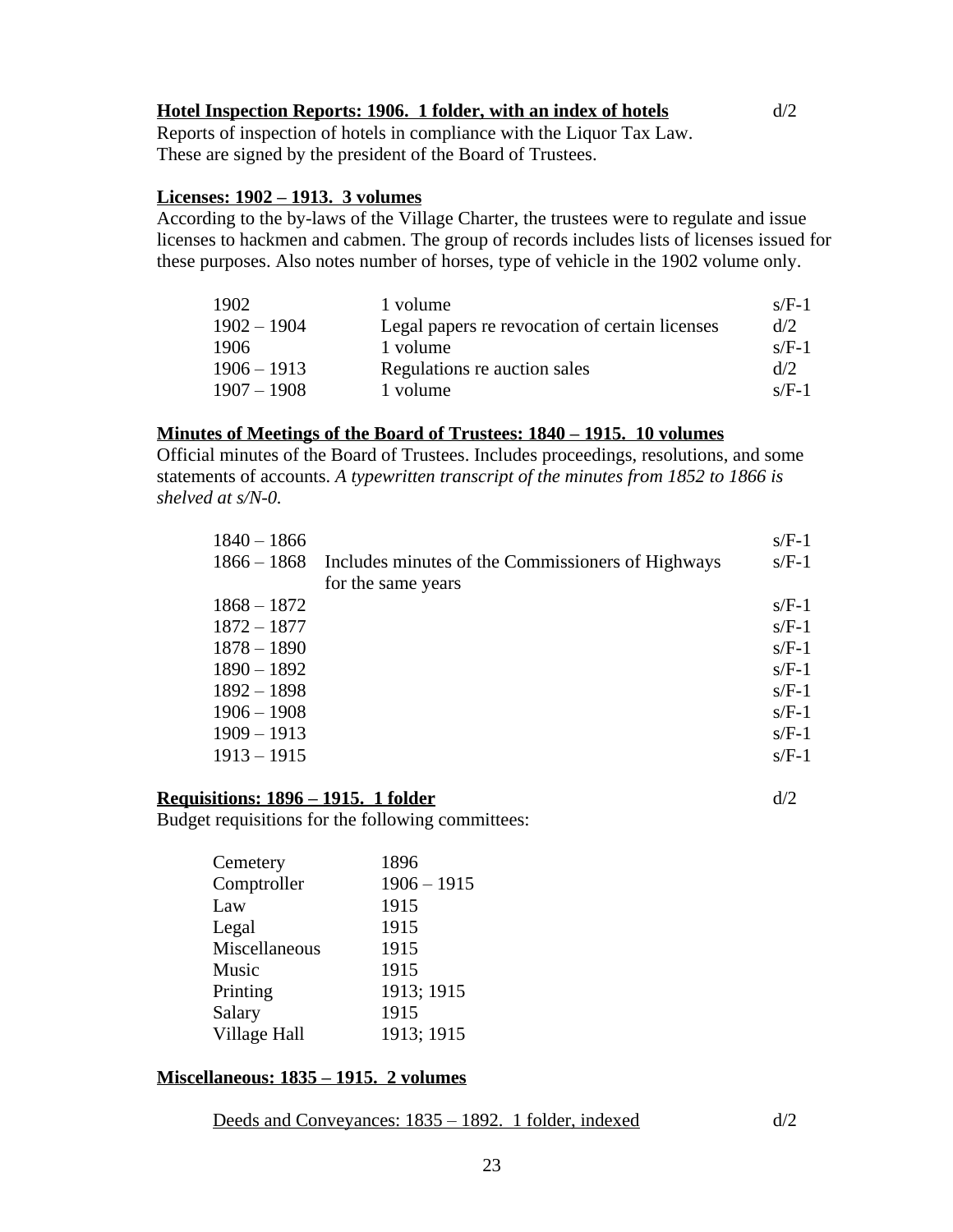**<u>Hotel Inspection Reports: 1906. 1 folder, with an index of hotels</u>** d/2

Reports of inspection of hotels in compliance with the Liquor Tax Law. These are signed by the president of the Board of Trustees.

**<u>Licenses: 1902 – 1913. 3 volumes</u>**

According to the by-laws of the Village Charter, the trustees were to regulate and issue licenses to hackmen and cabmen. The group of records includes lists of licenses issued for these purposes. Also notes number of horses, type of vehicle in the 1902 volume only.

| | | |
|---|---|---|
| 1902 | 1 volume | s/F-1 |
| 1902 – 1904 | Legal papers re revocation of certain licenses | d/2 |
| 1906 | 1 volume | s/F-1 |
| 1906 – 1913 | Regulations re auction sales | d/2 |
| 1907 – 1908 | 1 volume | s/F-1 |

**<u>Minutes of Meetings of the Board of Trustees: 1840 – 1915. 10 volumes</u>**

Official minutes of the Board of Trustees. Includes proceedings, resolutions, and some statements of accounts. *A typewritten transcript of the minutes from 1852 to 1866 is shelved at s/N-0.*

| | | |
|---|---|---|
| 1840 – 1866 | | s/F-1 |
| 1866 – 1868 | Includes minutes of the Commissioners of Highways for the same years | s/F-1 |
| 1868 – 1872 | | s/F-1 |
| 1872 – 1877 | | s/F-1 |
| 1878 – 1890 | | s/F-1 |
| 1890 – 1892 | | s/F-1 |
| 1892 – 1898 | | s/F-1 |
| 1906 – 1908 | | s/F-1 |
| 1909 – 1913 | | s/F-1 |
| 1913 – 1915 | | s/F-1 |

**<u>Requisitions: 1896 – 1915. 1 folder</u>** d/2

Budget requisitions for the following committees:

| | |
|---|---|
| Cemetery | 1896 |
| Comptroller | 1906 – 1915 |
| Law | 1915 |
| Legal | 1915 |
| Miscellaneous | 1915 |
| Music | 1915 |
| Printing | 1913; 1915 |
| Salary | 1915 |
| Village Hall | 1913; 1915 |

**<u>Miscellaneous: 1835 – 1915. 2 volumes</u>**

<u>Deeds and Conveyances: 1835 – 1892. 1 folder, indexed</u> d/2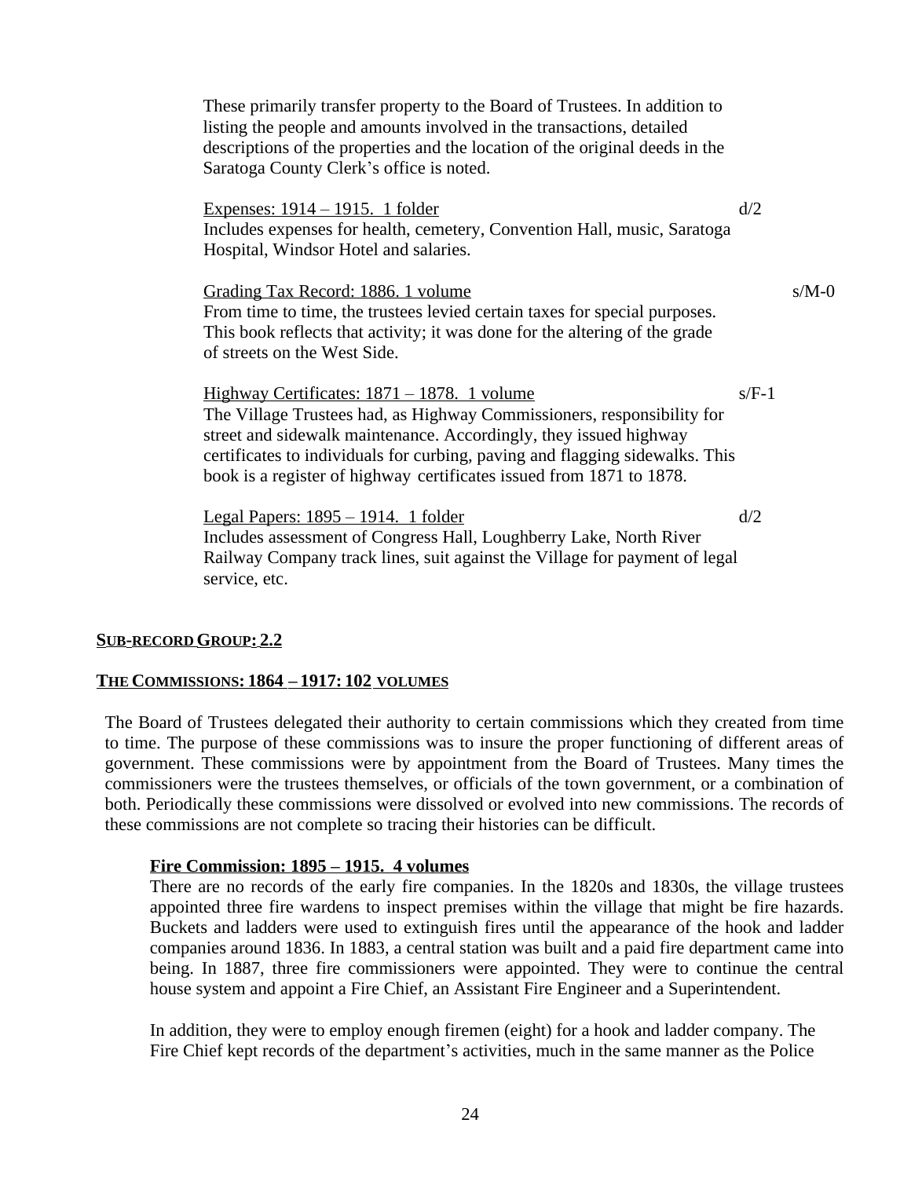These primarily transfer property to the Board of Trustees. In addition to listing the people and amounts involved in the transactions, detailed descriptions of the properties and the location of the original deeds in the Saratoga County Clerk's office is noted.

Expenses: 1914 – 1915. 1 folder d/2

Includes expenses for health, cemetery, Convention Hall, music, Saratoga Hospital, Windsor Hotel and salaries.

Grading Tax Record: 1886. 1 volume s/M-0

From time to time, the trustees levied certain taxes for special purposes. This book reflects that activity; it was done for the altering of the grade of streets on the West Side.

Highway Certificates: 1871 – 1878. 1 volume s/F-1

The Village Trustees had, as Highway Commissioners, responsibility for street and sidewalk maintenance. Accordingly, they issued highway certificates to individuals for curbing, paving and flagging sidewalks. This book is a register of highway certificates issued from 1871 to 1878.

Legal Papers: 1895 – 1914. 1 folder d/2

Includes assessment of Congress Hall, Loughberry Lake, North River Railway Company track lines, suit against the Village for payment of legal service, etc.

## SUB-RECORD GROUP: 2.2

## THE COMMISSIONS: 1864 – 1917: 102 VOLUMES

The Board of Trustees delegated their authority to certain commissions which they created from time to time. The purpose of these commissions was to insure the proper functioning of different areas of government. These commissions were by appointment from the Board of Trustees. Many times the commissioners were the trustees themselves, or officials of the town government, or a combination of both. Periodically these commissions were dissolved or evolved into new commissions. The records of these commissions are not complete so tracing their histories can be difficult.

### Fire Commission: 1895 – 1915. 4 volumes

There are no records of the early fire companies. In the 1820s and 1830s, the village trustees appointed three fire wardens to inspect premises within the village that might be fire hazards. Buckets and ladders were used to extinguish fires until the appearance of the hook and ladder companies around 1836. In 1883, a central station was built and a paid fire department came into being. In 1887, three fire commissioners were appointed. They were to continue the central house system and appoint a Fire Chief, an Assistant Fire Engineer and a Superintendent.

In addition, they were to employ enough firemen (eight) for a hook and ladder company. The Fire Chief kept records of the department's activities, much in the same manner as the Police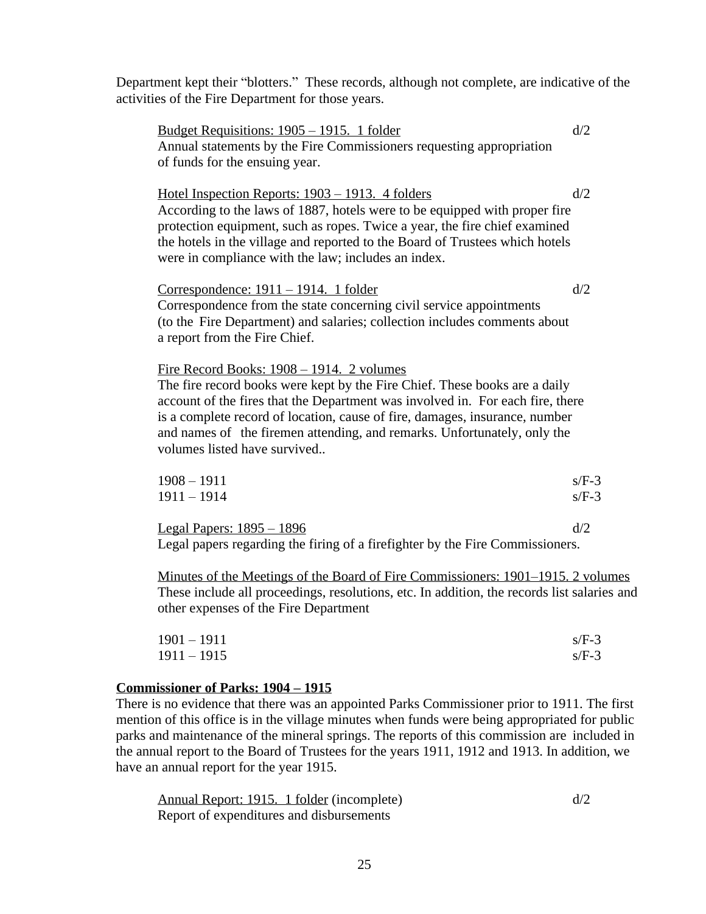Department kept their "blotters." These records, although not complete, are indicative of the activities of the Fire Department for those years.

Budget Requisitions: 1905 – 1915. 1 folder d/2
Annual statements by the Fire Commissioners requesting appropriation of funds for the ensuing year.

Hotel Inspection Reports: 1903 – 1913. 4 folders d/2
According to the laws of 1887, hotels were to be equipped with proper fire protection equipment, such as ropes. Twice a year, the fire chief examined the hotels in the village and reported to the Board of Trustees which hotels were in compliance with the law; includes an index.

Correspondence: 1911 – 1914. 1 folder d/2
Correspondence from the state concerning civil service appointments (to the Fire Department) and salaries; collection includes comments about a report from the Fire Chief.

Fire Record Books: 1908 – 1914. 2 volumes
The fire record books were kept by the Fire Chief. These books are a daily account of the fires that the Department was involved in. For each fire, there is a complete record of location, cause of fire, damages, insurance, number and names of the firemen attending, and remarks. Unfortunately, only the volumes listed have survived..

1908 – 1911 s/F-3
1911 – 1914 s/F-3

Legal Papers: 1895 – 1896 d/2
Legal papers regarding the firing of a firefighter by the Fire Commissioners.

Minutes of the Meetings of the Board of Fire Commissioners: 1901–1915. 2 volumes
These include all proceedings, resolutions, etc. In addition, the records list salaries and other expenses of the Fire Department

1901 – 1911 s/F-3
1911 – 1915 s/F-3

**Commissioner of Parks: 1904 – 1915**

There is no evidence that there was an appointed Parks Commissioner prior to 1911. The first mention of this office is in the village minutes when funds were being appropriated for public parks and maintenance of the mineral springs. The reports of this commission are included in the annual report to the Board of Trustees for the years 1911, 1912 and 1913. In addition, we have an annual report for the year 1915.

Annual Report: 1915. 1 folder (incomplete) d/2
Report of expenditures and disbursements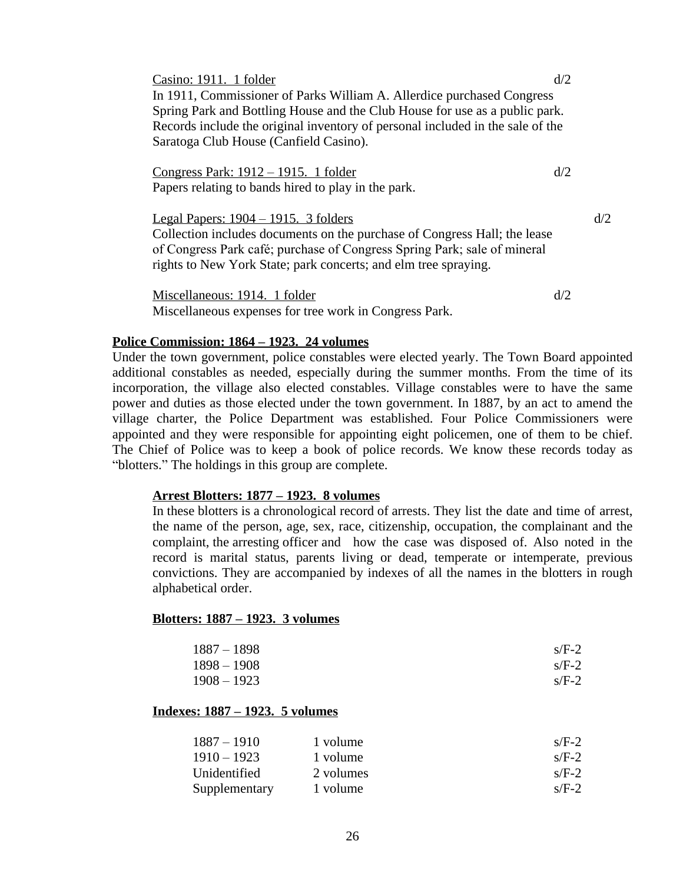Casino: 1911. 1 folder d/2

In 1911, Commissioner of Parks William A. Allerdice purchased Congress Spring Park and Bottling House and the Club House for use as a public park. Records include the original inventory of personal included in the sale of the Saratoga Club House (Canfield Casino).

Congress Park: 1912 – 1915. 1 folder d/2

Papers relating to bands hired to play in the park.

Legal Papers: 1904 – 1915. 3 folders d/2

Collection includes documents on the purchase of Congress Hall; the lease of Congress Park café; purchase of Congress Spring Park; sale of mineral rights to New York State; park concerts; and elm tree spraying.

Miscellaneous: 1914. 1 folder d/2

Miscellaneous expenses for tree work in Congress Park.

**Police Commission: 1864 – 1923. 24 volumes**

Under the town government, police constables were elected yearly. The Town Board appointed additional constables as needed, especially during the summer months. From the time of its incorporation, the village also elected constables. Village constables were to have the same power and duties as those elected under the town government. In 1887, by an act to amend the village charter, the Police Department was established. Four Police Commissioners were appointed and they were responsible for appointing eight policemen, one of them to be chief. The Chief of Police was to keep a book of police records. We know these records today as "blotters." The holdings in this group are complete.

**Arrest Blotters: 1877 – 1923. 8 volumes**

In these blotters is a chronological record of arrests. They list the date and time of arrest, the name of the person, age, sex, race, citizenship, occupation, the complainant and the complaint, the arresting officer and how the case was disposed of. Also noted in the record is marital status, parents living or dead, temperate or intemperate, previous convictions. They are accompanied by indexes of all the names in the blotters in rough alphabetical order.

**Blotters: 1887 – 1923. 3 volumes**

| | |
|---|---|
| 1887 – 1898 | s/F-2 |
| 1898 – 1908 | s/F-2 |
| 1908 – 1923 | s/F-2 |

**Indexes: 1887 – 1923. 5 volumes**

| | | |
|---|---|---|
| 1887 – 1910 | 1 volume | s/F-2 |
| 1910 – 1923 | 1 volume | s/F-2 |
| Unidentified | 2 volumes | s/F-2 |
| Supplementary | 1 volume | s/F-2 |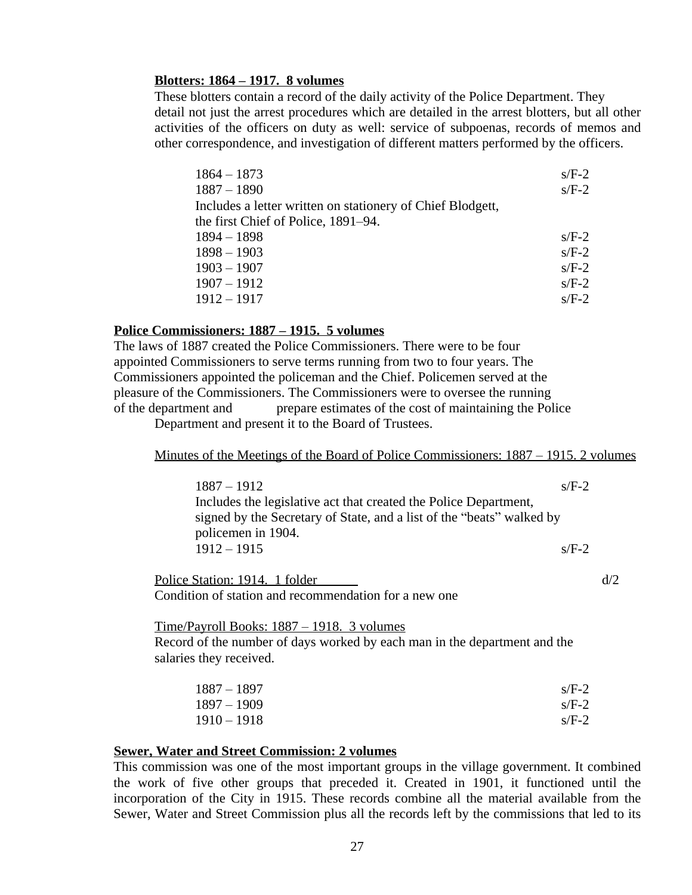**Blotters: 1864 – 1917. 8 volumes**

These blotters contain a record of the daily activity of the Police Department. They detail not just the arrest procedures which are detailed in the arrest blotters, but all other activities of the officers on duty as well: service of subpoenas, records of memos and other correspondence, and investigation of different matters performed by the officers.

| | |
|---|---|
| 1864 – 1873 | s/F-2 |
| 1887 – 1890 | s/F-2 |
| Includes a letter written on stationery of Chief Blodgett, the first Chief of Police, 1891–94. | |
| 1894 – 1898 | s/F-2 |
| 1898 – 1903 | s/F-2 |
| 1903 – 1907 | s/F-2 |
| 1907 – 1912 | s/F-2 |
| 1912 – 1917 | s/F-2 |

**Police Commissioners: 1887 – 1915. 5 volumes**

The laws of 1887 created the Police Commissioners. There were to be four appointed Commissioners to serve terms running from two to four years. The Commissioners appointed the policeman and the Chief. Policemen served at the pleasure of the Commissioners. The Commissioners were to oversee the running of the department and prepare estimates of the cost of maintaining the Police Department and present it to the Board of Trustees.

Minutes of the Meetings of the Board of Police Commissioners: 1887 – 1915. 2 volumes

| | |
|---|---|
| 1887 – 1912 | s/F-2 |
| Includes the legislative act that created the Police Department, signed by the Secretary of State, and a list of the "beats" walked by policemen in 1904. | |
| 1912 – 1915 | s/F-2 |

Police Station: 1914. 1 folder — d/2

Condition of station and recommendation for a new one

Time/Payroll Books: 1887 – 1918. 3 volumes

Record of the number of days worked by each man in the department and the salaries they received.

| | |
|---|---|
| 1887 – 1897 | s/F-2 |
| 1897 – 1909 | s/F-2 |
| 1910 – 1918 | s/F-2 |

**Sewer, Water and Street Commission: 2 volumes**

This commission was one of the most important groups in the village government. It combined the work of five other groups that preceded it. Created in 1901, it functioned until the incorporation of the City in 1915. These records combine all the material available from the Sewer, Water and Street Commission plus all the records left by the commissions that led to its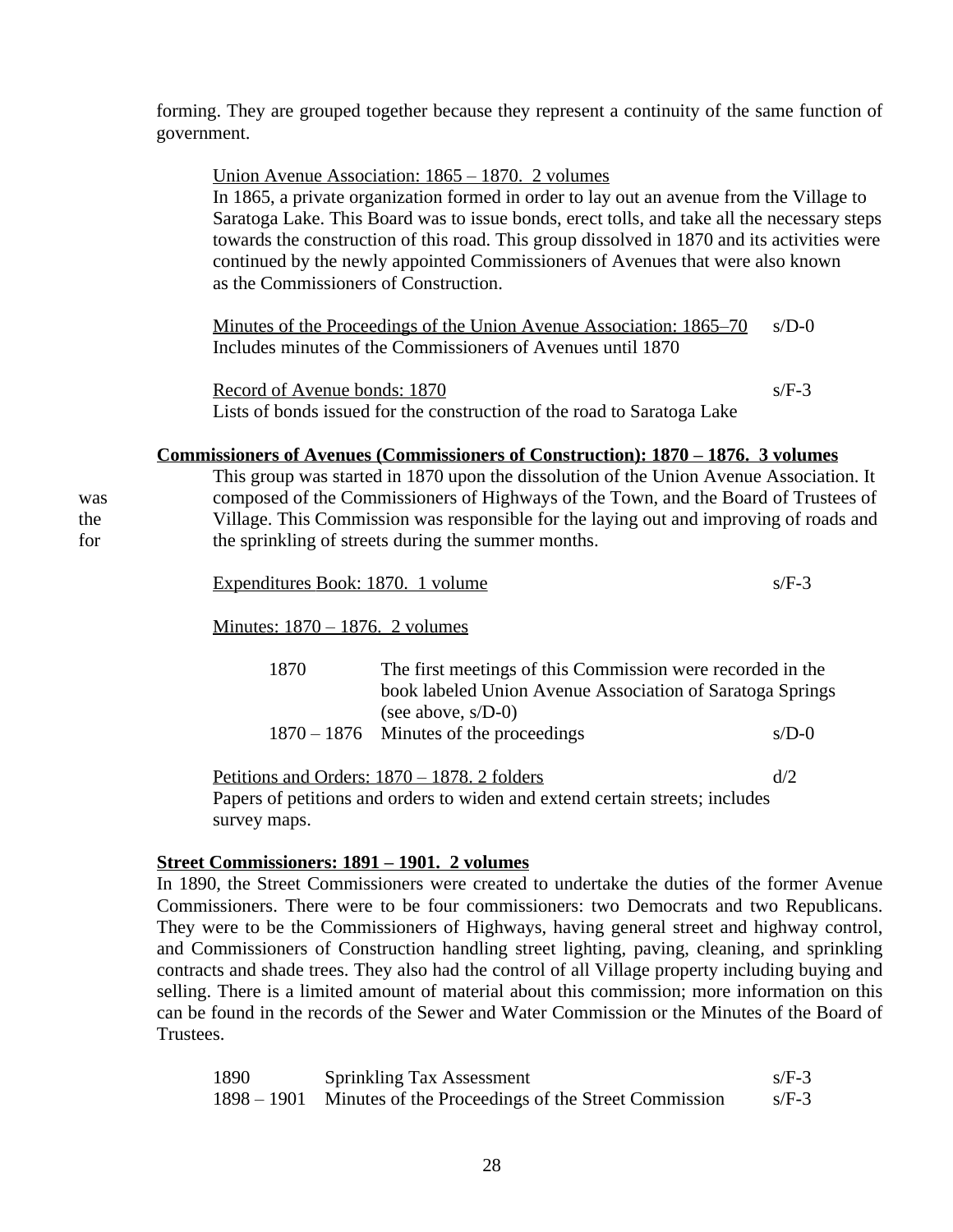forming. They are grouped together because they represent a continuity of the same function of government.

Union Avenue Association: 1865 – 1870. 2 volumes

In 1865, a private organization formed in order to lay out an avenue from the Village to Saratoga Lake. This Board was to issue bonds, erect tolls, and take all the necessary steps towards the construction of this road. This group dissolved in 1870 and its activities were continued by the newly appointed Commissioners of Avenues that were also known as the Commissioners of Construction.

Minutes of the Proceedings of the Union Avenue Association: 1865–70 s/D-0
Includes minutes of the Commissioners of Avenues until 1870

Record of Avenue bonds: 1870 s/F-3
Lists of bonds issued for the construction of the road to Saratoga Lake

**Commissioners of Avenues (Commissioners of Construction): 1870 – 1876. 3 volumes**

This group was started in 1870 upon the dissolution of the Union Avenue Association. It was composed of the Commissioners of Highways of the Town, and the Board of Trustees of the Village. This Commission was responsible for the laying out and improving of roads and for the sprinkling of streets during the summer months.

Expenditures Book: 1870. 1 volume s/F-3

Minutes: 1870 – 1876. 2 volumes

| | | |
|---|---|---|
| 1870 | The first meetings of this Commission were recorded in the book labeled Union Avenue Association of Saratoga Springs (see above, s/D-0) | |
| 1870 – 1876 | Minutes of the proceedings | s/D-0 |

Petitions and Orders: 1870 – 1878. 2 folders d/2
Papers of petitions and orders to widen and extend certain streets; includes survey maps.

**Street Commissioners: 1891 – 1901. 2 volumes**

In 1890, the Street Commissioners were created to undertake the duties of the former Avenue Commissioners. There were to be four commissioners: two Democrats and two Republicans. They were to be the Commissioners of Highways, having general street and highway control, and Commissioners of Construction handling street lighting, paving, cleaning, and sprinkling contracts and shade trees. They also had the control of all Village property including buying and selling. There is a limited amount of material about this commission; more information on this can be found in the records of the Sewer and Water Commission or the Minutes of the Board of Trustees.

| | | |
|---|---|---|
| 1890 | Sprinkling Tax Assessment | s/F-3 |
| 1898 – 1901 | Minutes of the Proceedings of the Street Commission | s/F-3 |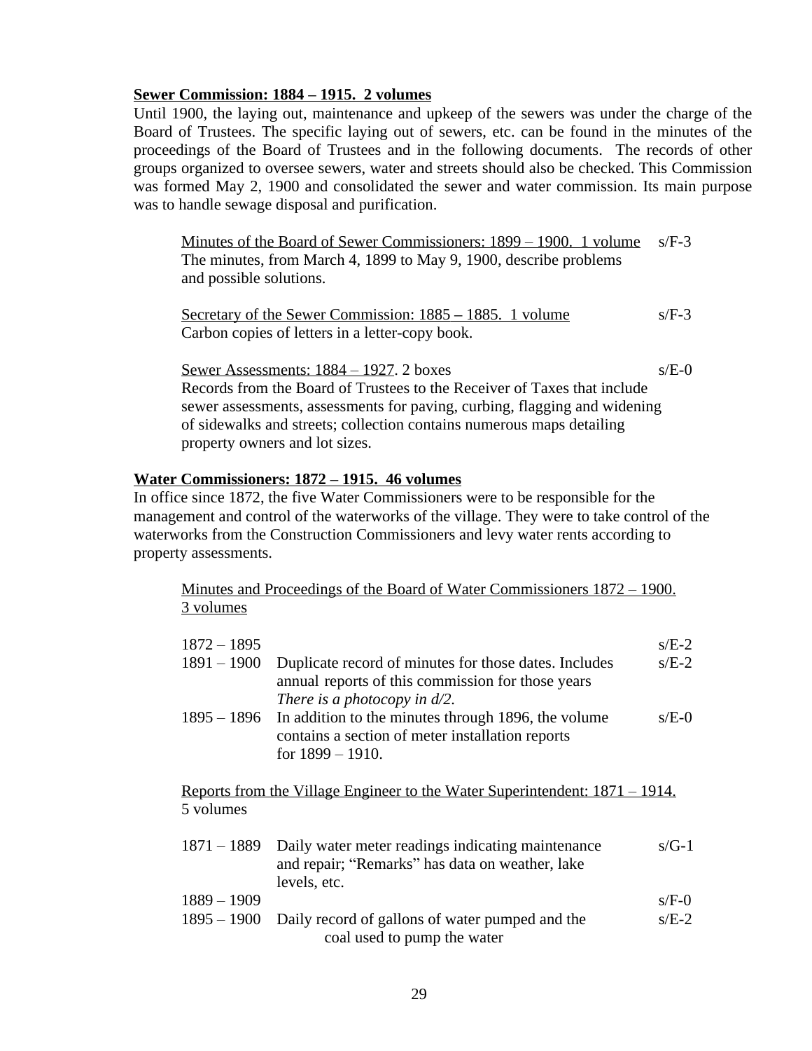**Sewer Commission: 1884 – 1915. 2 volumes**

Until 1900, the laying out, maintenance and upkeep of the sewers was under the charge of the Board of Trustees. The specific laying out of sewers, etc. can be found in the minutes of the proceedings of the Board of Trustees and in the following documents. The records of other groups organized to oversee sewers, water and streets should also be checked. This Commission was formed May 2, 1900 and consolidated the sewer and water commission. Its main purpose was to handle sewage disposal and purification.

Minutes of the Board of Sewer Commissioners: 1899 – 1900. 1 volume — s/F-3
The minutes, from March 4, 1899 to May 9, 1900, describe problems and possible solutions.

Secretary of the Sewer Commission: 1885 – 1885. 1 volume — s/F-3
Carbon copies of letters in a letter-copy book.

Sewer Assessments: 1884 – 1927. 2 boxes — s/E-0
Records from the Board of Trustees to the Receiver of Taxes that include sewer assessments, assessments for paving, curbing, flagging and widening of sidewalks and streets; collection contains numerous maps detailing property owners and lot sizes.

**Water Commissioners: 1872 – 1915. 46 volumes**

In office since 1872, the five Water Commissioners were to be responsible for the management and control of the waterworks of the village. They were to take control of the waterworks from the Construction Commissioners and levy water rents according to property assessments.

Minutes and Proceedings of the Board of Water Commissioners 1872 – 1900. 3 volumes

| | | |
|---|---|---|
| 1872 – 1895 | | s/E-2 |
| 1891 – 1900 | Duplicate record of minutes for those dates. Includes annual reports of this commission for those years *There is a photocopy in d/2.* | s/E-2 |
| 1895 – 1896 | In addition to the minutes through 1896, the volume contains a section of meter installation reports for 1899 – 1910. | s/E-0 |

Reports from the Village Engineer to the Water Superintendent: 1871 – 1914. 5 volumes

| | | |
|---|---|---|
| 1871 – 1889 | Daily water meter readings indicating maintenance and repair; "Remarks" has data on weather, lake levels, etc. | s/G-1 |
| 1889 – 1909 | | s/F-0 |
| 1895 – 1900 | Daily record of gallons of water pumped and the coal used to pump the water | s/E-2 |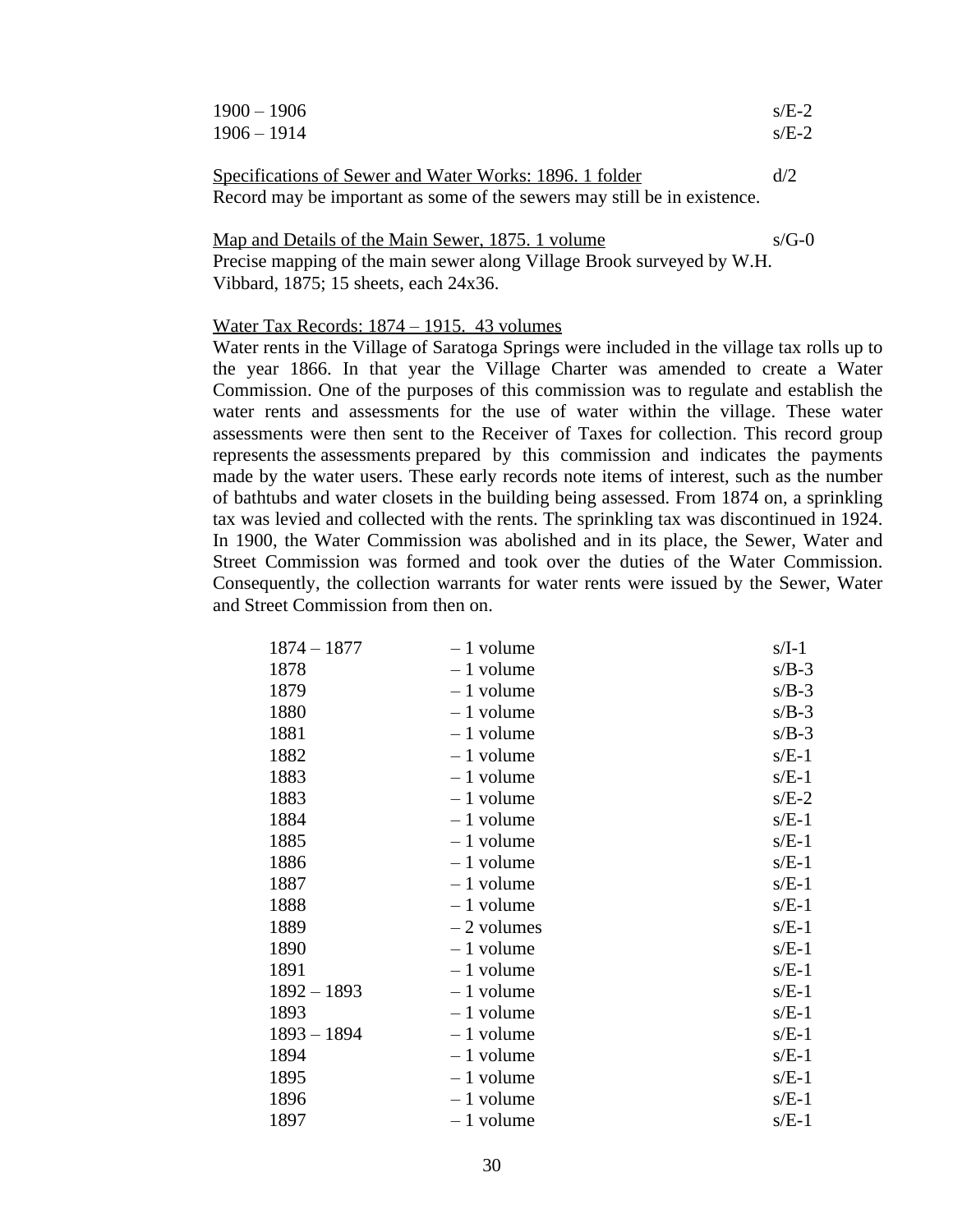| | |
|---|---|
| 1900 – 1906 | s/E-2 |
| 1906 – 1914 | s/E-2 |

<u>Specifications of Sewer and Water Works: 1896. 1 folder</u> d/2
Record may be important as some of the sewers may still be in existence.

<u>Map and Details of the Main Sewer, 1875. 1 volume</u> s/G-0
Precise mapping of the main sewer along Village Brook surveyed by W.H. Vibbard, 1875; 15 sheets, each 24x36.

<u>Water Tax Records: 1874 – 1915. 43 volumes</u>
Water rents in the Village of Saratoga Springs were included in the village tax rolls up to the year 1866. In that year the Village Charter was amended to create a Water Commission. One of the purposes of this commission was to regulate and establish the water rents and assessments for the use of water within the village. These water assessments were then sent to the Receiver of Taxes for collection. This record group represents the assessments prepared by this commission and indicates the payments made by the water users. These early records note items of interest, such as the number of bathtubs and water closets in the building being assessed. From 1874 on, a sprinkling tax was levied and collected with the rents. The sprinkling tax was discontinued in 1924. In 1900, the Water Commission was abolished and in its place, the Sewer, Water and Street Commission was formed and took over the duties of the Water Commission. Consequently, the collection warrants for water rents were issued by the Sewer, Water and Street Commission from then on.

| | | |
|---|---|---|
| 1874 – 1877 | – 1 volume | s/I-1 |
| 1878 | – 1 volume | s/B-3 |
| 1879 | – 1 volume | s/B-3 |
| 1880 | – 1 volume | s/B-3 |
| 1881 | – 1 volume | s/B-3 |
| 1882 | – 1 volume | s/E-1 |
| 1883 | – 1 volume | s/E-1 |
| 1883 | – 1 volume | s/E-2 |
| 1884 | – 1 volume | s/E-1 |
| 1885 | – 1 volume | s/E-1 |
| 1886 | – 1 volume | s/E-1 |
| 1887 | – 1 volume | s/E-1 |
| 1888 | – 1 volume | s/E-1 |
| 1889 | – 2 volumes | s/E-1 |
| 1890 | – 1 volume | s/E-1 |
| 1891 | – 1 volume | s/E-1 |
| 1892 – 1893 | – 1 volume | s/E-1 |
| 1893 | – 1 volume | s/E-1 |
| 1893 – 1894 | – 1 volume | s/E-1 |
| 1894 | – 1 volume | s/E-1 |
| 1895 | – 1 volume | s/E-1 |
| 1896 | – 1 volume | s/E-1 |
| 1897 | – 1 volume | s/E-1 |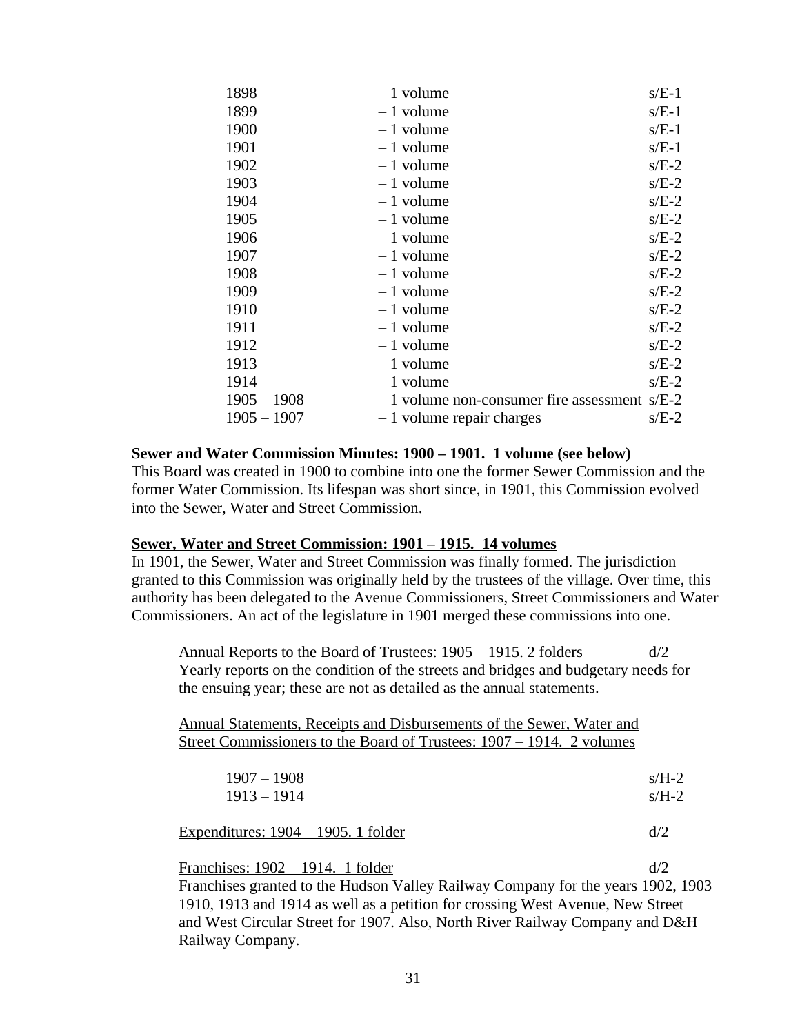| | | |
|---|---|---|
| 1898 | – 1 volume | s/E-1 |
| 1899 | – 1 volume | s/E-1 |
| 1900 | – 1 volume | s/E-1 |
| 1901 | – 1 volume | s/E-1 |
| 1902 | – 1 volume | s/E-2 |
| 1903 | – 1 volume | s/E-2 |
| 1904 | – 1 volume | s/E-2 |
| 1905 | – 1 volume | s/E-2 |
| 1906 | – 1 volume | s/E-2 |
| 1907 | – 1 volume | s/E-2 |
| 1908 | – 1 volume | s/E-2 |
| 1909 | – 1 volume | s/E-2 |
| 1910 | – 1 volume | s/E-2 |
| 1911 | – 1 volume | s/E-2 |
| 1912 | – 1 volume | s/E-2 |
| 1913 | – 1 volume | s/E-2 |
| 1914 | – 1 volume | s/E-2 |
| 1905 – 1908 | – 1 volume non-consumer fire assessment | s/E-2 |
| 1905 – 1907 | – 1 volume repair charges | s/E-2 |

**<u>Sewer and Water Commission Minutes: 1900 – 1901. 1 volume (see below)</u>**
This Board was created in 1900 to combine into one the former Sewer Commission and the former Water Commission. Its lifespan was short since, in 1901, this Commission evolved into the Sewer, Water and Street Commission.

**<u>Sewer, Water and Street Commission: 1901 – 1915. 14 volumes</u>**
In 1901, the Sewer, Water and Street Commission was finally formed. The jurisdiction granted to this Commission was originally held by the trustees of the village. Over time, this authority has been delegated to the Avenue Commissioners, Street Commissioners and Water Commissioners. An act of the legislature in 1901 merged these commissions into one.

<u>Annual Reports to the Board of Trustees: 1905 – 1915. 2 folders</u> d/2
Yearly reports on the condition of the streets and bridges and budgetary needs for the ensuing year; these are not as detailed as the annual statements.

<u>Annual Statements, Receipts and Disbursements of the Sewer, Water and Street Commissioners to the Board of Trustees: 1907 – 1914. 2 volumes</u>

| | |
|---|---|
| 1907 – 1908 | s/H-2 |
| 1913 – 1914 | s/H-2 |

<u>Expenditures: 1904 – 1905. 1 folder</u> d/2

<u>Franchises: 1902 – 1914. 1 folder</u> d/2
Franchises granted to the Hudson Valley Railway Company for the years 1902, 1903 1910, 1913 and 1914 as well as a petition for crossing West Avenue, New Street and West Circular Street for 1907. Also, North River Railway Company and D&H Railway Company.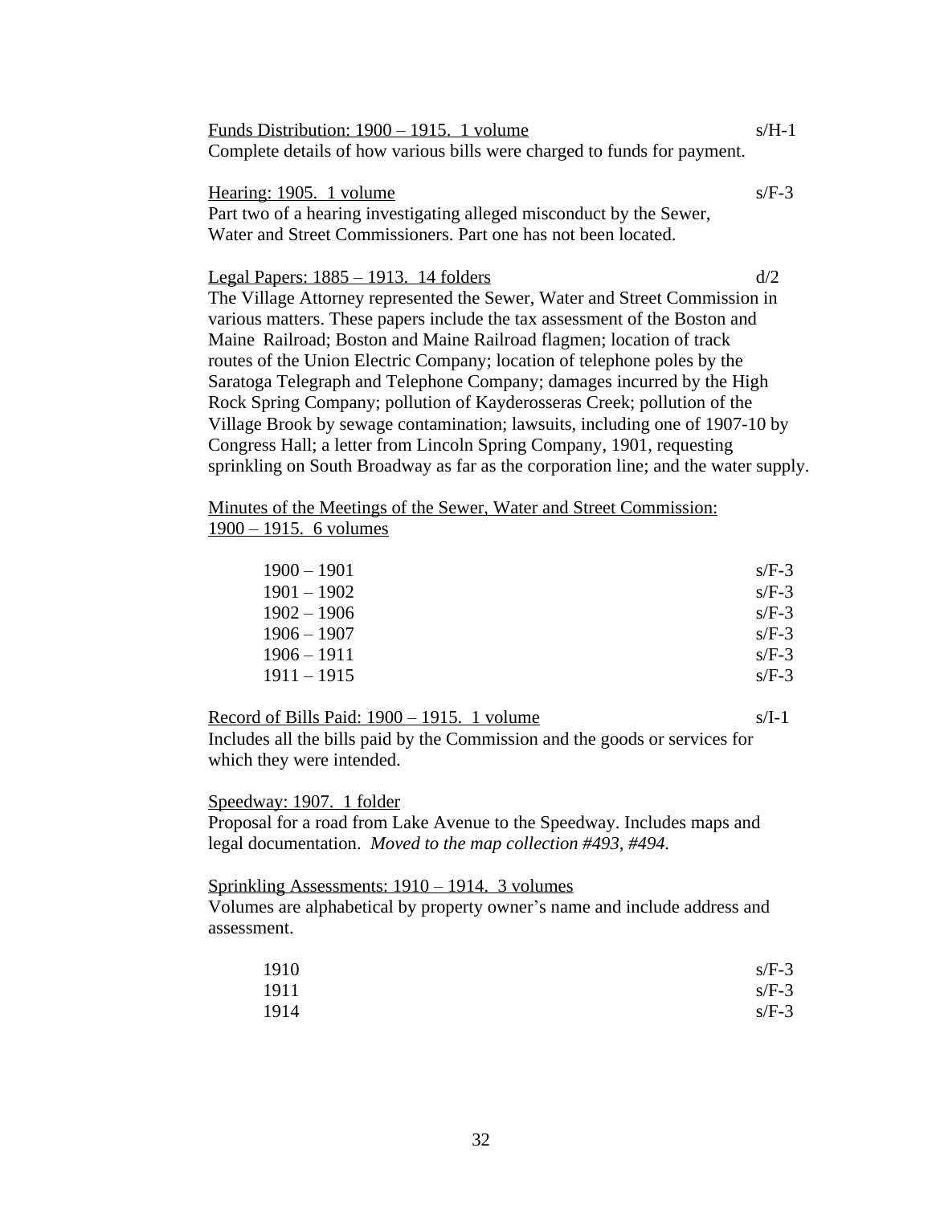Funds Distribution: 1900 – 1915. 1 volume s/H-1

Complete details of how various bills were charged to funds for payment.

Hearing: 1905. 1 volume s/F-3

Part two of a hearing investigating alleged misconduct by the Sewer, Water and Street Commissioners. Part one has not been located.

Legal Papers: 1885 – 1913. 14 folders d/2

The Village Attorney represented the Sewer, Water and Street Commission in various matters. These papers include the tax assessment of the Boston and Maine Railroad; Boston and Maine Railroad flagmen; location of track routes of the Union Electric Company; location of telephone poles by the Saratoga Telegraph and Telephone Company; damages incurred by the High Rock Spring Company; pollution of Kayderosseras Creek; pollution of the Village Brook by sewage contamination; lawsuits, including one of 1907-10 by Congress Hall; a letter from Lincoln Spring Company, 1901, requesting sprinkling on South Broadway as far as the corporation line; and the water supply.

Minutes of the Meetings of the Sewer, Water and Street Commission: 1900 – 1915. 6 volumes

| | |
|---|---|
| 1900 – 1901 | s/F-3 |
| 1901 – 1902 | s/F-3 |
| 1902 – 1906 | s/F-3 |
| 1906 – 1907 | s/F-3 |
| 1906 – 1911 | s/F-3 |
| 1911 – 1915 | s/F-3 |

Record of Bills Paid: 1900 – 1915. 1 volume s/I-1

Includes all the bills paid by the Commission and the goods or services for which they were intended.

Speedway: 1907. 1 folder

Proposal for a road from Lake Avenue to the Speedway. Includes maps and legal documentation. *Moved to the map collection #493, #494.*

Sprinkling Assessments: 1910 – 1914. 3 volumes

Volumes are alphabetical by property owner's name and include address and assessment.

| | |
|---|---|
| 1910 | s/F-3 |
| 1911 | s/F-3 |
| 1914 | s/F-3 |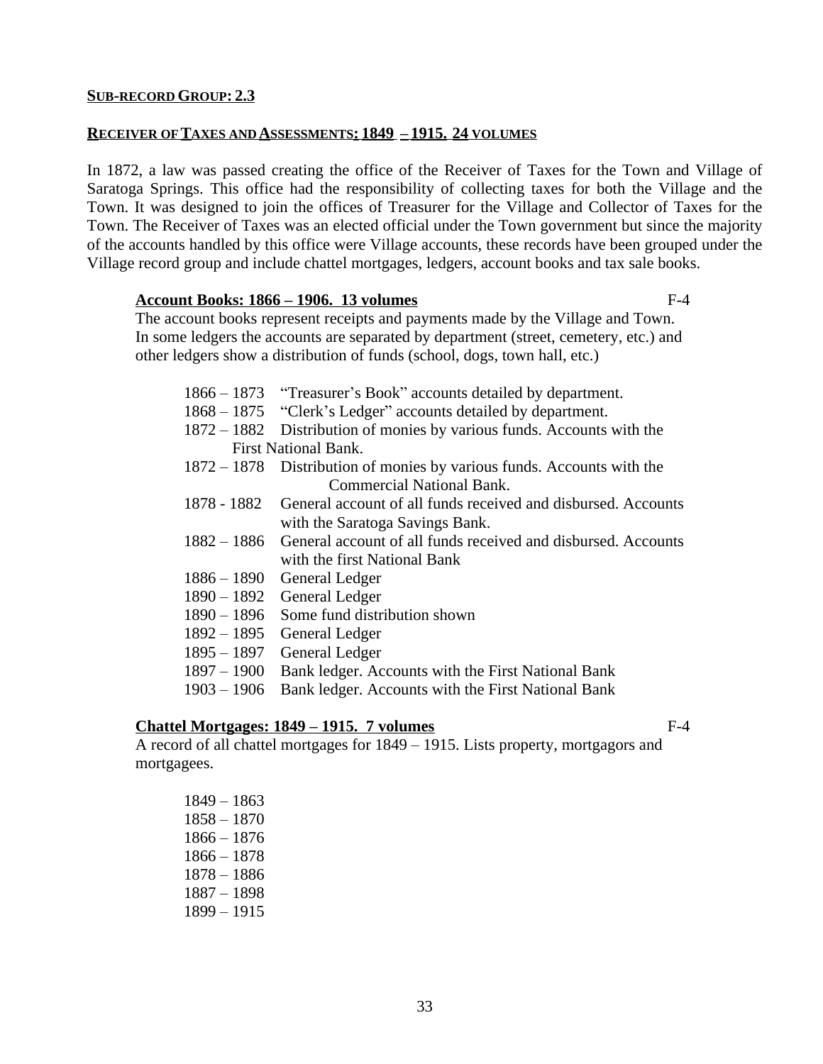**SUB-RECORD GROUP: 2.3**

**RECEIVER OF TAXES AND ASSESSMENTS: 1849 – 1915. 24 VOLUMES**

In 1872, a law was passed creating the office of the Receiver of Taxes for the Town and Village of Saratoga Springs. This office had the responsibility of collecting taxes for both the Village and the Town. It was designed to join the offices of Treasurer for the Village and Collector of Taxes for the Town. The Receiver of Taxes was an elected official under the Town government but since the majority of the accounts handled by this office were Village accounts, these records have been grouped under the Village record group and include chattel mortgages, ledgers, account books and tax sale books.

**Account Books: 1866 – 1906. 13 volumes** F-4

The account books represent receipts and payments made by the Village and Town. In some ledgers the accounts are separated by department (street, cemetery, etc.) and other ledgers show a distribution of funds (school, dogs, town hall, etc.)

1866 – 1873 "Treasurer's Book" accounts detailed by department.
1868 – 1875 "Clerk's Ledger" accounts detailed by department.
1872 – 1882 Distribution of monies by various funds. Accounts with the First National Bank.
1872 – 1878 Distribution of monies by various funds. Accounts with the Commercial National Bank.
1878 - 1882 General account of all funds received and disbursed. Accounts with the Saratoga Savings Bank.
1882 – 1886 General account of all funds received and disbursed. Accounts with the first National Bank
1886 – 1890 General Ledger
1890 – 1892 General Ledger
1890 – 1896 Some fund distribution shown
1892 – 1895 General Ledger
1895 – 1897 General Ledger
1897 – 1900 Bank ledger. Accounts with the First National Bank
1903 – 1906 Bank ledger. Accounts with the First National Bank

**Chattel Mortgages: 1849 – 1915. 7 volumes** F-4

A record of all chattel mortgages for 1849 – 1915. Lists property, mortgagors and mortgagees.

1849 – 1863
1858 – 1870
1866 – 1876
1866 – 1878
1878 – 1886
1887 – 1898
1899 – 1915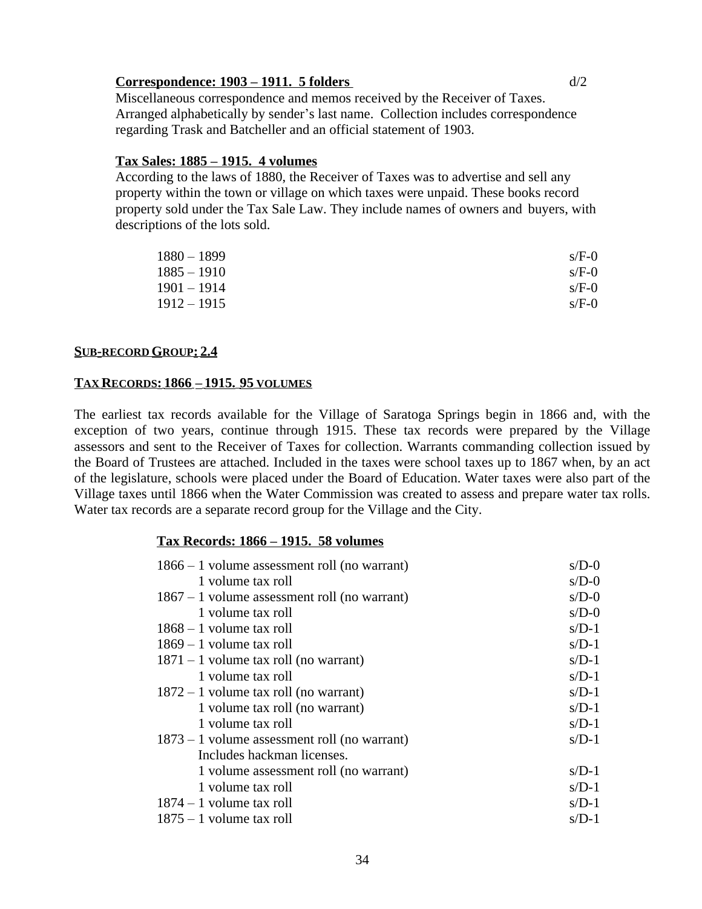**Correspondence: 1903 – 1911. 5 folders** d/2

Miscellaneous correspondence and memos received by the Receiver of Taxes. Arranged alphabetically by sender's last name. Collection includes correspondence regarding Trask and Batcheller and an official statement of 1903.

**Tax Sales: 1885 – 1915. 4 volumes**

According to the laws of 1880, the Receiver of Taxes was to advertise and sell any property within the town or village on which taxes were unpaid. These books record property sold under the Tax Sale Law. They include names of owners and buyers, with descriptions of the lots sold.

| | |
|---|---|
| 1880 – 1899 | s/F-0 |
| 1885 – 1910 | s/F-0 |
| 1901 – 1914 | s/F-0 |
| 1912 – 1915 | s/F-0 |

## SUB-RECORD GROUP: 2.4

## TAX RECORDS: 1866 – 1915. 95 VOLUMES

The earliest tax records available for the Village of Saratoga Springs begin in 1866 and, with the exception of two years, continue through 1915. These tax records were prepared by the Village assessors and sent to the Receiver of Taxes for collection. Warrants commanding collection issued by the Board of Trustees are attached. Included in the taxes were school taxes up to 1867 when, by an act of the legislature, schools were placed under the Board of Education. Water taxes were also part of the Village taxes until 1866 when the Water Commission was created to assess and prepare water tax rolls. Water tax records are a separate record group for the Village and the City.

**Tax Records: 1866 – 1915. 58 volumes**

| | |
|---|---|
| 1866 – 1 volume assessment roll (no warrant) | s/D-0 |
| 1 volume tax roll | s/D-0 |
| 1867 – 1 volume assessment roll (no warrant) | s/D-0 |
| 1 volume tax roll | s/D-0 |
| 1868 – 1 volume tax roll | s/D-1 |
| 1869 – 1 volume tax roll | s/D-1 |
| 1871 – 1 volume tax roll (no warrant) | s/D-1 |
| 1 volume tax roll | s/D-1 |
| 1872 – 1 volume tax roll (no warrant) | s/D-1 |
| 1 volume tax roll (no warrant) | s/D-1 |
| 1 volume tax roll | s/D-1 |
| 1873 – 1 volume assessment roll (no warrant) Includes hackman licenses. | s/D-1 |
| 1 volume assessment roll (no warrant) | s/D-1 |
| 1 volume tax roll | s/D-1 |
| 1874 – 1 volume tax roll | s/D-1 |
| 1875 – 1 volume tax roll | s/D-1 |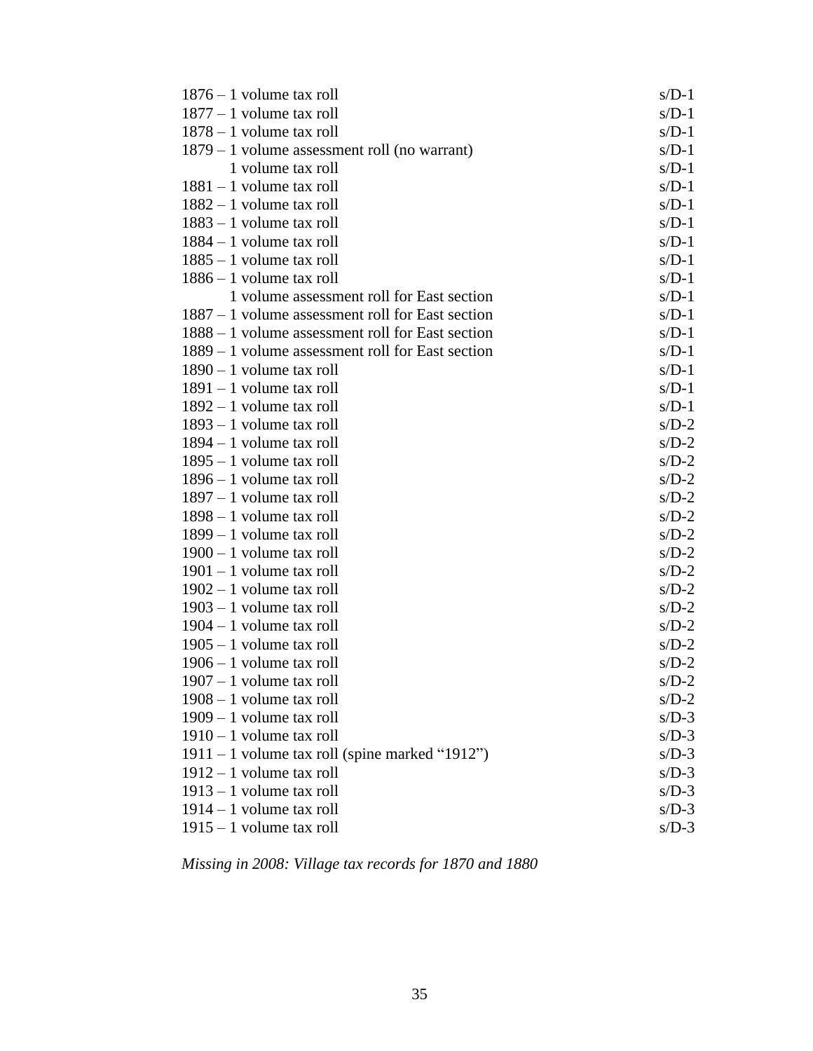| | |
|---|---|
| 1876 – 1 volume tax roll | s/D-1 |
| 1877 – 1 volume tax roll | s/D-1 |
| 1878 – 1 volume tax roll | s/D-1 |
| 1879 – 1 volume assessment roll (no warrant) | s/D-1 |
| 1 volume tax roll | s/D-1 |
| 1881 – 1 volume tax roll | s/D-1 |
| 1882 – 1 volume tax roll | s/D-1 |
| 1883 – 1 volume tax roll | s/D-1 |
| 1884 – 1 volume tax roll | s/D-1 |
| 1885 – 1 volume tax roll | s/D-1 |
| 1886 – 1 volume tax roll | s/D-1 |
| 1 volume assessment roll for East section | s/D-1 |
| 1887 – 1 volume assessment roll for East section | s/D-1 |
| 1888 – 1 volume assessment roll for East section | s/D-1 |
| 1889 – 1 volume assessment roll for East section | s/D-1 |
| 1890 – 1 volume tax roll | s/D-1 |
| 1891 – 1 volume tax roll | s/D-1 |
| 1892 – 1 volume tax roll | s/D-1 |
| 1893 – 1 volume tax roll | s/D-2 |
| 1894 – 1 volume tax roll | s/D-2 |
| 1895 – 1 volume tax roll | s/D-2 |
| 1896 – 1 volume tax roll | s/D-2 |
| 1897 – 1 volume tax roll | s/D-2 |
| 1898 – 1 volume tax roll | s/D-2 |
| 1899 – 1 volume tax roll | s/D-2 |
| 1900 – 1 volume tax roll | s/D-2 |
| 1901 – 1 volume tax roll | s/D-2 |
| 1902 – 1 volume tax roll | s/D-2 |
| 1903 – 1 volume tax roll | s/D-2 |
| 1904 – 1 volume tax roll | s/D-2 |
| 1905 – 1 volume tax roll | s/D-2 |
| 1906 – 1 volume tax roll | s/D-2 |
| 1907 – 1 volume tax roll | s/D-2 |
| 1908 – 1 volume tax roll | s/D-2 |
| 1909 – 1 volume tax roll | s/D-3 |
| 1910 – 1 volume tax roll | s/D-3 |
| 1911 – 1 volume tax roll (spine marked "1912") | s/D-3 |
| 1912 – 1 volume tax roll | s/D-3 |
| 1913 – 1 volume tax roll | s/D-3 |
| 1914 – 1 volume tax roll | s/D-3 |
| 1915 – 1 volume tax roll | s/D-3 |

*Missing in 2008: Village tax records for 1870 and 1880*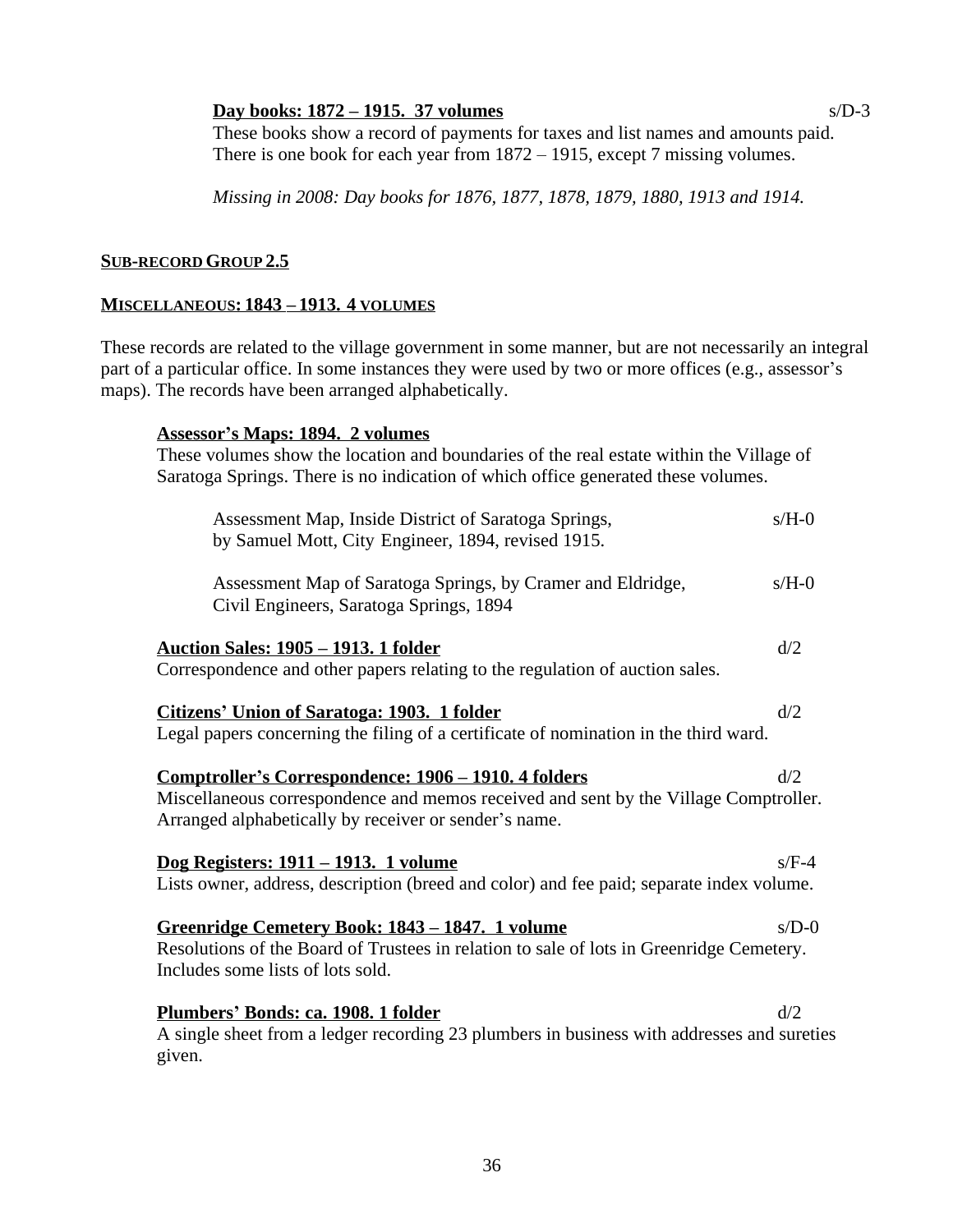**Day books: 1872 – 1915. 37 volumes** s/D-3

These books show a record of payments for taxes and list names and amounts paid. There is one book for each year from 1872 – 1915, except 7 missing volumes.

*Missing in 2008: Day books for 1876, 1877, 1878, 1879, 1880, 1913 and 1914.*

## SUB-RECORD GROUP 2.5

## MISCELLANEOUS: 1843 – 1913. 4 VOLUMES

These records are related to the village government in some manner, but are not necessarily an integral part of a particular office. In some instances they were used by two or more offices (e.g., assessor's maps). The records have been arranged alphabetically.

**Assessor's Maps: 1894. 2 volumes**

These volumes show the location and boundaries of the real estate within the Village of Saratoga Springs. There is no indication of which office generated these volumes.

Assessment Map, Inside District of Saratoga Springs, by Samuel Mott, City Engineer, 1894, revised 1915. s/H-0

Assessment Map of Saratoga Springs, by Cramer and Eldridge, Civil Engineers, Saratoga Springs, 1894 s/H-0

**Auction Sales: 1905 – 1913. 1 folder** d/2

Correspondence and other papers relating to the regulation of auction sales.

**Citizens' Union of Saratoga: 1903. 1 folder** d/2

Legal papers concerning the filing of a certificate of nomination in the third ward.

**Comptroller's Correspondence: 1906 – 1910. 4 folders** d/2

Miscellaneous correspondence and memos received and sent by the Village Comptroller. Arranged alphabetically by receiver or sender's name.

**Dog Registers: 1911 – 1913. 1 volume** s/F-4

Lists owner, address, description (breed and color) and fee paid; separate index volume.

**Greenridge Cemetery Book: 1843 – 1847. 1 volume** s/D-0

Resolutions of the Board of Trustees in relation to sale of lots in Greenridge Cemetery. Includes some lists of lots sold.

**Plumbers' Bonds: ca. 1908. 1 folder** d/2

A single sheet from a ledger recording 23 plumbers in business with addresses and sureties given.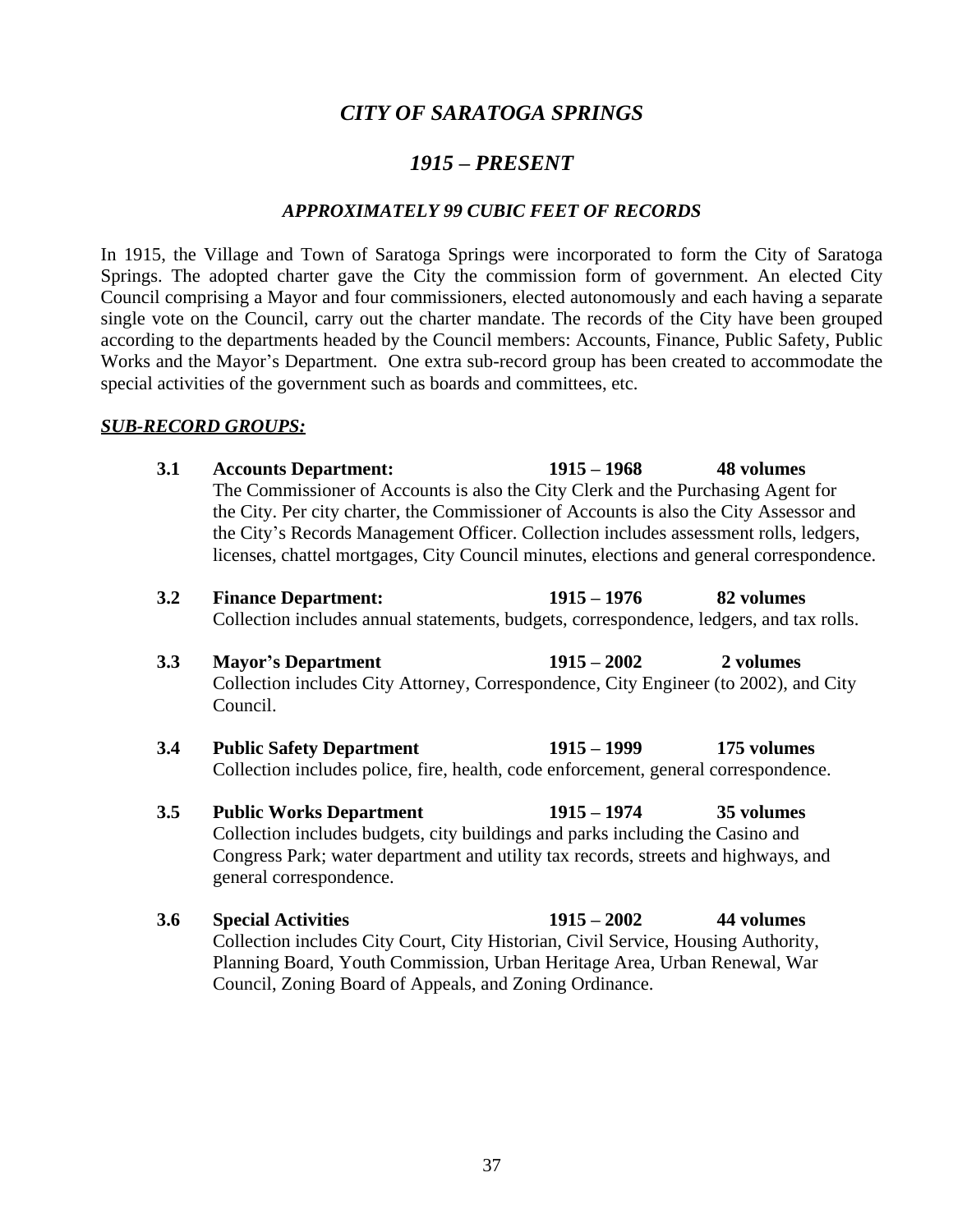# *CITY OF SARATOGA SPRINGS*

## *1915 – PRESENT*

### *APPROXIMATELY 99 CUBIC FEET OF RECORDS*

In 1915, the Village and Town of Saratoga Springs were incorporated to form the City of Saratoga Springs. The adopted charter gave the City the commission form of government. An elected City Council comprising a Mayor and four commissioners, elected autonomously and each having a separate single vote on the Council, carry out the charter mandate. The records of the City have been grouped according to the departments headed by the Council members: Accounts, Finance, Public Safety, Public Works and the Mayor's Department. One extra sub-record group has been created to accommodate the special activities of the government such as boards and committees, etc.

***SUB-RECORD GROUPS:***

**3.1 Accounts Department: 1915 – 1968 48 volumes**
The Commissioner of Accounts is also the City Clerk and the Purchasing Agent for the City. Per city charter, the Commissioner of Accounts is also the City Assessor and the City's Records Management Officer. Collection includes assessment rolls, ledgers, licenses, chattel mortgages, City Council minutes, elections and general correspondence.

**3.2 Finance Department: 1915 – 1976 82 volumes**
Collection includes annual statements, budgets, correspondence, ledgers, and tax rolls.

**3.3 Mayor's Department 1915 – 2002 2 volumes**
Collection includes City Attorney, Correspondence, City Engineer (to 2002), and City Council.

**3.4 Public Safety Department 1915 – 1999 175 volumes**
Collection includes police, fire, health, code enforcement, general correspondence.

**3.5 Public Works Department 1915 – 1974 35 volumes**
Collection includes budgets, city buildings and parks including the Casino and Congress Park; water department and utility tax records, streets and highways, and general correspondence.

**3.6 Special Activities 1915 – 2002 44 volumes**
Collection includes City Court, City Historian, Civil Service, Housing Authority, Planning Board, Youth Commission, Urban Heritage Area, Urban Renewal, War Council, Zoning Board of Appeals, and Zoning Ordinance.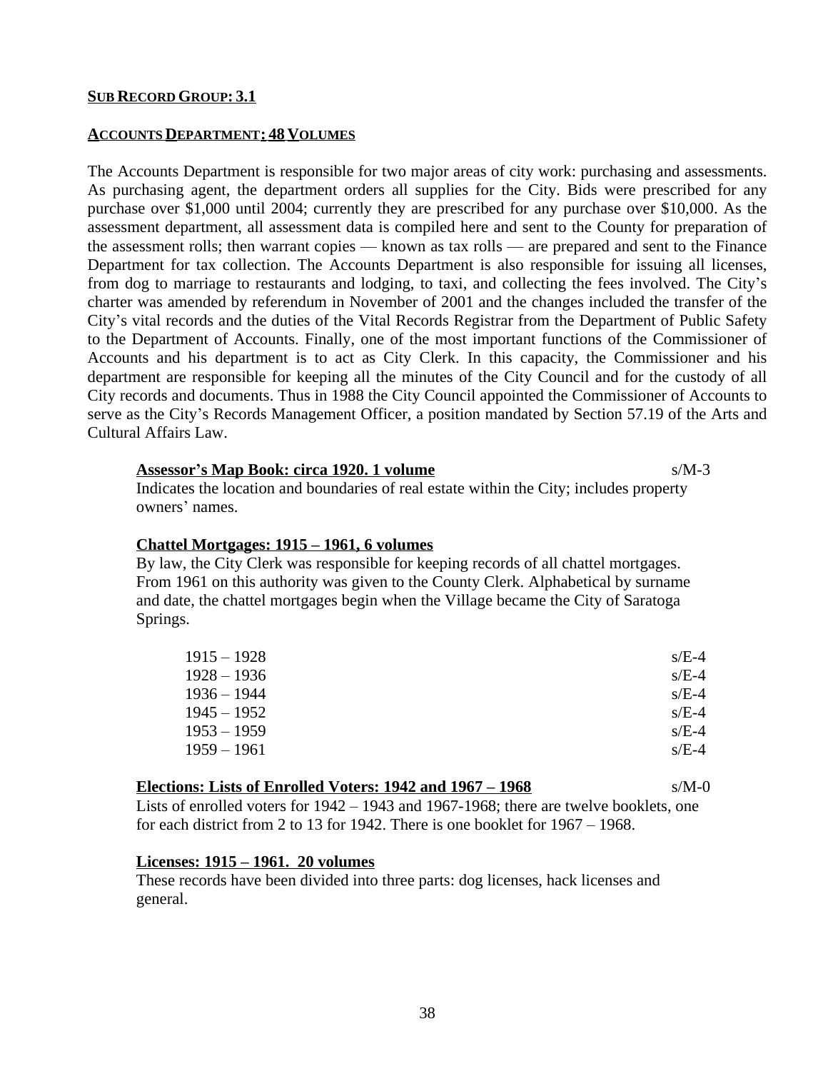**SUB RECORD GROUP: 3.1**

**ACCOUNTS DEPARTMENT: 48 VOLUMES**

The Accounts Department is responsible for two major areas of city work: purchasing and assessments. As purchasing agent, the department orders all supplies for the City. Bids were prescribed for any purchase over $1,000 until 2004; currently they are prescribed for any purchase over $10,000. As the assessment department, all assessment data is compiled here and sent to the County for preparation of the assessment rolls; then warrant copies — known as tax rolls — are prepared and sent to the Finance Department for tax collection. The Accounts Department is also responsible for issuing all licenses, from dog to marriage to restaurants and lodging, to taxi, and collecting the fees involved. The City's charter was amended by referendum in November of 2001 and the changes included the transfer of the City's vital records and the duties of the Vital Records Registrar from the Department of Public Safety to the Department of Accounts. Finally, one of the most important functions of the Commissioner of Accounts and his department is to act as City Clerk. In this capacity, the Commissioner and his department are responsible for keeping all the minutes of the City Council and for the custody of all City records and documents. Thus in 1988 the City Council appointed the Commissioner of Accounts to serve as the City's Records Management Officer, a position mandated by Section 57.19 of the Arts and Cultural Affairs Law.

**Assessor's Map Book: circa 1920. 1 volume** s/M-3

Indicates the location and boundaries of real estate within the City; includes property owners' names.

**Chattel Mortgages: 1915 – 1961, 6 volumes**

By law, the City Clerk was responsible for keeping records of all chattel mortgages. From 1961 on this authority was given to the County Clerk. Alphabetical by surname and date, the chattel mortgages begin when the Village became the City of Saratoga Springs.

| | |
|---|---|
| 1915 – 1928 | s/E-4 |
| 1928 – 1936 | s/E-4 |
| 1936 – 1944 | s/E-4 |
| 1945 – 1952 | s/E-4 |
| 1953 – 1959 | s/E-4 |
| 1959 – 1961 | s/E-4 |

**Elections: Lists of Enrolled Voters: 1942 and 1967 – 1968** s/M-0

Lists of enrolled voters for 1942 – 1943 and 1967-1968; there are twelve booklets, one for each district from 2 to 13 for 1942. There is one booklet for 1967 – 1968.

**Licenses: 1915 – 1961. 20 volumes**

These records have been divided into three parts: dog licenses, hack licenses and general.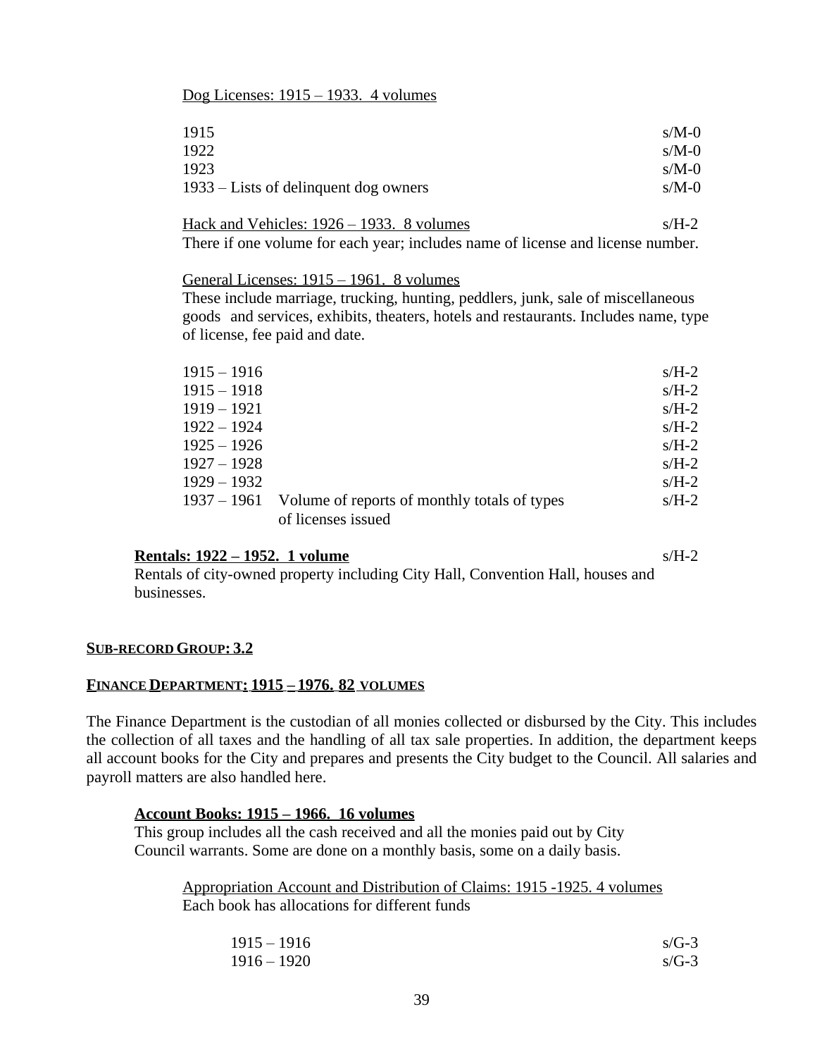Dog Licenses: 1915 – 1933. 4 volumes

| | |
|---|---|
| 1915 | s/M-0 |
| 1922 | s/M-0 |
| 1923 | s/M-0 |
| 1933 – Lists of delinquent dog owners | s/M-0 |

Hack and Vehicles: 1926 – 1933. 8 volumes s/H-2

There if one volume for each year; includes name of license and license number.

General Licenses: 1915 – 1961. 8 volumes

These include marriage, trucking, hunting, peddlers, junk, sale of miscellaneous goods and services, exhibits, theaters, hotels and restaurants. Includes name, type of license, fee paid and date.

| | | |
|---|---|---|
| 1915 – 1916 | | s/H-2 |
| 1915 – 1918 | | s/H-2 |
| 1919 – 1921 | | s/H-2 |
| 1922 – 1924 | | s/H-2 |
| 1925 – 1926 | | s/H-2 |
| 1927 – 1928 | | s/H-2 |
| 1929 – 1932 | | s/H-2 |
| 1937 – 1961 | Volume of reports of monthly totals of types of licenses issued | s/H-2 |

**Rentals: 1922 – 1952. 1 volume** s/H-2

Rentals of city-owned property including City Hall, Convention Hall, houses and businesses.

## SUB-RECORD GROUP: 3.2

## FINANCE DEPARTMENT: 1915 – 1976. 82 VOLUMES

The Finance Department is the custodian of all monies collected or disbursed by the City. This includes the collection of all taxes and the handling of all tax sale properties. In addition, the department keeps all account books for the City and prepares and presents the City budget to the Council. All salaries and payroll matters are also handled here.

**Account Books: 1915 – 1966. 16 volumes**

This group includes all the cash received and all the monies paid out by City Council warrants. Some are done on a monthly basis, some on a daily basis.

Appropriation Account and Distribution of Claims: 1915 -1925. 4 volumes

Each book has allocations for different funds

| | |
|---|---|
| 1915 – 1916 | s/G-3 |
| 1916 – 1920 | s/G-3 |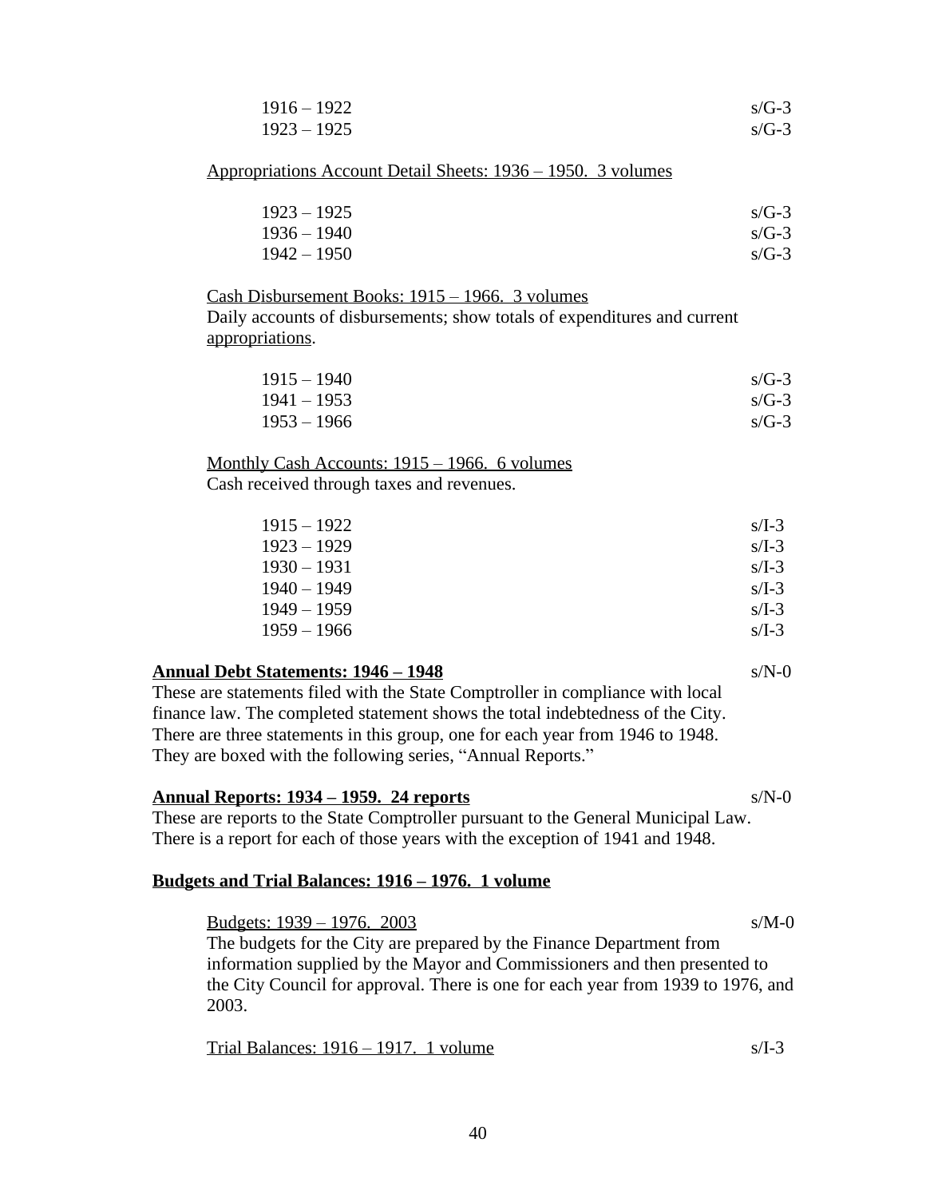| | |
|---|---|
| 1916 – 1922 | s/G-3 |
| 1923 – 1925 | s/G-3 |

Appropriations Account Detail Sheets: 1936 – 1950. 3 volumes

| | |
|---|---|
| 1923 – 1925 | s/G-3 |
| 1936 – 1940 | s/G-3 |
| 1942 – 1950 | s/G-3 |

Cash Disbursement Books: 1915 – 1966. 3 volumes

Daily accounts of disbursements; show totals of expenditures and current appropriations.

| | |
|---|---|
| 1915 – 1940 | s/G-3 |
| 1941 – 1953 | s/G-3 |
| 1953 – 1966 | s/G-3 |

Monthly Cash Accounts: 1915 – 1966. 6 volumes

Cash received through taxes and revenues.

| | |
|---|---|
| 1915 – 1922 | s/I-3 |
| 1923 – 1929 | s/I-3 |
| 1930 – 1931 | s/I-3 |
| 1940 – 1949 | s/I-3 |
| 1949 – 1959 | s/I-3 |
| 1959 – 1966 | s/I-3 |

**Annual Debt Statements: 1946 – 1948** s/N-0

These are statements filed with the State Comptroller in compliance with local finance law. The completed statement shows the total indebtedness of the City. There are three statements in this group, one for each year from 1946 to 1948. They are boxed with the following series, "Annual Reports."

**Annual Reports: 1934 – 1959. 24 reports** s/N-0

These are reports to the State Comptroller pursuant to the General Municipal Law. There is a report for each of those years with the exception of 1941 and 1948.

**Budgets and Trial Balances: 1916 – 1976. 1 volume**

Budgets: 1939 – 1976. 2003 s/M-0

The budgets for the City are prepared by the Finance Department from information supplied by the Mayor and Commissioners and then presented to the City Council for approval. There is one for each year from 1939 to 1976, and 2003.

Trial Balances: 1916 – 1917. 1 volume s/I-3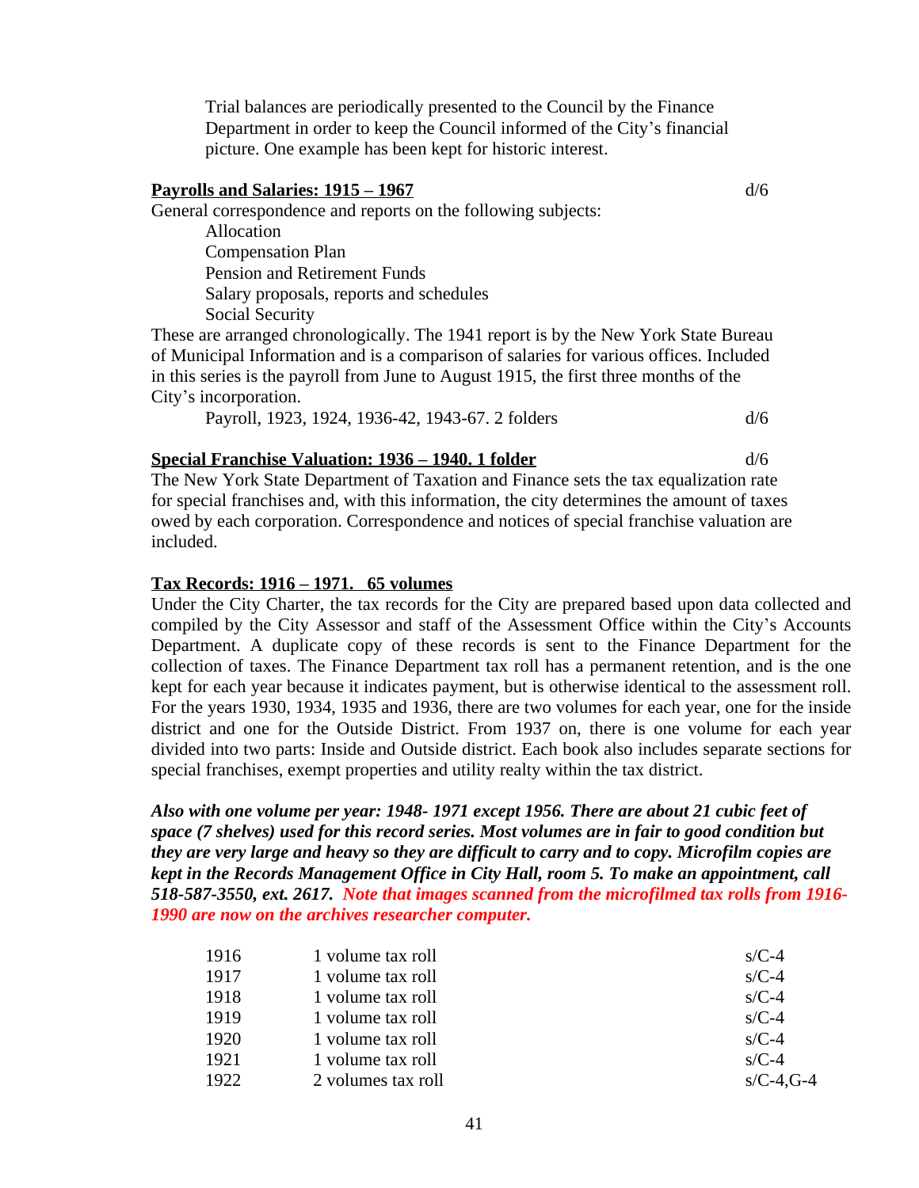Trial balances are periodically presented to the Council by the Finance Department in order to keep the Council informed of the City's financial picture. One example has been kept for historic interest.

**Payrolls and Salaries: 1915 – 1967** d/6

General correspondence and reports on the following subjects:

- Allocation
- Compensation Plan
- Pension and Retirement Funds
- Salary proposals, reports and schedules
- Social Security

These are arranged chronologically. The 1941 report is by the New York State Bureau of Municipal Information and is a comparison of salaries for various offices. Included in this series is the payroll from June to August 1915, the first three months of the City's incorporation.

Payroll, 1923, 1924, 1936-42, 1943-67. 2 folders d/6

**Special Franchise Valuation: 1936 – 1940. 1 folder** d/6

The New York State Department of Taxation and Finance sets the tax equalization rate for special franchises and, with this information, the city determines the amount of taxes owed by each corporation. Correspondence and notices of special franchise valuation are included.

**Tax Records: 1916 – 1971. 65 volumes**

Under the City Charter, the tax records for the City are prepared based upon data collected and compiled by the City Assessor and staff of the Assessment Office within the City's Accounts Department. A duplicate copy of these records is sent to the Finance Department for the collection of taxes. The Finance Department tax roll has a permanent retention, and is the one kept for each year because it indicates payment, but is otherwise identical to the assessment roll. For the years 1930, 1934, 1935 and 1936, there are two volumes for each year, one for the inside district and one for the Outside District. From 1937 on, there is one volume for each year divided into two parts: Inside and Outside district. Each book also includes separate sections for special franchises, exempt properties and utility realty within the tax district.

***Also with one volume per year: 1948- 1971 except 1956. There are about 21 cubic feet of space (7 shelves) used for this record series. Most volumes are in fair to good condition but they are very large and heavy so they are difficult to carry and to copy. Microfilm copies are kept in the Records Management Office in City Hall, room 5. To make an appointment, call 518-587-3550, ext. 2617. Note that images scanned from the microfilmed tax rolls from 1916-1990 are now on the archives researcher computer.***

| | | |
|---|---|---|
| 1916 | 1 volume tax roll | s/C-4 |
| 1917 | 1 volume tax roll | s/C-4 |
| 1918 | 1 volume tax roll | s/C-4 |
| 1919 | 1 volume tax roll | s/C-4 |
| 1920 | 1 volume tax roll | s/C-4 |
| 1921 | 1 volume tax roll | s/C-4 |
| 1922 | 2 volumes tax roll | s/C-4,G-4 |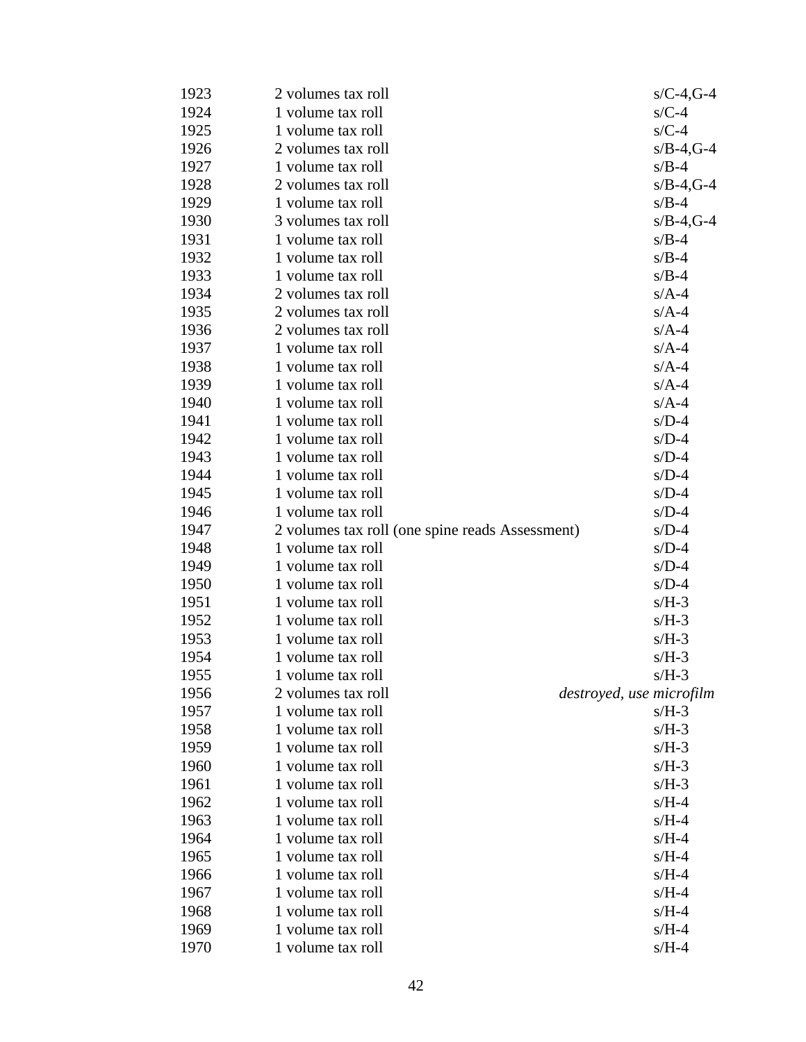| | | |
|---|---|---|
| 1923 | 2 volumes tax roll | s/C-4,G-4 |
| 1924 | 1 volume tax roll | s/C-4 |
| 1925 | 1 volume tax roll | s/C-4 |
| 1926 | 2 volumes tax roll | s/B-4,G-4 |
| 1927 | 1 volume tax roll | s/B-4 |
| 1928 | 2 volumes tax roll | s/B-4,G-4 |
| 1929 | 1 volume tax roll | s/B-4 |
| 1930 | 3 volumes tax roll | s/B-4,G-4 |
| 1931 | 1 volume tax roll | s/B-4 |
| 1932 | 1 volume tax roll | s/B-4 |
| 1933 | 1 volume tax roll | s/B-4 |
| 1934 | 2 volumes tax roll | s/A-4 |
| 1935 | 2 volumes tax roll | s/A-4 |
| 1936 | 2 volumes tax roll | s/A-4 |
| 1937 | 1 volume tax roll | s/A-4 |
| 1938 | 1 volume tax roll | s/A-4 |
| 1939 | 1 volume tax roll | s/A-4 |
| 1940 | 1 volume tax roll | s/A-4 |
| 1941 | 1 volume tax roll | s/D-4 |
| 1942 | 1 volume tax roll | s/D-4 |
| 1943 | 1 volume tax roll | s/D-4 |
| 1944 | 1 volume tax roll | s/D-4 |
| 1945 | 1 volume tax roll | s/D-4 |
| 1946 | 1 volume tax roll | s/D-4 |
| 1947 | 2 volumes tax roll (one spine reads Assessment) | s/D-4 |
| 1948 | 1 volume tax roll | s/D-4 |
| 1949 | 1 volume tax roll | s/D-4 |
| 1950 | 1 volume tax roll | s/D-4 |
| 1951 | 1 volume tax roll | s/H-3 |
| 1952 | 1 volume tax roll | s/H-3 |
| 1953 | 1 volume tax roll | s/H-3 |
| 1954 | 1 volume tax roll | s/H-3 |
| 1955 | 1 volume tax roll | s/H-3 |
| 1956 | 2 volumes tax roll | *destroyed, use microfilm* |
| 1957 | 1 volume tax roll | s/H-3 |
| 1958 | 1 volume tax roll | s/H-3 |
| 1959 | 1 volume tax roll | s/H-3 |
| 1960 | 1 volume tax roll | s/H-3 |
| 1961 | 1 volume tax roll | s/H-3 |
| 1962 | 1 volume tax roll | s/H-4 |
| 1963 | 1 volume tax roll | s/H-4 |
| 1964 | 1 volume tax roll | s/H-4 |
| 1965 | 1 volume tax roll | s/H-4 |
| 1966 | 1 volume tax roll | s/H-4 |
| 1967 | 1 volume tax roll | s/H-4 |
| 1968 | 1 volume tax roll | s/H-4 |
| 1969 | 1 volume tax roll | s/H-4 |
| 1970 | 1 volume tax roll | s/H-4 |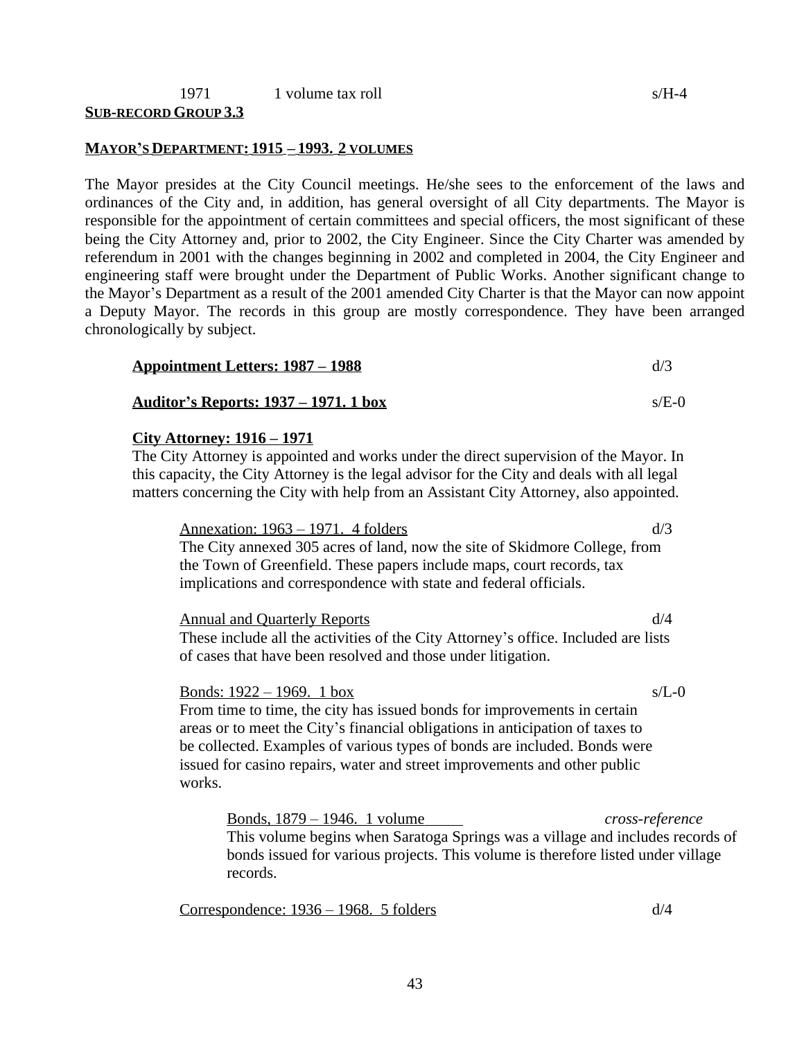1971 1 volume tax roll s/H-4

**SUB-RECORD GROUP 3.3**

**MAYOR'S DEPARTMENT: 1915 – 1993. 2 VOLUMES**

The Mayor presides at the City Council meetings. He/she sees to the enforcement of the laws and ordinances of the City and, in addition, has general oversight of all City departments. The Mayor is responsible for the appointment of certain committees and special officers, the most significant of these being the City Attorney and, prior to 2002, the City Engineer. Since the City Charter was amended by referendum in 2001 with the changes beginning in 2002 and completed in 2004, the City Engineer and engineering staff were brought under the Department of Public Works. Another significant change to the Mayor's Department as a result of the 2001 amended City Charter is that the Mayor can now appoint a Deputy Mayor. The records in this group are mostly correspondence. They have been arranged chronologically by subject.

**Appointment Letters: 1987 – 1988** d/3

**Auditor's Reports: 1937 – 1971. 1 box** s/E-0

**City Attorney: 1916 – 1971**

The City Attorney is appointed and works under the direct supervision of the Mayor. In this capacity, the City Attorney is the legal advisor for the City and deals with all legal matters concerning the City with help from an Assistant City Attorney, also appointed.

Annexation: 1963 – 1971. 4 folders d/3

The City annexed 305 acres of land, now the site of Skidmore College, from the Town of Greenfield. These papers include maps, court records, tax implications and correspondence with state and federal officials.

Annual and Quarterly Reports d/4

These include all the activities of the City Attorney's office. Included are lists of cases that have been resolved and those under litigation.

Bonds: 1922 – 1969. 1 box s/L-0

From time to time, the city has issued bonds for improvements in certain areas or to meet the City's financial obligations in anticipation of taxes to be collected. Examples of various types of bonds are included. Bonds were issued for casino repairs, water and street improvements and other public works.

Bonds, 1879 – 1946. 1 volume *cross-reference*

This volume begins when Saratoga Springs was a village and includes records of bonds issued for various projects. This volume is therefore listed under village records.

Correspondence: 1936 – 1968. 5 folders d/4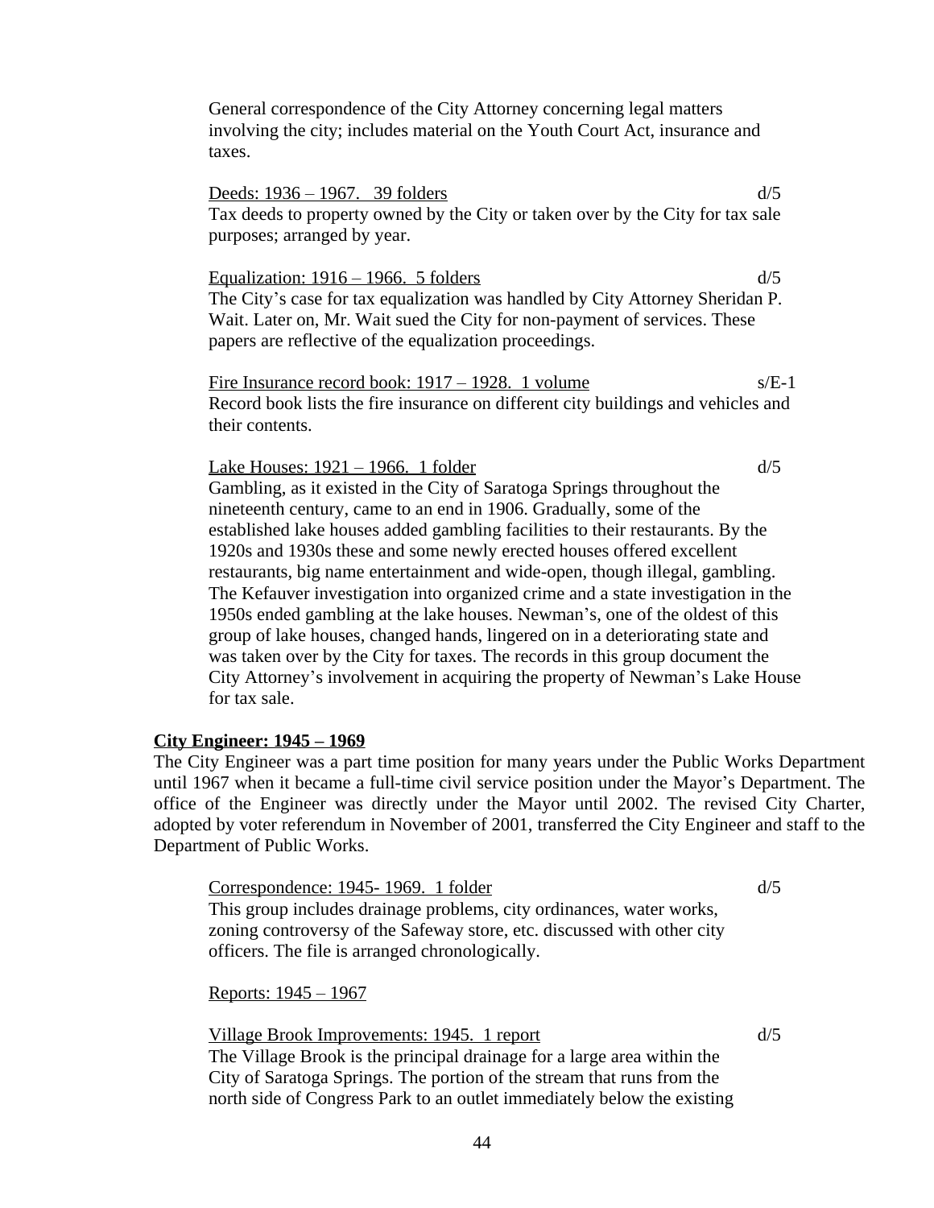General correspondence of the City Attorney concerning legal matters involving the city; includes material on the Youth Court Act, insurance and taxes.

<u>Deeds: 1936 – 1967. 39 folders</u> d/5
Tax deeds to property owned by the City or taken over by the City for tax sale purposes; arranged by year.

<u>Equalization: 1916 – 1966. 5 folders</u> d/5
The City's case for tax equalization was handled by City Attorney Sheridan P. Wait. Later on, Mr. Wait sued the City for non-payment of services. These papers are reflective of the equalization proceedings.

<u>Fire Insurance record book: 1917 – 1928. 1 volume</u> s/E-1
Record book lists the fire insurance on different city buildings and vehicles and their contents.

<u>Lake Houses: 1921 – 1966. 1 folder</u> d/5
Gambling, as it existed in the City of Saratoga Springs throughout the nineteenth century, came to an end in 1906. Gradually, some of the established lake houses added gambling facilities to their restaurants. By the 1920s and 1930s these and some newly erected houses offered excellent restaurants, big name entertainment and wide-open, though illegal, gambling. The Kefauver investigation into organized crime and a state investigation in the 1950s ended gambling at the lake houses. Newman's, one of the oldest of this group of lake houses, changed hands, lingered on in a deteriorating state and was taken over by the City for taxes. The records in this group document the City Attorney's involvement in acquiring the property of Newman's Lake House for tax sale.

**City Engineer: 1945 – 1969**

The City Engineer was a part time position for many years under the Public Works Department until 1967 when it became a full-time civil service position under the Mayor's Department. The office of the Engineer was directly under the Mayor until 2002. The revised City Charter, adopted by voter referendum in November of 2001, transferred the City Engineer and staff to the Department of Public Works.

<u>Correspondence: 1945- 1969. 1 folder</u> d/5
This group includes drainage problems, city ordinances, water works, zoning controversy of the Safeway store, etc. discussed with other city officers. The file is arranged chronologically.

<u>Reports: 1945 – 1967</u>

<u>Village Brook Improvements: 1945. 1 report</u> d/5
The Village Brook is the principal drainage for a large area within the City of Saratoga Springs. The portion of the stream that runs from the north side of Congress Park to an outlet immediately below the existing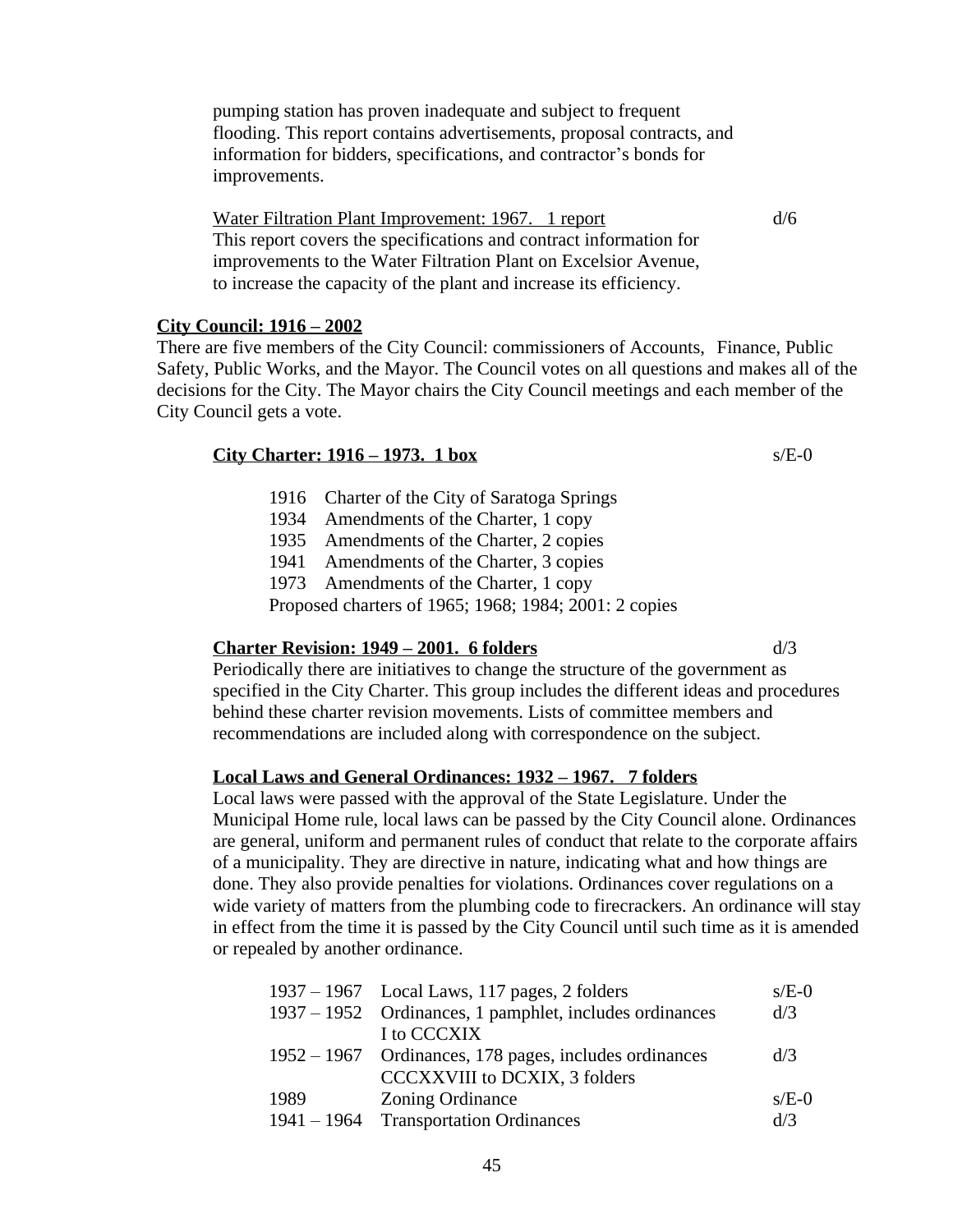pumping station has proven inadequate and subject to frequent flooding. This report contains advertisements, proposal contracts, and information for bidders, specifications, and contractor's bonds for improvements.

Water Filtration Plant Improvement: 1967. 1 report — d/6

This report covers the specifications and contract information for improvements to the Water Filtration Plant on Excelsior Avenue, to increase the capacity of the plant and increase its efficiency.

**City Council: 1916 – 2002**

There are five members of the City Council: commissioners of Accounts, Finance, Public Safety, Public Works, and the Mayor. The Council votes on all questions and makes all of the decisions for the City. The Mayor chairs the City Council meetings and each member of the City Council gets a vote.

**City Charter: 1916 – 1973. 1 box** — s/E-0

1916 Charter of the City of Saratoga Springs
1934 Amendments of the Charter, 1 copy
1935 Amendments of the Charter, 2 copies
1941 Amendments of the Charter, 3 copies
1973 Amendments of the Charter, 1 copy
Proposed charters of 1965; 1968; 1984; 2001: 2 copies

**Charter Revision: 1949 – 2001. 6 folders** — d/3

Periodically there are initiatives to change the structure of the government as specified in the City Charter. This group includes the different ideas and procedures behind these charter revision movements. Lists of committee members and recommendations are included along with correspondence on the subject.

**Local Laws and General Ordinances: 1932 – 1967. 7 folders**

Local laws were passed with the approval of the State Legislature. Under the Municipal Home rule, local laws can be passed by the City Council alone. Ordinances are general, uniform and permanent rules of conduct that relate to the corporate affairs of a municipality. They are directive in nature, indicating what and how things are done. They also provide penalties for violations. Ordinances cover regulations on a wide variety of matters from the plumbing code to firecrackers. An ordinance will stay in effect from the time it is passed by the City Council until such time as it is amended or repealed by another ordinance.

| | | |
|---|---|---|
| 1937 – 1967 | Local Laws, 117 pages, 2 folders | s/E-0 |
| 1937 – 1952 | Ordinances, 1 pamphlet, includes ordinances I to CCCXIX | d/3 |
| 1952 – 1967 | Ordinances, 178 pages, includes ordinances CCCXXVIII to DCXIX, 3 folders | d/3 |
| 1989 | Zoning Ordinance | s/E-0 |
| 1941 – 1964 | Transportation Ordinances | d/3 |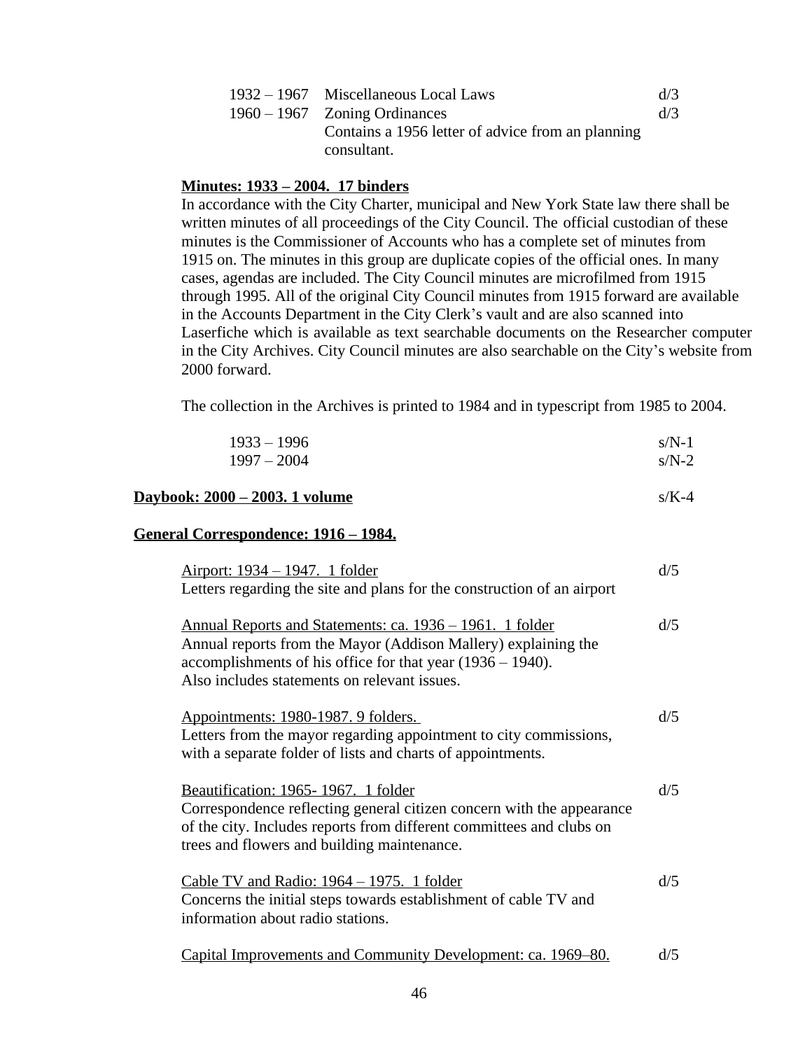| | | |
|---|---|---|
| 1932 – 1967 | Miscellaneous Local Laws | d/3 |
| 1960 – 1967 | Zoning Ordinances<br>Contains a 1956 letter of advice from an planning consultant. | d/3 |

**Minutes: 1933 – 2004. 17 binders**

In accordance with the City Charter, municipal and New York State law there shall be written minutes of all proceedings of the City Council. The official custodian of these minutes is the Commissioner of Accounts who has a complete set of minutes from 1915 on. The minutes in this group are duplicate copies of the official ones. In many cases, agendas are included. The City Council minutes are microfilmed from 1915 through 1995. All of the original City Council minutes from 1915 forward are available in the Accounts Department in the City Clerk's vault and are also scanned into Laserfiche which is available as text searchable documents on the Researcher computer in the City Archives. City Council minutes are also searchable on the City's website from 2000 forward.

The collection in the Archives is printed to 1984 and in typescript from 1985 to 2004.

| | |
|---|---|
| 1933 – 1996 | s/N-1 |
| 1997 – 2004 | s/N-2 |

**Daybook: 2000 – 2003. 1 volume** s/K-4

**General Correspondence: 1916 – 1984.**

Airport: 1934 – 1947. 1 folder — d/5
Letters regarding the site and plans for the construction of an airport

Annual Reports and Statements: ca. 1936 – 1961. 1 folder — d/5
Annual reports from the Mayor (Addison Mallery) explaining the accomplishments of his office for that year (1936 – 1940).
Also includes statements on relevant issues.

Appointments: 1980-1987. 9 folders. — d/5
Letters from the mayor regarding appointment to city commissions, with a separate folder of lists and charts of appointments.

Beautification: 1965- 1967. 1 folder — d/5
Correspondence reflecting general citizen concern with the appearance of the city. Includes reports from different committees and clubs on trees and flowers and building maintenance.

Cable TV and Radio: 1964 – 1975. 1 folder — d/5
Concerns the initial steps towards establishment of cable TV and information about radio stations.

Capital Improvements and Community Development: ca. 1969–80. — d/5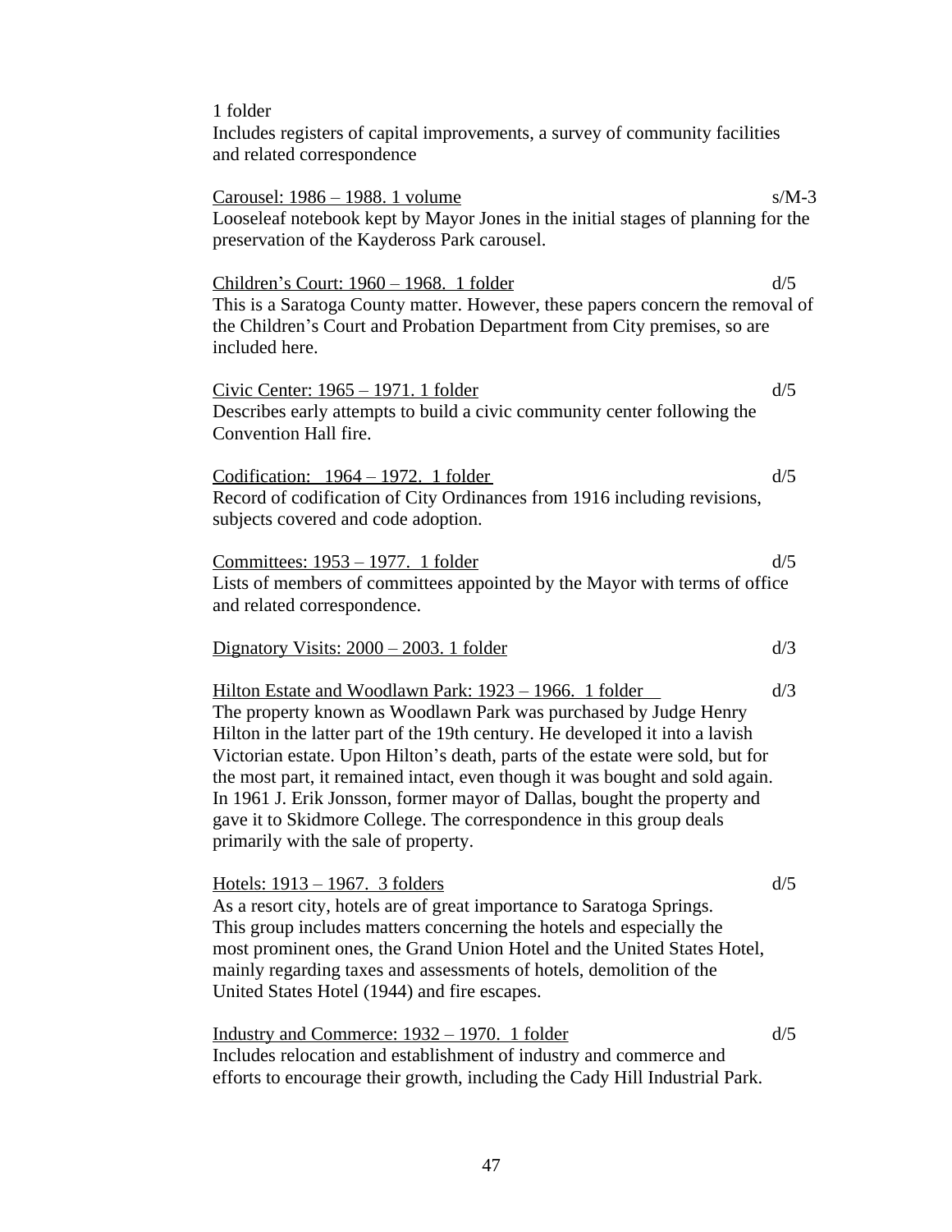1 folder
Includes registers of capital improvements, a survey of community facilities and related correspondence

<u>Carousel: 1986 – 1988. 1 volume</u> s/M-3
Looseleaf notebook kept by Mayor Jones in the initial stages of planning for the preservation of the Kaydeross Park carousel.

<u>Children's Court: 1960 – 1968. 1 folder</u> d/5
This is a Saratoga County matter. However, these papers concern the removal of the Children's Court and Probation Department from City premises, so are included here.

<u>Civic Center: 1965 – 1971. 1 folder</u> d/5
Describes early attempts to build a civic community center following the Convention Hall fire.

<u>Codification: 1964 – 1972. 1 folder</u> d/5
Record of codification of City Ordinances from 1916 including revisions, subjects covered and code adoption.

<u>Committees: 1953 – 1977. 1 folder</u> d/5
Lists of members of committees appointed by the Mayor with terms of office and related correspondence.

<u>Dignatory Visits: 2000 – 2003. 1 folder</u> d/3

<u>Hilton Estate and Woodlawn Park: 1923 – 1966. 1 folder</u> d/3
The property known as Woodlawn Park was purchased by Judge Henry Hilton in the latter part of the 19th century. He developed it into a lavish Victorian estate. Upon Hilton's death, parts of the estate were sold, but for the most part, it remained intact, even though it was bought and sold again. In 1961 J. Erik Jonsson, former mayor of Dallas, bought the property and gave it to Skidmore College. The correspondence in this group deals primarily with the sale of property.

<u>Hotels: 1913 – 1967. 3 folders</u> d/5
As a resort city, hotels are of great importance to Saratoga Springs. This group includes matters concerning the hotels and especially the most prominent ones, the Grand Union Hotel and the United States Hotel, mainly regarding taxes and assessments of hotels, demolition of the United States Hotel (1944) and fire escapes.

<u>Industry and Commerce: 1932 – 1970. 1 folder</u> d/5
Includes relocation and establishment of industry and commerce and efforts to encourage their growth, including the Cady Hill Industrial Park.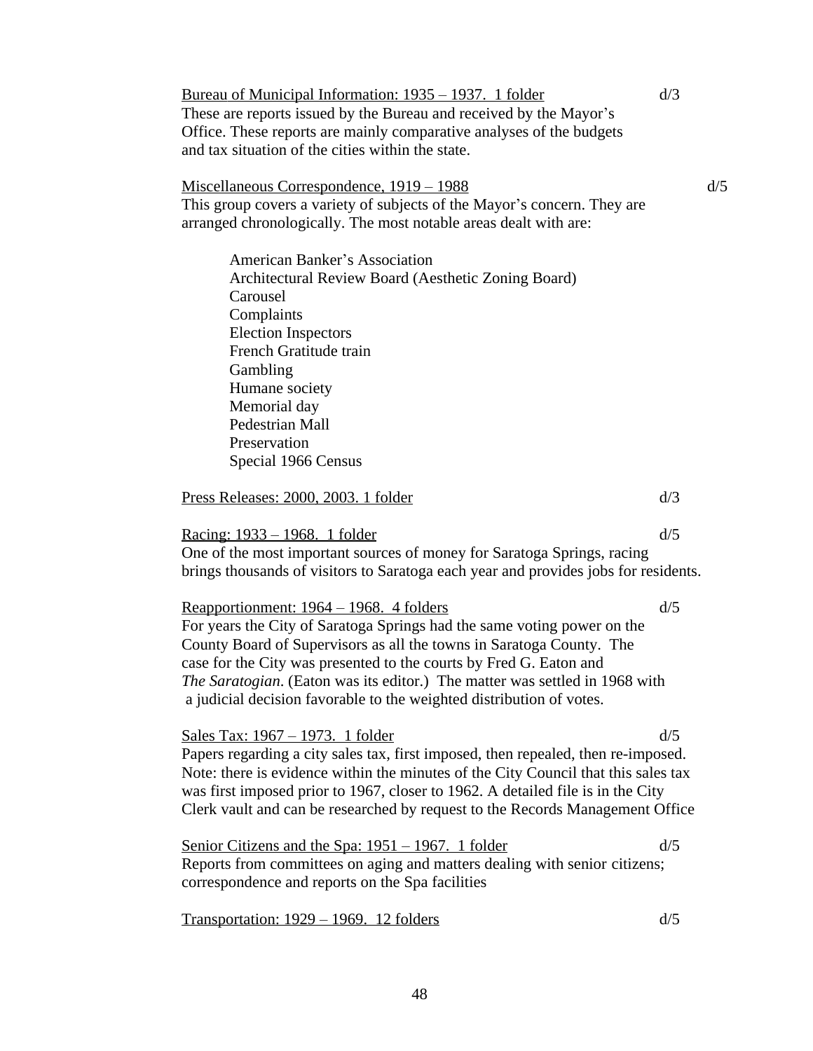Bureau of Municipal Information: 1935 – 1937. 1 folder d/3

These are reports issued by the Bureau and received by the Mayor's Office. These reports are mainly comparative analyses of the budgets and tax situation of the cities within the state.

Miscellaneous Correspondence, 1919 – 1988 d/5

This group covers a variety of subjects of the Mayor's concern. They are arranged chronologically. The most notable areas dealt with are:

- American Banker's Association
- Architectural Review Board (Aesthetic Zoning Board)
- Carousel
- Complaints
- Election Inspectors
- French Gratitude train
- Gambling
- Humane society
- Memorial day
- Pedestrian Mall
- Preservation
- Special 1966 Census

Press Releases: 2000, 2003. 1 folder d/3

Racing: 1933 – 1968. 1 folder d/5

One of the most important sources of money for Saratoga Springs, racing brings thousands of visitors to Saratoga each year and provides jobs for residents.

Reapportionment: 1964 – 1968. 4 folders d/5

For years the City of Saratoga Springs had the same voting power on the County Board of Supervisors as all the towns in Saratoga County. The case for the City was presented to the courts by Fred G. Eaton and *The Saratogian*. (Eaton was its editor.) The matter was settled in 1968 with a judicial decision favorable to the weighted distribution of votes.

Sales Tax: 1967 – 1973. 1 folder d/5

Papers regarding a city sales tax, first imposed, then repealed, then re-imposed. Note: there is evidence within the minutes of the City Council that this sales tax was first imposed prior to 1967, closer to 1962. A detailed file is in the City Clerk vault and can be researched by request to the Records Management Office

Senior Citizens and the Spa: 1951 – 1967. 1 folder d/5

Reports from committees on aging and matters dealing with senior citizens; correspondence and reports on the Spa facilities

Transportation: 1929 – 1969. 12 folders d/5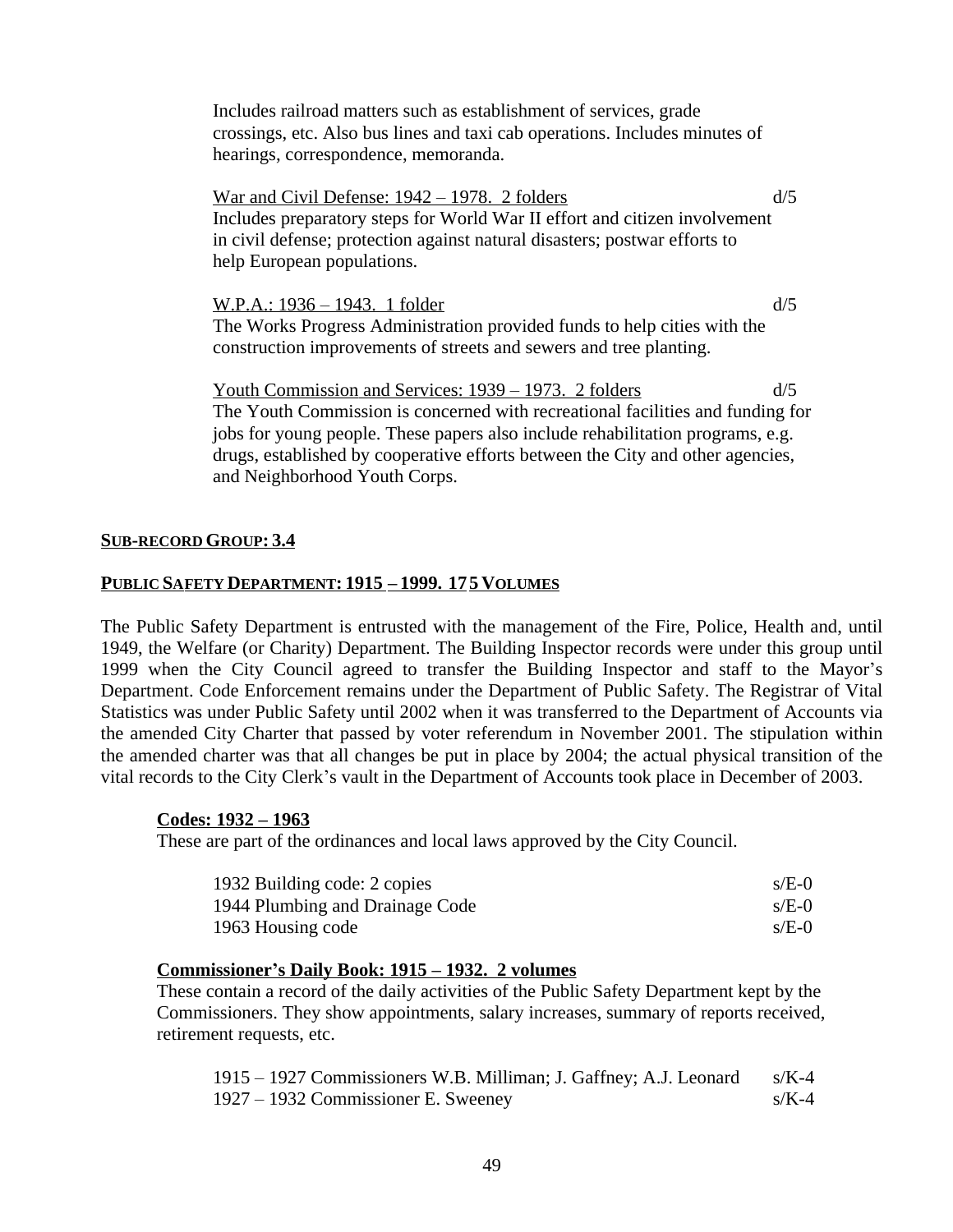Includes railroad matters such as establishment of services, grade crossings, etc. Also bus lines and taxi cab operations. Includes minutes of hearings, correspondence, memoranda.

War and Civil Defense: 1942 – 1978. 2 folders d/5

Includes preparatory steps for World War II effort and citizen involvement in civil defense; protection against natural disasters; postwar efforts to help European populations.

W.P.A.: 1936 – 1943. 1 folder d/5

The Works Progress Administration provided funds to help cities with the construction improvements of streets and sewers and tree planting.

Youth Commission and Services: 1939 – 1973. 2 folders d/5

The Youth Commission is concerned with recreational facilities and funding for jobs for young people. These papers also include rehabilitation programs, e.g. drugs, established by cooperative efforts between the City and other agencies, and Neighborhood Youth Corps.

**SUB-RECORD GROUP: 3.4**

**PUBLIC SAFETY DEPARTMENT: 1915 – 1999. 175 VOLUMES**

The Public Safety Department is entrusted with the management of the Fire, Police, Health and, until 1949, the Welfare (or Charity) Department. The Building Inspector records were under this group until 1999 when the City Council agreed to transfer the Building Inspector and staff to the Mayor's Department. Code Enforcement remains under the Department of Public Safety. The Registrar of Vital Statistics was under Public Safety until 2002 when it was transferred to the Department of Accounts via the amended City Charter that passed by voter referendum in November 2001. The stipulation within the amended charter was that all changes be put in place by 2004; the actual physical transition of the vital records to the City Clerk's vault in the Department of Accounts took place in December of 2003.

**Codes: 1932 – 1963**

These are part of the ordinances and local laws approved by the City Council.

| | |
|---|---|
| 1932 Building code: 2 copies | s/E-0 |
| 1944 Plumbing and Drainage Code | s/E-0 |
| 1963 Housing code | s/E-0 |

**Commissioner's Daily Book: 1915 – 1932. 2 volumes**

These contain a record of the daily activities of the Public Safety Department kept by the Commissioners. They show appointments, salary increases, summary of reports received, retirement requests, etc.

| | |
|---|---|
| 1915 – 1927 Commissioners W.B. Milliman; J. Gaffney; A.J. Leonard | s/K-4 |
| 1927 – 1932 Commissioner E. Sweeney | s/K-4 |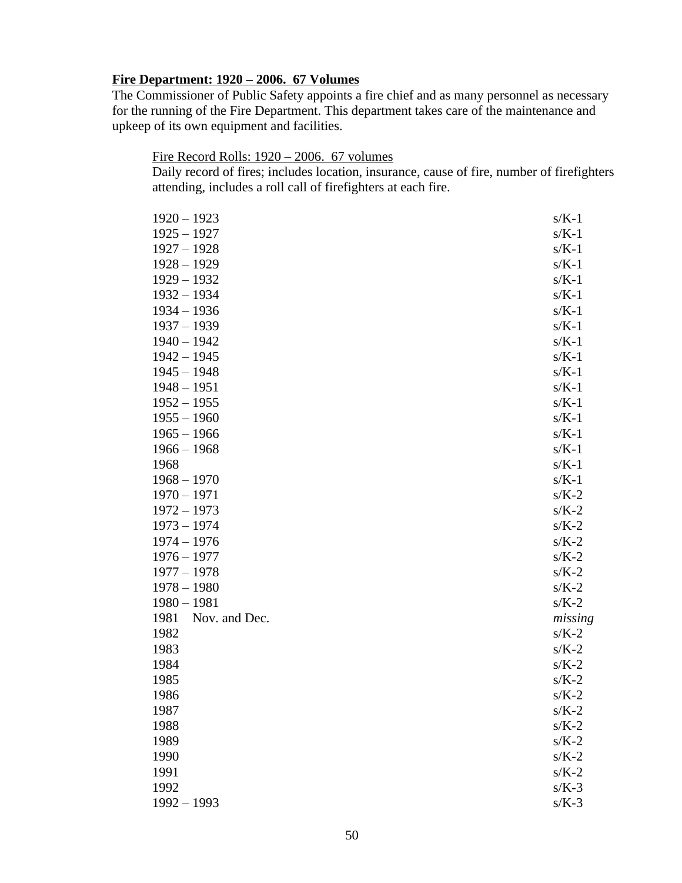**Fire Department: 1920 – 2006. 67 Volumes**

The Commissioner of Public Safety appoints a fire chief and as many personnel as necessary for the running of the Fire Department. This department takes care of the maintenance and upkeep of its own equipment and facilities.

Fire Record Rolls: 1920 – 2006. 67 volumes

Daily record of fires; includes location, insurance, cause of fire, number of firefighters attending, includes a roll call of firefighters at each fire.

| | |
|---|---|
| 1920 – 1923 | s/K-1 |
| 1925 – 1927 | s/K-1 |
| 1927 – 1928 | s/K-1 |
| 1928 – 1929 | s/K-1 |
| 1929 – 1932 | s/K-1 |
| 1932 – 1934 | s/K-1 |
| 1934 – 1936 | s/K-1 |
| 1937 – 1939 | s/K-1 |
| 1940 – 1942 | s/K-1 |
| 1942 – 1945 | s/K-1 |
| 1945 – 1948 | s/K-1 |
| 1948 – 1951 | s/K-1 |
| 1952 – 1955 | s/K-1 |
| 1955 – 1960 | s/K-1 |
| 1965 – 1966 | s/K-1 |
| 1966 – 1968 | s/K-1 |
| 1968 | s/K-1 |
| 1968 – 1970 | s/K-1 |
| 1970 – 1971 | s/K-2 |
| 1972 – 1973 | s/K-2 |
| 1973 – 1974 | s/K-2 |
| 1974 – 1976 | s/K-2 |
| 1976 – 1977 | s/K-2 |
| 1977 – 1978 | s/K-2 |
| 1978 – 1980 | s/K-2 |
| 1980 – 1981 | s/K-2 |
| 1981 Nov. and Dec. | *missing* |
| 1982 | s/K-2 |
| 1983 | s/K-2 |
| 1984 | s/K-2 |
| 1985 | s/K-2 |
| 1986 | s/K-2 |
| 1987 | s/K-2 |
| 1988 | s/K-2 |
| 1989 | s/K-2 |
| 1990 | s/K-2 |
| 1991 | s/K-2 |
| 1992 | s/K-3 |
| 1992 – 1993 | s/K-3 |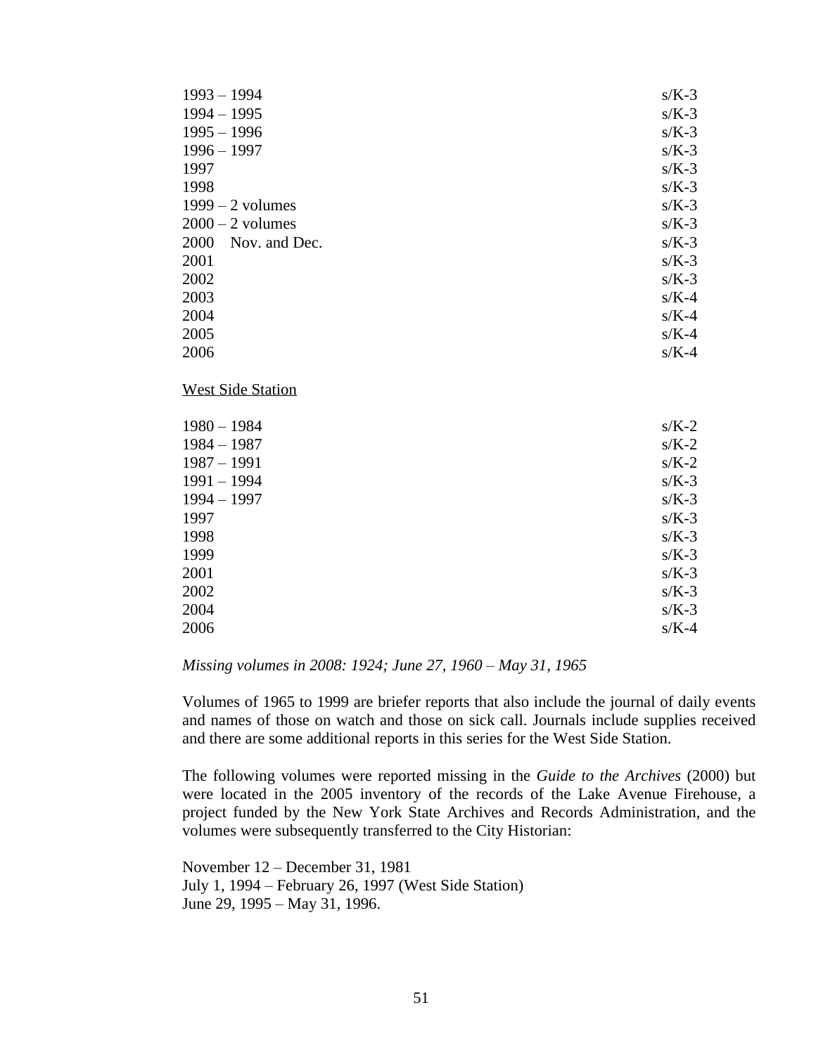| | |
|---|---|
| 1993 – 1994 | s/K-3 |
| 1994 – 1995 | s/K-3 |
| 1995 – 1996 | s/K-3 |
| 1996 – 1997 | s/K-3 |
| 1997 | s/K-3 |
| 1998 | s/K-3 |
| 1999 – 2 volumes | s/K-3 |
| 2000 – 2 volumes | s/K-3 |
| 2000 Nov. and Dec. | s/K-3 |
| 2001 | s/K-3 |
| 2002 | s/K-3 |
| 2003 | s/K-4 |
| 2004 | s/K-4 |
| 2005 | s/K-4 |
| 2006 | s/K-4 |

West Side Station

| | |
|---|---|
| 1980 – 1984 | s/K-2 |
| 1984 – 1987 | s/K-2 |
| 1987 – 1991 | s/K-2 |
| 1991 – 1994 | s/K-3 |
| 1994 – 1997 | s/K-3 |
| 1997 | s/K-3 |
| 1998 | s/K-3 |
| 1999 | s/K-3 |
| 2001 | s/K-3 |
| 2002 | s/K-3 |
| 2004 | s/K-3 |
| 2006 | s/K-4 |

*Missing volumes in 2008: 1924; June 27, 1960 – May 31, 1965*

Volumes of 1965 to 1999 are briefer reports that also include the journal of daily events and names of those on watch and those on sick call. Journals include supplies received and there are some additional reports in this series for the West Side Station.

The following volumes were reported missing in the *Guide to the Archives* (2000) but were located in the 2005 inventory of the records of the Lake Avenue Firehouse, a project funded by the New York State Archives and Records Administration, and the volumes were subsequently transferred to the City Historian:

November 12 – December 31, 1981
July 1, 1994 – February 26, 1997 (West Side Station)
June 29, 1995 – May 31, 1996.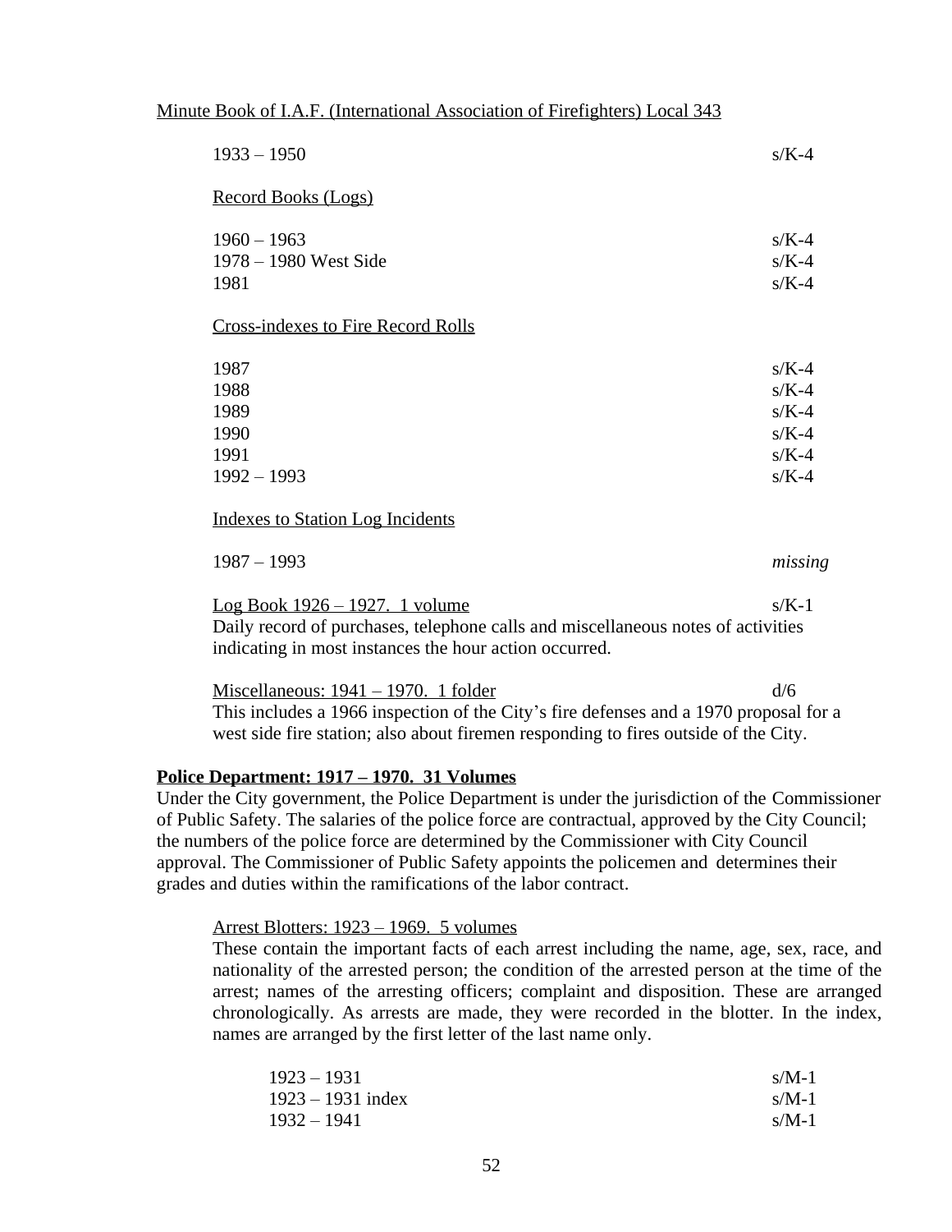Minute Book of I.A.F. (International Association of Firefighters) Local 343

| | |
|---|---|
| 1933 – 1950 | s/K-4 |

Record Books (Logs)

| | |
|---|---|
| 1960 – 1963 | s/K-4 |
| 1978 – 1980 West Side | s/K-4 |
| 1981 | s/K-4 |

Cross-indexes to Fire Record Rolls

| | |
|---|---|
| 1987 | s/K-4 |
| 1988 | s/K-4 |
| 1989 | s/K-4 |
| 1990 | s/K-4 |
| 1991 | s/K-4 |
| 1992 – 1993 | s/K-4 |

Indexes to Station Log Incidents

| | |
|---|---|
| 1987 – 1993 | *missing* |

Log Book 1926 – 1927. 1 volume — s/K-1

Daily record of purchases, telephone calls and miscellaneous notes of activities indicating in most instances the hour action occurred.

Miscellaneous: 1941 – 1970. 1 folder — d/6

This includes a 1966 inspection of the City's fire defenses and a 1970 proposal for a west side fire station; also about firemen responding to fires outside of the City.

**Police Department: 1917 – 1970. 31 Volumes**

Under the City government, the Police Department is under the jurisdiction of the Commissioner of Public Safety. The salaries of the police force are contractual, approved by the City Council; the numbers of the police force are determined by the Commissioner with City Council approval. The Commissioner of Public Safety appoints the policemen and determines their grades and duties within the ramifications of the labor contract.

Arrest Blotters: 1923 – 1969. 5 volumes

These contain the important facts of each arrest including the name, age, sex, race, and nationality of the arrested person; the condition of the arrested person at the time of the arrest; names of the arresting officers; complaint and disposition. These are arranged chronologically. As arrests are made, they were recorded in the blotter. In the index, names are arranged by the first letter of the last name only.

| | |
|---|---|
| 1923 – 1931 | s/M-1 |
| 1923 – 1931 index | s/M-1 |
| 1932 – 1941 | s/M-1 |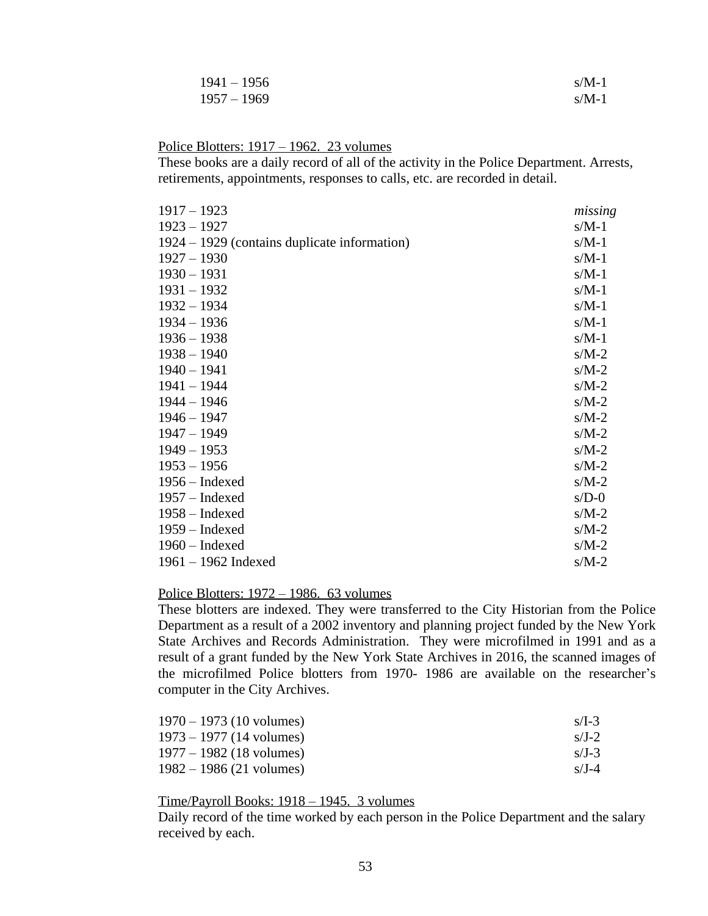| | |
|---|---|
| 1941 – 1956 | s/M-1 |
| 1957 – 1969 | s/M-1 |

<u>Police Blotters: 1917 – 1962. 23 volumes</u>

These books are a daily record of all of the activity in the Police Department. Arrests, retirements, appointments, responses to calls, etc. are recorded in detail.

| | |
|---|---|
| 1917 – 1923 | *missing* |
| 1923 – 1927 | s/M-1 |
| 1924 – 1929 (contains duplicate information) | s/M-1 |
| 1927 – 1930 | s/M-1 |
| 1930 – 1931 | s/M-1 |
| 1931 – 1932 | s/M-1 |
| 1932 – 1934 | s/M-1 |
| 1934 – 1936 | s/M-1 |
| 1936 – 1938 | s/M-1 |
| 1938 – 1940 | s/M-2 |
| 1940 – 1941 | s/M-2 |
| 1941 – 1944 | s/M-2 |
| 1944 – 1946 | s/M-2 |
| 1946 – 1947 | s/M-2 |
| 1947 – 1949 | s/M-2 |
| 1949 – 1953 | s/M-2 |
| 1953 – 1956 | s/M-2 |
| 1956 – Indexed | s/M-2 |
| 1957 – Indexed | s/D-0 |
| 1958 – Indexed | s/M-2 |
| 1959 – Indexed | s/M-2 |
| 1960 – Indexed | s/M-2 |
| 1961 – 1962 Indexed | s/M-2 |

<u>Police Blotters: 1972 – 1986. 63 volumes</u>

These blotters are indexed. They were transferred to the City Historian from the Police Department as a result of a 2002 inventory and planning project funded by the New York State Archives and Records Administration. They were microfilmed in 1991 and as a result of a grant funded by the New York State Archives in 2016, the scanned images of the microfilmed Police blotters from 1970- 1986 are available on the researcher's computer in the City Archives.

| | |
|---|---|
| 1970 – 1973 (10 volumes) | s/I-3 |
| 1973 – 1977 (14 volumes) | s/J-2 |
| 1977 – 1982 (18 volumes) | s/J-3 |
| 1982 – 1986 (21 volumes) | s/J-4 |

<u>Time/Payroll Books: 1918 – 1945. 3 volumes</u>

Daily record of the time worked by each person in the Police Department and the salary received by each.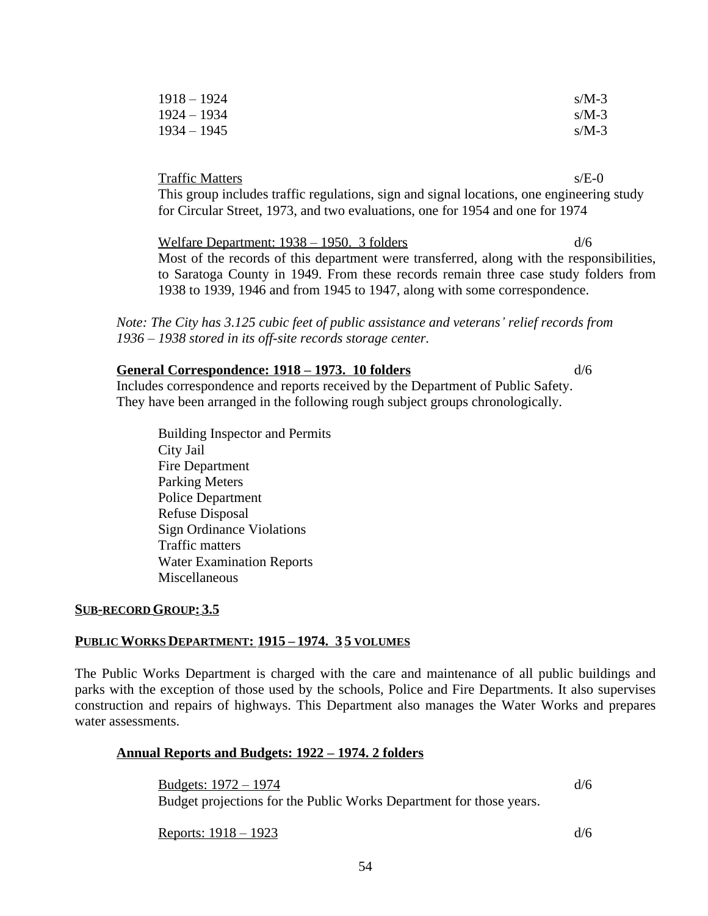1918 – 1924 s/M-3
1924 – 1934 s/M-3
1934 – 1945 s/M-3

Traffic Matters s/E-0
This group includes traffic regulations, sign and signal locations, one engineering study for Circular Street, 1973, and two evaluations, one for 1954 and one for 1974

Welfare Department: 1938 – 1950. 3 folders d/6
Most of the records of this department were transferred, along with the responsibilities, to Saratoga County in 1949. From these records remain three case study folders from 1938 to 1939, 1946 and from 1945 to 1947, along with some correspondence.

*Note: The City has 3.125 cubic feet of public assistance and veterans' relief records from 1936 – 1938 stored in its off-site records storage center.*

**General Correspondence: 1918 – 1973. 10 folders** d/6
Includes correspondence and reports received by the Department of Public Safety. They have been arranged in the following rough subject groups chronologically.

Building Inspector and Permits
City Jail
Fire Department
Parking Meters
Police Department
Refuse Disposal
Sign Ordinance Violations
Traffic matters
Water Examination Reports
Miscellaneous

**SUB-RECORD GROUP: 3.5**

**PUBLIC WORKS DEPARTMENT: 1915 – 1974. 3 5 VOLUMES**

The Public Works Department is charged with the care and maintenance of all public buildings and parks with the exception of those used by the schools, Police and Fire Departments. It also supervises construction and repairs of highways. This Department also manages the Water Works and prepares water assessments.

**Annual Reports and Budgets: 1922 – 1974. 2 folders**

Budgets: 1972 – 1974 d/6
Budget projections for the Public Works Department for those years.

Reports: 1918 – 1923 d/6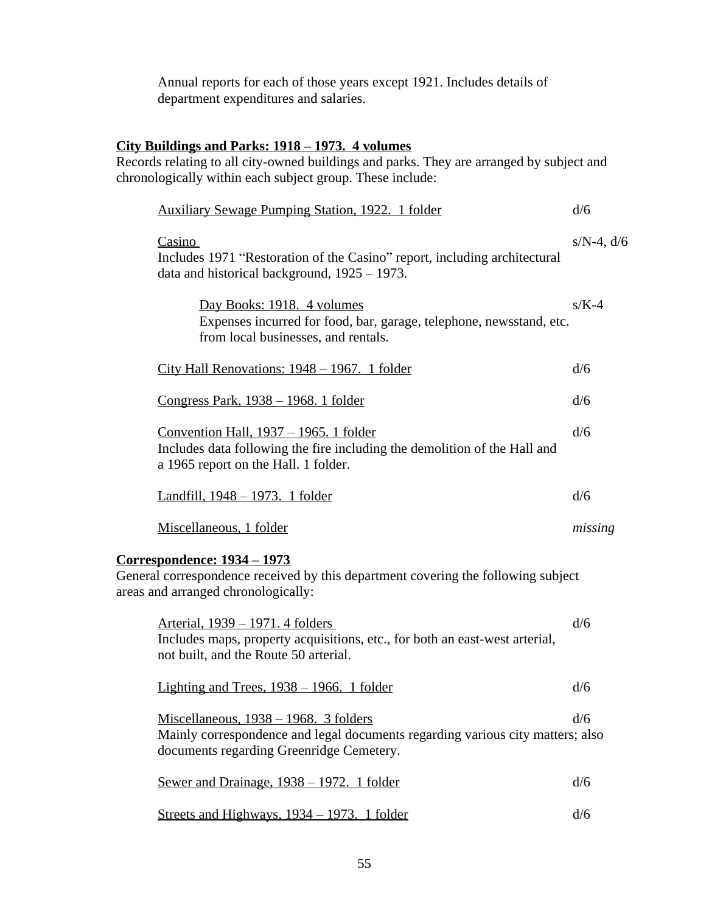Annual reports for each of those years except 1921. Includes details of department expenditures and salaries.

**City Buildings and Parks: 1918 – 1973. 4 volumes**

Records relating to all city-owned buildings and parks. They are arranged by subject and chronologically within each subject group. These include:

Auxiliary Sewage Pumping Station, 1922. 1 folder — d/6

Casino — s/N-4, d/6
Includes 1971 "Restoration of the Casino" report, including architectural data and historical background, 1925 – 1973.

> Day Books: 1918. 4 volumes — s/K-4
> Expenses incurred for food, bar, garage, telephone, newsstand, etc. from local businesses, and rentals.

City Hall Renovations: 1948 – 1967. 1 folder — d/6

Congress Park, 1938 – 1968. 1 folder — d/6

Convention Hall, 1937 – 1965. 1 folder — d/6
Includes data following the fire including the demolition of the Hall and a 1965 report on the Hall. 1 folder.

Landfill, 1948 – 1973. 1 folder — d/6

Miscellaneous, 1 folder — *missing*

**Correspondence: 1934 – 1973**

General correspondence received by this department covering the following subject areas and arranged chronologically:

Arterial, 1939 – 1971. 4 folders — d/6
Includes maps, property acquisitions, etc., for both an east-west arterial, not built, and the Route 50 arterial.

Lighting and Trees, 1938 – 1966. 1 folder — d/6

Miscellaneous, 1938 – 1968. 3 folders — d/6
Mainly correspondence and legal documents regarding various city matters; also documents regarding Greenridge Cemetery.

Sewer and Drainage, 1938 – 1972. 1 folder — d/6

Streets and Highways, 1934 – 1973. 1 folder — d/6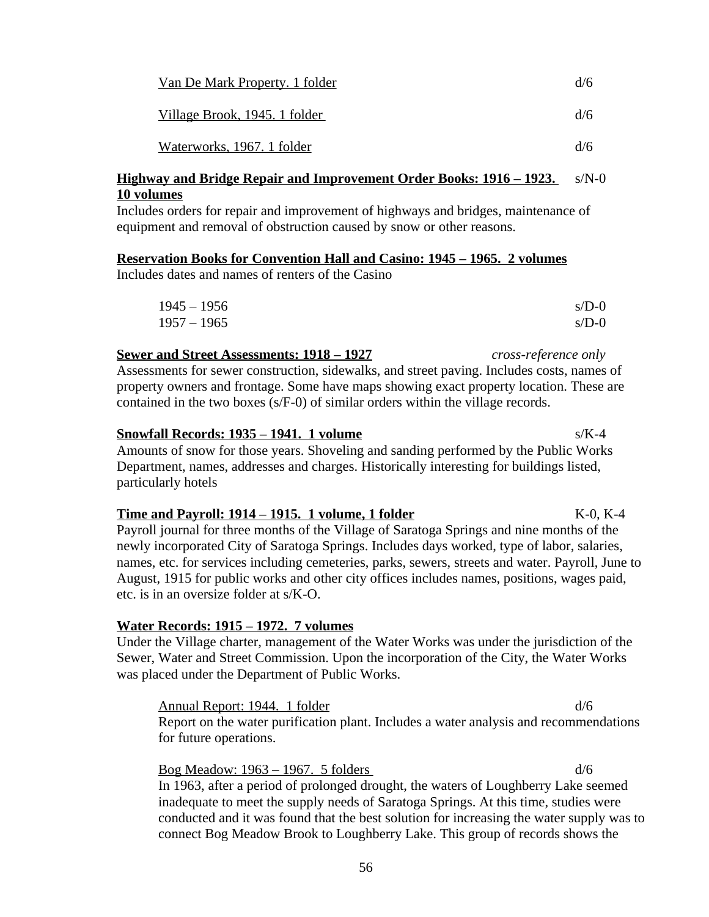Van De Mark Property. 1 folder d/6

Village Brook, 1945. 1 folder d/6

Waterworks, 1967. 1 folder d/6

**Highway and Bridge Repair and Improvement Order Books: 1916 – 1923. 10 volumes** s/N-0

Includes orders for repair and improvement of highways and bridges, maintenance of equipment and removal of obstruction caused by snow or other reasons.

**Reservation Books for Convention Hall and Casino: 1945 – 1965. 2 volumes**

Includes dates and names of renters of the Casino

1945 – 1956 s/D-0
1957 – 1965 s/D-0

**Sewer and Street Assessments: 1918 – 1927** *cross-reference only*

Assessments for sewer construction, sidewalks, and street paving. Includes costs, names of property owners and frontage. Some have maps showing exact property location. These are contained in the two boxes (s/F-0) of similar orders within the village records.

**Snowfall Records: 1935 – 1941. 1 volume** s/K-4

Amounts of snow for those years. Shoveling and sanding performed by the Public Works Department, names, addresses and charges. Historically interesting for buildings listed, particularly hotels

**Time and Payroll: 1914 – 1915. 1 volume, 1 folder** K-0, K-4

Payroll journal for three months of the Village of Saratoga Springs and nine months of the newly incorporated City of Saratoga Springs. Includes days worked, type of labor, salaries, names, etc. for services including cemeteries, parks, sewers, streets and water. Payroll, June to August, 1915 for public works and other city offices includes names, positions, wages paid, etc. is in an oversize folder at s/K-O.

**Water Records: 1915 – 1972. 7 volumes**

Under the Village charter, management of the Water Works was under the jurisdiction of the Sewer, Water and Street Commission. Upon the incorporation of the City, the Water Works was placed under the Department of Public Works.

Annual Report: 1944. 1 folder d/6

Report on the water purification plant. Includes a water analysis and recommendations for future operations.

Bog Meadow: 1963 – 1967. 5 folders d/6

In 1963, after a period of prolonged drought, the waters of Loughberry Lake seemed inadequate to meet the supply needs of Saratoga Springs. At this time, studies were conducted and it was found that the best solution for increasing the water supply was to connect Bog Meadow Brook to Loughberry Lake. This group of records shows the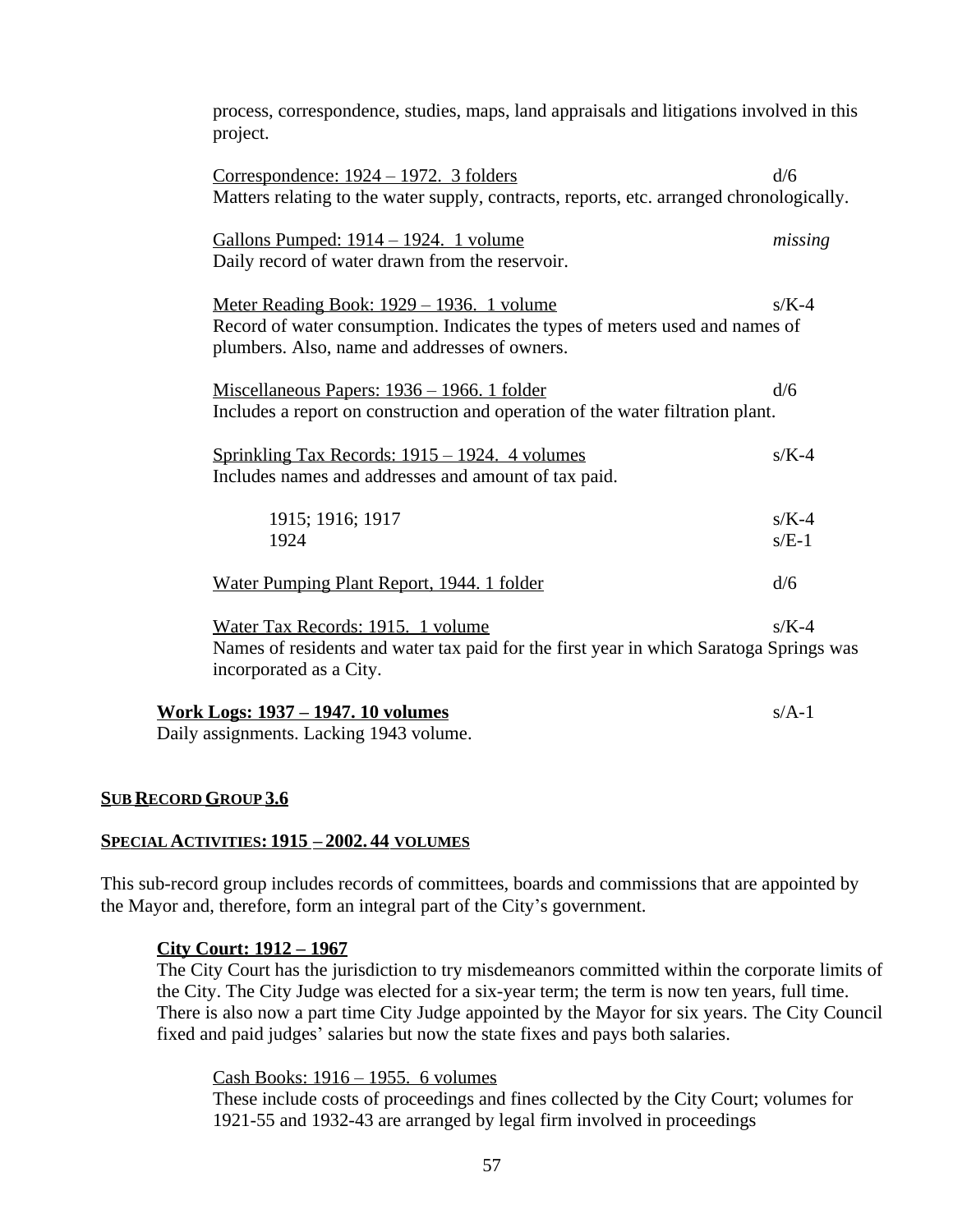process, correspondence, studies, maps, land appraisals and litigations involved in this project.

Correspondence: 1924 – 1972. 3 folders — d/6
Matters relating to the water supply, contracts, reports, etc. arranged chronologically.

Gallons Pumped: 1914 – 1924. 1 volume — *missing*
Daily record of water drawn from the reservoir.

Meter Reading Book: 1929 – 1936. 1 volume — s/K-4
Record of water consumption. Indicates the types of meters used and names of plumbers. Also, name and addresses of owners.

Miscellaneous Papers: 1936 – 1966. 1 folder — d/6
Includes a report on construction and operation of the water filtration plant.

Sprinkling Tax Records: 1915 – 1924. 4 volumes — s/K-4
Includes names and addresses and amount of tax paid.

- 1915; 1916; 1917 — s/K-4
- 1924 — s/E-1

Water Pumping Plant Report, 1944. 1 folder — d/6

Water Tax Records: 1915. 1 volume — s/K-4
Names of residents and water tax paid for the first year in which Saratoga Springs was incorporated as a City.

**Work Logs: 1937 – 1947. 10 volumes** — s/A-1
Daily assignments. Lacking 1943 volume.

## SUB RECORD GROUP 3.6

## SPECIAL ACTIVITIES: 1915 – 2002. 44 VOLUMES

This sub-record group includes records of committees, boards and commissions that are appointed by the Mayor and, therefore, form an integral part of the City's government.

### City Court: 1912 – 1967

The City Court has the jurisdiction to try misdemeanors committed within the corporate limits of the City. The City Judge was elected for a six-year term; the term is now ten years, full time. There is also now a part time City Judge appointed by the Mayor for six years. The City Council fixed and paid judges' salaries but now the state fixes and pays both salaries.

Cash Books: 1916 – 1955. 6 volumes
These include costs of proceedings and fines collected by the City Court; volumes for 1921-55 and 1932-43 are arranged by legal firm involved in proceedings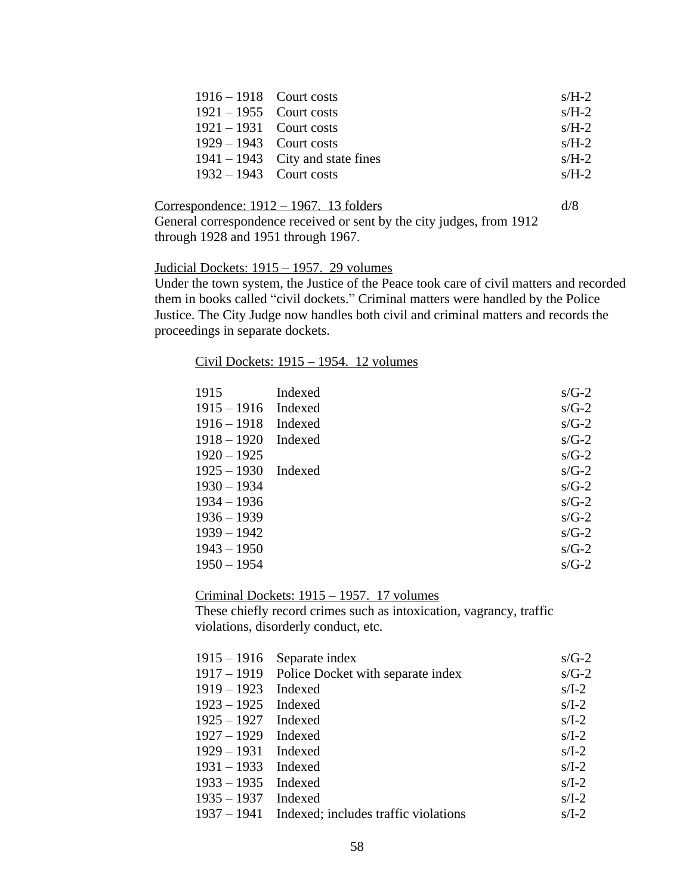| | | |
|---|---|---|
| 1916 – 1918 | Court costs | s/H-2 |
| 1921 – 1955 | Court costs | s/H-2 |
| 1921 – 1931 | Court costs | s/H-2 |
| 1929 – 1943 | Court costs | s/H-2 |
| 1941 – 1943 | City and state fines | s/H-2 |
| 1932 – 1943 | Court costs | s/H-2 |

<u>Correspondence: 1912 – 1967. 13 folders</u> d/8

General correspondence received or sent by the city judges, from 1912 through 1928 and 1951 through 1967.

<u>Judicial Dockets: 1915 – 1957. 29 volumes</u>

Under the town system, the Justice of the Peace took care of civil matters and recorded them in books called "civil dockets." Criminal matters were handled by the Police Justice. The City Judge now handles both civil and criminal matters and records the proceedings in separate dockets.

<u>Civil Dockets: 1915 – 1954. 12 volumes</u>

| | | |
|---|---|---|
| 1915 | Indexed | s/G-2 |
| 1915 – 1916 | Indexed | s/G-2 |
| 1916 – 1918 | Indexed | s/G-2 |
| 1918 – 1920 | Indexed | s/G-2 |
| 1920 – 1925 | | s/G-2 |
| 1925 – 1930 | Indexed | s/G-2 |
| 1930 – 1934 | | s/G-2 |
| 1934 – 1936 | | s/G-2 |
| 1936 – 1939 | | s/G-2 |
| 1939 – 1942 | | s/G-2 |
| 1943 – 1950 | | s/G-2 |
| 1950 – 1954 | | s/G-2 |

<u>Criminal Dockets: 1915 – 1957. 17 volumes</u>

These chiefly record crimes such as intoxication, vagrancy, traffic violations, disorderly conduct, etc.

| | | |
|---|---|---|
| 1915 – 1916 | Separate index | s/G-2 |
| 1917 – 1919 | Police Docket with separate index | s/G-2 |
| 1919 – 1923 | Indexed | s/I-2 |
| 1923 – 1925 | Indexed | s/I-2 |
| 1925 – 1927 | Indexed | s/I-2 |
| 1927 – 1929 | Indexed | s/I-2 |
| 1929 – 1931 | Indexed | s/I-2 |
| 1931 – 1933 | Indexed | s/I-2 |
| 1933 – 1935 | Indexed | s/I-2 |
| 1935 – 1937 | Indexed | s/I-2 |
| 1937 – 1941 | Indexed; includes traffic violations | s/I-2 |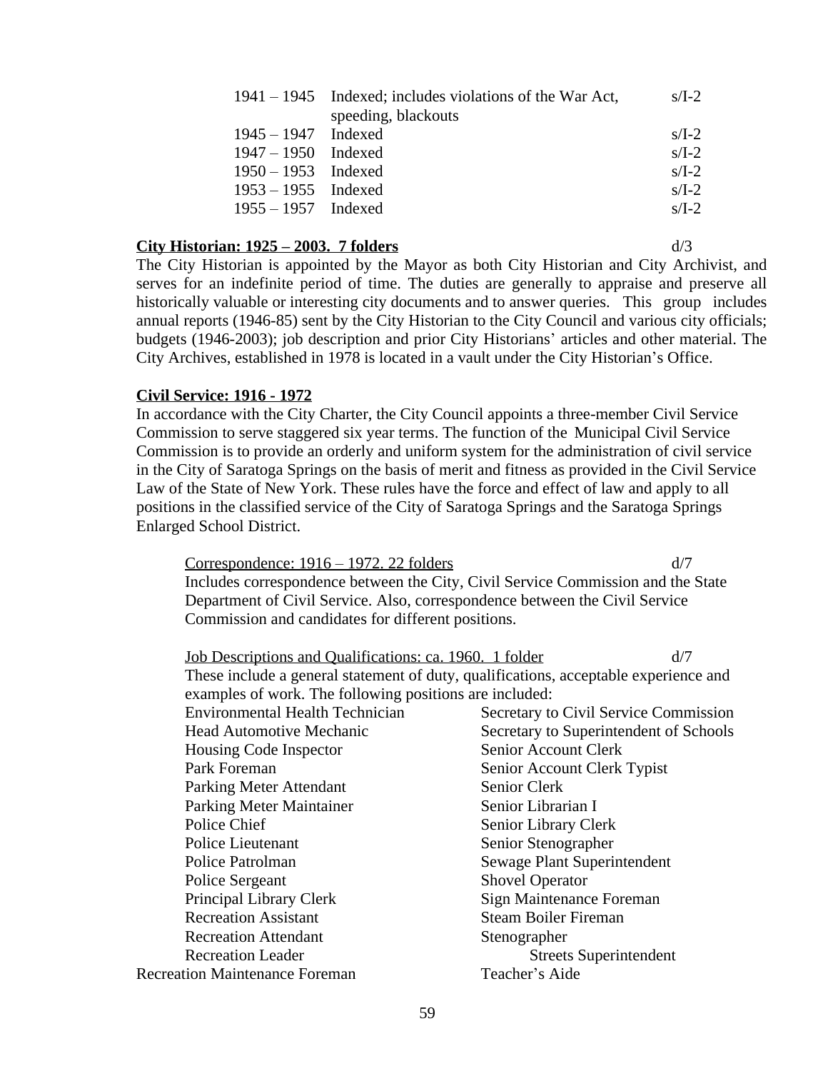| | | |
|---|---|---|
| 1941 – 1945 | Indexed; includes violations of the War Act, speeding, blackouts | s/I-2 |
| 1945 – 1947 | Indexed | s/I-2 |
| 1947 – 1950 | Indexed | s/I-2 |
| 1950 – 1953 | Indexed | s/I-2 |
| 1953 – 1955 | Indexed | s/I-2 |
| 1955 – 1957 | Indexed | s/I-2 |

**City Historian: 1925 – 2003. 7 folders** d/3

The City Historian is appointed by the Mayor as both City Historian and City Archivist, and serves for an indefinite period of time. The duties are generally to appraise and preserve all historically valuable or interesting city documents and to answer queries. This group includes annual reports (1946-85) sent by the City Historian to the City Council and various city officials; budgets (1946-2003); job description and prior City Historians' articles and other material. The City Archives, established in 1978 is located in a vault under the City Historian's Office.

**Civil Service: 1916 - 1972**

In accordance with the City Charter, the City Council appoints a three-member Civil Service Commission to serve staggered six year terms. The function of the Municipal Civil Service Commission is to provide an orderly and uniform system for the administration of civil service in the City of Saratoga Springs on the basis of merit and fitness as provided in the Civil Service Law of the State of New York. These rules have the force and effect of law and apply to all positions in the classified service of the City of Saratoga Springs and the Saratoga Springs Enlarged School District.

Correspondence: 1916 – 1972. 22 folders d/7

Includes correspondence between the City, Civil Service Commission and the State Department of Civil Service. Also, correspondence between the Civil Service Commission and candidates for different positions.

Job Descriptions and Qualifications: ca. 1960. 1 folder d/7

These include a general statement of duty, qualifications, acceptable experience and examples of work. The following positions are included:

| | |
|---|---|
| Environmental Health Technician | Secretary to Civil Service Commission |
| Head Automotive Mechanic | Secretary to Superintendent of Schools |
| Housing Code Inspector | Senior Account Clerk |
| Park Foreman | Senior Account Clerk Typist |
| Parking Meter Attendant | Senior Clerk |
| Parking Meter Maintainer | Senior Librarian I |
| Police Chief | Senior Library Clerk |
| Police Lieutenant | Senior Stenographer |
| Police Patrolman | Sewage Plant Superintendent |
| Police Sergeant | Shovel Operator |
| Principal Library Clerk | Sign Maintenance Foreman |
| Recreation Assistant | Steam Boiler Fireman |
| Recreation Attendant | Stenographer |
| Recreation Leader | Streets Superintendent |
| Recreation Maintenance Foreman | Teacher's Aide |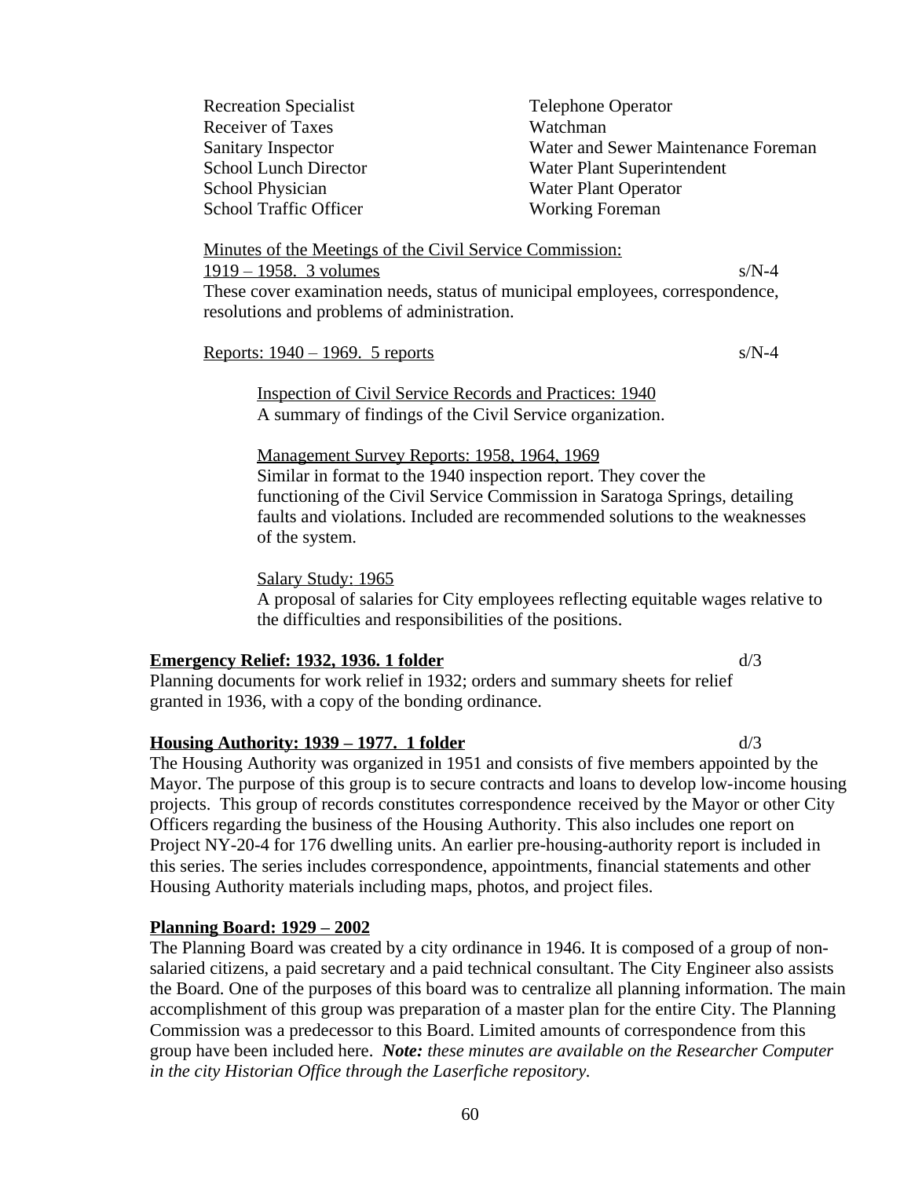| | |
|---|---|
| Recreation Specialist | Telephone Operator |
| Receiver of Taxes | Watchman |
| Sanitary Inspector | Water and Sewer Maintenance Foreman |
| School Lunch Director | Water Plant Superintendent |
| School Physician | Water Plant Operator |
| School Traffic Officer | Working Foreman |

<u>Minutes of the Meetings of the Civil Service Commission:</u>
<u>1919 – 1958. 3 volumes</u> s/N-4
These cover examination needs, status of municipal employees, correspondence, resolutions and problems of administration.

<u>Reports: 1940 – 1969. 5 reports</u> s/N-4

<u>Inspection of Civil Service Records and Practices: 1940</u>
A summary of findings of the Civil Service organization.

<u>Management Survey Reports: 1958, 1964, 1969</u>
Similar in format to the 1940 inspection report. They cover the functioning of the Civil Service Commission in Saratoga Springs, detailing faults and violations. Included are recommended solutions to the weaknesses of the system.

<u>Salary Study: 1965</u>
A proposal of salaries for City employees reflecting equitable wages relative to the difficulties and responsibilities of the positions.

**<u>Emergency Relief: 1932, 1936. 1 folder</u>** d/3
Planning documents for work relief in 1932; orders and summary sheets for relief granted in 1936, with a copy of the bonding ordinance.

**<u>Housing Authority: 1939 – 1977. 1 folder</u>** d/3
The Housing Authority was organized in 1951 and consists of five members appointed by the Mayor. The purpose of this group is to secure contracts and loans to develop low-income housing projects. This group of records constitutes correspondence received by the Mayor or other City Officers regarding the business of the Housing Authority. This also includes one report on Project NY-20-4 for 176 dwelling units. An earlier pre-housing-authority report is included in this series. The series includes correspondence, appointments, financial statements and other Housing Authority materials including maps, photos, and project files.

**<u>Planning Board: 1929 – 2002</u>**
The Planning Board was created by a city ordinance in 1946. It is composed of a group of non-salaried citizens, a paid secretary and a paid technical consultant. The City Engineer also assists the Board. One of the purposes of this board was to centralize all planning information. The main accomplishment of this group was preparation of a master plan for the entire City. The Planning Commission was a predecessor to this Board. Limited amounts of correspondence from this group have been included here. ***Note:*** *these minutes are available on the Researcher Computer in the city Historian Office through the Laserfiche repository.*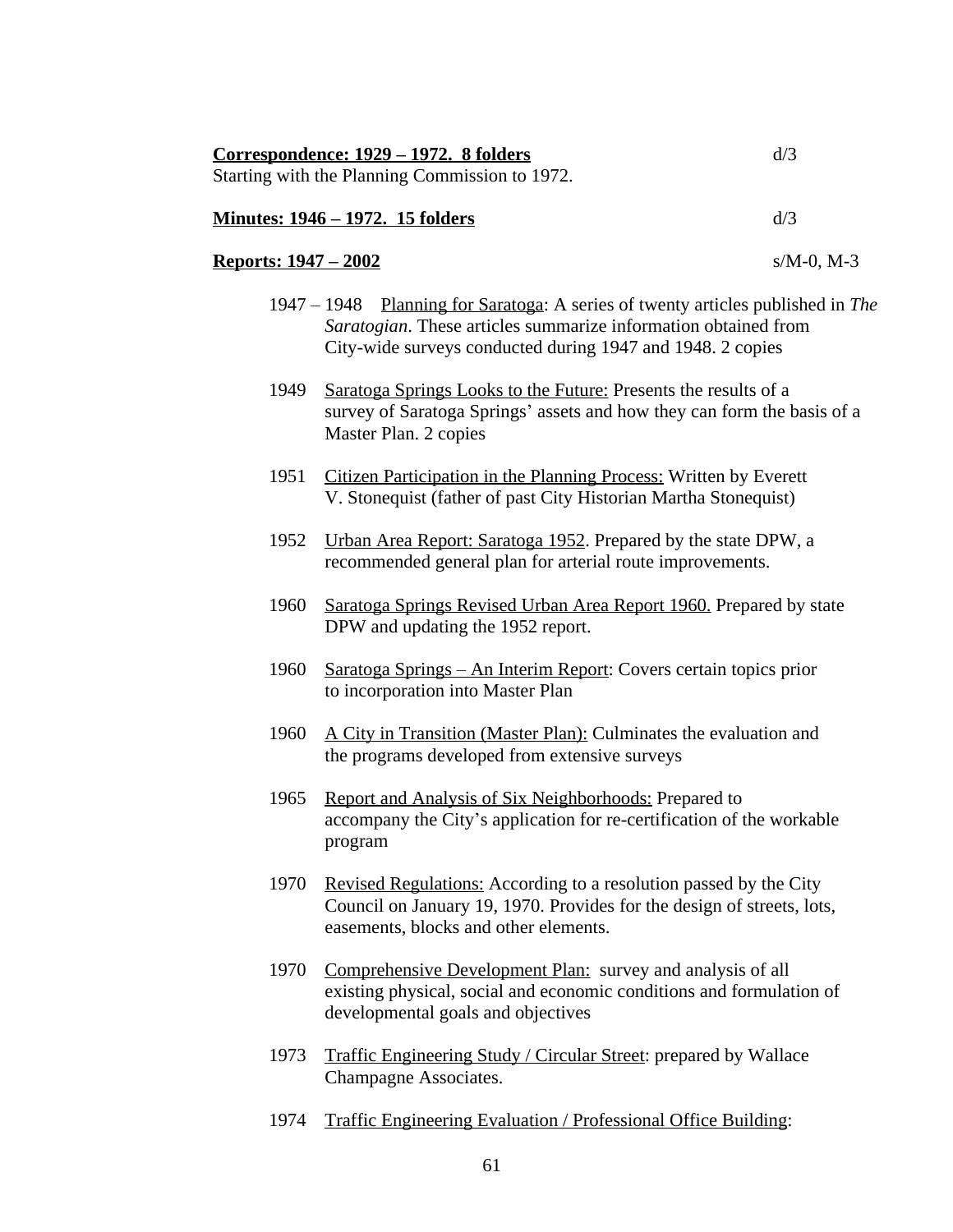**<u>Correspondence: 1929 – 1972. 8 folders</u>** d/3
Starting with the Planning Commission to 1972.

**<u>Minutes: 1946 – 1972. 15 folders</u>** d/3

**<u>Reports: 1947 – 2002</u>** s/M-0, M-3

1947 – 1948 <u>Planning for Saratoga</u>: A series of twenty articles published in *The Saratogian*. These articles summarize information obtained from City-wide surveys conducted during 1947 and 1948. 2 copies

1949 <u>Saratoga Springs Looks to the Future:</u> Presents the results of a survey of Saratoga Springs' assets and how they can form the basis of a Master Plan. 2 copies

1951 <u>Citizen Participation in the Planning Process:</u> Written by Everett V. Stonequist (father of past City Historian Martha Stonequist)

1952 <u>Urban Area Report: Saratoga 1952</u>. Prepared by the state DPW, a recommended general plan for arterial route improvements.

1960 <u>Saratoga Springs Revised Urban Area Report 1960.</u> Prepared by state DPW and updating the 1952 report.

1960 <u>Saratoga Springs – An Interim Report</u>: Covers certain topics prior to incorporation into Master Plan

1960 <u>A City in Transition (Master Plan):</u> Culminates the evaluation and the programs developed from extensive surveys

1965 <u>Report and Analysis of Six Neighborhoods:</u> Prepared to accompany the City's application for re-certification of the workable program

1970 <u>Revised Regulations:</u> According to a resolution passed by the City Council on January 19, 1970. Provides for the design of streets, lots, easements, blocks and other elements.

1970 <u>Comprehensive Development Plan:</u> survey and analysis of all existing physical, social and economic conditions and formulation of developmental goals and objectives

1973 <u>Traffic Engineering Study / Circular Street</u>: prepared by Wallace Champagne Associates.

1974 <u>Traffic Engineering Evaluation / Professional Office Building</u>: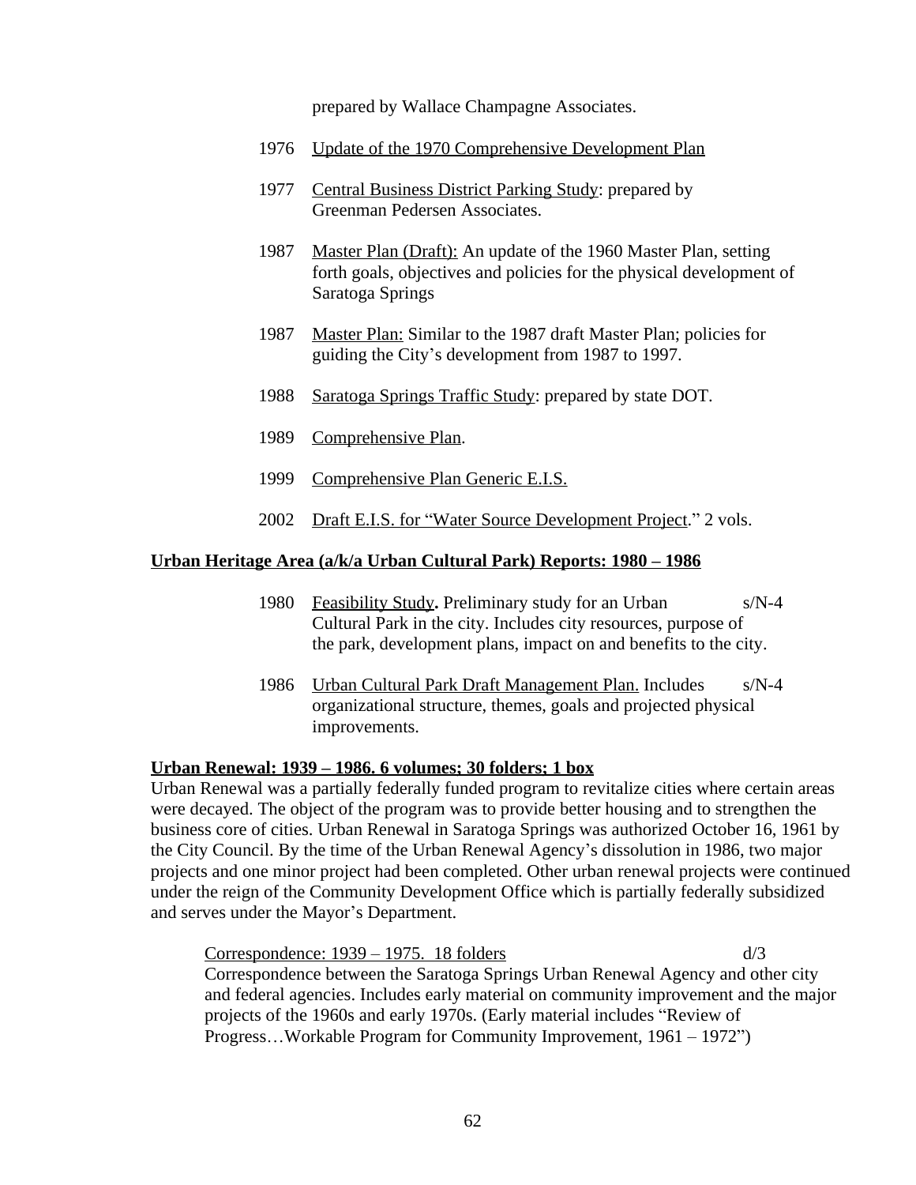prepared by Wallace Champagne Associates.

1976 Update of the 1970 Comprehensive Development Plan

1977 Central Business District Parking Study: prepared by Greenman Pedersen Associates.

1987 Master Plan (Draft): An update of the 1960 Master Plan, setting forth goals, objectives and policies for the physical development of Saratoga Springs

1987 Master Plan: Similar to the 1987 draft Master Plan; policies for guiding the City's development from 1987 to 1997.

1988 Saratoga Springs Traffic Study: prepared by state DOT.

1989 Comprehensive Plan.

1999 Comprehensive Plan Generic E.I.S.

2002 Draft E.I.S. for "Water Source Development Project." 2 vols.

**Urban Heritage Area (a/k/a Urban Cultural Park) Reports: 1980 – 1986**

1980 Feasibility Study**.** Preliminary study for an Urban Cultural Park in the city. Includes city resources, purpose of the park, development plans, impact on and benefits to the city. s/N-4

1986 Urban Cultural Park Draft Management Plan. Includes organizational structure, themes, goals and projected physical improvements. s/N-4

**Urban Renewal: 1939 – 1986. 6 volumes; 30 folders; 1 box**

Urban Renewal was a partially federally funded program to revitalize cities where certain areas were decayed. The object of the program was to provide better housing and to strengthen the business core of cities. Urban Renewal in Saratoga Springs was authorized October 16, 1961 by the City Council. By the time of the Urban Renewal Agency's dissolution in 1986, two major projects and one minor project had been completed. Other urban renewal projects were continued under the reign of the Community Development Office which is partially federally subsidized and serves under the Mayor's Department.

Correspondence: 1939 – 1975. 18 folders d/3

Correspondence between the Saratoga Springs Urban Renewal Agency and other city and federal agencies. Includes early material on community improvement and the major projects of the 1960s and early 1970s. (Early material includes "Review of Progress…Workable Program for Community Improvement, 1961 – 1972")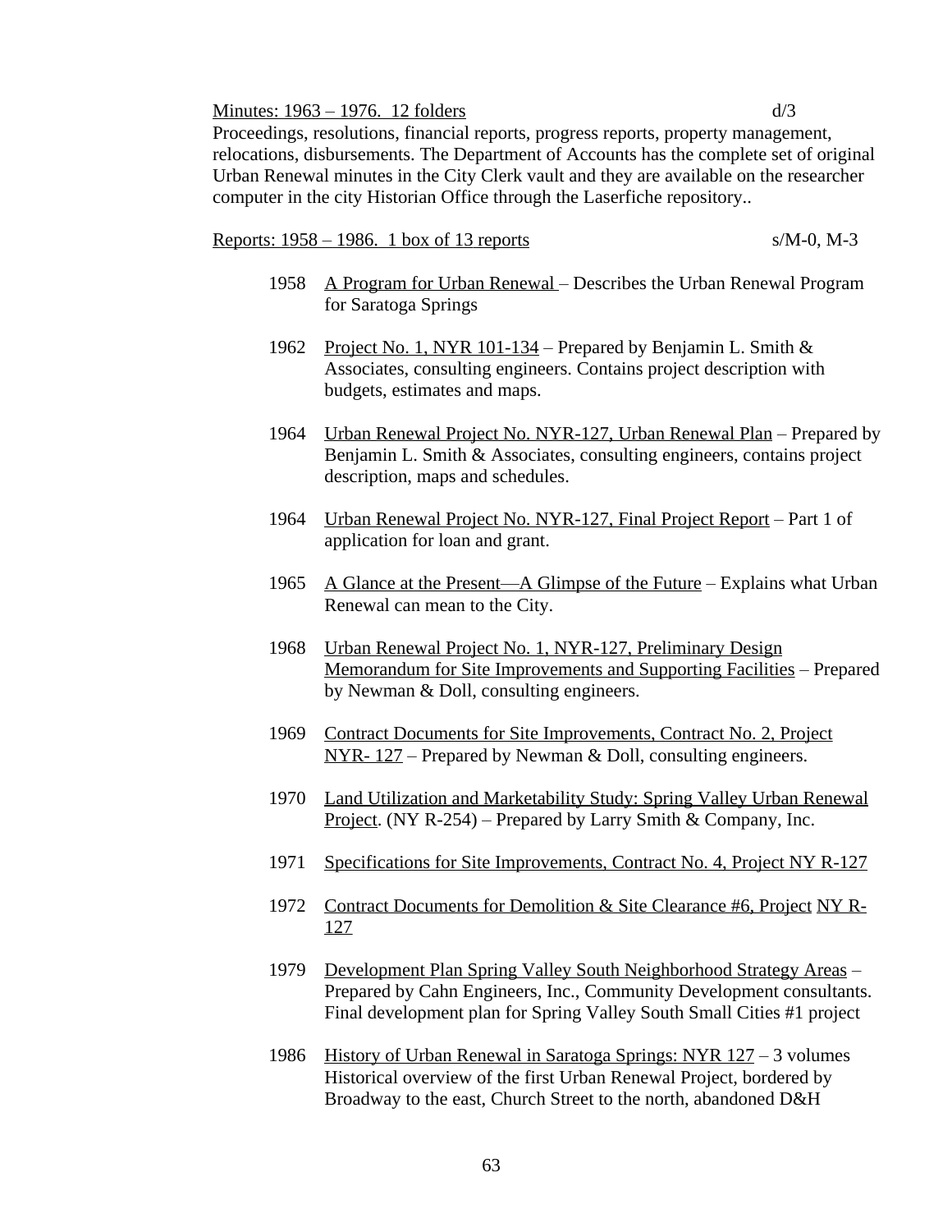Minutes: 1963 – 1976. 12 folders d/3

Proceedings, resolutions, financial reports, progress reports, property management, relocations, disbursements. The Department of Accounts has the complete set of original Urban Renewal minutes in the City Clerk vault and they are available on the researcher computer in the city Historian Office through the Laserfiche repository..

Reports: 1958 – 1986. 1 box of 13 reports s/M-0, M-3

1958 A Program for Urban Renewal – Describes the Urban Renewal Program for Saratoga Springs

1962 Project No. 1, NYR 101-134 – Prepared by Benjamin L. Smith & Associates, consulting engineers. Contains project description with budgets, estimates and maps.

1964 Urban Renewal Project No. NYR-127, Urban Renewal Plan – Prepared by Benjamin L. Smith & Associates, consulting engineers, contains project description, maps and schedules.

1964 Urban Renewal Project No. NYR-127, Final Project Report – Part 1 of application for loan and grant.

1965 A Glance at the Present—A Glimpse of the Future – Explains what Urban Renewal can mean to the City.

1968 Urban Renewal Project No. 1, NYR-127, Preliminary Design Memorandum for Site Improvements and Supporting Facilities – Prepared by Newman & Doll, consulting engineers.

1969 Contract Documents for Site Improvements, Contract No. 2, Project NYR- 127 – Prepared by Newman & Doll, consulting engineers.

1970 Land Utilization and Marketability Study: Spring Valley Urban Renewal Project. (NY R-254) – Prepared by Larry Smith & Company, Inc.

1971 Specifications for Site Improvements, Contract No. 4, Project NY R-127

1972 Contract Documents for Demolition & Site Clearance #6, Project NY R-127

1979 Development Plan Spring Valley South Neighborhood Strategy Areas – Prepared by Cahn Engineers, Inc., Community Development consultants. Final development plan for Spring Valley South Small Cities #1 project

1986 History of Urban Renewal in Saratoga Springs: NYR 127 – 3 volumes Historical overview of the first Urban Renewal Project, bordered by Broadway to the east, Church Street to the north, abandoned D&H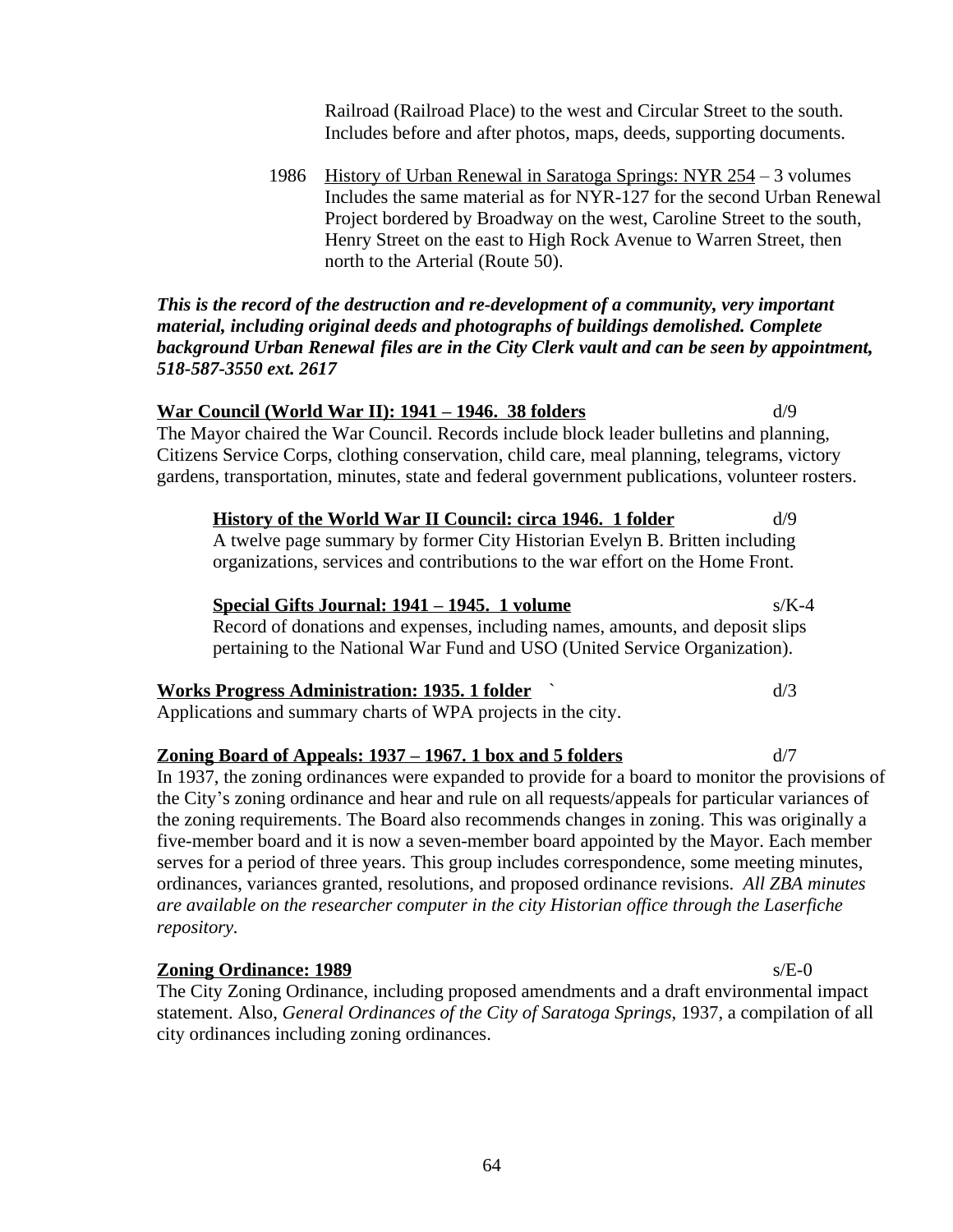Railroad (Railroad Place) to the west and Circular Street to the south. Includes before and after photos, maps, deeds, supporting documents.

1986 History of Urban Renewal in Saratoga Springs: NYR 254 – 3 volumes
Includes the same material as for NYR-127 for the second Urban Renewal Project bordered by Broadway on the west, Caroline Street to the south, Henry Street on the east to High Rock Avenue to Warren Street, then north to the Arterial (Route 50).

***This is the record of the destruction and re-development of a community, very important material, including original deeds and photographs of buildings demolished. Complete background Urban Renewal files are in the City Clerk vault and can be seen by appointment, 518-587-3550 ext. 2617***

**War Council (World War II): 1941 – 1946. 38 folders** d/9

The Mayor chaired the War Council. Records include block leader bulletins and planning, Citizens Service Corps, clothing conservation, child care, meal planning, telegrams, victory gardens, transportation, minutes, state and federal government publications, volunteer rosters.

**History of the World War II Council: circa 1946. 1 folder** d/9

A twelve page summary by former City Historian Evelyn B. Britten including organizations, services and contributions to the war effort on the Home Front.

**Special Gifts Journal: 1941 – 1945. 1 volume** s/K-4

Record of donations and expenses, including names, amounts, and deposit slips pertaining to the National War Fund and USO (United Service Organization).

**Works Progress Administration: 1935. 1 folder** ` d/3

Applications and summary charts of WPA projects in the city.

**Zoning Board of Appeals: 1937 – 1967. 1 box and 5 folders** d/7

In 1937, the zoning ordinances were expanded to provide for a board to monitor the provisions of the City's zoning ordinance and hear and rule on all requests/appeals for particular variances of the zoning requirements. The Board also recommends changes in zoning. This was originally a five-member board and it is now a seven-member board appointed by the Mayor. Each member serves for a period of three years. This group includes correspondence, some meeting minutes, ordinances, variances granted, resolutions, and proposed ordinance revisions. *All ZBA minutes are available on the researcher computer in the city Historian office through the Laserfiche repository.*

**Zoning Ordinance: 1989** s/E-0

The City Zoning Ordinance, including proposed amendments and a draft environmental impact statement. Also, *General Ordinances of the City of Saratoga Springs*, 1937, a compilation of all city ordinances including zoning ordinances.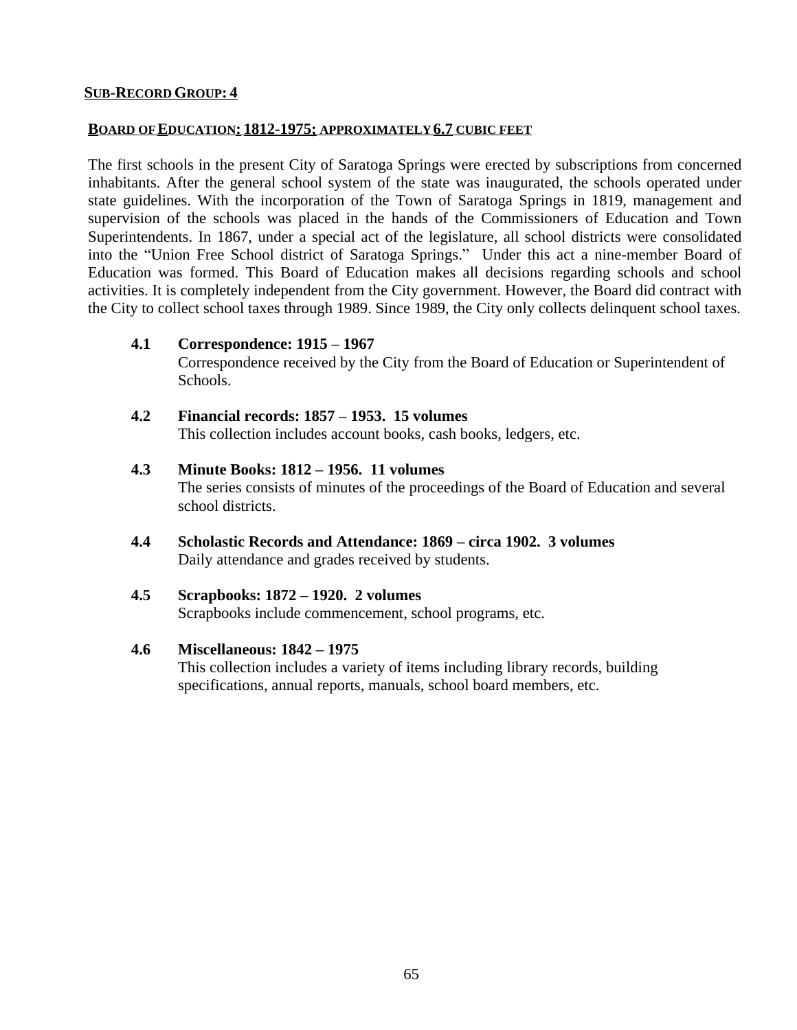## SUB-RECORD GROUP: 4

### BOARD OF EDUCATION: 1812-1975; APPROXIMATELY 6.7 CUBIC FEET

The first schools in the present City of Saratoga Springs were erected by subscriptions from concerned inhabitants. After the general school system of the state was inaugurated, the schools operated under state guidelines. With the incorporation of the Town of Saratoga Springs in 1819, management and supervision of the schools was placed in the hands of the Commissioners of Education and Town Superintendents. In 1867, under a special act of the legislature, all school districts were consolidated into the "Union Free School district of Saratoga Springs." Under this act a nine-member Board of Education was formed. This Board of Education makes all decisions regarding schools and school activities. It is completely independent from the City government. However, the Board did contract with the City to collect school taxes through 1989. Since 1989, the City only collects delinquent school taxes.

**4.1 Correspondence: 1915 – 1967**
Correspondence received by the City from the Board of Education or Superintendent of Schools.

**4.2 Financial records: 1857 – 1953. 15 volumes**
This collection includes account books, cash books, ledgers, etc.

**4.3 Minute Books: 1812 – 1956. 11 volumes**
The series consists of minutes of the proceedings of the Board of Education and several school districts.

**4.4 Scholastic Records and Attendance: 1869 – circa 1902. 3 volumes**
Daily attendance and grades received by students.

**4.5 Scrapbooks: 1872 – 1920. 2 volumes**
Scrapbooks include commencement, school programs, etc.

**4.6 Miscellaneous: 1842 – 1975**
This collection includes a variety of items including library records, building specifications, annual reports, manuals, school board members, etc.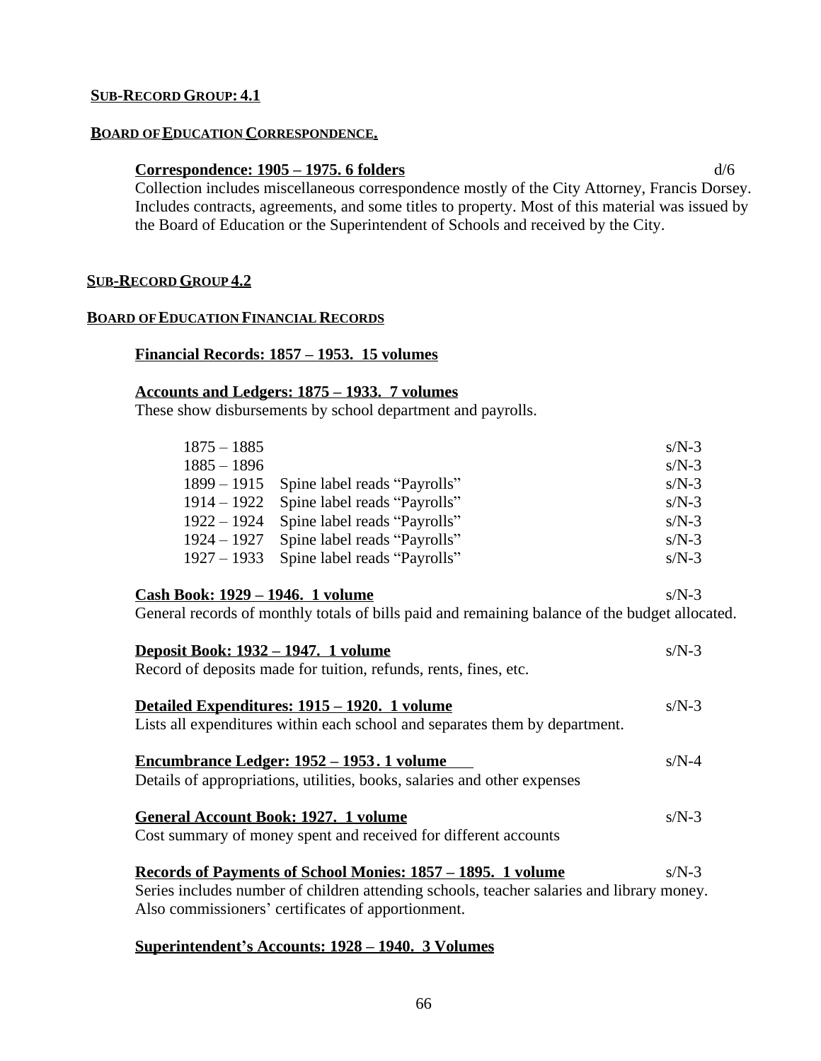## SUB-RECORD GROUP: 4.1

### BOARD OF EDUCATION CORRESPONDENCE.

**Correspondence: 1905 – 1975. 6 folders** d/6

Collection includes miscellaneous correspondence mostly of the City Attorney, Francis Dorsey. Includes contracts, agreements, and some titles to property. Most of this material was issued by the Board of Education or the Superintendent of Schools and received by the City.

## SUB-RECORD GROUP 4.2

### BOARD OF EDUCATION FINANCIAL RECORDS

**Financial Records: 1857 – 1953. 15 volumes**

**Accounts and Ledgers: 1875 – 1933. 7 volumes**

These show disbursements by school department and payrolls.

| | | |
|---|---|---|
| 1875 – 1885 | | s/N-3 |
| 1885 – 1896 | | s/N-3 |
| 1899 – 1915 | Spine label reads "Payrolls" | s/N-3 |
| 1914 – 1922 | Spine label reads "Payrolls" | s/N-3 |
| 1922 – 1924 | Spine label reads "Payrolls" | s/N-3 |
| 1924 – 1927 | Spine label reads "Payrolls" | s/N-3 |
| 1927 – 1933 | Spine label reads "Payrolls" | s/N-3 |

**Cash Book: 1929 – 1946. 1 volume** s/N-3

General records of monthly totals of bills paid and remaining balance of the budget allocated.

**Deposit Book: 1932 – 1947. 1 volume** s/N-3

Record of deposits made for tuition, refunds, rents, fines, etc.

**Detailed Expenditures: 1915 – 1920. 1 volume** s/N-3

Lists all expenditures within each school and separates them by department.

**Encumbrance Ledger: 1952 – 1953. 1 volume** s/N-4

Details of appropriations, utilities, books, salaries and other expenses

**General Account Book: 1927. 1 volume** s/N-3

Cost summary of money spent and received for different accounts

**Records of Payments of School Monies: 1857 – 1895. 1 volume** s/N-3

Series includes number of children attending schools, teacher salaries and library money. Also commissioners' certificates of apportionment.

**Superintendent's Accounts: 1928 – 1940. 3 Volumes**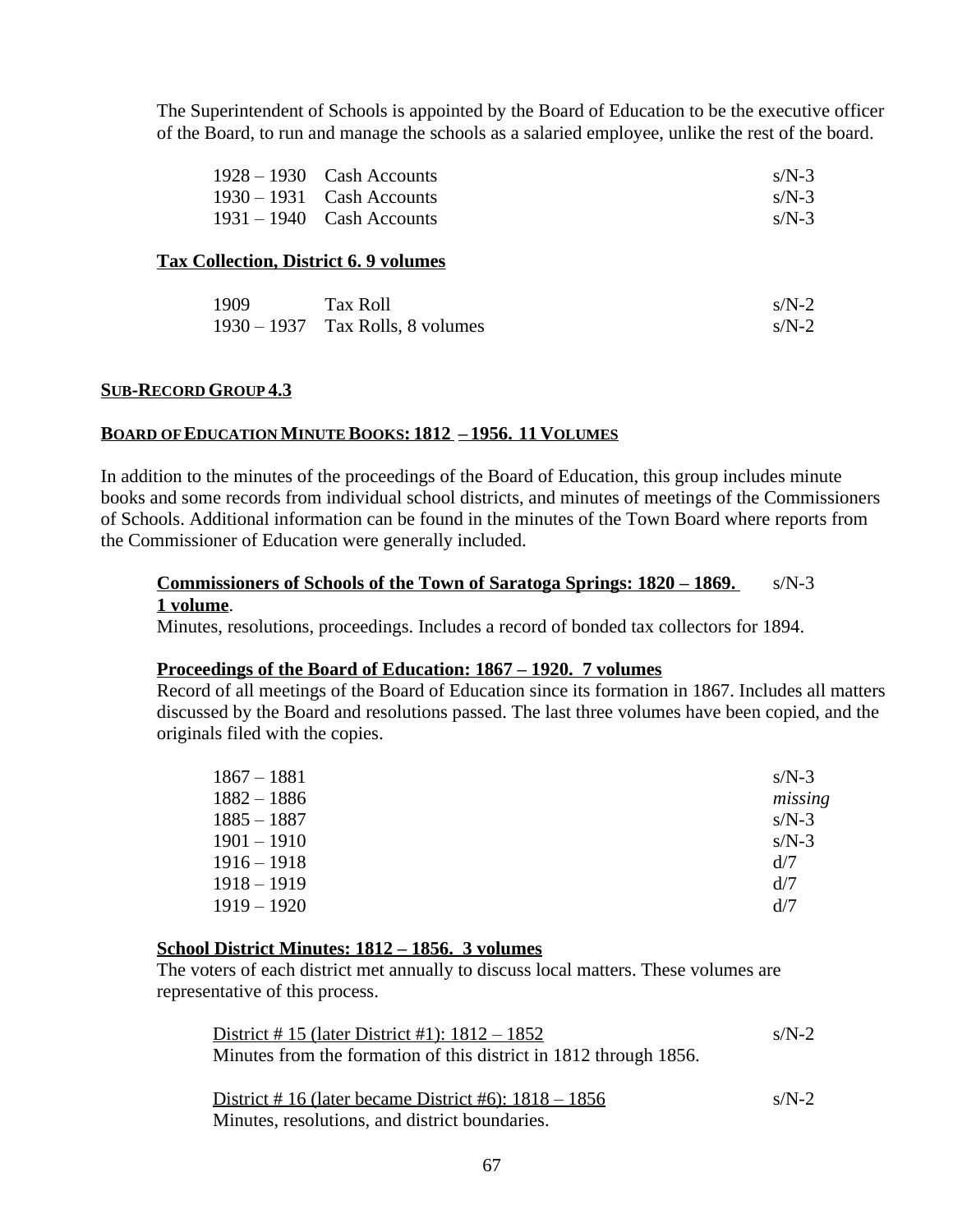The Superintendent of Schools is appointed by the Board of Education to be the executive officer of the Board, to run and manage the schools as a salaried employee, unlike the rest of the board.

| | | |
|---|---|---|
| 1928 – 1930 | Cash Accounts | s/N-3 |
| 1930 – 1931 | Cash Accounts | s/N-3 |
| 1931 – 1940 | Cash Accounts | s/N-3 |

**Tax Collection, District 6. 9 volumes**

| | | |
|---|---|---|
| 1909 | Tax Roll | s/N-2 |
| 1930 – 1937 | Tax Rolls, 8 volumes | s/N-2 |

## SUB-RECORD GROUP 4.3

## BOARD OF EDUCATION MINUTE BOOKS: 1812 – 1956. 11 VOLUMES

In addition to the minutes of the proceedings of the Board of Education, this group includes minute books and some records from individual school districts, and minutes of meetings of the Commissioners of Schools. Additional information can be found in the minutes of the Town Board where reports from the Commissioner of Education were generally included.

**Commissioners of Schools of the Town of Saratoga Springs: 1820 – 1869. 1 volume**. s/N-3

Minutes, resolutions, proceedings. Includes a record of bonded tax collectors for 1894.

**Proceedings of the Board of Education: 1867 – 1920. 7 volumes**

Record of all meetings of the Board of Education since its formation in 1867. Includes all matters discussed by the Board and resolutions passed. The last three volumes have been copied, and the originals filed with the copies.

| | |
|---|---|
| 1867 – 1881 | s/N-3 |
| 1882 – 1886 | *missing* |
| 1885 – 1887 | s/N-3 |
| 1901 – 1910 | s/N-3 |
| 1916 – 1918 | d/7 |
| 1918 – 1919 | d/7 |
| 1919 – 1920 | d/7 |

**School District Minutes: 1812 – 1856. 3 volumes**

The voters of each district met annually to discuss local matters. These volumes are representative of this process.

District # 15 (later District #1): 1812 – 1852 s/N-2

Minutes from the formation of this district in 1812 through 1856.

District # 16 (later became District #6): 1818 – 1856 s/N-2

Minutes, resolutions, and district boundaries.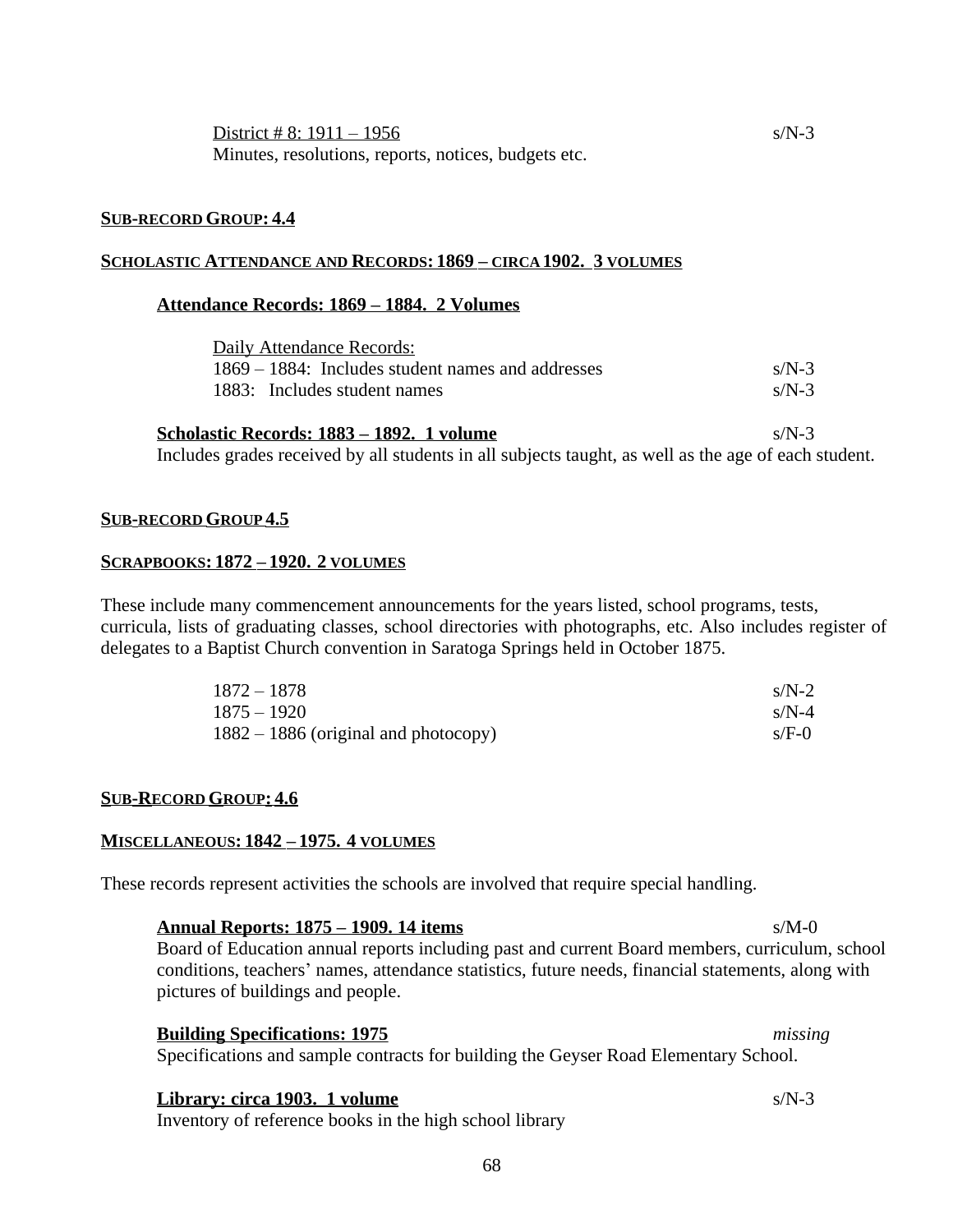District # 8: 1911 – 1956 s/N-3
Minutes, resolutions, reports, notices, budgets etc.

## SUB-RECORD GROUP: 4.4

## SCHOLASTIC ATTENDANCE AND RECORDS: 1869 – CIRCA 1902. 3 VOLUMES

### Attendance Records: 1869 – 1884. 2 Volumes

Daily Attendance Records:

| | |
|---|---|
| 1869 – 1884: Includes student names and addresses | s/N-3 |
| 1883: Includes student names | s/N-3 |

### Scholastic Records: 1883 – 1892. 1 volume — s/N-3

Includes grades received by all students in all subjects taught, as well as the age of each student.

## SUB-RECORD GROUP 4.5

## SCRAPBOOKS: 1872 – 1920. 2 VOLUMES

These include many commencement announcements for the years listed, school programs, tests, curricula, lists of graduating classes, school directories with photographs, etc. Also includes register of delegates to a Baptist Church convention in Saratoga Springs held in October 1875.

| | |
|---|---|
| 1872 – 1878 | s/N-2 |
| 1875 – 1920 | s/N-4 |
| 1882 – 1886 (original and photocopy) | s/F-0 |

## SUB-RECORD GROUP: 4.6

## MISCELLANEOUS: 1842 – 1975. 4 VOLUMES

These records represent activities the schools are involved that require special handling.

### Annual Reports: 1875 – 1909. 14 items — s/M-0

Board of Education annual reports including past and current Board members, curriculum, school conditions, teachers' names, attendance statistics, future needs, financial statements, along with pictures of buildings and people.

### Building Specifications: 1975 — *missing*

Specifications and sample contracts for building the Geyser Road Elementary School.

### Library: circa 1903. 1 volume — s/N-3

Inventory of reference books in the high school library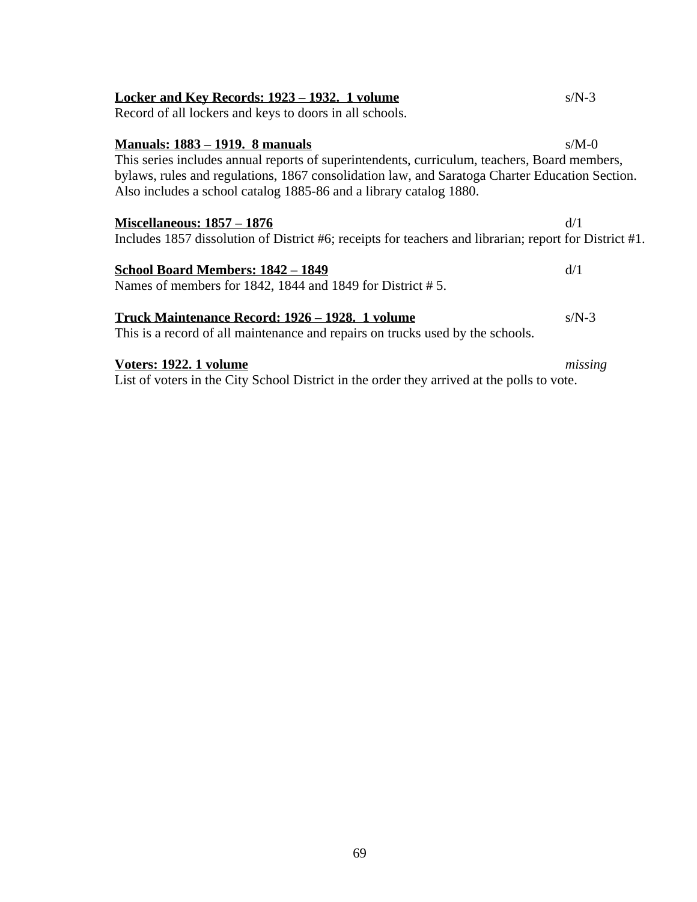**<u>Locker and Key Records: 1923 – 1932. 1 volume</u>** s/N-3

Record of all lockers and keys to doors in all schools.

**<u>Manuals: 1883 – 1919. 8 manuals</u>** s/M-0

This series includes annual reports of superintendents, curriculum, teachers, Board members, bylaws, rules and regulations, 1867 consolidation law, and Saratoga Charter Education Section. Also includes a school catalog 1885-86 and a library catalog 1880.

**<u>Miscellaneous: 1857 – 1876</u>** d/1

Includes 1857 dissolution of District #6; receipts for teachers and librarian; report for District #1.

**<u>School Board Members: 1842 – 1849</u>** d/1

Names of members for 1842, 1844 and 1849 for District # 5.

**<u>Truck Maintenance Record: 1926 – 1928. 1 volume</u>** s/N-3

This is a record of all maintenance and repairs on trucks used by the schools.

**<u>Voters: 1922. 1 volume</u>** *missing*

List of voters in the City School District in the order they arrived at the polls to vote.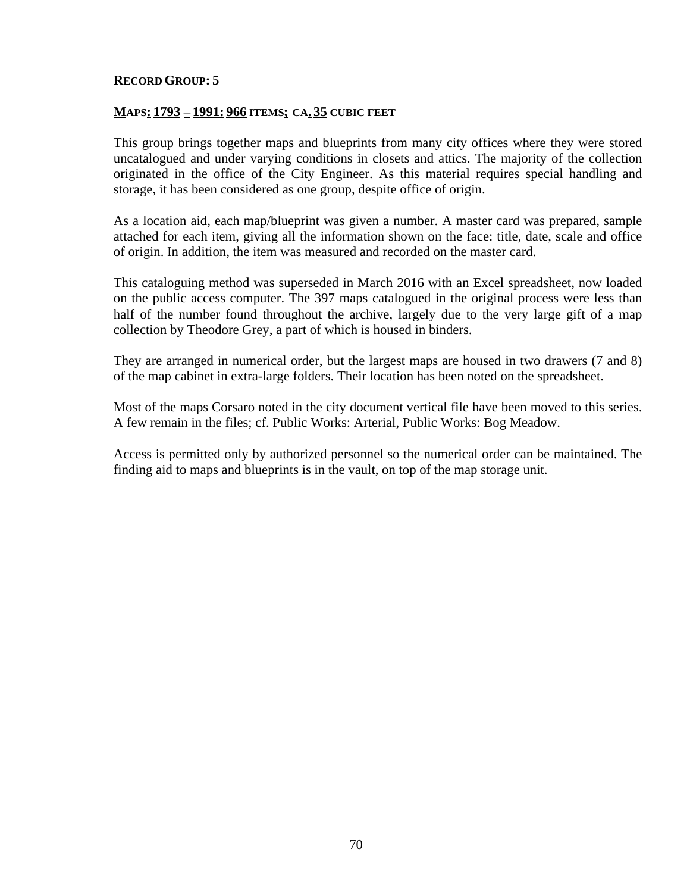**RECORD GROUP: 5**

**MAPS: 1793 – 1991: 966 ITEMS; CA. 35 CUBIC FEET**

This group brings together maps and blueprints from many city offices where they were stored uncatalogued and under varying conditions in closets and attics. The majority of the collection originated in the office of the City Engineer. As this material requires special handling and storage, it has been considered as one group, despite office of origin.

As a location aid, each map/blueprint was given a number. A master card was prepared, sample attached for each item, giving all the information shown on the face: title, date, scale and office of origin. In addition, the item was measured and recorded on the master card.

This cataloguing method was superseded in March 2016 with an Excel spreadsheet, now loaded on the public access computer. The 397 maps catalogued in the original process were less than half of the number found throughout the archive, largely due to the very large gift of a map collection by Theodore Grey, a part of which is housed in binders.

They are arranged in numerical order, but the largest maps are housed in two drawers (7 and 8) of the map cabinet in extra-large folders. Their location has been noted on the spreadsheet.

Most of the maps Corsaro noted in the city document vertical file have been moved to this series. A few remain in the files; cf. Public Works: Arterial, Public Works: Bog Meadow.

Access is permitted only by authorized personnel so the numerical order can be maintained. The finding aid to maps and blueprints is in the vault, on top of the map storage unit.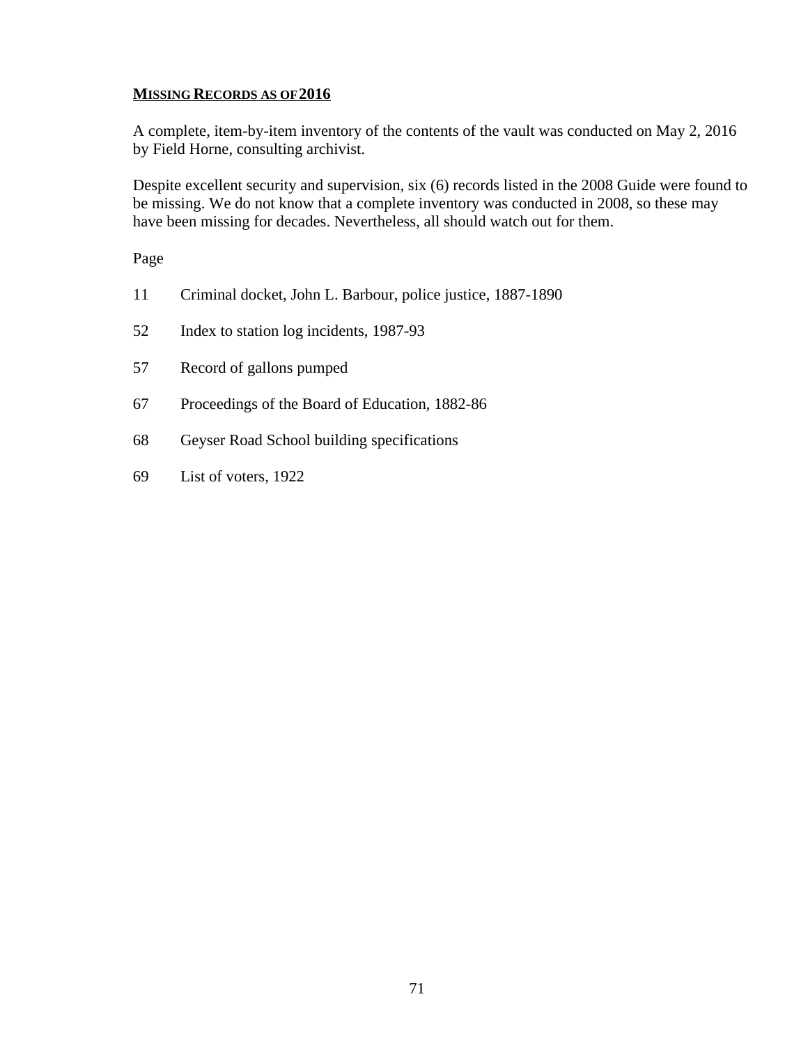## MISSING RECORDS AS OF 2016

A complete, item-by-item inventory of the contents of the vault was conducted on May 2, 2016 by Field Horne, consulting archivist.

Despite excellent security and supervision, six (6) records listed in the 2008 Guide were found to be missing. We do not know that a complete inventory was conducted in 2008, so these may have been missing for decades. Nevertheless, all should watch out for them.

| Page | |
|---|---|
| 11 | Criminal docket, John L. Barbour, police justice, 1887-1890 |
| 52 | Index to station log incidents, 1987-93 |
| 57 | Record of gallons pumped |
| 67 | Proceedings of the Board of Education, 1882-86 |
| 68 | Geyser Road School building specifications |
| 69 | List of voters, 1922 |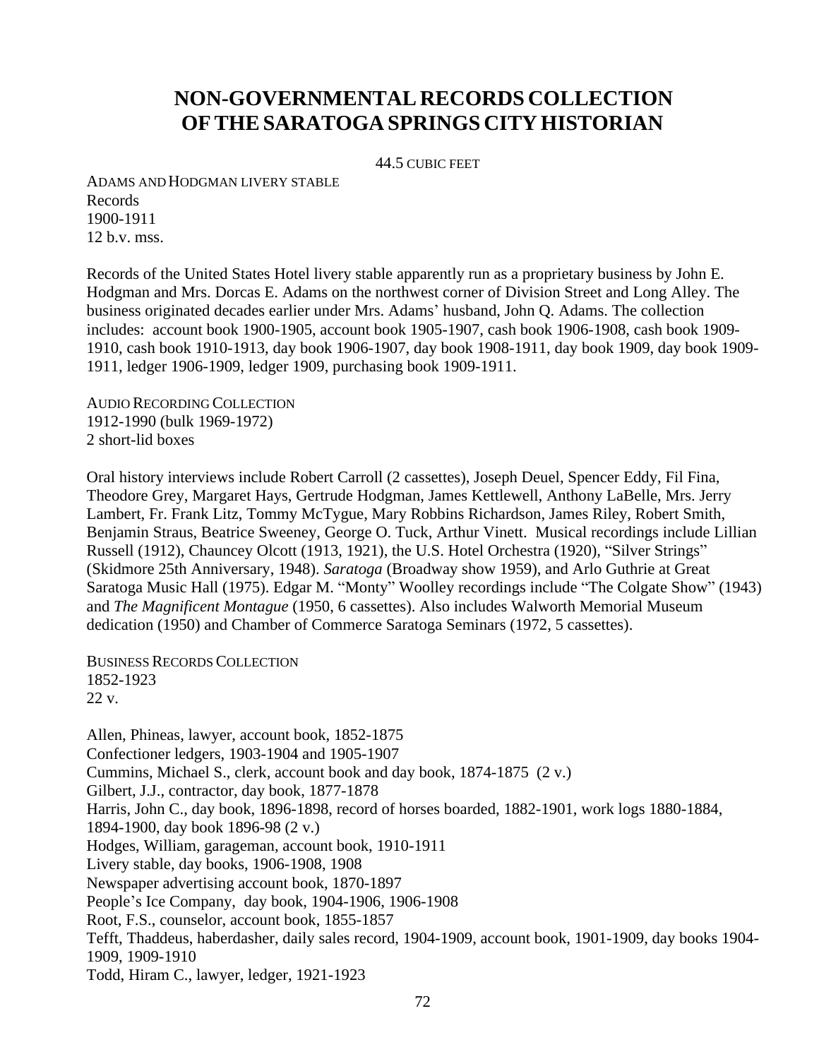# NON-GOVERNMENTAL RECORDS COLLECTION OF THE SARATOGA SPRINGS CITY HISTORIAN

44.5 CUBIC FEET

ADAMS AND HODGMAN LIVERY STABLE
Records
1900-1911
12 b.v. mss.

Records of the United States Hotel livery stable apparently run as a proprietary business by John E. Hodgman and Mrs. Dorcas E. Adams on the northwest corner of Division Street and Long Alley. The business originated decades earlier under Mrs. Adams' husband, John Q. Adams. The collection includes: account book 1900-1905, account book 1905-1907, cash book 1906-1908, cash book 1909-1910, cash book 1910-1913, day book 1906-1907, day book 1908-1911, day book 1909, day book 1909-1911, ledger 1906-1909, ledger 1909, purchasing book 1909-1911.

AUDIO RECORDING COLLECTION
1912-1990 (bulk 1969-1972)
2 short-lid boxes

Oral history interviews include Robert Carroll (2 cassettes), Joseph Deuel, Spencer Eddy, Fil Fina, Theodore Grey, Margaret Hays, Gertrude Hodgman, James Kettlewell, Anthony LaBelle, Mrs. Jerry Lambert, Fr. Frank Litz, Tommy McTygue, Mary Robbins Richardson, James Riley, Robert Smith, Benjamin Straus, Beatrice Sweeney, George O. Tuck, Arthur Vinett. Musical recordings include Lillian Russell (1912), Chauncey Olcott (1913, 1921), the U.S. Hotel Orchestra (1920), "Silver Strings" (Skidmore 25th Anniversary, 1948). *Saratoga* (Broadway show 1959), and Arlo Guthrie at Great Saratoga Music Hall (1975). Edgar M. "Monty" Woolley recordings include "The Colgate Show" (1943) and *The Magnificent Montague* (1950, 6 cassettes). Also includes Walworth Memorial Museum dedication (1950) and Chamber of Commerce Saratoga Seminars (1972, 5 cassettes).

BUSINESS RECORDS COLLECTION
1852-1923
22 v.

Allen, Phineas, lawyer, account book, 1852-1875
Confectioner ledgers, 1903-1904 and 1905-1907
Cummins, Michael S., clerk, account book and day book, 1874-1875 (2 v.)
Gilbert, J.J., contractor, day book, 1877-1878
Harris, John C., day book, 1896-1898, record of horses boarded, 1882-1901, work logs 1880-1884, 1894-1900, day book 1896-98 (2 v.)
Hodges, William, garageman, account book, 1910-1911
Livery stable, day books, 1906-1908, 1908
Newspaper advertising account book, 1870-1897
People's Ice Company, day book, 1904-1906, 1906-1908
Root, F.S., counselor, account book, 1855-1857
Tefft, Thaddeus, haberdasher, daily sales record, 1904-1909, account book, 1901-1909, day books 1904-1909, 1909-1910
Todd, Hiram C., lawyer, ledger, 1921-1923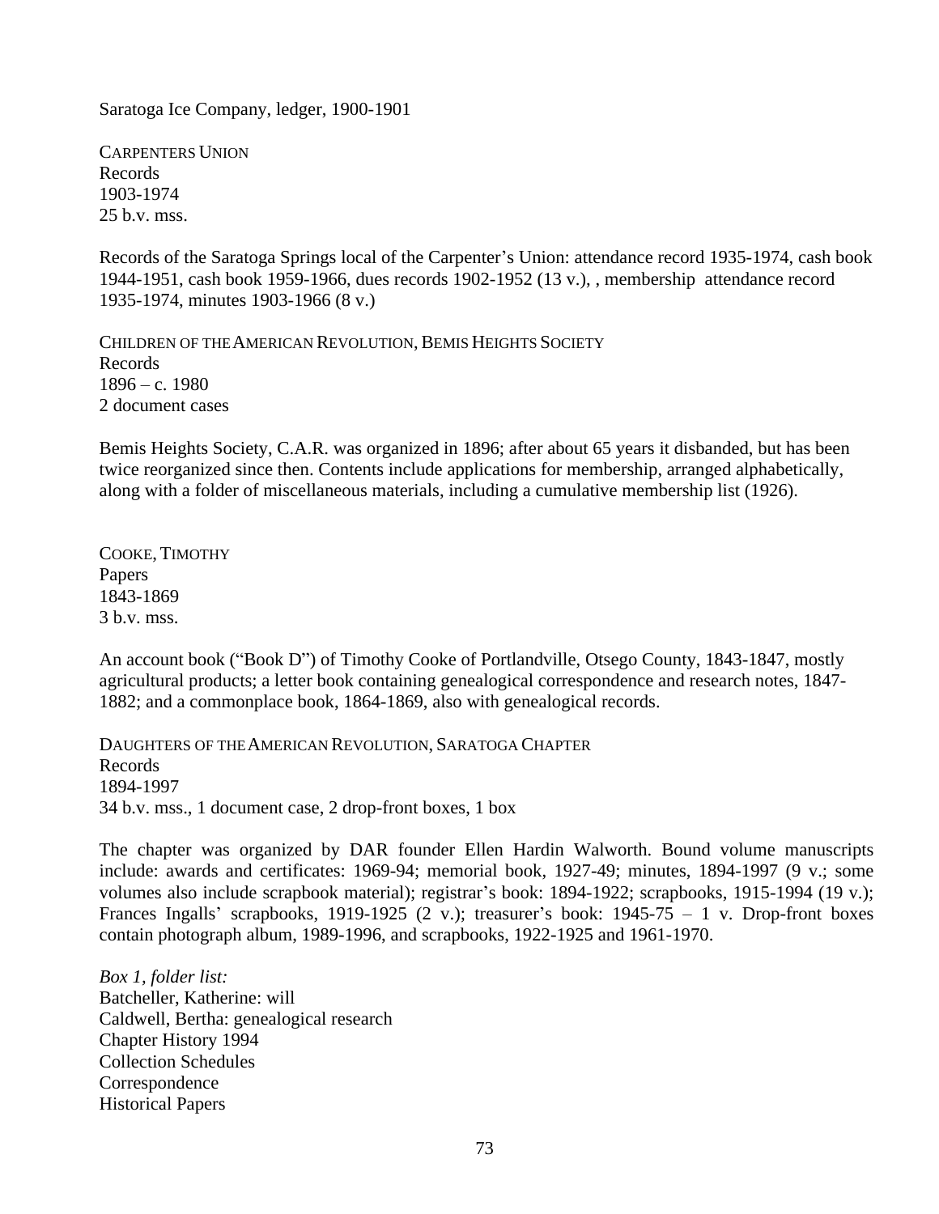Saratoga Ice Company, ledger, 1900-1901

CARPENTERS UNION
Records
1903-1974
25 b.v. mss.

Records of the Saratoga Springs local of the Carpenter's Union: attendance record 1935-1974, cash book 1944-1951, cash book 1959-1966, dues records 1902-1952 (13 v.), , membership attendance record 1935-1974, minutes 1903-1966 (8 v.)

CHILDREN OF THE AMERICAN REVOLUTION, BEMIS HEIGHTS SOCIETY
Records
1896 – c. 1980
2 document cases

Bemis Heights Society, C.A.R. was organized in 1896; after about 65 years it disbanded, but has been twice reorganized since then. Contents include applications for membership, arranged alphabetically, along with a folder of miscellaneous materials, including a cumulative membership list (1926).

COOKE, TIMOTHY
Papers
1843-1869
3 b.v. mss.

An account book ("Book D") of Timothy Cooke of Portlandville, Otsego County, 1843-1847, mostly agricultural products; a letter book containing genealogical correspondence and research notes, 1847-1882; and a commonplace book, 1864-1869, also with genealogical records.

DAUGHTERS OF THE AMERICAN REVOLUTION, SARATOGA CHAPTER
Records
1894-1997
34 b.v. mss., 1 document case, 2 drop-front boxes, 1 box

The chapter was organized by DAR founder Ellen Hardin Walworth. Bound volume manuscripts include: awards and certificates: 1969-94; memorial book, 1927-49; minutes, 1894-1997 (9 v.; some volumes also include scrapbook material); registrar's book: 1894-1922; scrapbooks, 1915-1994 (19 v.); Frances Ingalls' scrapbooks, 1919-1925 (2 v.); treasurer's book: 1945-75 – 1 v. Drop-front boxes contain photograph album, 1989-1996, and scrapbooks, 1922-1925 and 1961-1970.

*Box 1, folder list:*
Batcheller, Katherine: will
Caldwell, Bertha: genealogical research
Chapter History 1994
Collection Schedules
Correspondence
Historical Papers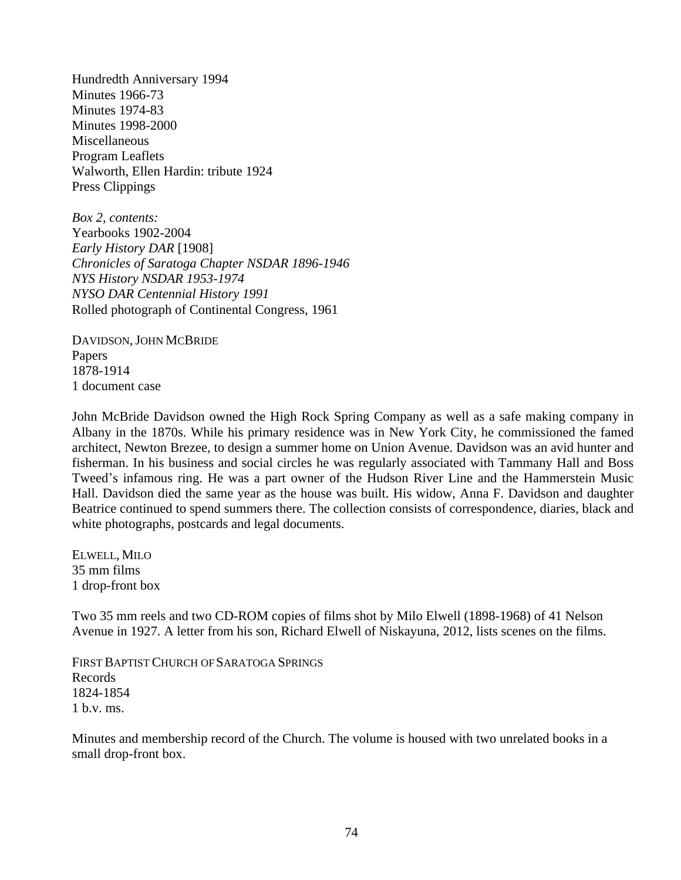Hundredth Anniversary 1994
Minutes 1966-73
Minutes 1974-83
Minutes 1998-2000
Miscellaneous
Program Leaflets
Walworth, Ellen Hardin: tribute 1924
Press Clippings

*Box 2, contents:*
Yearbooks 1902-2004
*Early History DAR* [1908]
*Chronicles of Saratoga Chapter NSDAR 1896-1946*
*NYS History NSDAR 1953-1974*
*NYSO DAR Centennial History 1991*
Rolled photograph of Continental Congress, 1961

DAVIDSON, JOHN MCBRIDE
Papers
1878-1914
1 document case

John McBride Davidson owned the High Rock Spring Company as well as a safe making company in Albany in the 1870s. While his primary residence was in New York City, he commissioned the famed architect, Newton Brezee, to design a summer home on Union Avenue. Davidson was an avid hunter and fisherman. In his business and social circles he was regularly associated with Tammany Hall and Boss Tweed's infamous ring. He was a part owner of the Hudson River Line and the Hammerstein Music Hall. Davidson died the same year as the house was built. His widow, Anna F. Davidson and daughter Beatrice continued to spend summers there. The collection consists of correspondence, diaries, black and white photographs, postcards and legal documents.

ELWELL, MILO
35 mm films
1 drop-front box

Two 35 mm reels and two CD-ROM copies of films shot by Milo Elwell (1898-1968) of 41 Nelson Avenue in 1927. A letter from his son, Richard Elwell of Niskayuna, 2012, lists scenes on the films.

FIRST BAPTIST CHURCH OF SARATOGA SPRINGS
Records
1824-1854
1 b.v. ms.

Minutes and membership record of the Church. The volume is housed with two unrelated books in a small drop-front box.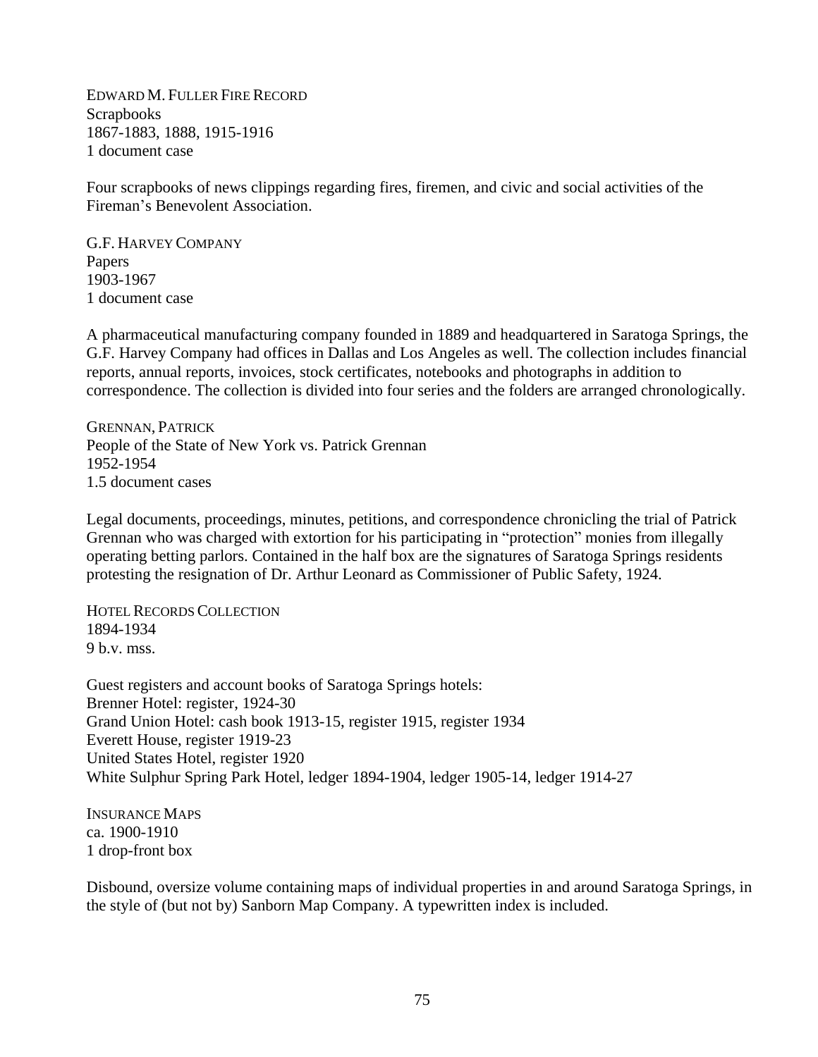EDWARD M. FULLER FIRE RECORD
Scrapbooks
1867-1883, 1888, 1915-1916
1 document case

Four scrapbooks of news clippings regarding fires, firemen, and civic and social activities of the Fireman's Benevolent Association.

G.F. HARVEY COMPANY
Papers
1903-1967
1 document case

A pharmaceutical manufacturing company founded in 1889 and headquartered in Saratoga Springs, the G.F. Harvey Company had offices in Dallas and Los Angeles as well. The collection includes financial reports, annual reports, invoices, stock certificates, notebooks and photographs in addition to correspondence. The collection is divided into four series and the folders are arranged chronologically.

GRENNAN, PATRICK
People of the State of New York vs. Patrick Grennan
1952-1954
1.5 document cases

Legal documents, proceedings, minutes, petitions, and correspondence chronicling the trial of Patrick Grennan who was charged with extortion for his participating in "protection" monies from illegally operating betting parlors. Contained in the half box are the signatures of Saratoga Springs residents protesting the resignation of Dr. Arthur Leonard as Commissioner of Public Safety, 1924.

HOTEL RECORDS COLLECTION
1894-1934
9 b.v. mss.

Guest registers and account books of Saratoga Springs hotels:
Brenner Hotel: register, 1924-30
Grand Union Hotel: cash book 1913-15, register 1915, register 1934
Everett House, register 1919-23
United States Hotel, register 1920
White Sulphur Spring Park Hotel, ledger 1894-1904, ledger 1905-14, ledger 1914-27

INSURANCE MAPS
ca. 1900-1910
1 drop-front box

Disbound, oversize volume containing maps of individual properties in and around Saratoga Springs, in the style of (but not by) Sanborn Map Company. A typewritten index is included.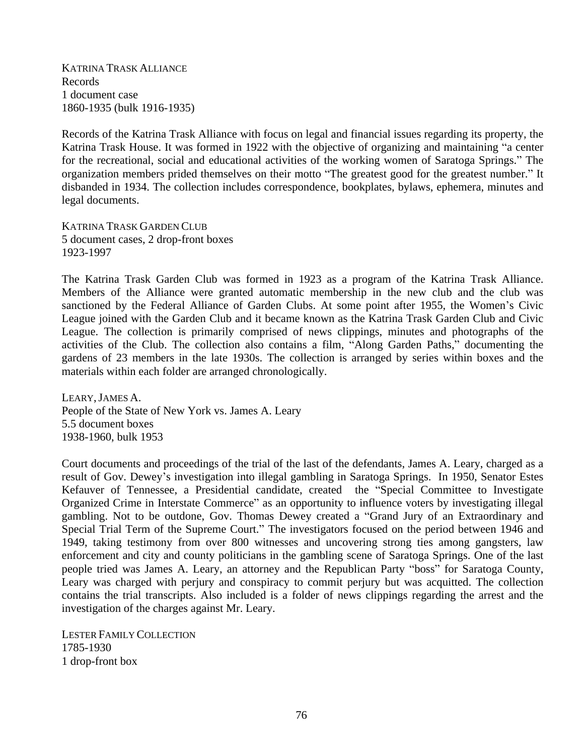KATRINA TRASK ALLIANCE
Records
1 document case
1860-1935 (bulk 1916-1935)

Records of the Katrina Trask Alliance with focus on legal and financial issues regarding its property, the Katrina Trask House. It was formed in 1922 with the objective of organizing and maintaining "a center for the recreational, social and educational activities of the working women of Saratoga Springs." The organization members prided themselves on their motto "The greatest good for the greatest number." It disbanded in 1934. The collection includes correspondence, bookplates, bylaws, ephemera, minutes and legal documents.

KATRINA TRASK GARDEN CLUB
5 document cases, 2 drop-front boxes
1923-1997

The Katrina Trask Garden Club was formed in 1923 as a program of the Katrina Trask Alliance. Members of the Alliance were granted automatic membership in the new club and the club was sanctioned by the Federal Alliance of Garden Clubs. At some point after 1955, the Women's Civic League joined with the Garden Club and it became known as the Katrina Trask Garden Club and Civic League. The collection is primarily comprised of news clippings, minutes and photographs of the activities of the Club. The collection also contains a film, "Along Garden Paths," documenting the gardens of 23 members in the late 1930s. The collection is arranged by series within boxes and the materials within each folder are arranged chronologically.

LEARY, JAMES A.
People of the State of New York vs. James A. Leary
5.5 document boxes
1938-1960, bulk 1953

Court documents and proceedings of the trial of the last of the defendants, James A. Leary, charged as a result of Gov. Dewey's investigation into illegal gambling in Saratoga Springs. In 1950, Senator Estes Kefauver of Tennessee, a Presidential candidate, created the "Special Committee to Investigate Organized Crime in Interstate Commerce" as an opportunity to influence voters by investigating illegal gambling. Not to be outdone, Gov. Thomas Dewey created a "Grand Jury of an Extraordinary and Special Trial Term of the Supreme Court." The investigators focused on the period between 1946 and 1949, taking testimony from over 800 witnesses and uncovering strong ties among gangsters, law enforcement and city and county politicians in the gambling scene of Saratoga Springs. One of the last people tried was James A. Leary, an attorney and the Republican Party "boss" for Saratoga County, Leary was charged with perjury and conspiracy to commit perjury but was acquitted. The collection contains the trial transcripts. Also included is a folder of news clippings regarding the arrest and the investigation of the charges against Mr. Leary.

LESTER FAMILY COLLECTION
1785-1930
1 drop-front box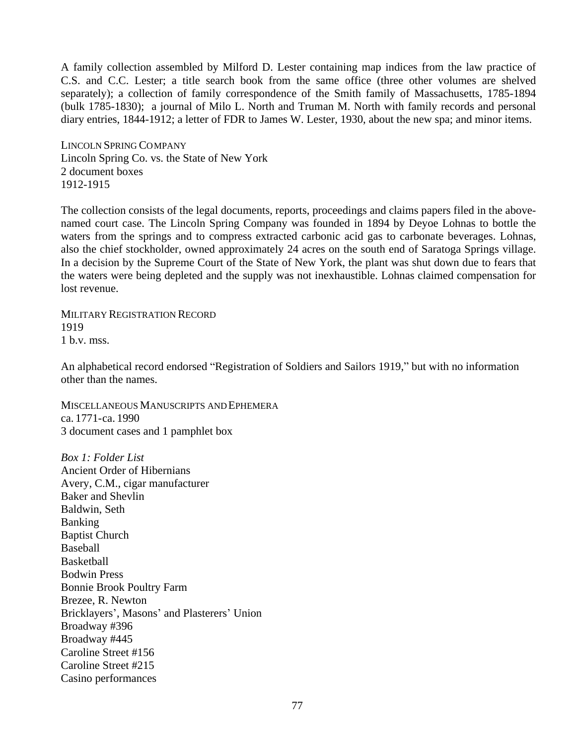A family collection assembled by Milford D. Lester containing map indices from the law practice of C.S. and C.C. Lester; a title search book from the same office (three other volumes are shelved separately); a collection of family correspondence of the Smith family of Massachusetts, 1785-1894 (bulk 1785-1830); a journal of Milo L. North and Truman M. North with family records and personal diary entries, 1844-1912; a letter of FDR to James W. Lester, 1930, about the new spa; and minor items.

LINCOLN SPRING COMPANY
Lincoln Spring Co. vs. the State of New York
2 document boxes
1912-1915

The collection consists of the legal documents, reports, proceedings and claims papers filed in the above-named court case. The Lincoln Spring Company was founded in 1894 by Deyoe Lohnas to bottle the waters from the springs and to compress extracted carbonic acid gas to carbonate beverages. Lohnas, also the chief stockholder, owned approximately 24 acres on the south end of Saratoga Springs village. In a decision by the Supreme Court of the State of New York, the plant was shut down due to fears that the waters were being depleted and the supply was not inexhaustible. Lohnas claimed compensation for lost revenue.

MILITARY REGISTRATION RECORD
1919
1 b.v. mss.

An alphabetical record endorsed "Registration of Soldiers and Sailors 1919," but with no information other than the names.

MISCELLANEOUS MANUSCRIPTS AND EPHEMERA
ca. 1771-ca. 1990
3 document cases and 1 pamphlet box

*Box 1: Folder List*
Ancient Order of Hibernians
Avery, C.M., cigar manufacturer
Baker and Shevlin
Baldwin, Seth
Banking
Baptist Church
Baseball
Basketball
Bodwin Press
Bonnie Brook Poultry Farm
Brezee, R. Newton
Bricklayers', Masons' and Plasterers' Union
Broadway #396
Broadway #445
Caroline Street #156
Caroline Street #215
Casino performances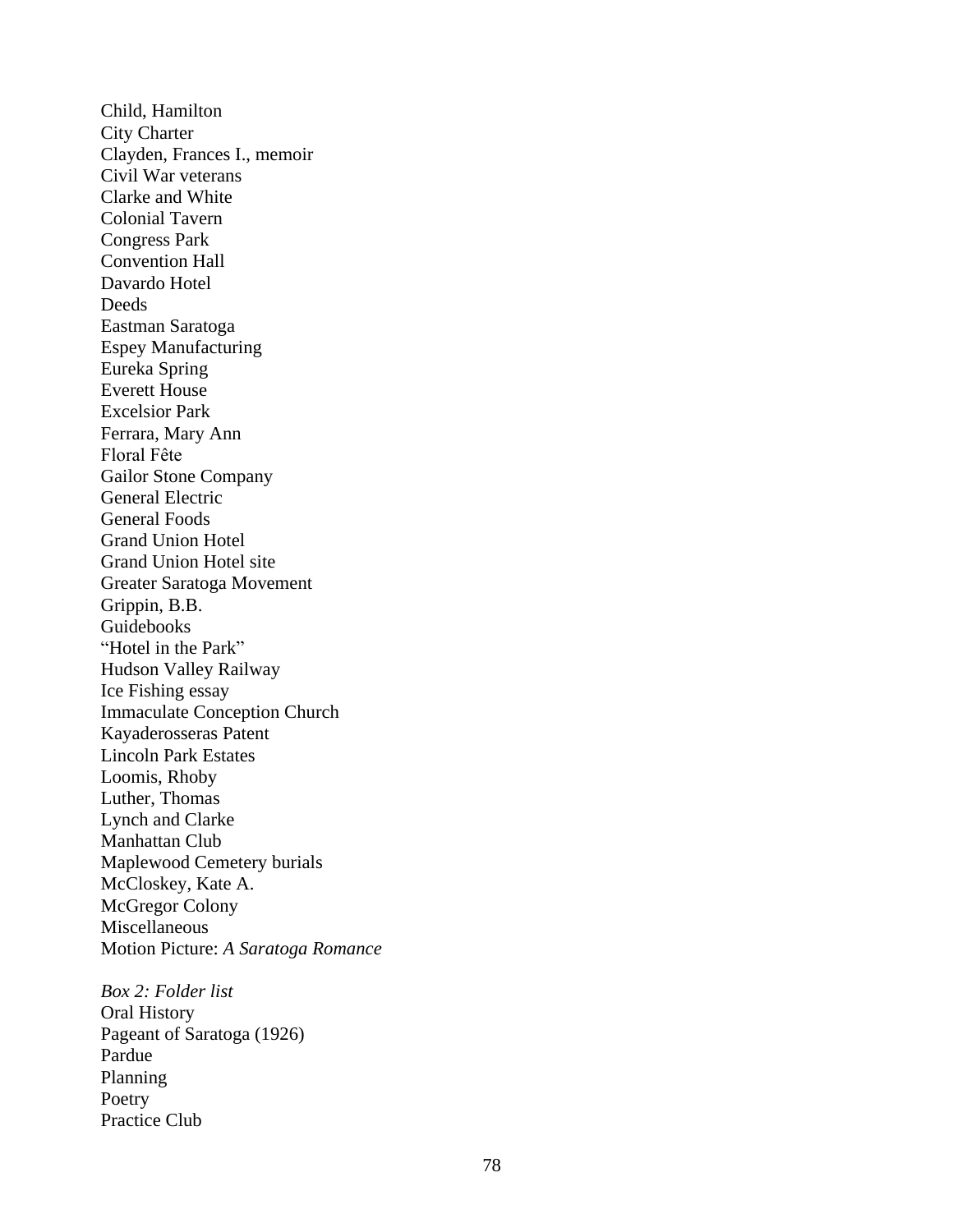Child, Hamilton
City Charter
Clayden, Frances I., memoir
Civil War veterans
Clarke and White
Colonial Tavern
Congress Park
Convention Hall
Davardo Hotel
Deeds
Eastman Saratoga
Espey Manufacturing
Eureka Spring
Everett House
Excelsior Park
Ferrara, Mary Ann
Floral Fête
Gailor Stone Company
General Electric
General Foods
Grand Union Hotel
Grand Union Hotel site
Greater Saratoga Movement
Grippin, B.B.
Guidebooks
"Hotel in the Park"
Hudson Valley Railway
Ice Fishing essay
Immaculate Conception Church
Kayaderosseras Patent
Lincoln Park Estates
Loomis, Rhoby
Luther, Thomas
Lynch and Clarke
Manhattan Club
Maplewood Cemetery burials
McCloskey, Kate A.
McGregor Colony
Miscellaneous
Motion Picture: *A Saratoga Romance*

*Box 2: Folder list*
Oral History
Pageant of Saratoga (1926)
Pardue
Planning
Poetry
Practice Club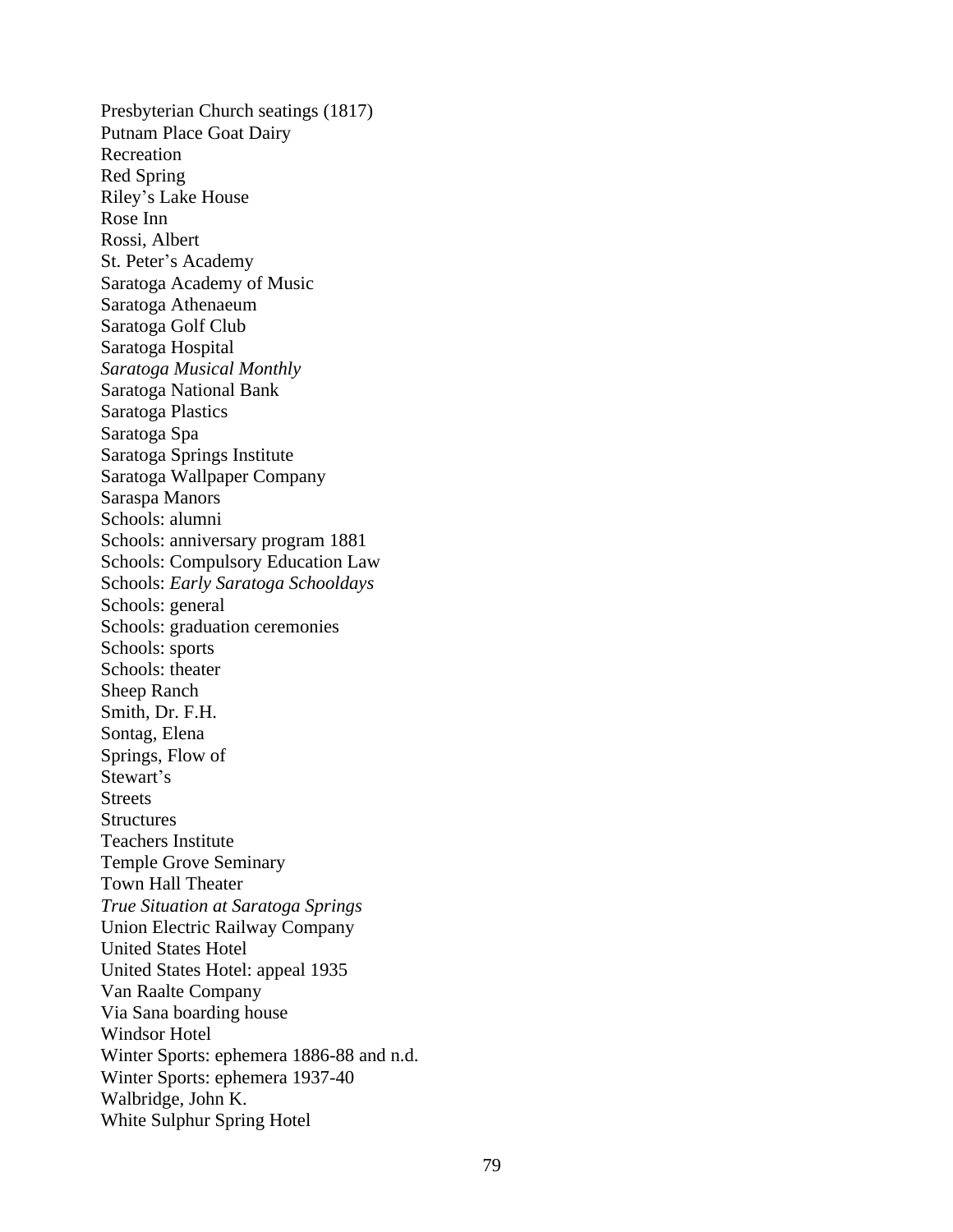Presbyterian Church seatings (1817)  
Putnam Place Goat Dairy  
Recreation  
Red Spring  
Riley's Lake House  
Rose Inn  
Rossi, Albert  
St. Peter's Academy  
Saratoga Academy of Music  
Saratoga Athenaeum  
Saratoga Golf Club  
Saratoga Hospital  
*Saratoga Musical Monthly*  
Saratoga National Bank  
Saratoga Plastics  
Saratoga Spa  
Saratoga Springs Institute  
Saratoga Wallpaper Company  
Saraspa Manors  
Schools: alumni  
Schools: anniversary program 1881  
Schools: Compulsory Education Law  
Schools: *Early Saratoga Schooldays*  
Schools: general  
Schools: graduation ceremonies  
Schools: sports  
Schools: theater  
Sheep Ranch  
Smith, Dr. F.H.  
Sontag, Elena  
Springs, Flow of  
Stewart's  
Streets  
Structures  
Teachers Institute  
Temple Grove Seminary  
Town Hall Theater  
*True Situation at Saratoga Springs*  
Union Electric Railway Company  
United States Hotel  
United States Hotel: appeal 1935  
Van Raalte Company  
Via Sana boarding house  
Windsor Hotel  
Winter Sports: ephemera 1886-88 and n.d.  
Winter Sports: ephemera 1937-40  
Walbridge, John K.  
White Sulphur Spring Hotel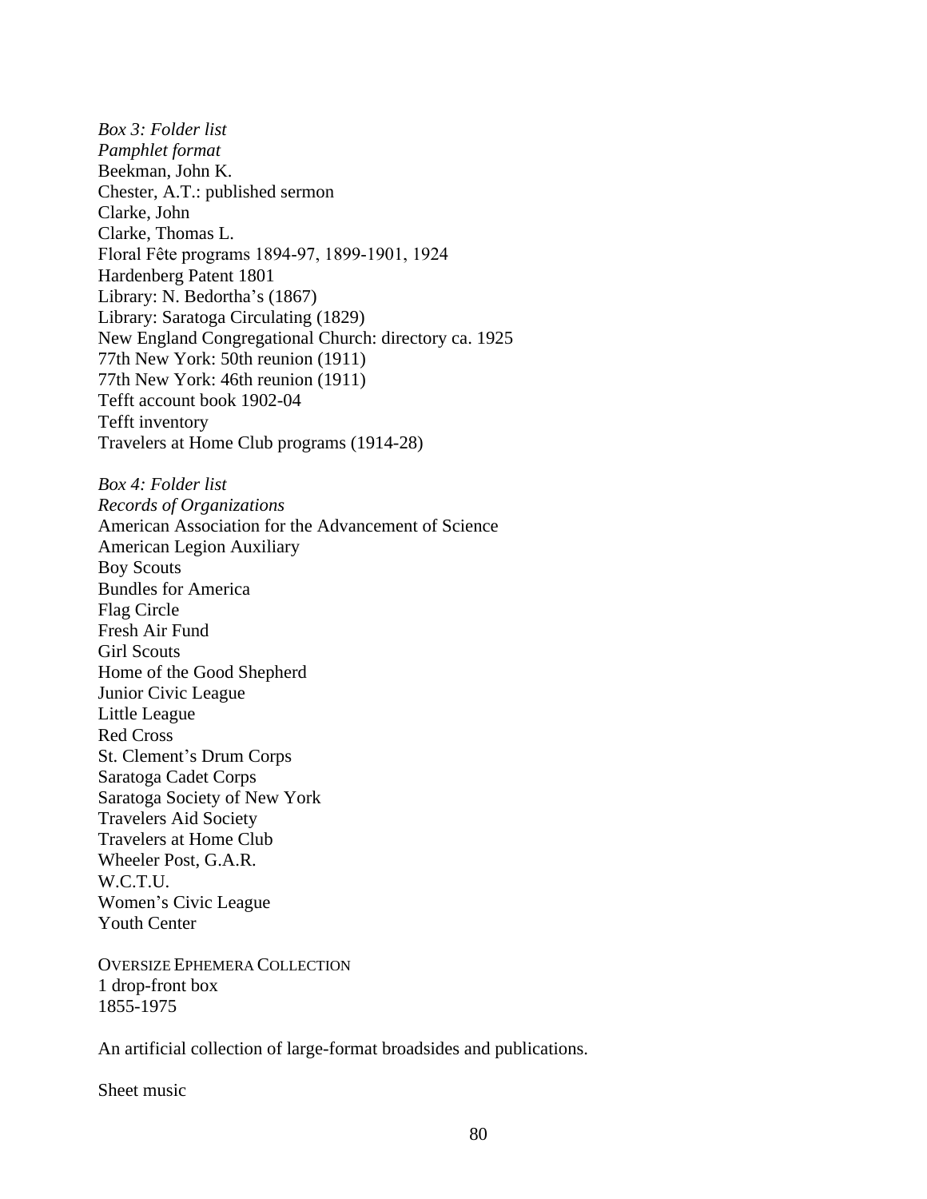*Box 3: Folder list*
*Pamphlet format*
Beekman, John K.
Chester, A.T.: published sermon
Clarke, John
Clarke, Thomas L.
Floral Fête programs 1894-97, 1899-1901, 1924
Hardenberg Patent 1801
Library: N. Bedortha's (1867)
Library: Saratoga Circulating (1829)
New England Congregational Church: directory ca. 1925
77th New York: 50th reunion (1911)
77th New York: 46th reunion (1911)
Tefft account book 1902-04
Tefft inventory
Travelers at Home Club programs (1914-28)

*Box 4: Folder list*
*Records of Organizations*
American Association for the Advancement of Science
American Legion Auxiliary
Boy Scouts
Bundles for America
Flag Circle
Fresh Air Fund
Girl Scouts
Home of the Good Shepherd
Junior Civic League
Little League
Red Cross
St. Clement's Drum Corps
Saratoga Cadet Corps
Saratoga Society of New York
Travelers Aid Society
Travelers at Home Club
Wheeler Post, G.A.R.
W.C.T.U.
Women's Civic League
Youth Center

OVERSIZE EPHEMERA COLLECTION
1 drop-front box
1855-1975

An artificial collection of large-format broadsides and publications.

Sheet music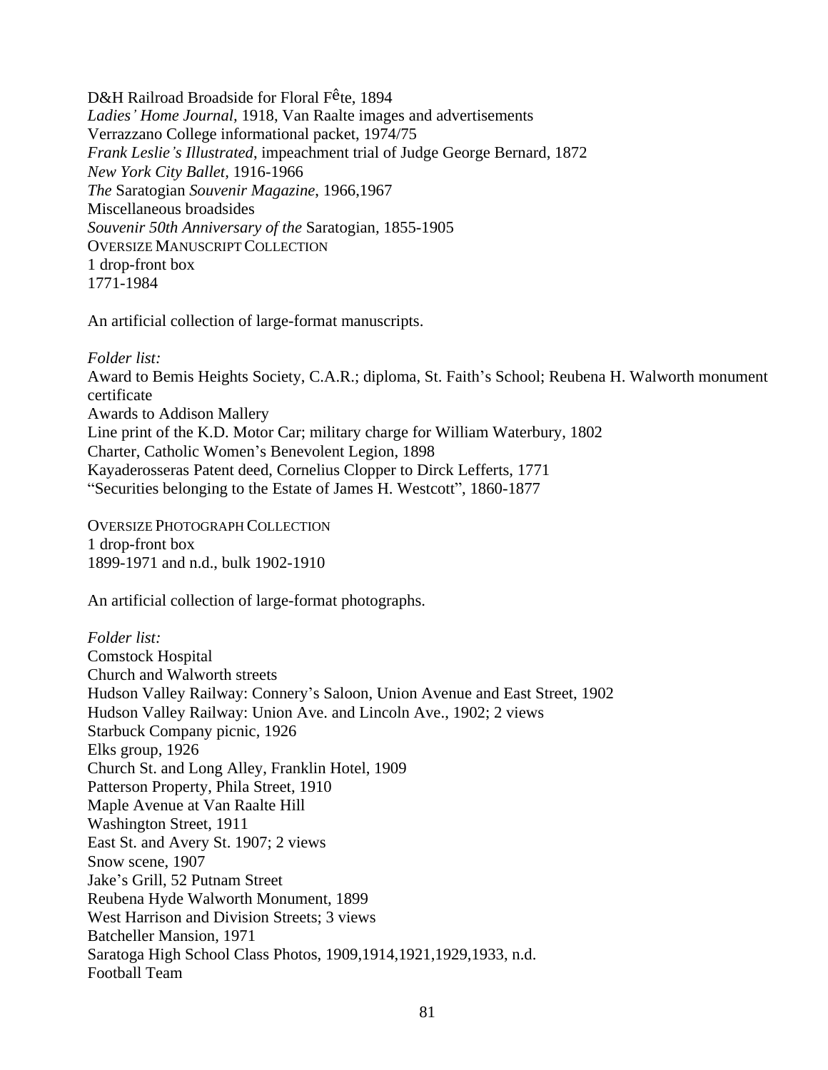D&H Railroad Broadside for Floral Fête, 1894
*Ladies' Home Journal*, 1918, Van Raalte images and advertisements
Verrazzano College informational packet, 1974/75
*Frank Leslie's Illustrated*, impeachment trial of Judge George Bernard, 1872
*New York City Ballet*, 1916-1966
*The* Saratogian *Souvenir Magazine*, 1966,1967
Miscellaneous broadsides
*Souvenir 50th Anniversary of the* Saratogian, 1855-1905

## Oversize Manuscript Collection

1 drop-front box
1771-1984

An artificial collection of large-format manuscripts.

*Folder list:*
Award to Bemis Heights Society, C.A.R.; diploma, St. Faith's School; Reubena H. Walworth monument certificate
Awards to Addison Mallery
Line print of the K.D. Motor Car; military charge for William Waterbury, 1802
Charter, Catholic Women's Benevolent Legion, 1898
Kayaderosseras Patent deed, Cornelius Clopper to Dirck Lefferts, 1771
"Securities belonging to the Estate of James H. Westcott", 1860-1877

## Oversize Photograph Collection

1 drop-front box
1899-1971 and n.d., bulk 1902-1910

An artificial collection of large-format photographs.

*Folder list:*
Comstock Hospital
Church and Walworth streets
Hudson Valley Railway: Connery's Saloon, Union Avenue and East Street, 1902
Hudson Valley Railway: Union Ave. and Lincoln Ave., 1902; 2 views
Starbuck Company picnic, 1926
Elks group, 1926
Church St. and Long Alley, Franklin Hotel, 1909
Patterson Property, Phila Street, 1910
Maple Avenue at Van Raalte Hill
Washington Street, 1911
East St. and Avery St. 1907; 2 views
Snow scene, 1907
Jake's Grill, 52 Putnam Street
Reubena Hyde Walworth Monument, 1899
West Harrison and Division Streets; 3 views
Batcheller Mansion, 1971
Saratoga High School Class Photos, 1909,1914,1921,1929,1933, n.d.
Football Team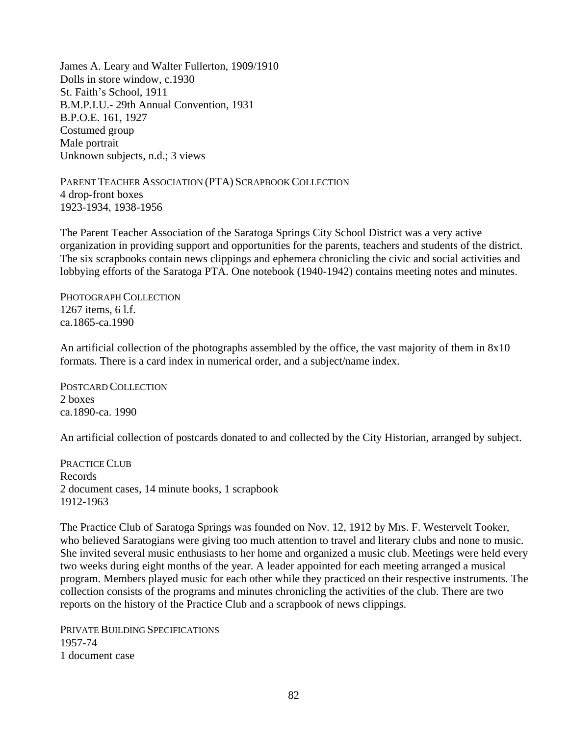James A. Leary and Walter Fullerton, 1909/1910
Dolls in store window, c.1930
St. Faith's School, 1911
B.M.P.I.U.- 29th Annual Convention, 1931
B.P.O.E. 161, 1927
Costumed group
Male portrait
Unknown subjects, n.d.; 3 views

PARENT TEACHER ASSOCIATION (PTA) SCRAPBOOK COLLECTION
4 drop-front boxes
1923-1934, 1938-1956

The Parent Teacher Association of the Saratoga Springs City School District was a very active organization in providing support and opportunities for the parents, teachers and students of the district. The six scrapbooks contain news clippings and ephemera chronicling the civic and social activities and lobbying efforts of the Saratoga PTA. One notebook (1940-1942) contains meeting notes and minutes.

PHOTOGRAPH COLLECTION
1267 items, 6 l.f.
ca.1865-ca.1990

An artificial collection of the photographs assembled by the office, the vast majority of them in 8x10 formats. There is a card index in numerical order, and a subject/name index.

POSTCARD COLLECTION
2 boxes
ca.1890-ca. 1990

An artificial collection of postcards donated to and collected by the City Historian, arranged by subject.

PRACTICE CLUB
Records
2 document cases, 14 minute books, 1 scrapbook
1912-1963

The Practice Club of Saratoga Springs was founded on Nov. 12, 1912 by Mrs. F. Westervelt Tooker, who believed Saratogians were giving too much attention to travel and literary clubs and none to music. She invited several music enthusiasts to her home and organized a music club. Meetings were held every two weeks during eight months of the year. A leader appointed for each meeting arranged a musical program. Members played music for each other while they practiced on their respective instruments. The collection consists of the programs and minutes chronicling the activities of the club. There are two reports on the history of the Practice Club and a scrapbook of news clippings.

PRIVATE BUILDING SPECIFICATIONS
1957-74
1 document case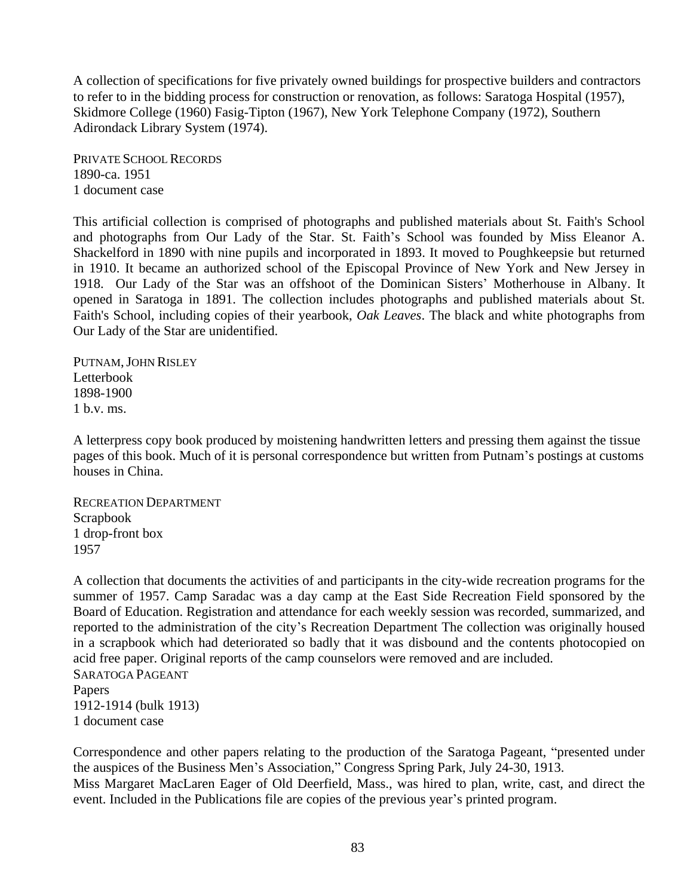A collection of specifications for five privately owned buildings for prospective builders and contractors to refer to in the bidding process for construction or renovation, as follows: Saratoga Hospital (1957), Skidmore College (1960) Fasig-Tipton (1967), New York Telephone Company (1972), Southern Adirondack Library System (1974).

PRIVATE SCHOOL RECORDS
1890-ca. 1951
1 document case

This artificial collection is comprised of photographs and published materials about St. Faith's School and photographs from Our Lady of the Star. St. Faith's School was founded by Miss Eleanor A. Shackelford in 1890 with nine pupils and incorporated in 1893. It moved to Poughkeepsie but returned in 1910. It became an authorized school of the Episcopal Province of New York and New Jersey in 1918. Our Lady of the Star was an offshoot of the Dominican Sisters' Motherhouse in Albany. It opened in Saratoga in 1891. The collection includes photographs and published materials about St. Faith's School, including copies of their yearbook, *Oak Leaves*. The black and white photographs from Our Lady of the Star are unidentified.

PUTNAM, JOHN RISLEY
Letterbook
1898-1900
1 b.v. ms.

A letterpress copy book produced by moistening handwritten letters and pressing them against the tissue pages of this book. Much of it is personal correspondence but written from Putnam's postings at customs houses in China.

RECREATION DEPARTMENT
Scrapbook
1 drop-front box
1957

A collection that documents the activities of and participants in the city-wide recreation programs for the summer of 1957. Camp Saradac was a day camp at the East Side Recreation Field sponsored by the Board of Education. Registration and attendance for each weekly session was recorded, summarized, and reported to the administration of the city's Recreation Department The collection was originally housed in a scrapbook which had deteriorated so badly that it was disbound and the contents photocopied on acid free paper. Original reports of the camp counselors were removed and are included.

SARATOGA PAGEANT
Papers
1912-1914 (bulk 1913)
1 document case

Correspondence and other papers relating to the production of the Saratoga Pageant, "presented under the auspices of the Business Men's Association," Congress Spring Park, July 24-30, 1913.
Miss Margaret MacLaren Eager of Old Deerfield, Mass., was hired to plan, write, cast, and direct the event. Included in the Publications file are copies of the previous year's printed program.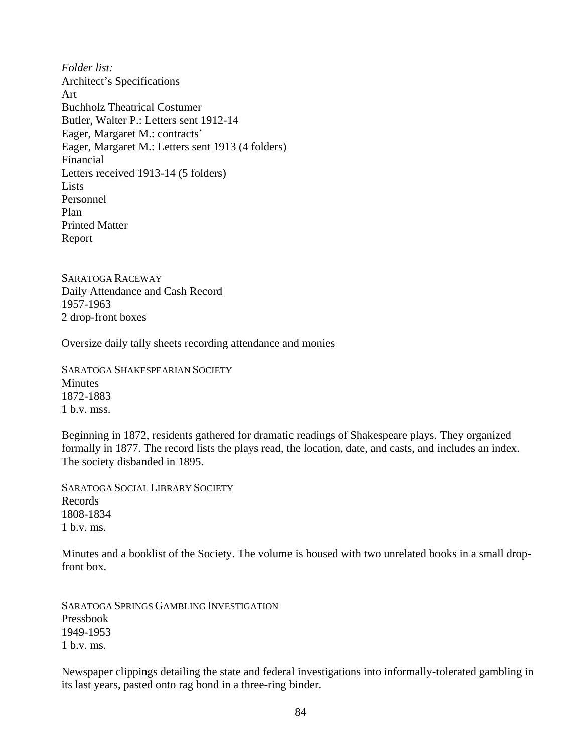*Folder list:*
Architect's Specifications
Art
Buchholz Theatrical Costumer
Butler, Walter P.: Letters sent 1912-14
Eager, Margaret M.: contracts'
Eager, Margaret M.: Letters sent 1913 (4 folders)
Financial
Letters received 1913-14 (5 folders)
Lists
Personnel
Plan
Printed Matter
Report

SARATOGA RACEWAY
Daily Attendance and Cash Record
1957-1963
2 drop-front boxes

Oversize daily tally sheets recording attendance and monies

SARATOGA SHAKESPEARIAN SOCIETY
Minutes
1872-1883
1 b.v. mss.

Beginning in 1872, residents gathered for dramatic readings of Shakespeare plays. They organized formally in 1877. The record lists the plays read, the location, date, and casts, and includes an index. The society disbanded in 1895.

SARATOGA SOCIAL LIBRARY SOCIETY
Records
1808-1834
1 b.v. ms.

Minutes and a booklist of the Society. The volume is housed with two unrelated books in a small drop-front box.

SARATOGA SPRINGS GAMBLING INVESTIGATION
Pressbook
1949-1953
1 b.v. ms.

Newspaper clippings detailing the state and federal investigations into informally-tolerated gambling in its last years, pasted onto rag bond in a three-ring binder.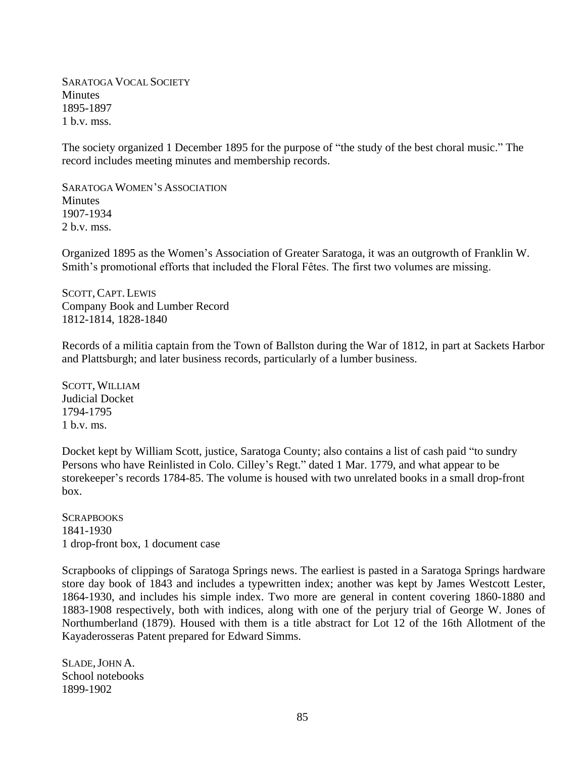SARATOGA VOCAL SOCIETY
Minutes
1895-1897
1 b.v. mss.

The society organized 1 December 1895 for the purpose of "the study of the best choral music." The record includes meeting minutes and membership records.

SARATOGA WOMEN'S ASSOCIATION
Minutes
1907-1934
2 b.v. mss.

Organized 1895 as the Women's Association of Greater Saratoga, it was an outgrowth of Franklin W. Smith's promotional efforts that included the Floral Fêtes. The first two volumes are missing.

SCOTT, CAPT. LEWIS
Company Book and Lumber Record
1812-1814, 1828-1840

Records of a militia captain from the Town of Ballston during the War of 1812, in part at Sackets Harbor and Plattsburgh; and later business records, particularly of a lumber business.

SCOTT, WILLIAM
Judicial Docket
1794-1795
1 b.v. ms.

Docket kept by William Scott, justice, Saratoga County; also contains a list of cash paid "to sundry Persons who have Reinlisted in Colo. Cilley's Regt." dated 1 Mar. 1779, and what appear to be storekeeper's records 1784-85. The volume is housed with two unrelated books in a small drop-front box.

SCRAPBOOKS
1841-1930
1 drop-front box, 1 document case

Scrapbooks of clippings of Saratoga Springs news. The earliest is pasted in a Saratoga Springs hardware store day book of 1843 and includes a typewritten index; another was kept by James Westcott Lester, 1864-1930, and includes his simple index. Two more are general in content covering 1860-1880 and 1883-1908 respectively, both with indices, along with one of the perjury trial of George W. Jones of Northumberland (1879). Housed with them is a title abstract for Lot 12 of the 16th Allotment of the Kayaderosseras Patent prepared for Edward Simms.

SLADE, JOHN A.
School notebooks
1899-1902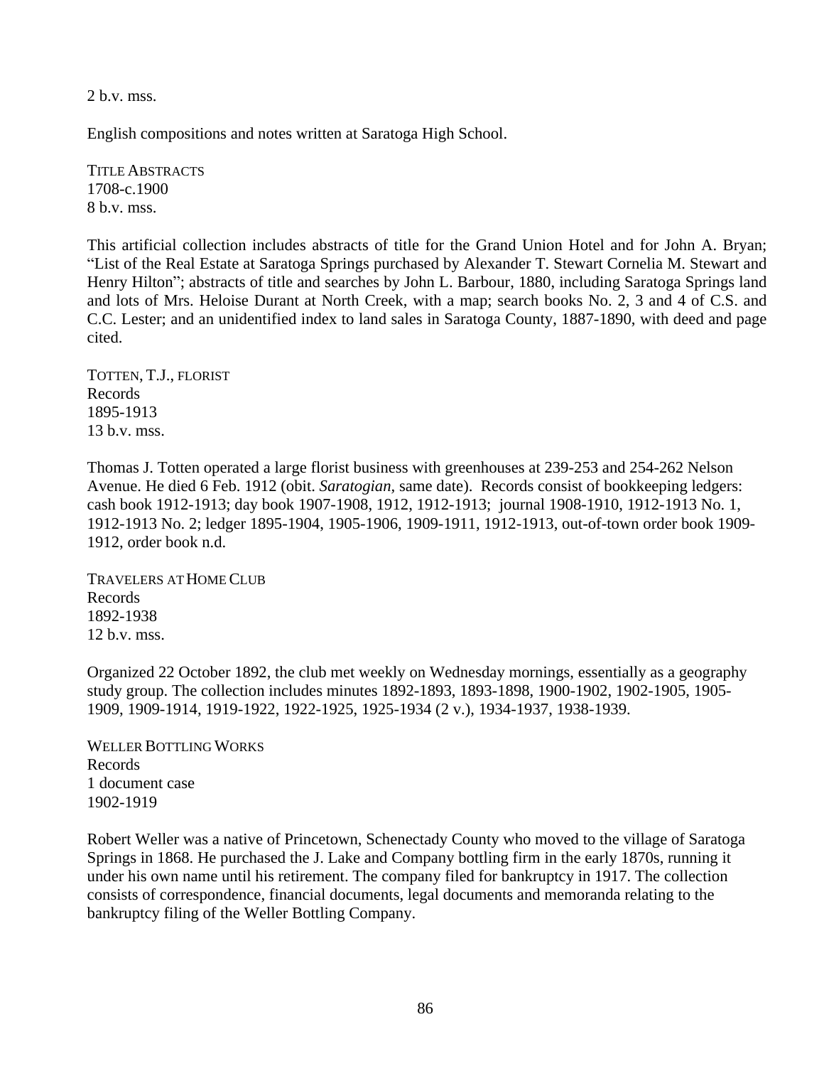2 b.v. mss.

English compositions and notes written at Saratoga High School.

TITLE ABSTRACTS
1708-c.1900
8 b.v. mss.

This artificial collection includes abstracts of title for the Grand Union Hotel and for John A. Bryan; "List of the Real Estate at Saratoga Springs purchased by Alexander T. Stewart Cornelia M. Stewart and Henry Hilton"; abstracts of title and searches by John L. Barbour, 1880, including Saratoga Springs land and lots of Mrs. Heloise Durant at North Creek, with a map; search books No. 2, 3 and 4 of C.S. and C.C. Lester; and an unidentified index to land sales in Saratoga County, 1887-1890, with deed and page cited.

TOTTEN, T.J., FLORIST
Records
1895-1913
13 b.v. mss.

Thomas J. Totten operated a large florist business with greenhouses at 239-253 and 254-262 Nelson Avenue. He died 6 Feb. 1912 (obit. *Saratogian*, same date). Records consist of bookkeeping ledgers: cash book 1912-1913; day book 1907-1908, 1912, 1912-1913; journal 1908-1910, 1912-1913 No. 1, 1912-1913 No. 2; ledger 1895-1904, 1905-1906, 1909-1911, 1912-1913, out-of-town order book 1909-1912, order book n.d.

TRAVELERS AT HOME CLUB
Records
1892-1938
12 b.v. mss.

Organized 22 October 1892, the club met weekly on Wednesday mornings, essentially as a geography study group. The collection includes minutes 1892-1893, 1893-1898, 1900-1902, 1902-1905, 1905-1909, 1909-1914, 1919-1922, 1922-1925, 1925-1934 (2 v.), 1934-1937, 1938-1939.

WELLER BOTTLING WORKS
Records
1 document case
1902-1919

Robert Weller was a native of Princetown, Schenectady County who moved to the village of Saratoga Springs in 1868. He purchased the J. Lake and Company bottling firm in the early 1870s, running it under his own name until his retirement. The company filed for bankruptcy in 1917. The collection consists of correspondence, financial documents, legal documents and memoranda relating to the bankruptcy filing of the Weller Bottling Company.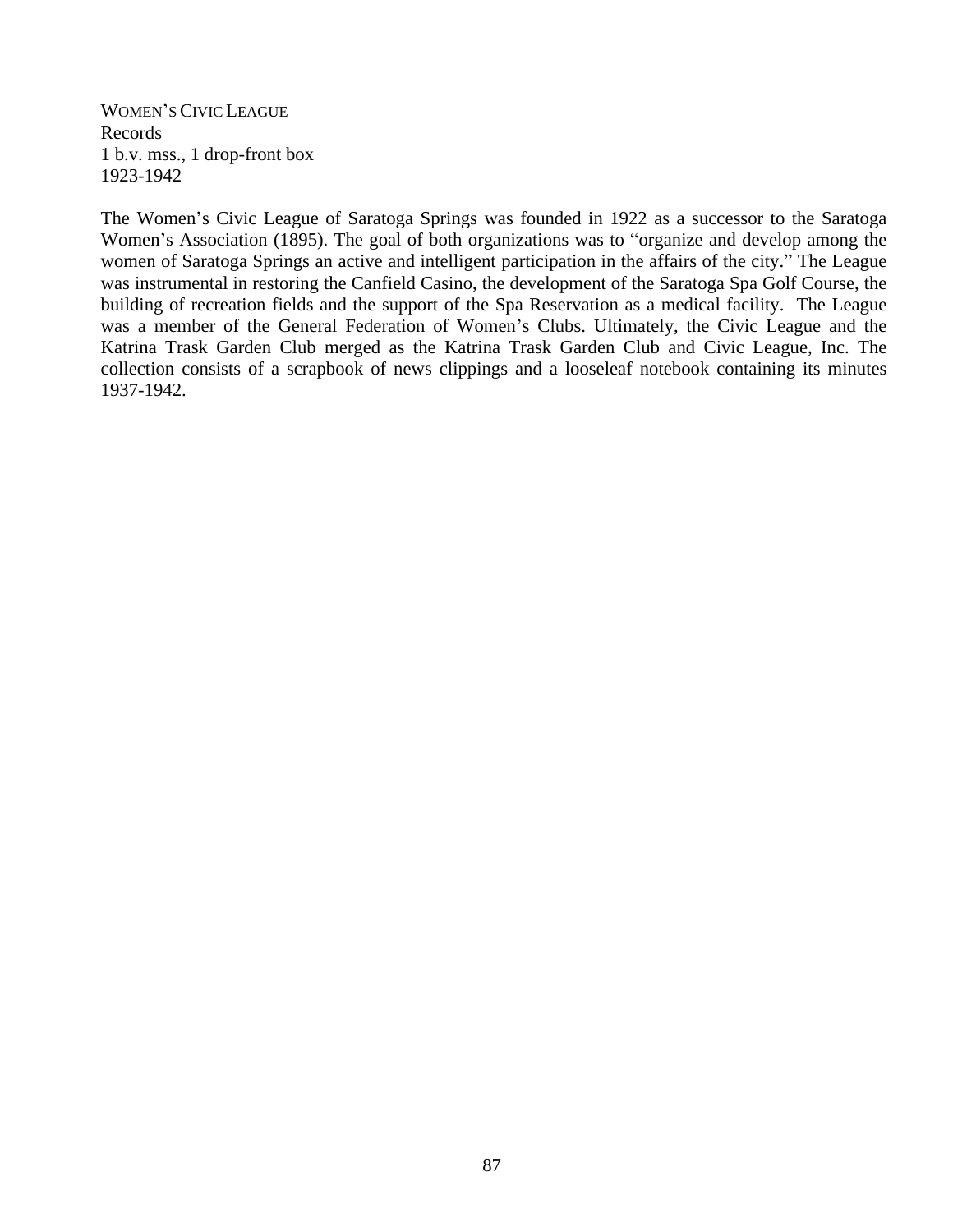WOMEN'S CIVIC LEAGUE
Records
1 b.v. mss., 1 drop-front box
1923-1942

The Women's Civic League of Saratoga Springs was founded in 1922 as a successor to the Saratoga Women's Association (1895). The goal of both organizations was to "organize and develop among the women of Saratoga Springs an active and intelligent participation in the affairs of the city." The League was instrumental in restoring the Canfield Casino, the development of the Saratoga Spa Golf Course, the building of recreation fields and the support of the Spa Reservation as a medical facility. The League was a member of the General Federation of Women's Clubs. Ultimately, the Civic League and the Katrina Trask Garden Club merged as the Katrina Trask Garden Club and Civic League, Inc. The collection consists of a scrapbook of news clippings and a looseleaf notebook containing its minutes 1937-1942.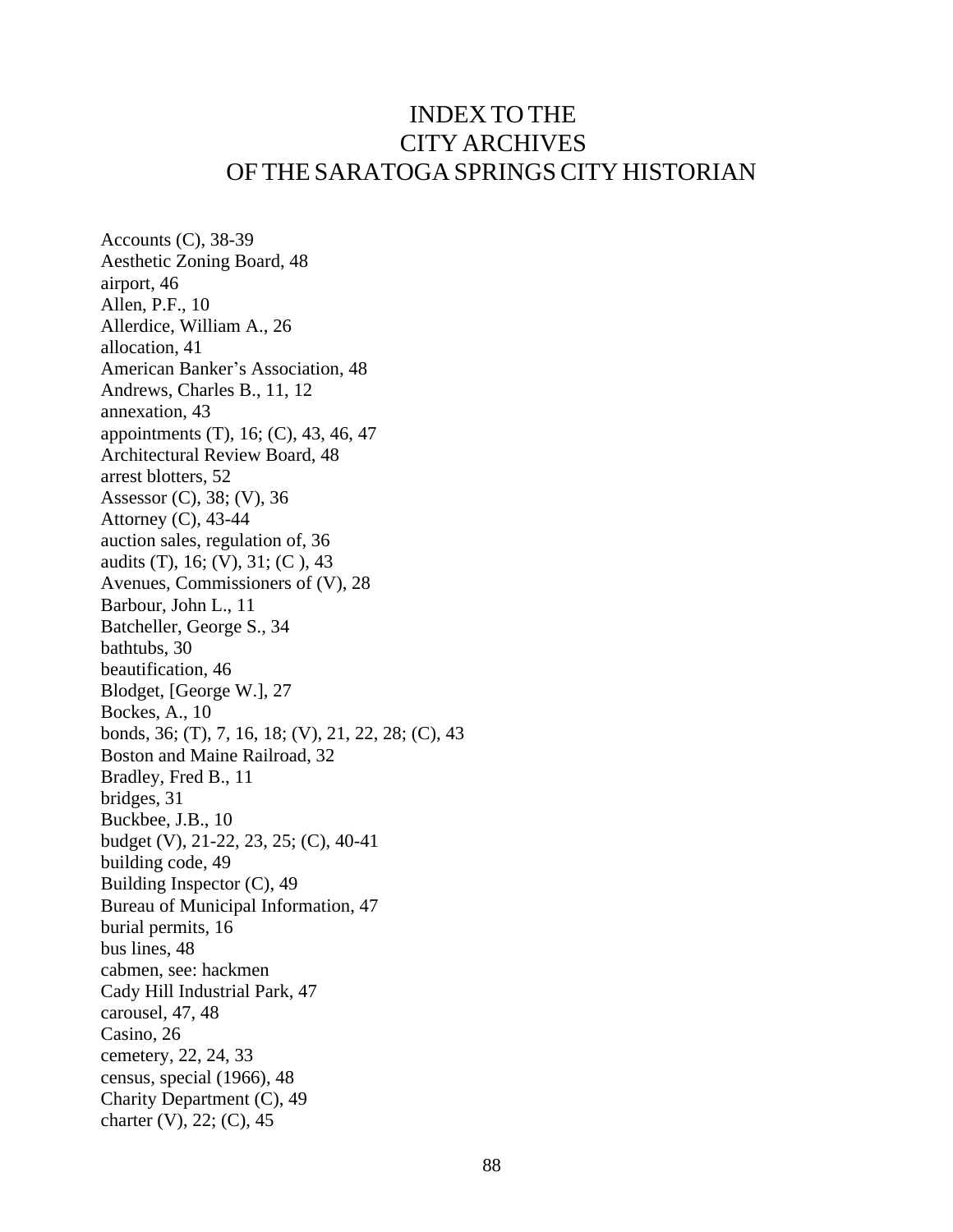# INDEX TO THE CITY ARCHIVES OF THE SARATOGA SPRINGS CITY HISTORIAN

Accounts (C), 38-39
Aesthetic Zoning Board, 48
airport, 46
Allen, P.F., 10
Allerdice, William A., 26
allocation, 41
American Banker's Association, 48
Andrews, Charles B., 11, 12
annexation, 43
appointments (T), 16; (C), 43, 46, 47
Architectural Review Board, 48
arrest blotters, 52
Assessor (C), 38; (V), 36
Attorney (C), 43-44
auction sales, regulation of, 36
audits (T), 16; (V), 31; (C ), 43
Avenues, Commissioners of (V), 28
Barbour, John L., 11
Batcheller, George S., 34
bathtubs, 30
beautification, 46
Blodget, [George W.], 27
Bockes, A., 10
bonds, 36; (T), 7, 16, 18; (V), 21, 22, 28; (C), 43
Boston and Maine Railroad, 32
Bradley, Fred B., 11
bridges, 31
Buckbee, J.B., 10
budget (V), 21-22, 23, 25; (C), 40-41
building code, 49
Building Inspector (C), 49
Bureau of Municipal Information, 47
burial permits, 16
bus lines, 48
cabmen, see: hackmen
Cady Hill Industrial Park, 47
carousel, 47, 48
Casino, 26
cemetery, 22, 24, 33
census, special (1966), 48
Charity Department (C), 49
charter (V), 22; (C), 45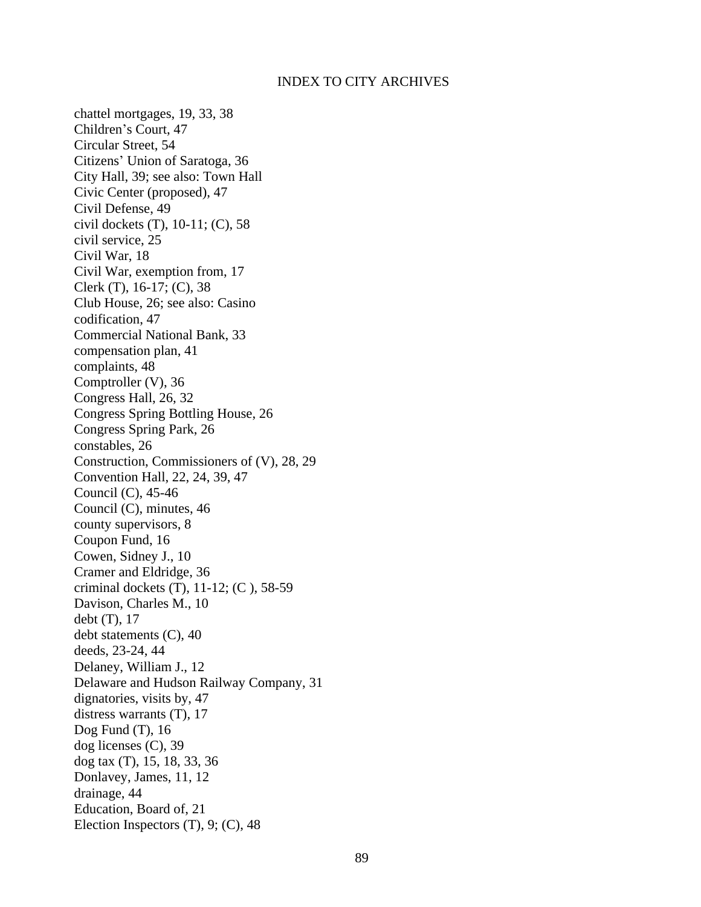chattel mortgages, 19, 33, 38
Children's Court, 47
Circular Street, 54
Citizens' Union of Saratoga, 36
City Hall, 39; see also: Town Hall
Civic Center (proposed), 47
Civil Defense, 49
civil dockets (T), 10-11; (C), 58
civil service, 25
Civil War, 18
Civil War, exemption from, 17
Clerk (T), 16-17; (C), 38
Club House, 26; see also: Casino
codification, 47
Commercial National Bank, 33
compensation plan, 41
complaints, 48
Comptroller (V), 36
Congress Hall, 26, 32
Congress Spring Bottling House, 26
Congress Spring Park, 26
constables, 26
Construction, Commissioners of (V), 28, 29
Convention Hall, 22, 24, 39, 47
Council (C), 45-46
Council (C), minutes, 46
county supervisors, 8
Coupon Fund, 16
Cowen, Sidney J., 10
Cramer and Eldridge, 36
criminal dockets (T), 11-12; (C ), 58-59
Davison, Charles M., 10
debt (T), 17
debt statements (C), 40
deeds, 23-24, 44
Delaney, William J., 12
Delaware and Hudson Railway Company, 31
dignatories, visits by, 47
distress warrants (T), 17
Dog Fund (T), 16
dog licenses (C), 39
dog tax (T), 15, 18, 33, 36
Donlavey, James, 11, 12
drainage, 44
Education, Board of, 21
Election Inspectors (T), 9; (C), 48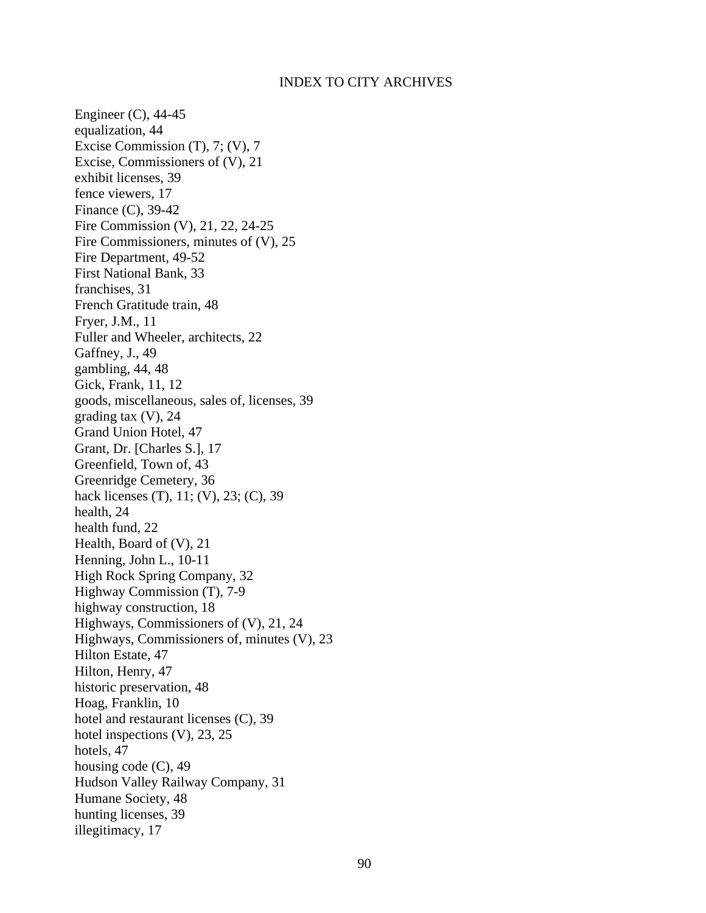Engineer (C), 44-45
equalization, 44
Excise Commission (T), 7; (V), 7
Excise, Commissioners of (V), 21
exhibit licenses, 39
fence viewers, 17
Finance (C), 39-42
Fire Commission (V), 21, 22, 24-25
Fire Commissioners, minutes of (V), 25
Fire Department, 49-52
First National Bank, 33
franchises, 31
French Gratitude train, 48
Fryer, J.M., 11
Fuller and Wheeler, architects, 22
Gaffney, J., 49
gambling, 44, 48
Gick, Frank, 11, 12
goods, miscellaneous, sales of, licenses, 39
grading tax (V), 24
Grand Union Hotel, 47
Grant, Dr. [Charles S.], 17
Greenfield, Town of, 43
Greenridge Cemetery, 36
hack licenses (T), 11; (V), 23; (C), 39
health, 24
health fund, 22
Health, Board of (V), 21
Henning, John L., 10-11
High Rock Spring Company, 32
Highway Commission (T), 7-9
highway construction, 18
Highways, Commissioners of (V), 21, 24
Highways, Commissioners of, minutes (V), 23
Hilton Estate, 47
Hilton, Henry, 47
historic preservation, 48
Hoag, Franklin, 10
hotel and restaurant licenses (C), 39
hotel inspections (V), 23, 25
hotels, 47
housing code (C), 49
Hudson Valley Railway Company, 31
Humane Society, 48
hunting licenses, 39
illegitimacy, 17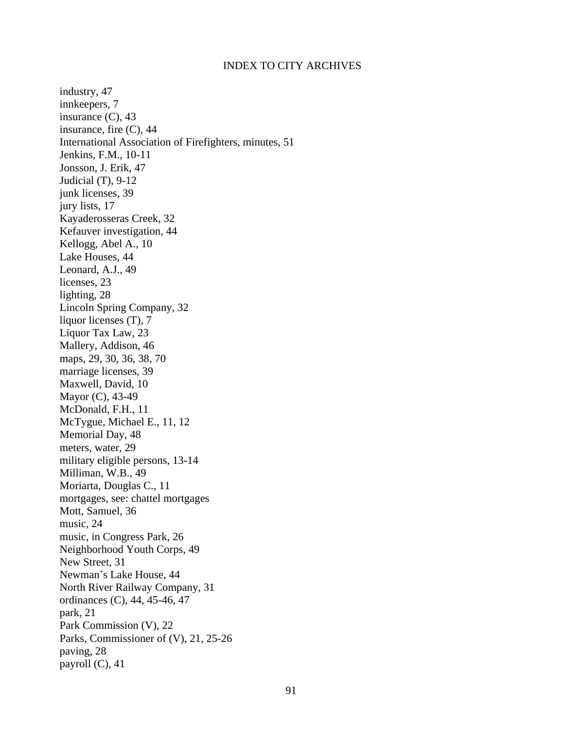industry, 47
innkeepers, 7
insurance (C), 43
insurance, fire (C), 44
International Association of Firefighters, minutes, 51
Jenkins, F.M., 10-11
Jonsson, J. Erik, 47
Judicial (T), 9-12
junk licenses, 39
jury lists, 17
Kayaderosseras Creek, 32
Kefauver investigation, 44
Kellogg, Abel A., 10
Lake Houses, 44
Leonard, A.J., 49
licenses, 23
lighting, 28
Lincoln Spring Company, 32
liquor licenses (T), 7
Liquor Tax Law, 23
Mallery, Addison, 46
maps, 29, 30, 36, 38, 70
marriage licenses, 39
Maxwell, David, 10
Mayor (C), 43-49
McDonald, F.H., 11
McTygue, Michael E., 11, 12
Memorial Day, 48
meters, water, 29
military eligible persons, 13-14
Milliman, W.B., 49
Moriarta, Douglas C., 11
mortgages, see: chattel mortgages
Mott, Samuel, 36
music, 24
music, in Congress Park, 26
Neighborhood Youth Corps, 49
New Street, 31
Newman's Lake House, 44
North River Railway Company, 31
ordinances (C), 44, 45-46, 47
park, 21
Park Commission (V), 22
Parks, Commissioner of (V), 21, 25-26
paving, 28
payroll (C), 41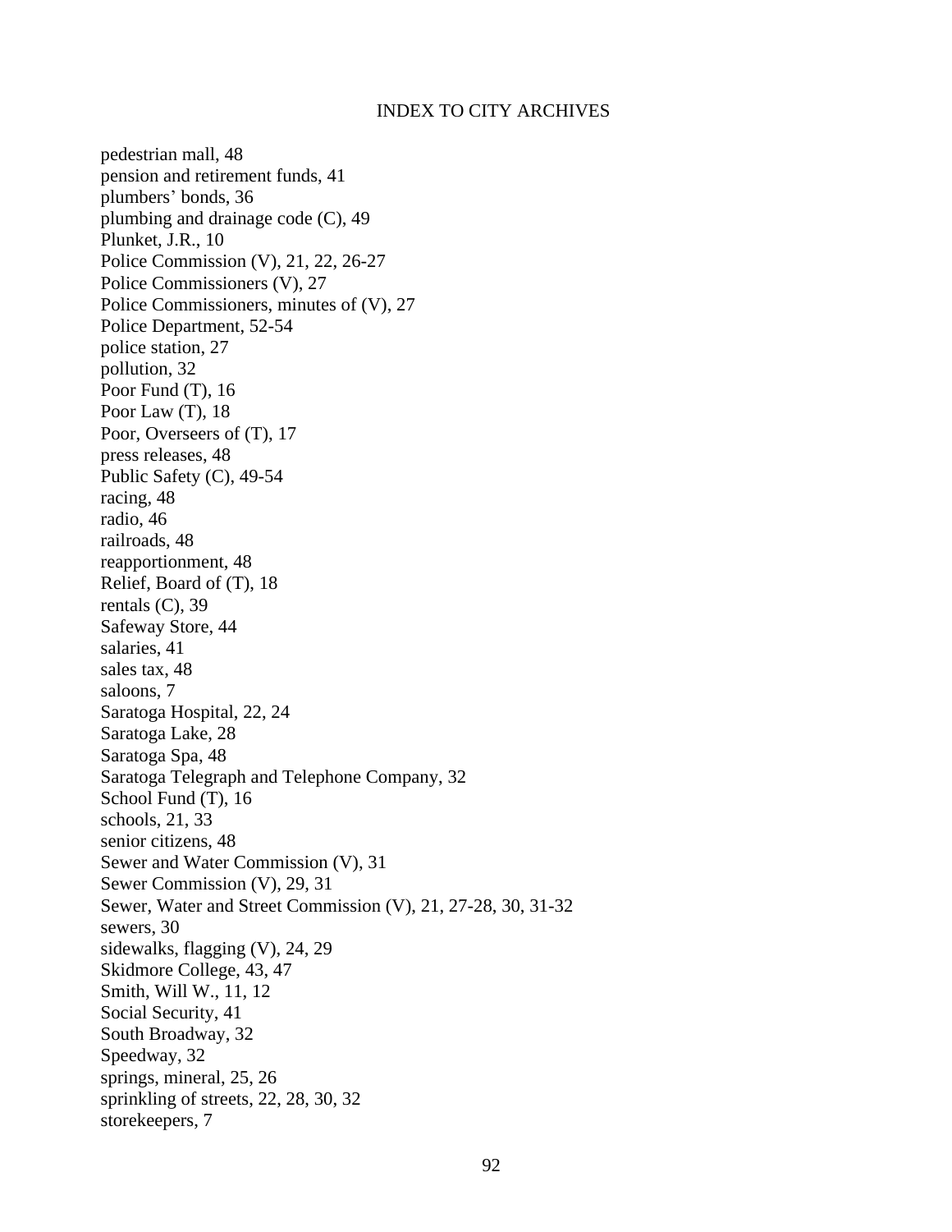pedestrian mall, 48
pension and retirement funds, 41
plumbers' bonds, 36
plumbing and drainage code (C), 49
Plunket, J.R., 10
Police Commission (V), 21, 22, 26-27
Police Commissioners (V), 27
Police Commissioners, minutes of (V), 27
Police Department, 52-54
police station, 27
pollution, 32
Poor Fund (T), 16
Poor Law (T), 18
Poor, Overseers of (T), 17
press releases, 48
Public Safety (C), 49-54
racing, 48
radio, 46
railroads, 48
reapportionment, 48
Relief, Board of (T), 18
rentals (C), 39
Safeway Store, 44
salaries, 41
sales tax, 48
saloons, 7
Saratoga Hospital, 22, 24
Saratoga Lake, 28
Saratoga Spa, 48
Saratoga Telegraph and Telephone Company, 32
School Fund (T), 16
schools, 21, 33
senior citizens, 48
Sewer and Water Commission (V), 31
Sewer Commission (V), 29, 31
Sewer, Water and Street Commission (V), 21, 27-28, 30, 31-32
sewers, 30
sidewalks, flagging (V), 24, 29
Skidmore College, 43, 47
Smith, Will W., 11, 12
Social Security, 41
South Broadway, 32
Speedway, 32
springs, mineral, 25, 26
sprinkling of streets, 22, 28, 30, 32
storekeepers, 7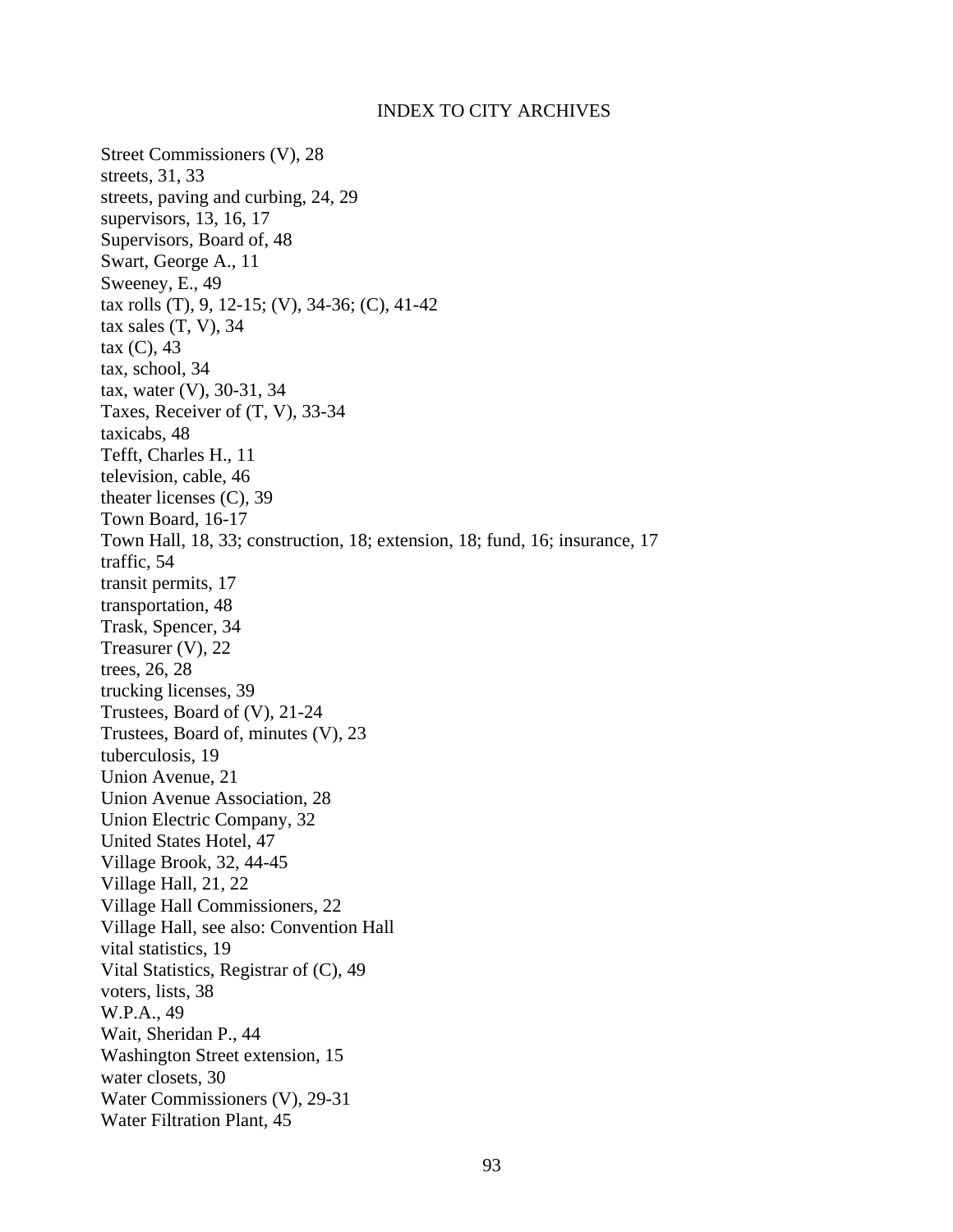Street Commissioners (V), 28
streets, 31, 33
streets, paving and curbing, 24, 29
supervisors, 13, 16, 17
Supervisors, Board of, 48
Swart, George A., 11
Sweeney, E., 49
tax rolls (T), 9, 12-15; (V), 34-36; (C), 41-42
tax sales (T, V), 34
tax (C), 43
tax, school, 34
tax, water (V), 30-31, 34
Taxes, Receiver of (T, V), 33-34
taxicabs, 48
Tefft, Charles H., 11
television, cable, 46
theater licenses (C), 39
Town Board, 16-17
Town Hall, 18, 33; construction, 18; extension, 18; fund, 16; insurance, 17
traffic, 54
transit permits, 17
transportation, 48
Trask, Spencer, 34
Treasurer (V), 22
trees, 26, 28
trucking licenses, 39
Trustees, Board of (V), 21-24
Trustees, Board of, minutes (V), 23
tuberculosis, 19
Union Avenue, 21
Union Avenue Association, 28
Union Electric Company, 32
United States Hotel, 47
Village Brook, 32, 44-45
Village Hall, 21, 22
Village Hall Commissioners, 22
Village Hall, see also: Convention Hall
vital statistics, 19
Vital Statistics, Registrar of (C), 49
voters, lists, 38
W.P.A., 49
Wait, Sheridan P., 44
Washington Street extension, 15
water closets, 30
Water Commissioners (V), 29-31
Water Filtration Plant, 45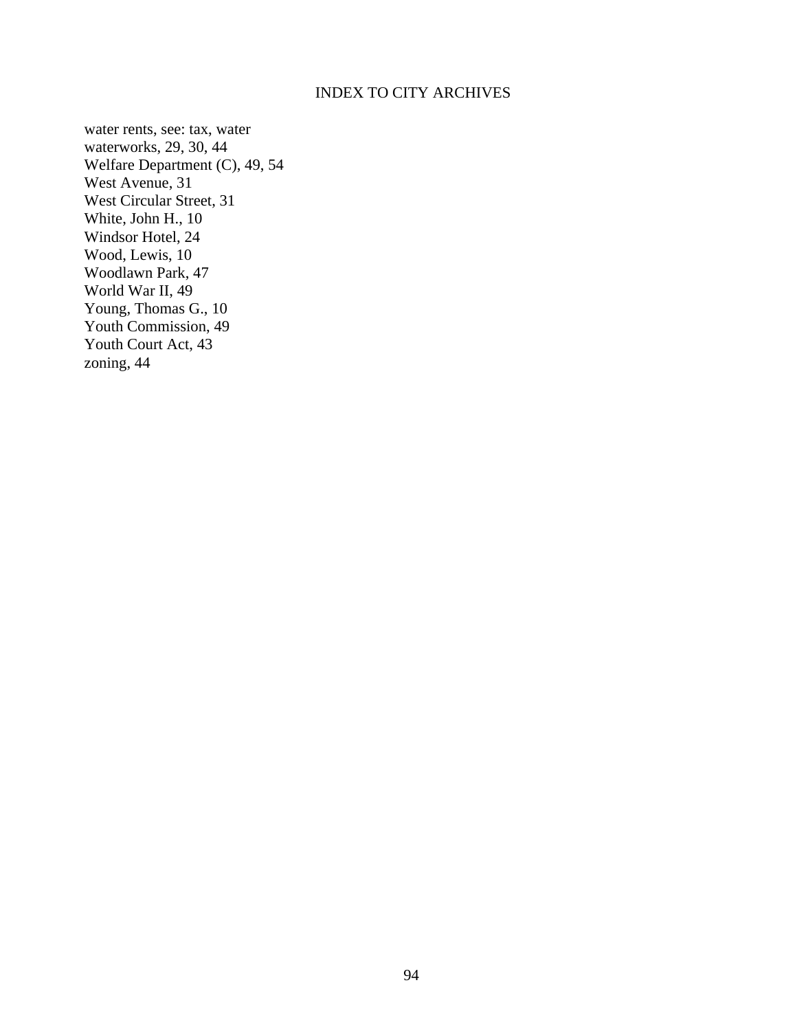water rents, see: tax, water
waterworks, 29, 30, 44
Welfare Department (C), 49, 54
West Avenue, 31
West Circular Street, 31
White, John H., 10
Windsor Hotel, 24
Wood, Lewis, 10
Woodlawn Park, 47
World War II, 49
Young, Thomas G., 10
Youth Commission, 49
Youth Court Act, 43
zoning, 44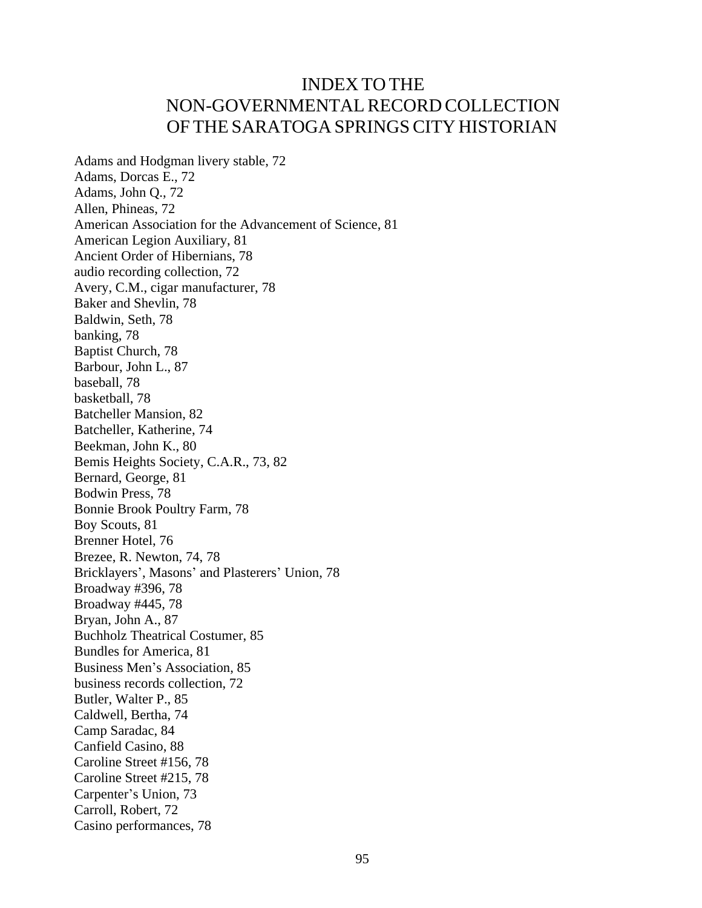# INDEX TO THE NON-GOVERNMENTAL RECORD COLLECTION OF THE SARATOGA SPRINGS CITY HISTORIAN

Adams and Hodgman livery stable, 72
Adams, Dorcas E., 72
Adams, John Q., 72
Allen, Phineas, 72
American Association for the Advancement of Science, 81
American Legion Auxiliary, 81
Ancient Order of Hibernians, 78
audio recording collection, 72
Avery, C.M., cigar manufacturer, 78
Baker and Shevlin, 78
Baldwin, Seth, 78
banking, 78
Baptist Church, 78
Barbour, John L., 87
baseball, 78
basketball, 78
Batcheller Mansion, 82
Batcheller, Katherine, 74
Beekman, John K., 80
Bemis Heights Society, C.A.R., 73, 82
Bernard, George, 81
Bodwin Press, 78
Bonnie Brook Poultry Farm, 78
Boy Scouts, 81
Brenner Hotel, 76
Brezee, R. Newton, 74, 78
Bricklayers', Masons' and Plasterers' Union, 78
Broadway #396, 78
Broadway #445, 78
Bryan, John A., 87
Buchholz Theatrical Costumer, 85
Bundles for America, 81
Business Men's Association, 85
business records collection, 72
Butler, Walter P., 85
Caldwell, Bertha, 74
Camp Saradac, 84
Canfield Casino, 88
Caroline Street #156, 78
Caroline Street #215, 78
Carpenter's Union, 73
Carroll, Robert, 72
Casino performances, 78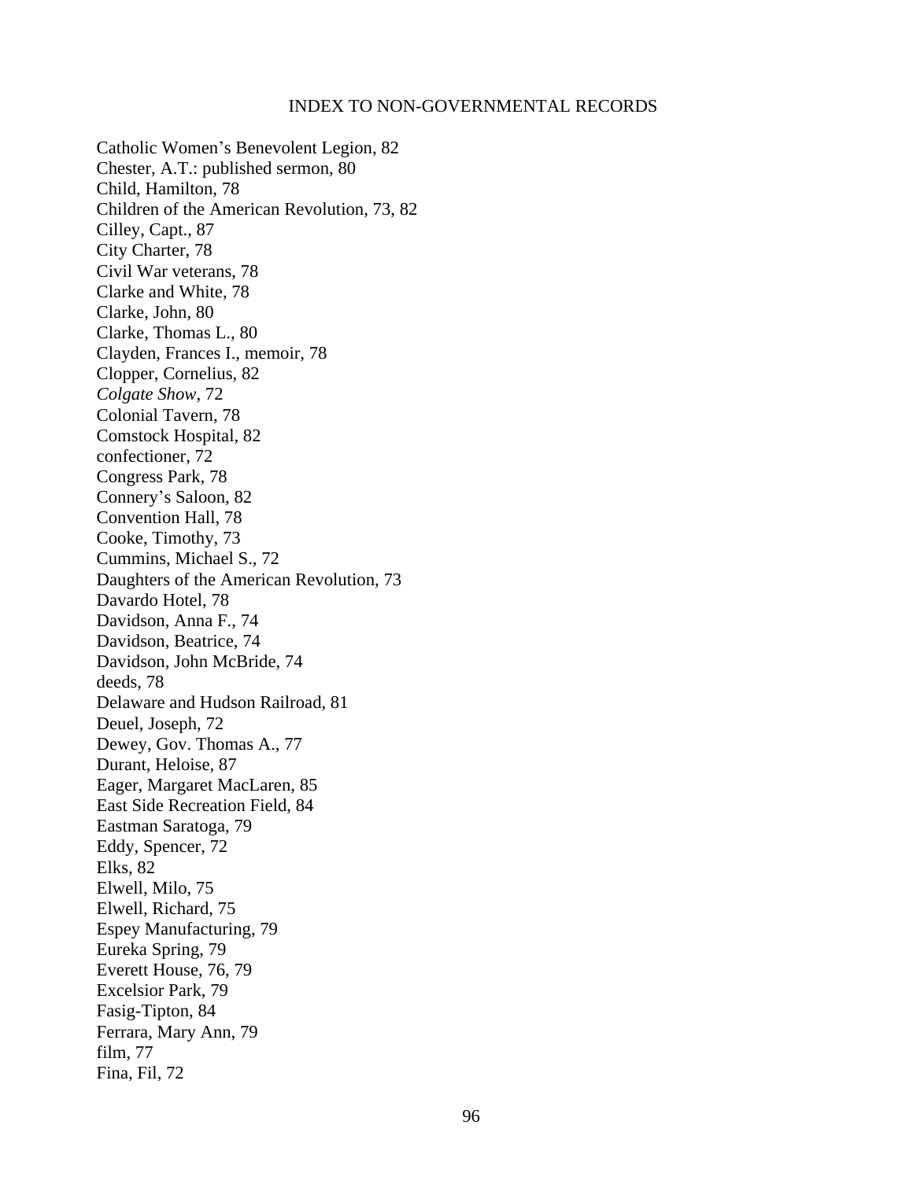INDEX TO NON-GOVERNMENTAL RECORDS

Catholic Women's Benevolent Legion, 82
Chester, A.T.: published sermon, 80
Child, Hamilton, 78
Children of the American Revolution, 73, 82
Cilley, Capt., 87
City Charter, 78
Civil War veterans, 78
Clarke and White, 78
Clarke, John, 80
Clarke, Thomas L., 80
Clayden, Frances I., memoir, 78
Clopper, Cornelius, 82
*Colgate Show*, 72
Colonial Tavern, 78
Comstock Hospital, 82
confectioner, 72
Congress Park, 78
Connery's Saloon, 82
Convention Hall, 78
Cooke, Timothy, 73
Cummins, Michael S., 72
Daughters of the American Revolution, 73
Davardo Hotel, 78
Davidson, Anna F., 74
Davidson, Beatrice, 74
Davidson, John McBride, 74
deeds, 78
Delaware and Hudson Railroad, 81
Deuel, Joseph, 72
Dewey, Gov. Thomas A., 77
Durant, Heloise, 87
Eager, Margaret MacLaren, 85
East Side Recreation Field, 84
Eastman Saratoga, 79
Eddy, Spencer, 72
Elks, 82
Elwell, Milo, 75
Elwell, Richard, 75
Espey Manufacturing, 79
Eureka Spring, 79
Everett House, 76, 79
Excelsior Park, 79
Fasig-Tipton, 84
Ferrara, Mary Ann, 79
film, 77
Fina, Fil, 72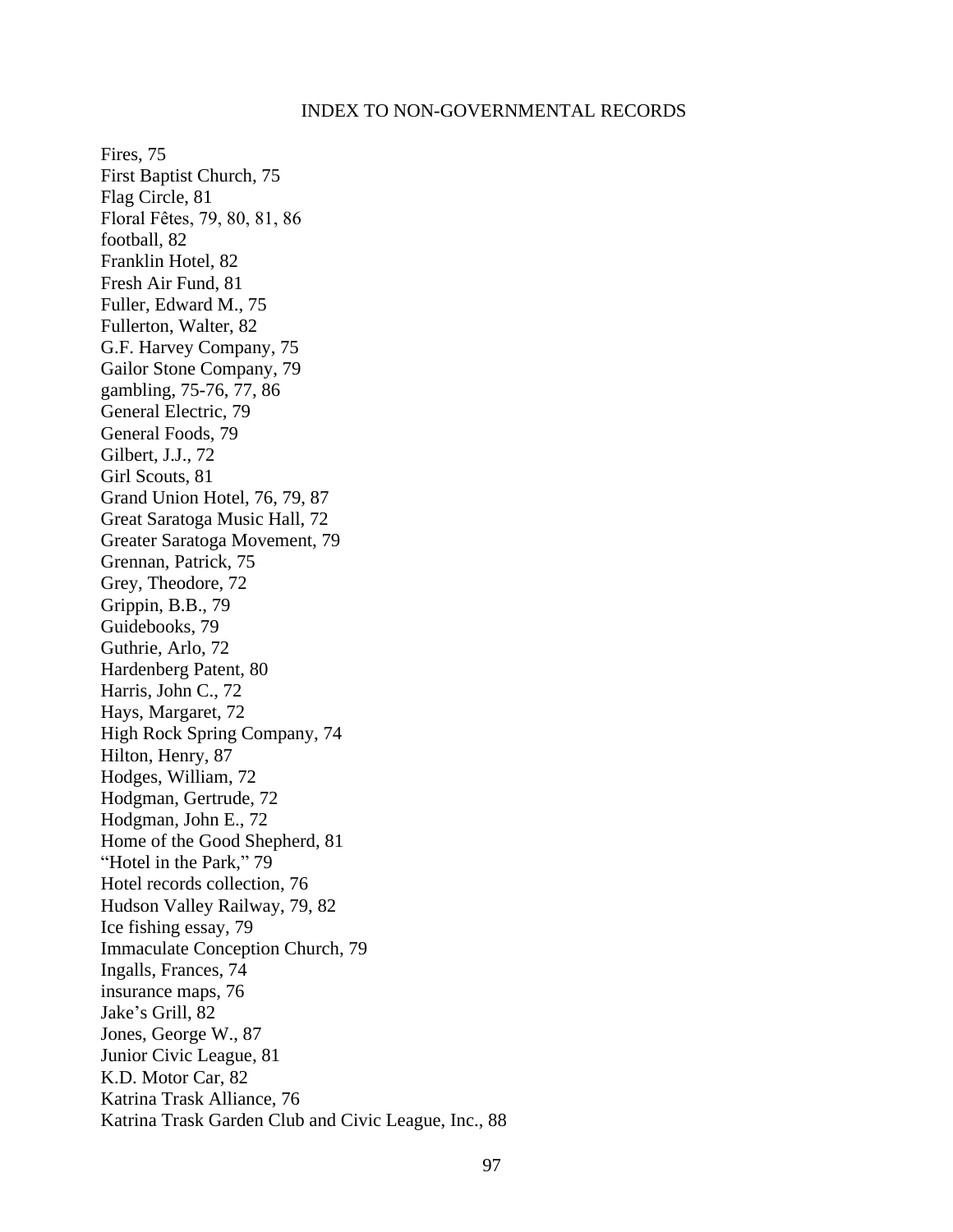INDEX TO NON-GOVERNMENTAL RECORDS

Fires, 75
First Baptist Church, 75
Flag Circle, 81
Floral Fêtes, 79, 80, 81, 86
football, 82
Franklin Hotel, 82
Fresh Air Fund, 81
Fuller, Edward M., 75
Fullerton, Walter, 82
G.F. Harvey Company, 75
Gailor Stone Company, 79
gambling, 75-76, 77, 86
General Electric, 79
General Foods, 79
Gilbert, J.J., 72
Girl Scouts, 81
Grand Union Hotel, 76, 79, 87
Great Saratoga Music Hall, 72
Greater Saratoga Movement, 79
Grennan, Patrick, 75
Grey, Theodore, 72
Grippin, B.B., 79
Guidebooks, 79
Guthrie, Arlo, 72
Hardenberg Patent, 80
Harris, John C., 72
Hays, Margaret, 72
High Rock Spring Company, 74
Hilton, Henry, 87
Hodges, William, 72
Hodgman, Gertrude, 72
Hodgman, John E., 72
Home of the Good Shepherd, 81
"Hotel in the Park," 79
Hotel records collection, 76
Hudson Valley Railway, 79, 82
Ice fishing essay, 79
Immaculate Conception Church, 79
Ingalls, Frances, 74
insurance maps, 76
Jake's Grill, 82
Jones, George W., 87
Junior Civic League, 81
K.D. Motor Car, 82
Katrina Trask Alliance, 76
Katrina Trask Garden Club and Civic League, Inc., 88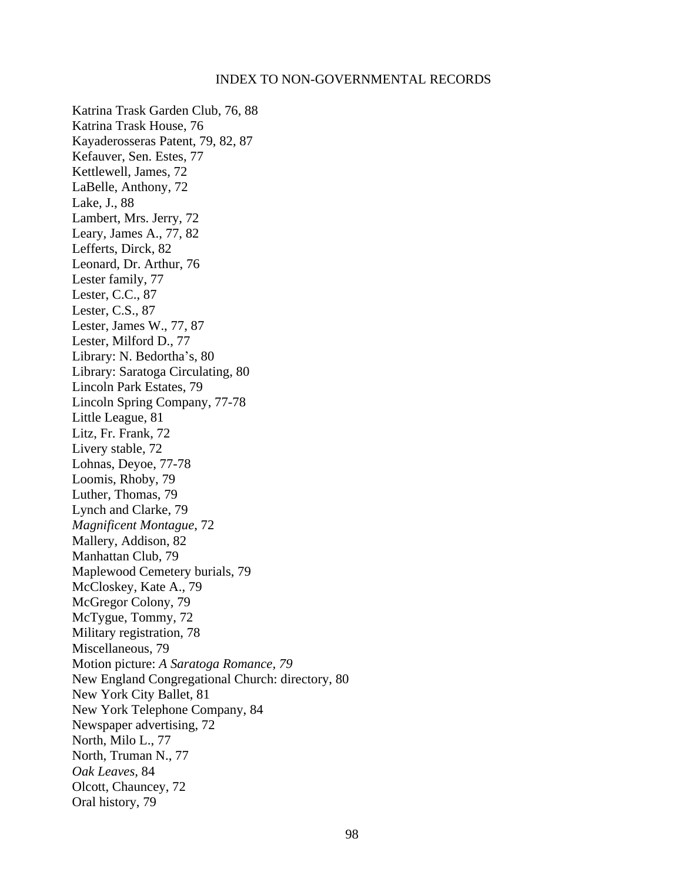# INDEX TO NON-GOVERNMENTAL RECORDS

Katrina Trask Garden Club, 76, 88
Katrina Trask House, 76
Kayaderosseras Patent, 79, 82, 87
Kefauver, Sen. Estes, 77
Kettlewell, James, 72
LaBelle, Anthony, 72
Lake, J., 88
Lambert, Mrs. Jerry, 72
Leary, James A., 77, 82
Lefferts, Dirck, 82
Leonard, Dr. Arthur, 76
Lester family, 77
Lester, C.C., 87
Lester, C.S., 87
Lester, James W., 77, 87
Lester, Milford D., 77
Library: N. Bedortha's, 80
Library: Saratoga Circulating, 80
Lincoln Park Estates, 79
Lincoln Spring Company, 77-78
Little League, 81
Litz, Fr. Frank, 72
Livery stable, 72
Lohnas, Deyoe, 77-78
Loomis, Rhoby, 79
Luther, Thomas, 79
Lynch and Clarke, 79
*Magnificent Montague*, 72
Mallery, Addison, 82
Manhattan Club, 79
Maplewood Cemetery burials, 79
McCloskey, Kate A., 79
McGregor Colony, 79
McTygue, Tommy, 72
Military registration, 78
Miscellaneous, 79
Motion picture: *A Saratoga Romance, 79*
New England Congregational Church: directory, 80
New York City Ballet, 81
New York Telephone Company, 84
Newspaper advertising, 72
North, Milo L., 77
North, Truman N., 77
*Oak Leaves*, 84
Olcott, Chauncey, 72
Oral history, 79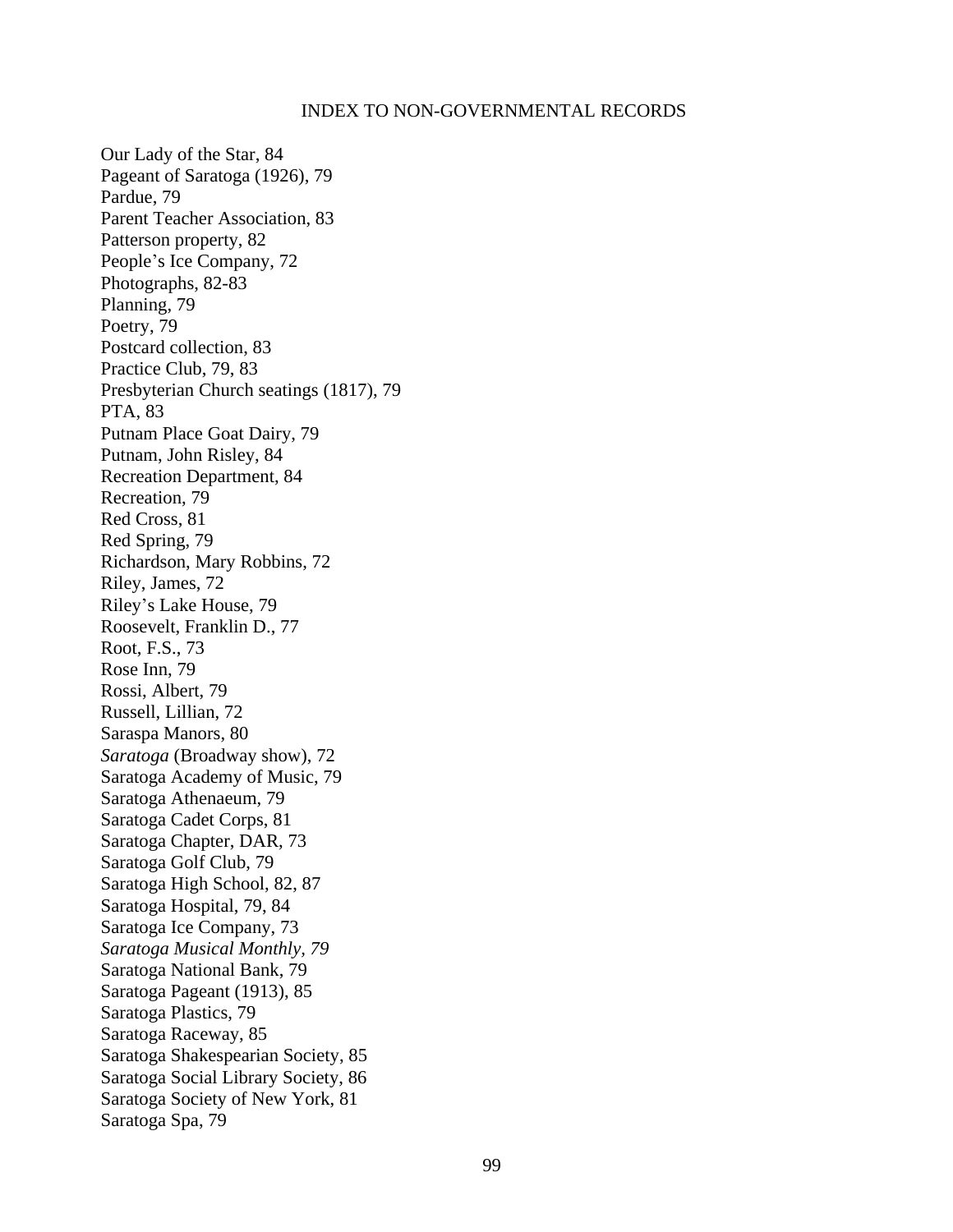INDEX TO NON-GOVERNMENTAL RECORDS

Our Lady of the Star, 84
Pageant of Saratoga (1926), 79
Pardue, 79
Parent Teacher Association, 83
Patterson property, 82
People's Ice Company, 72
Photographs, 82-83
Planning, 79
Poetry, 79
Postcard collection, 83
Practice Club, 79, 83
Presbyterian Church seatings (1817), 79
PTA, 83
Putnam Place Goat Dairy, 79
Putnam, John Risley, 84
Recreation Department, 84
Recreation, 79
Red Cross, 81
Red Spring, 79
Richardson, Mary Robbins, 72
Riley, James, 72
Riley's Lake House, 79
Roosevelt, Franklin D., 77
Root, F.S., 73
Rose Inn, 79
Rossi, Albert, 79
Russell, Lillian, 72
Saraspa Manors, 80
*Saratoga* (Broadway show), 72
Saratoga Academy of Music, 79
Saratoga Athenaeum, 79
Saratoga Cadet Corps, 81
Saratoga Chapter, DAR, 73
Saratoga Golf Club, 79
Saratoga High School, 82, 87
Saratoga Hospital, 79, 84
Saratoga Ice Company, 73
*Saratoga Musical Monthly, 79*
Saratoga National Bank, 79
Saratoga Pageant (1913), 85
Saratoga Plastics, 79
Saratoga Raceway, 85
Saratoga Shakespearian Society, 85
Saratoga Social Library Society, 86
Saratoga Society of New York, 81
Saratoga Spa, 79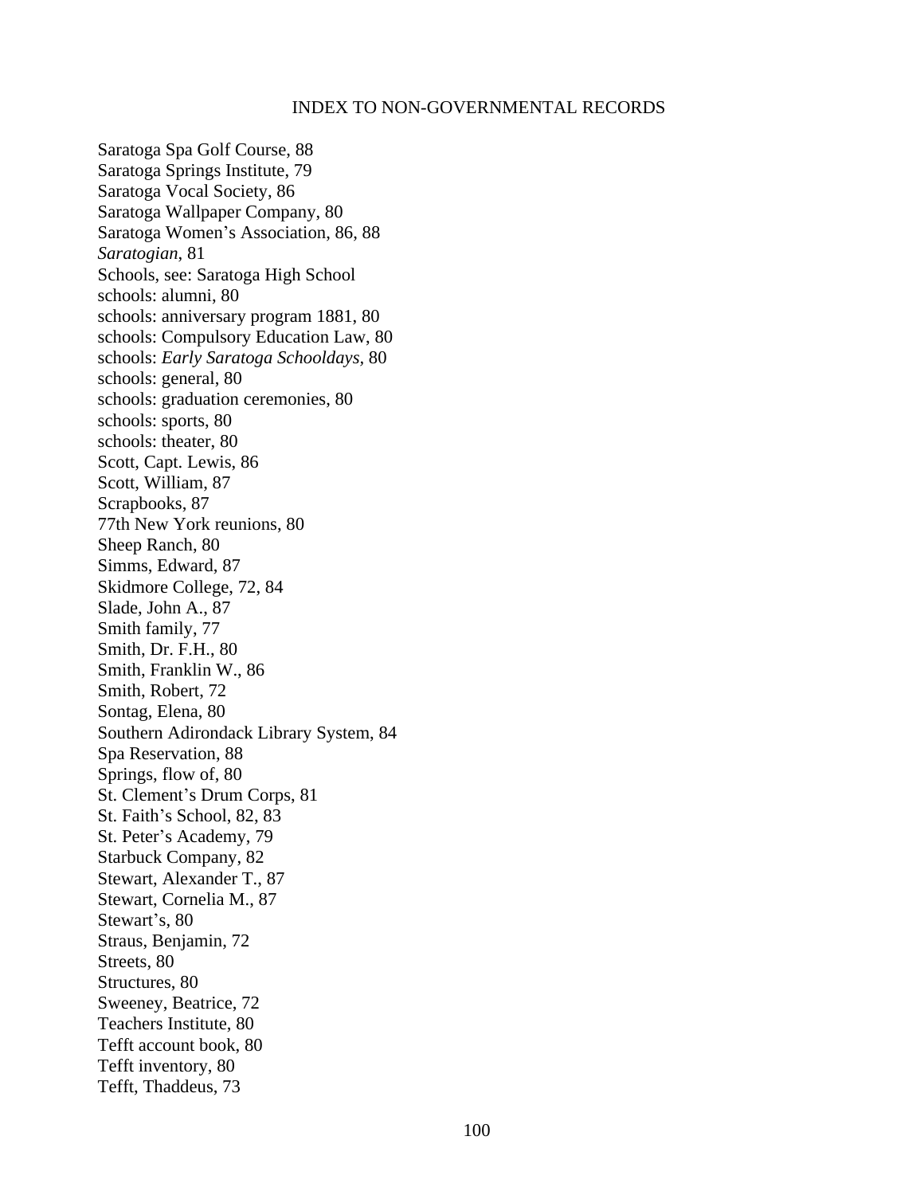# INDEX TO NON-GOVERNMENTAL RECORDS

Saratoga Spa Golf Course, 88
Saratoga Springs Institute, 79
Saratoga Vocal Society, 86
Saratoga Wallpaper Company, 80
Saratoga Women's Association, 86, 88
*Saratogian*, 81
Schools, see: Saratoga High School
schools: alumni, 80
schools: anniversary program 1881, 80
schools: Compulsory Education Law, 80
schools: *Early Saratoga Schooldays,* 80
schools: general, 80
schools: graduation ceremonies, 80
schools: sports, 80
schools: theater, 80
Scott, Capt. Lewis, 86
Scott, William, 87
Scrapbooks, 87
77th New York reunions, 80
Sheep Ranch, 80
Simms, Edward, 87
Skidmore College, 72, 84
Slade, John A., 87
Smith family, 77
Smith, Dr. F.H., 80
Smith, Franklin W., 86
Smith, Robert, 72
Sontag, Elena, 80
Southern Adirondack Library System, 84
Spa Reservation, 88
Springs, flow of, 80
St. Clement's Drum Corps, 81
St. Faith's School, 82, 83
St. Peter's Academy, 79
Starbuck Company, 82
Stewart, Alexander T., 87
Stewart, Cornelia M., 87
Stewart's, 80
Straus, Benjamin, 72
Streets, 80
Structures, 80
Sweeney, Beatrice, 72
Teachers Institute, 80
Tefft account book, 80
Tefft inventory, 80
Tefft, Thaddeus, 73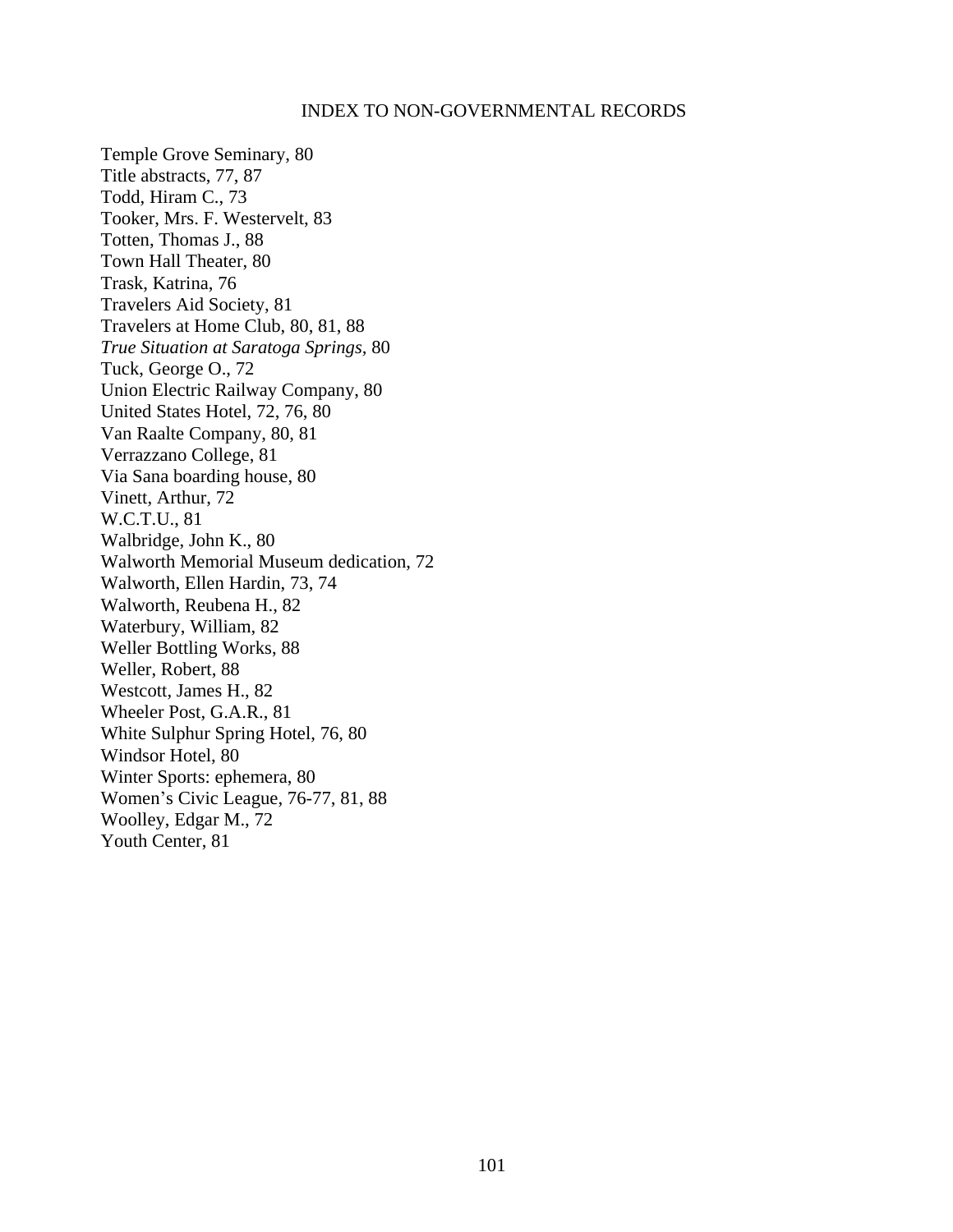INDEX TO NON-GOVERNMENTAL RECORDS

Temple Grove Seminary, 80
Title abstracts, 77, 87
Todd, Hiram C., 73
Tooker, Mrs. F. Westervelt, 83
Totten, Thomas J., 88
Town Hall Theater, 80
Trask, Katrina, 76
Travelers Aid Society, 81
Travelers at Home Club, 80, 81, 88
*True Situation at Saratoga Springs*, 80
Tuck, George O., 72
Union Electric Railway Company, 80
United States Hotel, 72, 76, 80
Van Raalte Company, 80, 81
Verrazzano College, 81
Via Sana boarding house, 80
Vinett, Arthur, 72
W.C.T.U., 81
Walbridge, John K., 80
Walworth Memorial Museum dedication, 72
Walworth, Ellen Hardin, 73, 74
Walworth, Reubena H., 82
Waterbury, William, 82
Weller Bottling Works, 88
Weller, Robert, 88
Westcott, James H., 82
Wheeler Post, G.A.R., 81
White Sulphur Spring Hotel, 76, 80
Windsor Hotel, 80
Winter Sports: ephemera, 80
Women's Civic League, 76-77, 81, 88
Woolley, Edgar M., 72
Youth Center, 81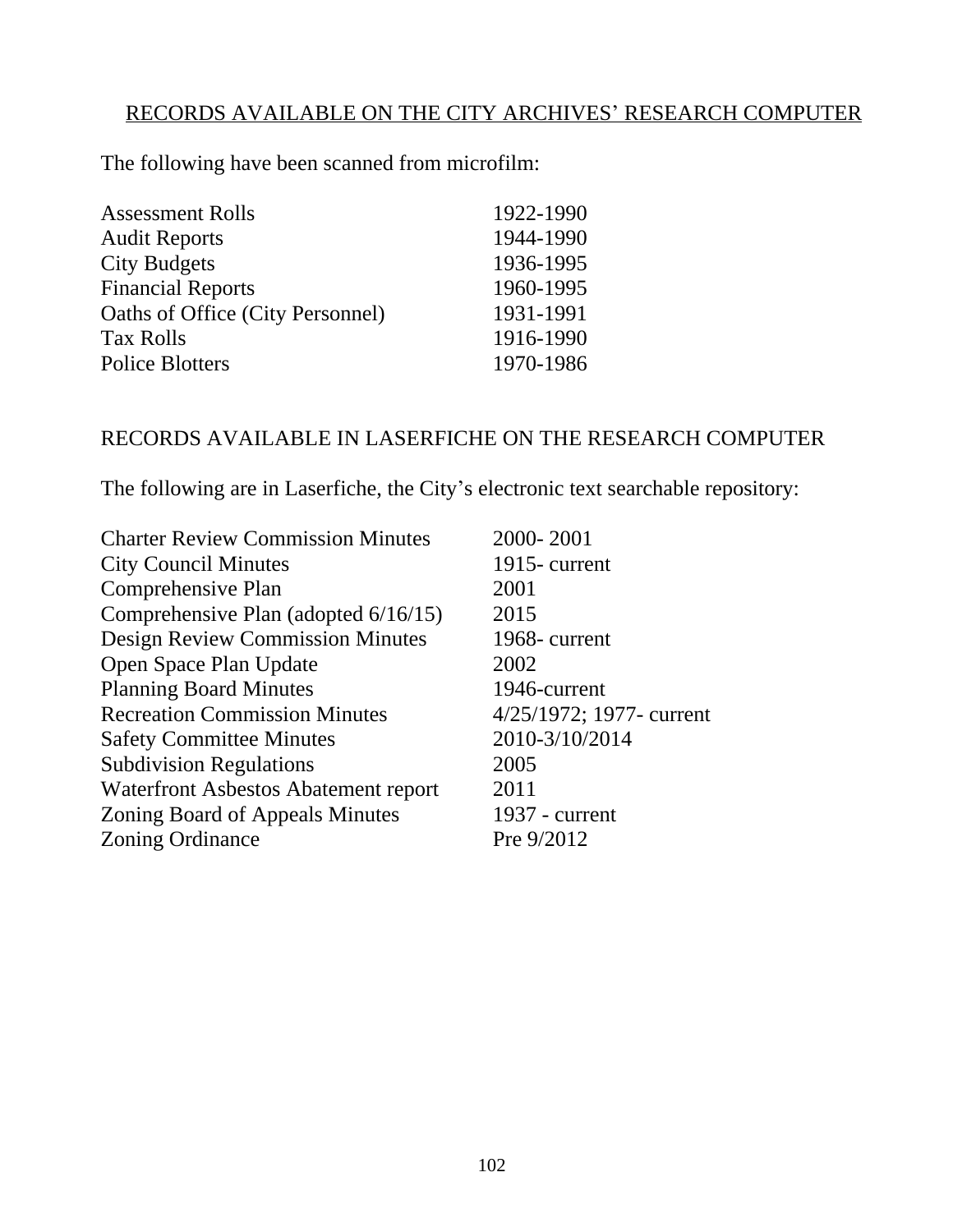## RECORDS AVAILABLE ON THE CITY ARCHIVES' RESEARCH COMPUTER

The following have been scanned from microfilm:

| | |
|---|---|
| Assessment Rolls | 1922-1990 |
| Audit Reports | 1944-1990 |
| City Budgets | 1936-1995 |
| Financial Reports | 1960-1995 |
| Oaths of Office (City Personnel) | 1931-1991 |
| Tax Rolls | 1916-1990 |
| Police Blotters | 1970-1986 |

## RECORDS AVAILABLE IN LASERFICHE ON THE RESEARCH COMPUTER

The following are in Laserfiche, the City's electronic text searchable repository:

| | |
|---|---|
| Charter Review Commission Minutes | 2000- 2001 |
| City Council Minutes | 1915- current |
| Comprehensive Plan | 2001 |
| Comprehensive Plan (adopted 6/16/15) | 2015 |
| Design Review Commission Minutes | 1968- current |
| Open Space Plan Update | 2002 |
| Planning Board Minutes | 1946-current |
| Recreation Commission Minutes | 4/25/1972; 1977- current |
| Safety Committee Minutes | 2010-3/10/2014 |
| Subdivision Regulations | 2005 |
| Waterfront Asbestos Abatement report | 2011 |
| Zoning Board of Appeals Minutes | 1937 - current |
| Zoning Ordinance | Pre 9/2012 |